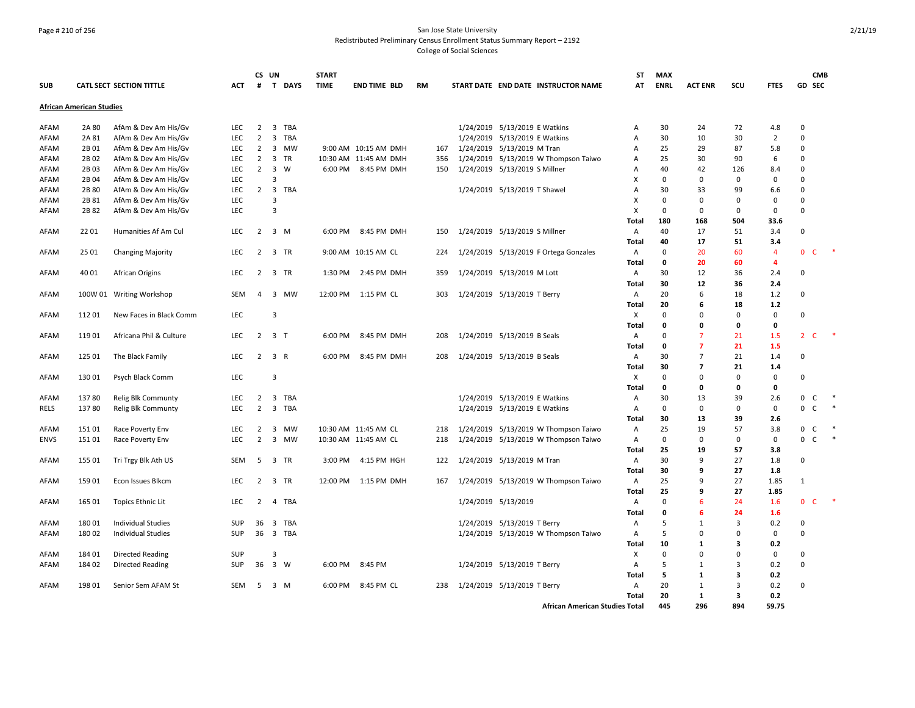San Jose State University
Redistributed Preliminary Census Enrollment Status Summary Report – 2192
College of Social Sciences

| SUB | CATL SECT | SECTION TITTLE | ACT | CS # | UN T | DAYS | START TIME | END TIME | BLD | RM | START DATE | END DATE | INSTRUCTOR NAME | ST AT | MAX ENRL | ACT ENR | SCU | FTES | GD | CMB SEC | |
|---|---|---|---|---|---|---|---|---|---|---|---|---|---|---|---|---|---|---|---|---|---|
| **African American Studies** | | | | | | | | | | | | | | | | | | | | | |
| AFAM | 2A 80 | AfAm & Dev Am His/Gv | LEC | 2 | 3 | TBA | | | | | 1/24/2019 | 5/13/2019 | E Watkins | A | 30 | 24 | 72 | 4.8 | 0 | | |
| AFAM | 2A 81 | AfAm & Dev Am His/Gv | LEC | 2 | 3 | TBA | | | | | 1/24/2019 | 5/13/2019 | E Watkins | A | 30 | 10 | 30 | 2 | 0 | | |
| AFAM | 2B 01 | AfAm & Dev Am His/Gv | LEC | 2 | 3 | MW | 9:00 AM | 10:15 AM | DMH | 167 | 1/24/2019 | 5/13/2019 | M Tran | A | 25 | 29 | 87 | 5.8 | 0 | | |
| AFAM | 2B 02 | AfAm & Dev Am His/Gv | LEC | 2 | 3 | TR | 10:30 AM | 11:45 AM | DMH | 356 | 1/24/2019 | 5/13/2019 | W Thompson Taiwo | A | 25 | 30 | 90 | 6 | 0 | | |
| AFAM | 2B 03 | AfAm & Dev Am His/Gv | LEC | 2 | 3 | W | 6:00 PM | 8:45 PM | DMH | 150 | 1/24/2019 | 5/13/2019 | S Millner | A | 40 | 42 | 126 | 8.4 | 0 | | |
| AFAM | 2B 04 | AfAm & Dev Am His/Gv | LEC | | 3 | | | | | | | | | X | 0 | 0 | 0 | 0 | 0 | | |
| AFAM | 2B 80 | AfAm & Dev Am His/Gv | LEC | 2 | 3 | TBA | | | | | 1/24/2019 | 5/13/2019 | T Shawel | A | 30 | 33 | 99 | 6.6 | 0 | | |
| AFAM | 2B 81 | AfAm & Dev Am His/Gv | LEC | | 3 | | | | | | | | | X | 0 | 0 | 0 | 0 | 0 | | |
| AFAM | 2B 82 | AfAm & Dev Am His/Gv | LEC | | 3 | | | | | | | | | X | 0 | 0 | 0 | 0 | 0 | | |
| | | | | | | | | | | | | | | **Total** | **180** | **168** | **504** | **33.6** | | | |
| AFAM | 22 01 | Humanities Af Am Cul | LEC | 2 | 3 | M | 6:00 PM | 8:45 PM | DMH | 150 | 1/24/2019 | 5/13/2019 | S Millner | A | 40 | 17 | 51 | 3.4 | 0 | | |
| | | | | | | | | | | | | | | **Total** | **40** | **17** | **51** | **3.4** | | | |
| AFAM | 25 01 | Changing Majority | LEC | 2 | 3 | TR | 9:00 AM | 10:15 AM | CL | 224 | 1/24/2019 | 5/13/2019 | F Ortega Gonzales | A | 0 | 20 | 60 | 4 | 0 | C | * |
| | | | | | | | | | | | | | | **Total** | **0** | **20** | **60** | **4** | | | |
| AFAM | 40 01 | African Origins | LEC | 2 | 3 | TR | 1:30 PM | 2:45 PM | DMH | 359 | 1/24/2019 | 5/13/2019 | M Lott | A | 30 | 12 | 36 | 2.4 | 0 | | |
| | | | | | | | | | | | | | | **Total** | **30** | **12** | **36** | **2.4** | | | |
| AFAM | 100W 01 | Writing Workshop | SEM | 4 | 3 | MW | 12:00 PM | 1:15 PM | CL | 303 | 1/24/2019 | 5/13/2019 | T Berry | A | 20 | 6 | 18 | 1.2 | 0 | | |
| | | | | | | | | | | | | | | **Total** | **20** | **6** | **18** | **1.2** | | | |
| AFAM | 112 01 | New Faces in Black Comm | LEC | | 3 | | | | | | | | | X | 0 | 0 | 0 | 0 | 0 | | |
| | | | | | | | | | | | | | | **Total** | **0** | **0** | **0** | **0** | | | |
| AFAM | 119 01 | Africana Phil & Culture | LEC | 2 | 3 | T | 6:00 PM | 8:45 PM | DMH | 208 | 1/24/2019 | 5/13/2019 | B Seals | A | 0 | 7 | 21 | 1.5 | 2 | C | * |
| | | | | | | | | | | | | | | **Total** | **0** | **7** | **21** | **1.5** | | | |
| AFAM | 125 01 | The Black Family | LEC | 2 | 3 | R | 6:00 PM | 8:45 PM | DMH | 208 | 1/24/2019 | 5/13/2019 | B Seals | A | 30 | 7 | 21 | 1.4 | 0 | | |
| | | | | | | | | | | | | | | **Total** | **30** | **7** | **21** | **1.4** | | | |
| AFAM | 130 01 | Psych Black Comm | LEC | | 3 | | | | | | | | | X | 0 | 0 | 0 | 0 | 0 | | |
| | | | | | | | | | | | | | | **Total** | **0** | **0** | **0** | **0** | | | |
| AFAM | 137 80 | Relig Blk Communty | LEC | 2 | 3 | TBA | | | | | 1/24/2019 | 5/13/2019 | E Watkins | A | 30 | 13 | 39 | 2.6 | 0 | C | * |
| RELS | 137 80 | Relig Blk Communty | LEC | 2 | 3 | TBA | | | | | 1/24/2019 | 5/13/2019 | E Watkins | A | 0 | 0 | 0 | 0 | 0 | C | * |
| | | | | | | | | | | | | | | **Total** | **30** | **13** | **39** | **2.6** | | | |
| AFAM | 151 01 | Race Poverty Env | LEC | 2 | 3 | MW | 10:30 AM | 11:45 AM | CL | 218 | 1/24/2019 | 5/13/2019 | W Thompson Taiwo | A | 25 | 19 | 57 | 3.8 | 0 | C | * |
| ENVS | 151 01 | Race Poverty Env | LEC | 2 | 3 | MW | 10:30 AM | 11:45 AM | CL | 218 | 1/24/2019 | 5/13/2019 | W Thompson Taiwo | A | 0 | 0 | 0 | 0 | 0 | C | * |
| | | | | | | | | | | | | | | **Total** | **25** | **19** | **57** | **3.8** | | | |
| AFAM | 155 01 | Tri Trgy Blk Ath US | SEM | 5 | 3 | TR | 3:00 PM | 4:15 PM | HGH | 122 | 1/24/2019 | 5/13/2019 | M Tran | A | 30 | 9 | 27 | 1.8 | 0 | | |
| | | | | | | | | | | | | | | **Total** | **30** | **9** | **27** | **1.8** | | | |
| AFAM | 159 01 | Econ Issues Blkcm | LEC | 2 | 3 | TR | 12:00 PM | 1:15 PM | DMH | 167 | 1/24/2019 | 5/13/2019 | W Thompson Taiwo | A | 25 | 9 | 27 | 1.85 | 1 | | |
| | | | | | | | | | | | | | | **Total** | **25** | **9** | **27** | **1.85** | | | |
| AFAM | 165 01 | Topics Ethnic Lit | LEC | 2 | 4 | TBA | | | | | 1/24/2019 | 5/13/2019 | | A | 0 | 6 | 24 | 1.6 | 0 | C | * |
| | | | | | | | | | | | | | | **Total** | **0** | **6** | **24** | **1.6** | | | |
| AFAM | 180 01 | Individual Studies | SUP | 36 | 3 | TBA | | | | | 1/24/2019 | 5/13/2019 | T Berry | A | 5 | 1 | 3 | 0.2 | 0 | | |
| AFAM | 180 02 | Individual Studies | SUP | 36 | 3 | TBA | | | | | 1/24/2019 | 5/13/2019 | W Thompson Taiwo | A | 5 | 0 | 0 | 0 | 0 | | |
| | | | | | | | | | | | | | | **Total** | **10** | **1** | **3** | **0.2** | | | |
| AFAM | 184 01 | Directed Reading | SUP | | 3 | | | | | | | | | X | 0 | 0 | 0 | 0 | 0 | | |
| AFAM | 184 02 | Directed Reading | SUP | 36 | 3 | W | 6:00 PM | 8:45 PM | | | 1/24/2019 | 5/13/2019 | T Berry | A | 5 | 1 | 3 | 0.2 | 0 | | |
| | | | | | | | | | | | | | | **Total** | **5** | **1** | **3** | **0.2** | | | |
| AFAM | 198 01 | Senior Sem AFAM St | SEM | 5 | 3 | M | 6:00 PM | 8:45 PM | CL | 238 | 1/24/2019 | 5/13/2019 | T Berry | A | 20 | 1 | 3 | 0.2 | 0 | | |
| | | | | | | | | | | | | | | **Total** | **20** | **1** | **3** | **0.2** | | | |
| | | | | | | | | | | | | | **African American Studies Total** | | **445** | **296** | **894** | **59.75** | | | |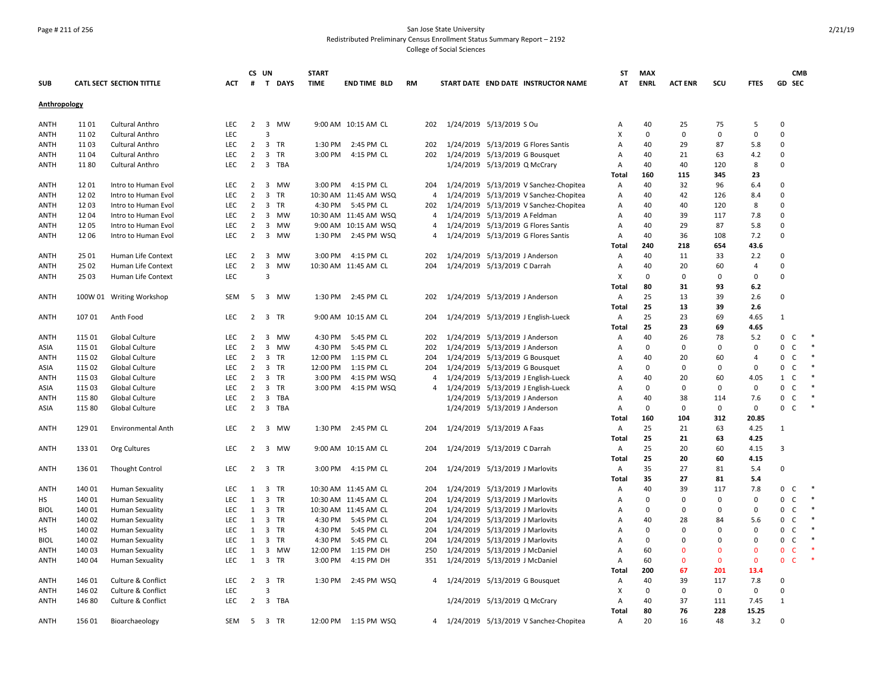San Jose State University
Redistributed Preliminary Census Enrollment Status Summary Report – 2192
College of Social Sciences

| SUB | CATL SECT | SECTION TITTLE | ACT | CS # | UN T | DAYS | START TIME | END TIME | BLD | RM | START DATE | END DATE | INSTRUCTOR NAME | ST AT | MAX ENRL | ACT ENR | SCU | FTES | GD | CMB SEC |
|---|---|---|---|---|---|---|---|---|---|---|---|---|---|---|---|---|---|---|---|---|
| **Anthropology** | | | | | | | | | | | | | | | | | | | | |
| ANTH | 11 01 | Cultural Anthro | LEC | 2 | 3 | MW | 9:00 AM | 10:15 AM | CL | 202 | 1/24/2019 | 5/13/2019 | S Ou | A | 40 | 25 | 75 | 5 | 0 | |
| ANTH | 11 02 | Cultural Anthro | LEC | | 3 | | | | | | | | | X | 0 | 0 | 0 | 0 | 0 | |
| ANTH | 11 03 | Cultural Anthro | LEC | 2 | 3 | TR | 1:30 PM | 2:45 PM | CL | 202 | 1/24/2019 | 5/13/2019 | G Flores Santis | A | 40 | 29 | 87 | 5.8 | 0 | |
| ANTH | 11 04 | Cultural Anthro | LEC | 2 | 3 | TR | 3:00 PM | 4:15 PM | CL | 202 | 1/24/2019 | 5/13/2019 | G Bousquet | A | 40 | 21 | 63 | 4.2 | 0 | |
| ANTH | 11 80 | Cultural Anthro | LEC | 2 | 3 | TBA | | | | | 1/24/2019 | 5/13/2019 | Q McCrary | A | 40 | 40 | 120 | 8 | 0 | |
| | | | | | | | | | | | | | | **Total** | **160** | **115** | **345** | **23** | | |
| ANTH | 12 01 | Intro to Human Evol | LEC | 2 | 3 | MW | 3:00 PM | 4:15 PM | CL | 204 | 1/24/2019 | 5/13/2019 | V Sanchez-Chopitea | A | 40 | 32 | 96 | 6.4 | 0 | |
| ANTH | 12 02 | Intro to Human Evol | LEC | 2 | 3 | TR | 10:30 AM | 11:45 AM | WSQ | 4 | 1/24/2019 | 5/13/2019 | V Sanchez-Chopitea | A | 40 | 42 | 126 | 8.4 | 0 | |
| ANTH | 12 03 | Intro to Human Evol | LEC | 2 | 3 | TR | 4:30 PM | 5:45 PM | CL | 202 | 1/24/2019 | 5/13/2019 | V Sanchez-Chopitea | A | 40 | 40 | 120 | 8 | 0 | |
| ANTH | 12 04 | Intro to Human Evol | LEC | 2 | 3 | MW | 10:30 AM | 11:45 AM | WSQ | 4 | 1/24/2019 | 5/13/2019 | A Feldman | A | 40 | 39 | 117 | 7.8 | 0 | |
| ANTH | 12 05 | Intro to Human Evol | LEC | 2 | 3 | MW | 9:00 AM | 10:15 AM | WSQ | 4 | 1/24/2019 | 5/13/2019 | G Flores Santis | A | 40 | 29 | 87 | 5.8 | 0 | |
| ANTH | 12 06 | Intro to Human Evol | LEC | 2 | 3 | MW | 1:30 PM | 2:45 PM | WSQ | 4 | 1/24/2019 | 5/13/2019 | G Flores Santis | A | 40 | 36 | 108 | 7.2 | 0 | |
| | | | | | | | | | | | | | | **Total** | **240** | **218** | **654** | **43.6** | | |
| ANTH | 25 01 | Human Life Context | LEC | 2 | 3 | MW | 3:00 PM | 4:15 PM | CL | 202 | 1/24/2019 | 5/13/2019 | J Anderson | A | 40 | 11 | 33 | 2.2 | 0 | |
| ANTH | 25 02 | Human Life Context | LEC | 2 | 3 | MW | 10:30 AM | 11:45 AM | CL | 204 | 1/24/2019 | 5/13/2019 | C Darrah | A | 40 | 20 | 60 | 4 | 0 | |
| ANTH | 25 03 | Human Life Context | LEC | | 3 | | | | | | | | | X | 0 | 0 | 0 | 0 | 0 | |
| | | | | | | | | | | | | | | **Total** | **80** | **31** | **93** | **6.2** | | |
| ANTH | 100W 01 | Writing Workshop | SEM | 5 | 3 | MW | 1:30 PM | 2:45 PM | CL | 202 | 1/24/2019 | 5/13/2019 | J Anderson | A | 25 | 13 | 39 | 2.6 | 0 | |
| | | | | | | | | | | | | | | **Total** | **25** | **13** | **39** | **2.6** | | |
| ANTH | 107 01 | Anth Food | LEC | 2 | 3 | TR | 9:00 AM | 10:15 AM | CL | 204 | 1/24/2019 | 5/13/2019 | J English-Lueck | A | 25 | 23 | 69 | 4.65 | 1 | |
| | | | | | | | | | | | | | | **Total** | **25** | **23** | **69** | **4.65** | | |
| ANTH | 115 01 | Global Culture | LEC | 2 | 3 | MW | 4:30 PM | 5:45 PM | CL | 202 | 1/24/2019 | 5/13/2019 | J Anderson | A | 40 | 26 | 78 | 5.2 | 0 | C * |
| ASIA | 115 01 | Global Culture | LEC | 2 | 3 | MW | 4:30 PM | 5:45 PM | CL | 202 | 1/24/2019 | 5/13/2019 | J Anderson | A | 0 | 0 | 0 | 0 | 0 | C * |
| ANTH | 115 02 | Global Culture | LEC | 2 | 3 | TR | 12:00 PM | 1:15 PM | CL | 204 | 1/24/2019 | 5/13/2019 | G Bousquet | A | 40 | 20 | 60 | 4 | 0 | C * |
| ASIA | 115 02 | Global Culture | LEC | 2 | 3 | TR | 12:00 PM | 1:15 PM | CL | 204 | 1/24/2019 | 5/13/2019 | G Bousquet | A | 0 | 0 | 0 | 0 | 0 | C * |
| ANTH | 115 03 | Global Culture | LEC | 2 | 3 | TR | 3:00 PM | 4:15 PM | WSQ | 4 | 1/24/2019 | 5/13/2019 | J English-Lueck | A | 40 | 20 | 60 | 4.05 | 1 | C * |
| ASIA | 115 03 | Global Culture | LEC | 2 | 3 | TR | 3:00 PM | 4:15 PM | WSQ | 4 | 1/24/2019 | 5/13/2019 | J English-Lueck | A | 0 | 0 | 0 | 0 | 0 | C * |
| ANTH | 115 80 | Global Culture | LEC | 2 | 3 | TBA | | | | | 1/24/2019 | 5/13/2019 | J Anderson | A | 40 | 38 | 114 | 7.6 | 0 | C * |
| ASIA | 115 80 | Global Culture | LEC | 2 | 3 | TBA | | | | | 1/24/2019 | 5/13/2019 | J Anderson | A | 0 | 0 | 0 | 0 | 0 | C * |
| | | | | | | | | | | | | | | **Total** | **160** | **104** | **312** | **20.85** | | |
| ANTH | 129 01 | Environmental Anth | LEC | 2 | 3 | MW | 1:30 PM | 2:45 PM | CL | 204 | 1/24/2019 | 5/13/2019 | A Faas | A | 25 | 21 | 63 | 4.25 | 1 | |
| | | | | | | | | | | | | | | **Total** | **25** | **21** | **63** | **4.25** | | |
| ANTH | 133 01 | Org Cultures | LEC | 2 | 3 | MW | 9:00 AM | 10:15 AM | CL | 204 | 1/24/2019 | 5/13/2019 | C Darrah | A | 25 | 20 | 60 | 4.15 | 3 | |
| | | | | | | | | | | | | | | **Total** | **25** | **20** | **60** | **4.15** | | |
| ANTH | 136 01 | Thought Control | LEC | 2 | 3 | TR | 3:00 PM | 4:15 PM | CL | 204 | 1/24/2019 | 5/13/2019 | J Marlovits | A | 35 | 27 | 81 | 5.4 | 0 | |
| | | | | | | | | | | | | | | **Total** | **35** | **27** | **81** | **5.4** | | |
| ANTH | 140 01 | Human Sexuality | LEC | 1 | 3 | TR | 10:30 AM | 11:45 AM | CL | 204 | 1/24/2019 | 5/13/2019 | J Marlovits | A | 40 | 39 | 117 | 7.8 | 0 | C * |
| HS | 140 01 | Human Sexuality | LEC | 1 | 3 | TR | 10:30 AM | 11:45 AM | CL | 204 | 1/24/2019 | 5/13/2019 | J Marlovits | A | 0 | 0 | 0 | 0 | 0 | C * |
| BIOL | 140 01 | Human Sexuality | LEC | 1 | 3 | TR | 10:30 AM | 11:45 AM | CL | 204 | 1/24/2019 | 5/13/2019 | J Marlovits | A | 0 | 0 | 0 | 0 | 0 | C * |
| ANTH | 140 02 | Human Sexuality | LEC | 1 | 3 | TR | 4:30 PM | 5:45 PM | CL | 204 | 1/24/2019 | 5/13/2019 | J Marlovits | A | 40 | 28 | 84 | 5.6 | 0 | C * |
| HS | 140 02 | Human Sexuality | LEC | 1 | 3 | TR | 4:30 PM | 5:45 PM | CL | 204 | 1/24/2019 | 5/13/2019 | J Marlovits | A | 0 | 0 | 0 | 0 | 0 | C * |
| BIOL | 140 02 | Human Sexuality | LEC | 1 | 3 | TR | 4:30 PM | 5:45 PM | CL | 204 | 1/24/2019 | 5/13/2019 | J Marlovits | A | 0 | 0 | 0 | 0 | 0 | C * |
| ANTH | 140 03 | Human Sexuality | LEC | 1 | 3 | MW | 12:00 PM | 1:15 PM | DH | 250 | 1/24/2019 | 5/13/2019 | J McDaniel | A | 60 | 0 | 0 | 0 | 0 | C * |
| ANTH | 140 04 | Human Sexuality | LEC | 1 | 3 | TR | 3:00 PM | 4:15 PM | DH | 351 | 1/24/2019 | 5/13/2019 | J McDaniel | A | 60 | 0 | 0 | 0 | 0 | C * |
| | | | | | | | | | | | | | | **Total** | **200** | **67** | **201** | **13.4** | | |
| ANTH | 146 01 | Culture & Conflict | LEC | 2 | 3 | TR | 1:30 PM | 2:45 PM | WSQ | 4 | 1/24/2019 | 5/13/2019 | G Bousquet | A | 40 | 39 | 117 | 7.8 | 0 | |
| ANTH | 146 02 | Culture & Conflict | LEC | | 3 | | | | | | | | | X | 0 | 0 | 0 | 0 | 0 | |
| ANTH | 146 80 | Culture & Conflict | LEC | 2 | 3 | TBA | | | | | 1/24/2019 | 5/13/2019 | Q McCrary | A | 40 | 37 | 111 | 7.45 | 1 | |
| | | | | | | | | | | | | | | **Total** | **80** | **76** | **228** | **15.25** | | |
| ANTH | 156 01 | Bioarchaeology | SEM | 5 | 3 | TR | 12:00 PM | 1:15 PM | WSQ | 4 | 1/24/2019 | 5/13/2019 | V Sanchez-Chopitea | A | 20 | 16 | 48 | 3.2 | 0 | |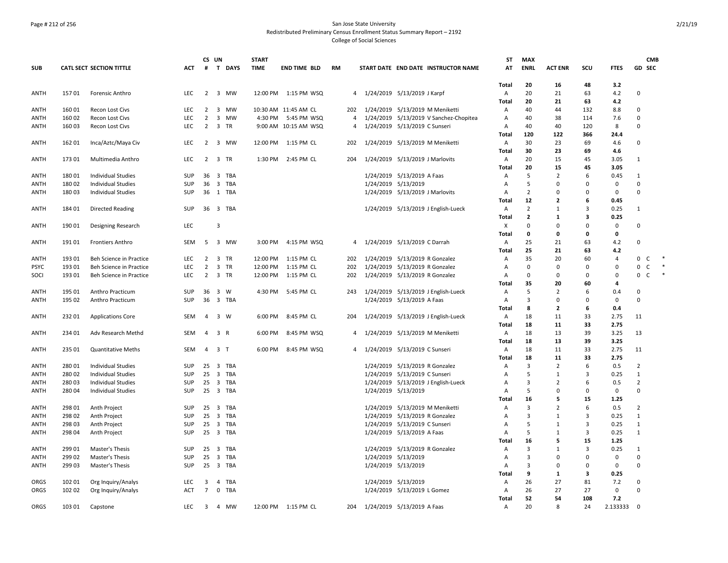San Jose State University
Redistributed Preliminary Census Enrollment Status Summary Report – 2192
College of Social Sciences

| SUB | CATL SECT | SECTION TITTLE | ACT | CS # | UN T | DAYS | START TIME | END TIME | BLD | RM | START DATE | END DATE | INSTRUCTOR NAME | ST AT | MAX ENRL | ACT ENR | SCU | FTES | GD | CMB SEC |
|---|---|---|---|---|---|---|---|---|---|---|---|---|---|---|---|---|---|---|---|---|
| | | | | | | | | | | | | | | Total | 20 | 16 | 48 | 3.2 | | |
| ANTH | 157 01 | Forensic Anthro | LEC | 2 | 3 | MW | 12:00 PM | 1:15 PM | WSQ | 4 | 1/24/2019 | 5/13/2019 | J Karpf | A | 20 | 21 | 63 | 4.2 | 0 | |
| | | | | | | | | | | | | | | Total | 20 | 21 | 63 | 4.2 | | |
| ANTH | 160 01 | Recon Lost Civs | LEC | 2 | 3 | MW | 10:30 AM | 11:45 AM | CL | 202 | 1/24/2019 | 5/13/2019 | M Meniketti | A | 40 | 44 | 132 | 8.8 | 0 | |
| ANTH | 160 02 | Recon Lost Civs | LEC | 2 | 3 | MW | 4:30 PM | 5:45 PM | WSQ | 4 | 1/24/2019 | 5/13/2019 | V Sanchez-Chopitea | A | 40 | 38 | 114 | 7.6 | 0 | |
| ANTH | 160 03 | Recon Lost Civs | LEC | 2 | 3 | TR | 9:00 AM | 10:15 AM | WSQ | 4 | 1/24/2019 | 5/13/2019 | C Sunseri | A | 40 | 40 | 120 | 8 | 0 | |
| | | | | | | | | | | | | | | Total | 120 | 122 | 366 | 24.4 | | |
| ANTH | 162 01 | Inca/Aztc/Maya Civ | LEC | 2 | 3 | MW | 12:00 PM | 1:15 PM | CL | 202 | 1/24/2019 | 5/13/2019 | M Meniketti | A | 30 | 23 | 69 | 4.6 | 0 | |
| | | | | | | | | | | | | | | Total | 30 | 23 | 69 | 4.6 | | |
| ANTH | 173 01 | Multimedia Anthro | LEC | 2 | 3 | TR | 1:30 PM | 2:45 PM | CL | 204 | 1/24/2019 | 5/13/2019 | J Marlovits | A | 20 | 15 | 45 | 3.05 | 1 | |
| | | | | | | | | | | | | | | Total | 20 | 15 | 45 | 3.05 | | |
| ANTH | 180 01 | Individual Studies | SUP | 36 | 3 | TBA | | | | | 1/24/2019 | 5/13/2019 | A Faas | A | 5 | 2 | 6 | 0.45 | 1 | |
| ANTH | 180 02 | Individual Studies | SUP | 36 | 3 | TBA | | | | | 1/24/2019 | 5/13/2019 | | A | 5 | 0 | 0 | 0 | 0 | |
| ANTH | 180 03 | Individual Studies | SUP | 36 | 1 | TBA | | | | | 1/24/2019 | 5/13/2019 | J Marlovits | A | 2 | 0 | 0 | 0 | 0 | |
| | | | | | | | | | | | | | | Total | 12 | 2 | 6 | 0.45 | | |
| ANTH | 184 01 | Directed Reading | SUP | 36 | 3 | TBA | | | | | 1/24/2019 | 5/13/2019 | J English-Lueck | A | 2 | 1 | 3 | 0.25 | 1 | |
| | | | | | | | | | | | | | | Total | 2 | 1 | 3 | 0.25 | | |
| ANTH | 190 01 | Designing Research | LEC | | 3 | | | | | | | | | X | 0 | 0 | 0 | 0 | 0 | |
| | | | | | | | | | | | | | | Total | 0 | 0 | 0 | 0 | | |
| ANTH | 191 01 | Frontiers Anthro | SEM | 5 | 3 | MW | 3:00 PM | 4:15 PM | WSQ | 4 | 1/24/2019 | 5/13/2019 | C Darrah | A | 25 | 21 | 63 | 4.2 | 0 | |
| | | | | | | | | | | | | | | Total | 25 | 21 | 63 | 4.2 | | |
| ANTH | 193 01 | Beh Science in Practice | LEC | 2 | 3 | TR | 12:00 PM | 1:15 PM | CL | 202 | 1/24/2019 | 5/13/2019 | R Gonzalez | A | 35 | 20 | 60 | 4 | 0 | C * |
| PSYC | 193 01 | Beh Science in Practice | LEC | 2 | 3 | TR | 12:00 PM | 1:15 PM | CL | 202 | 1/24/2019 | 5/13/2019 | R Gonzalez | A | 0 | 0 | 0 | 0 | 0 | C * |
| SOCI | 193 01 | Beh Science in Practice | LEC | 2 | 3 | TR | 12:00 PM | 1:15 PM | CL | 202 | 1/24/2019 | 5/13/2019 | R Gonzalez | A | 0 | 0 | 0 | 0 | 0 | C * |
| | | | | | | | | | | | | | | Total | 35 | 20 | 60 | 4 | | |
| ANTH | 195 01 | Anthro Practicum | SUP | 36 | 3 | W | 4:30 PM | 5:45 PM | CL | 243 | 1/24/2019 | 5/13/2019 | J English-Lueck | A | 5 | 2 | 6 | 0.4 | 0 | |
| ANTH | 195 02 | Anthro Practicum | SUP | 36 | 3 | TBA | | | | | 1/24/2019 | 5/13/2019 | A Faas | A | 3 | 0 | 0 | 0 | 0 | |
| | | | | | | | | | | | | | | Total | 8 | 2 | 6 | 0.4 | | |
| ANTH | 232 01 | Applications Core | SEM | 4 | 3 | W | 6:00 PM | 8:45 PM | CL | 204 | 1/24/2019 | 5/13/2019 | J English-Lueck | A | 18 | 11 | 33 | 2.75 | 11 | |
| | | | | | | | | | | | | | | Total | 18 | 11 | 33 | 2.75 | | |
| ANTH | 234 01 | Adv Research Methd | SEM | 4 | 3 | R | 6:00 PM | 8:45 PM | WSQ | 4 | 1/24/2019 | 5/13/2019 | M Meniketti | A | 18 | 13 | 39 | 3.25 | 13 | |
| | | | | | | | | | | | | | | Total | 18 | 13 | 39 | 3.25 | | |
| ANTH | 235 01 | Quantitative Meths | SEM | 4 | 3 | T | 6:00 PM | 8:45 PM | WSQ | 4 | 1/24/2019 | 5/13/2019 | C Sunseri | A | 18 | 11 | 33 | 2.75 | 11 | |
| | | | | | | | | | | | | | | Total | 18 | 11 | 33 | 2.75 | | |
| ANTH | 280 01 | Individual Studies | SUP | 25 | 3 | TBA | | | | | 1/24/2019 | 5/13/2019 | R Gonzalez | A | 3 | 2 | 6 | 0.5 | 2 | |
| ANTH | 280 02 | Individual Studies | SUP | 25 | 3 | TBA | | | | | 1/24/2019 | 5/13/2019 | C Sunseri | A | 5 | 1 | 3 | 0.25 | 1 | |
| ANTH | 280 03 | Individual Studies | SUP | 25 | 3 | TBA | | | | | 1/24/2019 | 5/13/2019 | J English-Lueck | A | 3 | 2 | 6 | 0.5 | 2 | |
| ANTH | 280 04 | Individual Studies | SUP | 25 | 3 | TBA | | | | | 1/24/2019 | 5/13/2019 | | A | 5 | 0 | 0 | 0 | 0 | |
| | | | | | | | | | | | | | | Total | 16 | 5 | 15 | 1.25 | | |
| ANTH | 298 01 | Anth Project | SUP | 25 | 3 | TBA | | | | | 1/24/2019 | 5/13/2019 | M Meniketti | A | 3 | 2 | 6 | 0.5 | 2 | |
| ANTH | 298 02 | Anth Project | SUP | 25 | 3 | TBA | | | | | 1/24/2019 | 5/13/2019 | R Gonzalez | A | 3 | 1 | 3 | 0.25 | 1 | |
| ANTH | 298 03 | Anth Project | SUP | 25 | 3 | TBA | | | | | 1/24/2019 | 5/13/2019 | C Sunseri | A | 5 | 1 | 3 | 0.25 | 1 | |
| ANTH | 298 04 | Anth Project | SUP | 25 | 3 | TBA | | | | | 1/24/2019 | 5/13/2019 | A Faas | A | 5 | 1 | 3 | 0.25 | 1 | |
| | | | | | | | | | | | | | | Total | 16 | 5 | 15 | 1.25 | | |
| ANTH | 299 01 | Master's Thesis | SUP | 25 | 3 | TBA | | | | | 1/24/2019 | 5/13/2019 | R Gonzalez | A | 3 | 1 | 3 | 0.25 | 1 | |
| ANTH | 299 02 | Master's Thesis | SUP | 25 | 3 | TBA | | | | | 1/24/2019 | 5/13/2019 | | A | 3 | 0 | 0 | 0 | 0 | |
| ANTH | 299 03 | Master's Thesis | SUP | 25 | 3 | TBA | | | | | 1/24/2019 | 5/13/2019 | | A | 3 | 0 | 0 | 0 | 0 | |
| | | | | | | | | | | | | | | Total | 9 | 1 | 3 | 0.25 | | |
| ORGS | 102 01 | Org Inquiry/Analys | LEC | 3 | 4 | TBA | | | | | 1/24/2019 | 5/13/2019 | | A | 26 | 27 | 81 | 7.2 | 0 | |
| ORGS | 102 02 | Org Inquiry/Analys | ACT | 7 | 0 | TBA | | | | | 1/24/2019 | 5/13/2019 | L Gomez | A | 26 | 27 | 27 | 0 | 0 | |
| | | | | | | | | | | | | | | Total | 52 | 54 | 108 | 7.2 | | |
| ORGS | 103 01 | Capstone | LEC | 3 | 4 | MW | 12:00 PM | 1:15 PM | CL | 204 | 1/24/2019 | 5/13/2019 | A Faas | A | 20 | 8 | 24 | 2.133333 | 0 | |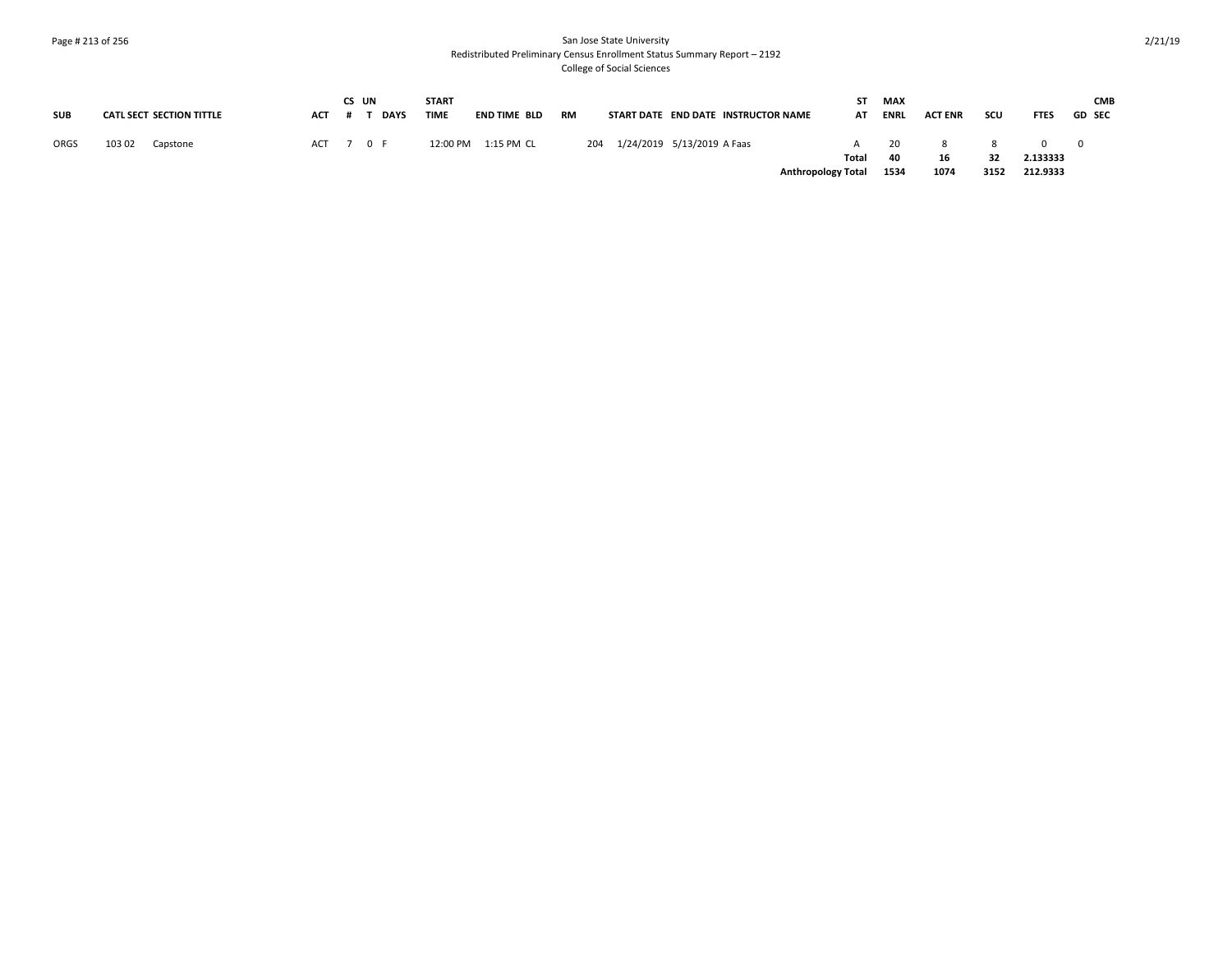| SUB | CATL SECT | SECTION TITTLE | ACT | CS # | UN T | DAYS | START TIME | END TIME | BLD | RM | START DATE | END DATE | INSTRUCTOR NAME | ST AT | MAX ENRL | ACT ENR | SCU | FTES | GD | CMB SEC |
|---|---|---|---|---|---|---|---|---|---|---|---|---|---|---|---|---|---|---|---|---|
| ORGS | 103 02 | Capstone | ACT | 7 | 0 | F | 12:00 PM | 1:15 PM | CL | 204 | 1/24/2019 | 5/13/2019 | A Faas | A | 20 | 8 | 8 | 0 | 0 | |
| | | | | | | | | | | | | | | **Total** | **40** | **16** | **32** | **2.133333** | | |
| | | | | | | | | | | | | | | **Anthropology Total** | **1534** | **1074** | **3152** | **212.9333** | | |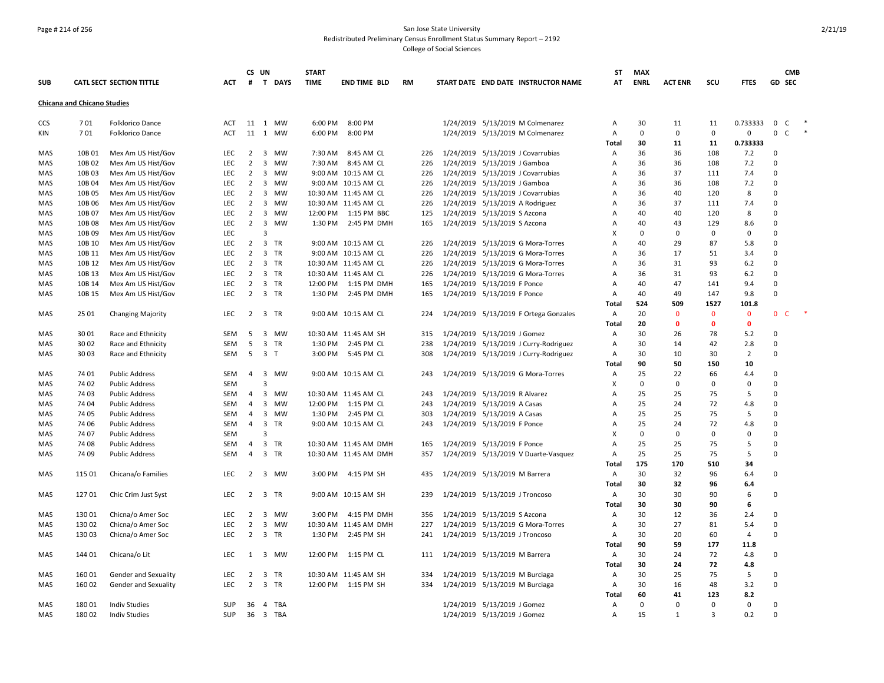San Jose State University
Redistributed Preliminary Census Enrollment Status Summary Report – 2192
College of Social Sciences

| SUB | CATL SECT | SECTION TITTLE | ACT | CS # | UN T | DAYS | START TIME | END TIME | BLD | RM | START DATE | END DATE | INSTRUCTOR NAME | ST AT | MAX ENRL | ACT ENR | SCU | FTES | GD | CMB SEC | |
|---|---|---|---|---|---|---|---|---|---|---|---|---|---|---|---|---|---|---|---|---|---|
| **Chicana and Chicano Studies** | | | | | | | | | | | | | | | | | | | | | |
| CCS | 7 01 | Folklorico Dance | ACT | 11 | 1 | MW | 6:00 PM | 8:00 PM | | | 1/24/2019 | 5/13/2019 | M Colmenarez | A | 30 | 11 | 11 | 0.733333 | 0 | C | * |
| KIN | 7 01 | Folklorico Dance | ACT | 11 | 1 | MW | 6:00 PM | 8:00 PM | | | 1/24/2019 | 5/13/2019 | M Colmenarez | A | 0 | 0 | 0 | 0 | 0 | C | * |
| | | | | | | | | | | | | | | Total | 30 | 11 | 11 | 0.733333 | | | |
| MAS | 10B 01 | Mex Am US Hist/Gov | LEC | 2 | 3 | MW | 7:30 AM | 8:45 AM | CL | 226 | 1/24/2019 | 5/13/2019 | J Covarrubias | A | 36 | 36 | 108 | 7.2 | 0 | | |
| MAS | 10B 02 | Mex Am US Hist/Gov | LEC | 2 | 3 | MW | 7:30 AM | 8:45 AM | CL | 226 | 1/24/2019 | 5/13/2019 | J Gamboa | A | 36 | 36 | 108 | 7.2 | 0 | | |
| MAS | 10B 03 | Mex Am US Hist/Gov | LEC | 2 | 3 | MW | 9:00 AM | 10:15 AM | CL | 226 | 1/24/2019 | 5/13/2019 | J Covarrubias | A | 36 | 37 | 111 | 7.4 | 0 | | |
| MAS | 10B 04 | Mex Am US Hist/Gov | LEC | 2 | 3 | MW | 9:00 AM | 10:15 AM | CL | 226 | 1/24/2019 | 5/13/2019 | J Gamboa | A | 36 | 36 | 108 | 7.2 | 0 | | |
| MAS | 10B 05 | Mex Am US Hist/Gov | LEC | 2 | 3 | MW | 10:30 AM | 11:45 AM | CL | 226 | 1/24/2019 | 5/13/2019 | J Covarrubias | A | 36 | 40 | 120 | 8 | 0 | | |
| MAS | 10B 06 | Mex Am US Hist/Gov | LEC | 2 | 3 | MW | 10:30 AM | 11:45 AM | CL | 226 | 1/24/2019 | 5/13/2019 | A Rodriguez | A | 36 | 37 | 111 | 7.4 | 0 | | |
| MAS | 10B 07 | Mex Am US Hist/Gov | LEC | 2 | 3 | MW | 12:00 PM | 1:15 PM | BBC | 125 | 1/24/2019 | 5/13/2019 | S Azcona | A | 40 | 40 | 120 | 8 | 0 | | |
| MAS | 10B 08 | Mex Am US Hist/Gov | LEC | 2 | 3 | MW | 1:30 PM | 2:45 PM | DMH | 165 | 1/24/2019 | 5/13/2019 | S Azcona | A | 40 | 43 | 129 | 8.6 | 0 | | |
| MAS | 10B 09 | Mex Am US Hist/Gov | LEC | | 3 | | | | | | | | | X | 0 | 0 | 0 | 0 | 0 | | |
| MAS | 10B 10 | Mex Am US Hist/Gov | LEC | 2 | 3 | TR | 9:00 AM | 10:15 AM | CL | 226 | 1/24/2019 | 5/13/2019 | G Mora-Torres | A | 40 | 29 | 87 | 5.8 | 0 | | |
| MAS | 10B 11 | Mex Am US Hist/Gov | LEC | 2 | 3 | TR | 9:00 AM | 10:15 AM | CL | 226 | 1/24/2019 | 5/13/2019 | G Mora-Torres | A | 36 | 17 | 51 | 3.4 | 0 | | |
| MAS | 10B 12 | Mex Am US Hist/Gov | LEC | 2 | 3 | TR | 10:30 AM | 11:45 AM | CL | 226 | 1/24/2019 | 5/13/2019 | G Mora-Torres | A | 36 | 31 | 93 | 6.2 | 0 | | |
| MAS | 10B 13 | Mex Am US Hist/Gov | LEC | 2 | 3 | TR | 10:30 AM | 11:45 AM | CL | 226 | 1/24/2019 | 5/13/2019 | G Mora-Torres | A | 36 | 31 | 93 | 6.2 | 0 | | |
| MAS | 10B 14 | Mex Am US Hist/Gov | LEC | 2 | 3 | TR | 12:00 PM | 1:15 PM | DMH | 165 | 1/24/2019 | 5/13/2019 | F Ponce | A | 40 | 47 | 141 | 9.4 | 0 | | |
| MAS | 10B 15 | Mex Am US Hist/Gov | LEC | 2 | 3 | TR | 1:30 PM | 2:45 PM | DMH | 165 | 1/24/2019 | 5/13/2019 | F Ponce | A | 40 | 49 | 147 | 9.8 | 0 | | |
| | | | | | | | | | | | | | | Total | 524 | 509 | 1527 | 101.8 | | | |
| MAS | 25 01 | Changing Majority | LEC | 2 | 3 | TR | 9:00 AM | 10:15 AM | CL | 224 | 1/24/2019 | 5/13/2019 | F Ortega Gonzales | A | 20 | 0 | 0 | 0 | 0 | C | * |
| | | | | | | | | | | | | | | Total | 20 | 0 | 0 | 0 | | | |
| MAS | 30 01 | Race and Ethnicity | SEM | 5 | 3 | MW | 10:30 AM | 11:45 AM | SH | 315 | 1/24/2019 | 5/13/2019 | J Gomez | A | 30 | 26 | 78 | 5.2 | 0 | | |
| MAS | 30 02 | Race and Ethnicity | SEM | 5 | 3 | TR | 1:30 PM | 2:45 PM | CL | 238 | 1/24/2019 | 5/13/2019 | J Curry-Rodriguez | A | 30 | 14 | 42 | 2.8 | 0 | | |
| MAS | 30 03 | Race and Ethnicity | SEM | 5 | 3 | T | 3:00 PM | 5:45 PM | CL | 308 | 1/24/2019 | 5/13/2019 | J Curry-Rodriguez | A | 30 | 10 | 30 | 2 | 0 | | |
| | | | | | | | | | | | | | | Total | 90 | 50 | 150 | 10 | | | |
| MAS | 74 01 | Public Address | SEM | 4 | 3 | MW | 9:00 AM | 10:15 AM | CL | 243 | 1/24/2019 | 5/13/2019 | G Mora-Torres | A | 25 | 22 | 66 | 4.4 | 0 | | |
| MAS | 74 02 | Public Address | SEM | | 3 | | | | | | | | | X | 0 | 0 | 0 | 0 | 0 | | |
| MAS | 74 03 | Public Address | SEM | 4 | 3 | MW | 10:30 AM | 11:45 AM | CL | 243 | 1/24/2019 | 5/13/2019 | R Alvarez | A | 25 | 25 | 75 | 5 | 0 | | |
| MAS | 74 04 | Public Address | SEM | 4 | 3 | MW | 12:00 PM | 1:15 PM | CL | 243 | 1/24/2019 | 5/13/2019 | A Casas | A | 25 | 24 | 72 | 4.8 | 0 | | |
| MAS | 74 05 | Public Address | SEM | 4 | 3 | MW | 1:30 PM | 2:45 PM | CL | 303 | 1/24/2019 | 5/13/2019 | A Casas | A | 25 | 25 | 75 | 5 | 0 | | |
| MAS | 74 06 | Public Address | SEM | 4 | 3 | TR | 9:00 AM | 10:15 AM | CL | 243 | 1/24/2019 | 5/13/2019 | F Ponce | A | 25 | 24 | 72 | 4.8 | 0 | | |
| MAS | 74 07 | Public Address | SEM | | 3 | | | | | | | | | X | 0 | 0 | 0 | 0 | 0 | | |
| MAS | 74 08 | Public Address | SEM | 4 | 3 | TR | 10:30 AM | 11:45 AM | DMH | 165 | 1/24/2019 | 5/13/2019 | F Ponce | A | 25 | 25 | 75 | 5 | 0 | | |
| MAS | 74 09 | Public Address | SEM | 4 | 3 | TR | 10:30 AM | 11:45 AM | DMH | 357 | 1/24/2019 | 5/13/2019 | V Duarte-Vasquez | A | 25 | 25 | 75 | 5 | 0 | | |
| | | | | | | | | | | | | | | Total | 175 | 170 | 510 | 34 | | | |
| MAS | 115 01 | Chicana/o Families | LEC | 2 | 3 | MW | 3:00 PM | 4:15 PM | SH | 435 | 1/24/2019 | 5/13/2019 | M Barrera | A | 30 | 32 | 96 | 6.4 | 0 | | |
| | | | | | | | | | | | | | | Total | 30 | 32 | 96 | 6.4 | | | |
| MAS | 127 01 | Chic Crim Just Syst | LEC | 2 | 3 | TR | 9:00 AM | 10:15 AM | SH | 239 | 1/24/2019 | 5/13/2019 | J Troncoso | A | 30 | 30 | 90 | 6 | 0 | | |
| | | | | | | | | | | | | | | Total | 30 | 30 | 90 | 6 | | | |
| MAS | 130 01 | Chicna/o Amer Soc | LEC | 2 | 3 | MW | 3:00 PM | 4:15 PM | DMH | 356 | 1/24/2019 | 5/13/2019 | S Azcona | A | 30 | 12 | 36 | 2.4 | 0 | | |
| MAS | 130 02 | Chicna/o Amer Soc | LEC | 2 | 3 | MW | 10:30 AM | 11:45 AM | DMH | 227 | 1/24/2019 | 5/13/2019 | G Mora-Torres | A | 30 | 27 | 81 | 5.4 | 0 | | |
| MAS | 130 03 | Chicna/o Amer Soc | LEC | 2 | 3 | TR | 1:30 PM | 2:45 PM | SH | 241 | 1/24/2019 | 5/13/2019 | J Troncoso | A | 30 | 20 | 60 | 4 | 0 | | |
| | | | | | | | | | | | | | | Total | 90 | 59 | 177 | 11.8 | | | |
| MAS | 144 01 | Chicana/o Lit | LEC | 1 | 3 | MW | 12:00 PM | 1:15 PM | CL | 111 | 1/24/2019 | 5/13/2019 | M Barrera | A | 30 | 24 | 72 | 4.8 | 0 | | |
| | | | | | | | | | | | | | | Total | 30 | 24 | 72 | 4.8 | | | |
| MAS | 160 01 | Gender and Sexuality | LEC | 2 | 3 | TR | 10:30 AM | 11:45 AM | SH | 334 | 1/24/2019 | 5/13/2019 | M Burciaga | A | 30 | 25 | 75 | 5 | 0 | | |
| MAS | 160 02 | Gender and Sexuality | LEC | 2 | 3 | TR | 12:00 PM | 1:15 PM | SH | 334 | 1/24/2019 | 5/13/2019 | M Burciaga | A | 30 | 16 | 48 | 3.2 | 0 | | |
| | | | | | | | | | | | | | | Total | 60 | 41 | 123 | 8.2 | | | |
| MAS | 180 01 | Indiv Studies | SUP | 36 | 4 | TBA | | | | | 1/24/2019 | 5/13/2019 | J Gomez | A | 0 | 0 | 0 | 0 | 0 | | |
| MAS | 180 02 | Indiv Studies | SUP | 36 | 3 | TBA | | | | | 1/24/2019 | 5/13/2019 | J Gomez | A | 15 | 1 | 3 | 0.2 | 0 | | |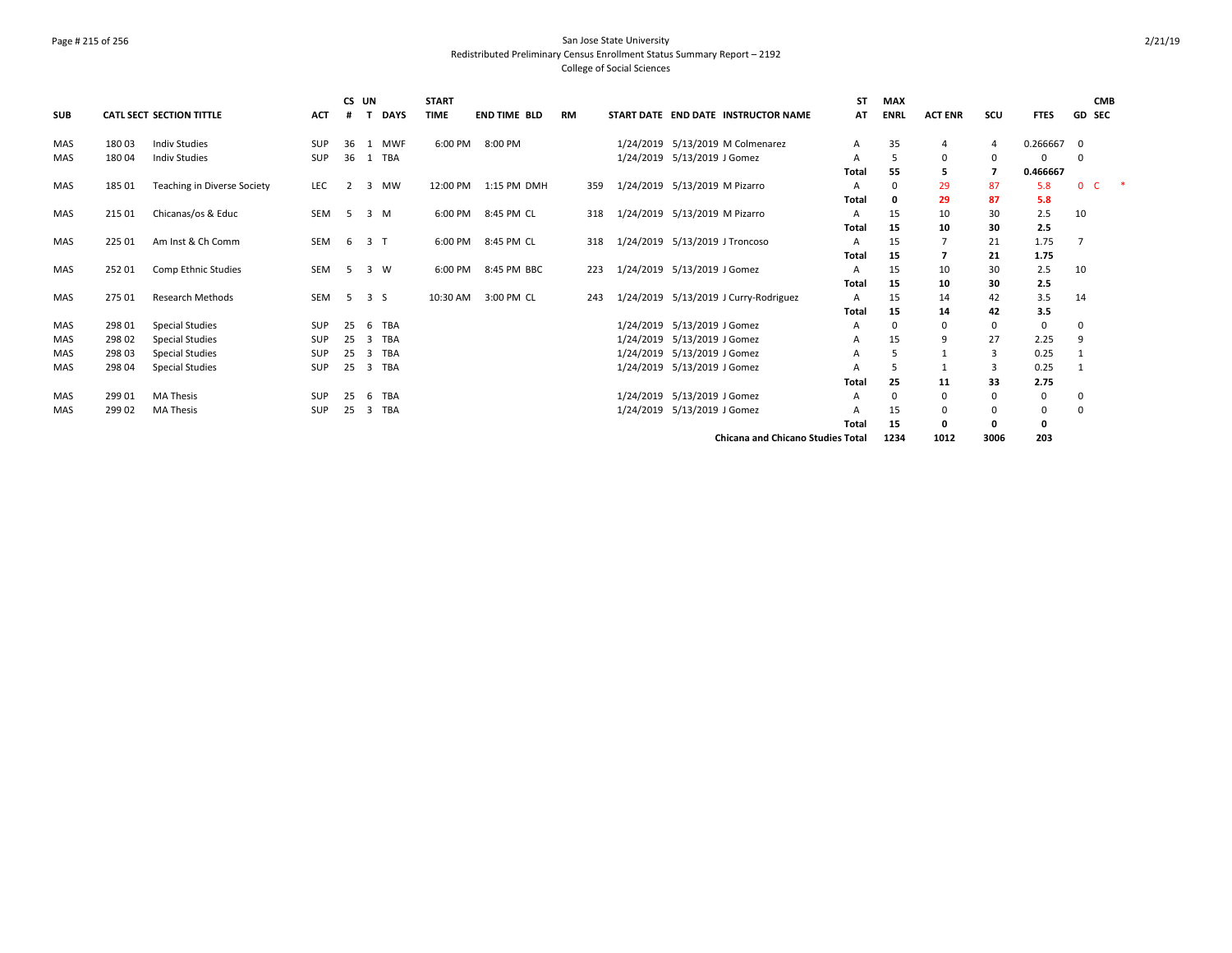San Jose State University
Redistributed Preliminary Census Enrollment Status Summary Report – 2192
College of Social Sciences

| SUB | CATL | SECT | SECTION TITTLE | ACT | CS # | UN T | DAYS | START TIME | END TIME | BLD | RM | START DATE | END DATE | INSTRUCTOR NAME | ST AT | MAX ENRL | ACT ENR | SCU | FTES | GD | CMB SEC | |
|---|---|---|---|---|---|---|---|---|---|---|---|---|---|---|---|---|---|---|---|---|---|---|
| MAS | 180 | 03 | Indiv Studies | SUP | 36 | 1 | MWF | 6:00 PM | 8:00 PM | | | 1/24/2019 | 5/13/2019 | M Colmenarez | A | 35 | 4 | 4 | 0.266667 | 0 | | |
| MAS | 180 | 04 | Indiv Studies | SUP | 36 | 1 | TBA | | | | | 1/24/2019 | 5/13/2019 | J Gomez | A | 5 | 0 | 0 | 0 | 0 | | |
| | | | | | | | | | | | | | | | **Total** | **55** | **5** | **7** | **0.466667** | | | |
| MAS | 185 | 01 | Teaching in Diverse Society | LEC | 2 | 3 | MW | 12:00 PM | 1:15 PM | DMH | 359 | 1/24/2019 | 5/13/2019 | M Pizarro | A | 0 | 29 | 87 | 5.8 | 0 | C | * |
| | | | | | | | | | | | | | | | **Total** | **0** | **29** | **87** | **5.8** | | | |
| MAS | 215 | 01 | Chicanas/os & Educ | SEM | 5 | 3 | M | 6:00 PM | 8:45 PM | CL | 318 | 1/24/2019 | 5/13/2019 | M Pizarro | A | 15 | 10 | 30 | 2.5 | 10 | | |
| | | | | | | | | | | | | | | | **Total** | **15** | **10** | **30** | **2.5** | | | |
| MAS | 225 | 01 | Am Inst & Ch Comm | SEM | 6 | 3 | T | 6:00 PM | 8:45 PM | CL | 318 | 1/24/2019 | 5/13/2019 | J Troncoso | A | 15 | 7 | 21 | 1.75 | 7 | | |
| | | | | | | | | | | | | | | | **Total** | **15** | **7** | **21** | **1.75** | | | |
| MAS | 252 | 01 | Comp Ethnic Studies | SEM | 5 | 3 | W | 6:00 PM | 8:45 PM | BBC | 223 | 1/24/2019 | 5/13/2019 | J Gomez | A | 15 | 10 | 30 | 2.5 | 10 | | |
| | | | | | | | | | | | | | | | **Total** | **15** | **10** | **30** | **2.5** | | | |
| MAS | 275 | 01 | Research Methods | SEM | 5 | 3 | S | 10:30 AM | 3:00 PM | CL | 243 | 1/24/2019 | 5/13/2019 | J Curry-Rodriguez | A | 15 | 14 | 42 | 3.5 | 14 | | |
| | | | | | | | | | | | | | | | **Total** | **15** | **14** | **42** | **3.5** | | | |
| MAS | 298 | 01 | Special Studies | SUP | 25 | 6 | TBA | | | | | 1/24/2019 | 5/13/2019 | J Gomez | A | 0 | 0 | 0 | 0 | 0 | | |
| MAS | 298 | 02 | Special Studies | SUP | 25 | 3 | TBA | | | | | 1/24/2019 | 5/13/2019 | J Gomez | A | 15 | 9 | 27 | 2.25 | 9 | | |
| MAS | 298 | 03 | Special Studies | SUP | 25 | 3 | TBA | | | | | 1/24/2019 | 5/13/2019 | J Gomez | A | 5 | 1 | 3 | 0.25 | 1 | | |
| MAS | 298 | 04 | Special Studies | SUP | 25 | 3 | TBA | | | | | 1/24/2019 | 5/13/2019 | J Gomez | A | 5 | 1 | 3 | 0.25 | 1 | | |
| | | | | | | | | | | | | | | | **Total** | **25** | **11** | **33** | **2.75** | | | |
| MAS | 299 | 01 | MA Thesis | SUP | 25 | 6 | TBA | | | | | 1/24/2019 | 5/13/2019 | J Gomez | A | 0 | 0 | 0 | 0 | 0 | | |
| MAS | 299 | 02 | MA Thesis | SUP | 25 | 3 | TBA | | | | | 1/24/2019 | 5/13/2019 | J Gomez | A | 15 | 0 | 0 | 0 | 0 | | |
| | | | | | | | | | | | | | | | **Total** | **15** | **0** | **0** | **0** | | | |
| | | | | | | | | | | | | | | **Chicana and Chicano Studies Total** | | **1234** | **1012** | **3006** | **203** | | | |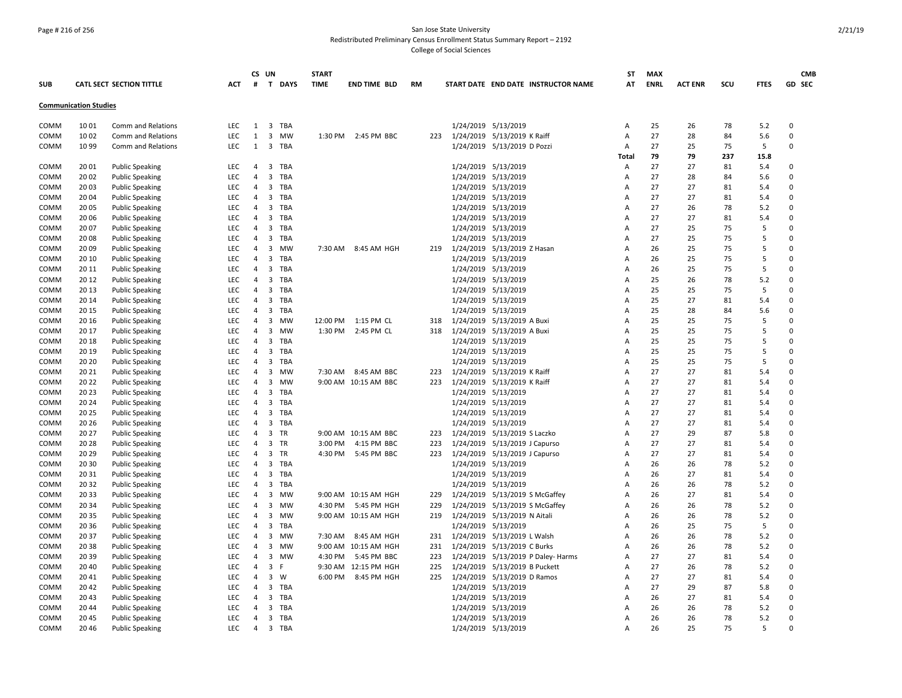San Jose State University
Redistributed Preliminary Census Enrollment Status Summary Report – 2192
College of Social Sciences

| SUB | CATL SECT | SECTION TITTLE | ACT | CS # | UN T | DAYS | START TIME | END TIME | BLD | RM | START DATE | END DATE | INSTRUCTOR NAME | ST AT | MAX ENRL | ACT ENR | SCU | FTES | GD | CMB SEC |
|---|---|---|---|---|---|---|---|---|---|---|---|---|---|---|---|---|---|---|---|---|
| **Communication Studies** | | | | | | | | | | | | | | | | | | | | |
| COMM | 10 01 | Comm and Relations | LEC | 1 | 3 | TBA | | | | | 1/24/2019 | 5/13/2019 | | A | 25 | 26 | 78 | 5.2 | 0 | |
| COMM | 10 02 | Comm and Relations | LEC | 1 | 3 | MW | 1:30 PM | 2:45 PM | BBC | 223 | 1/24/2019 | 5/13/2019 | K Raiff | A | 27 | 28 | 84 | 5.6 | 0 | |
| COMM | 10 99 | Comm and Relations | LEC | 1 | 3 | TBA | | | | | 1/24/2019 | 5/13/2019 | D Pozzi | A | 27 | 25 | 75 | 5 | 0 | |
| | | | | | | | | | | | | | | Total | 79 | 79 | 237 | 15.8 | | |
| COMM | 20 01 | Public Speaking | LEC | 4 | 3 | TBA | | | | | 1/24/2019 | 5/13/2019 | | A | 27 | 27 | 81 | 5.4 | 0 | |
| COMM | 20 02 | Public Speaking | LEC | 4 | 3 | TBA | | | | | 1/24/2019 | 5/13/2019 | | A | 27 | 28 | 84 | 5.6 | 0 | |
| COMM | 20 03 | Public Speaking | LEC | 4 | 3 | TBA | | | | | 1/24/2019 | 5/13/2019 | | A | 27 | 27 | 81 | 5.4 | 0 | |
| COMM | 20 04 | Public Speaking | LEC | 4 | 3 | TBA | | | | | 1/24/2019 | 5/13/2019 | | A | 27 | 27 | 81 | 5.4 | 0 | |
| COMM | 20 05 | Public Speaking | LEC | 4 | 3 | TBA | | | | | 1/24/2019 | 5/13/2019 | | A | 27 | 26 | 78 | 5.2 | 0 | |
| COMM | 20 06 | Public Speaking | LEC | 4 | 3 | TBA | | | | | 1/24/2019 | 5/13/2019 | | A | 27 | 27 | 81 | 5.4 | 0 | |
| COMM | 20 07 | Public Speaking | LEC | 4 | 3 | TBA | | | | | 1/24/2019 | 5/13/2019 | | A | 27 | 25 | 75 | 5 | 0 | |
| COMM | 20 08 | Public Speaking | LEC | 4 | 3 | TBA | | | | | 1/24/2019 | 5/13/2019 | | A | 27 | 25 | 75 | 5 | 0 | |
| COMM | 20 09 | Public Speaking | LEC | 4 | 3 | MW | 7:30 AM | 8:45 AM | HGH | 219 | 1/24/2019 | 5/13/2019 | Z Hasan | A | 26 | 25 | 75 | 5 | 0 | |
| COMM | 20 10 | Public Speaking | LEC | 4 | 3 | TBA | | | | | 1/24/2019 | 5/13/2019 | | A | 26 | 25 | 75 | 5 | 0 | |
| COMM | 20 11 | Public Speaking | LEC | 4 | 3 | TBA | | | | | 1/24/2019 | 5/13/2019 | | A | 26 | 25 | 75 | 5 | 0 | |
| COMM | 20 12 | Public Speaking | LEC | 4 | 3 | TBA | | | | | 1/24/2019 | 5/13/2019 | | A | 25 | 26 | 78 | 5.2 | 0 | |
| COMM | 20 13 | Public Speaking | LEC | 4 | 3 | TBA | | | | | 1/24/2019 | 5/13/2019 | | A | 25 | 25 | 75 | 5 | 0 | |
| COMM | 20 14 | Public Speaking | LEC | 4 | 3 | TBA | | | | | 1/24/2019 | 5/13/2019 | | A | 25 | 27 | 81 | 5.4 | 0 | |
| COMM | 20 15 | Public Speaking | LEC | 4 | 3 | TBA | | | | | 1/24/2019 | 5/13/2019 | | A | 25 | 28 | 84 | 5.6 | 0 | |
| COMM | 20 16 | Public Speaking | LEC | 4 | 3 | MW | 12:00 PM | 1:15 PM | CL | 318 | 1/24/2019 | 5/13/2019 | A Buxi | A | 25 | 25 | 75 | 5 | 0 | |
| COMM | 20 17 | Public Speaking | LEC | 4 | 3 | MW | 1:30 PM | 2:45 PM | CL | 318 | 1/24/2019 | 5/13/2019 | A Buxi | A | 25 | 25 | 75 | 5 | 0 | |
| COMM | 20 18 | Public Speaking | LEC | 4 | 3 | TBA | | | | | 1/24/2019 | 5/13/2019 | | A | 25 | 25 | 75 | 5 | 0 | |
| COMM | 20 19 | Public Speaking | LEC | 4 | 3 | TBA | | | | | 1/24/2019 | 5/13/2019 | | A | 25 | 25 | 75 | 5 | 0 | |
| COMM | 20 20 | Public Speaking | LEC | 4 | 3 | TBA | | | | | 1/24/2019 | 5/13/2019 | | A | 25 | 25 | 75 | 5 | 0 | |
| COMM | 20 21 | Public Speaking | LEC | 4 | 3 | MW | 7:30 AM | 8:45 AM | BBC | 223 | 1/24/2019 | 5/13/2019 | K Raiff | A | 27 | 27 | 81 | 5.4 | 0 | |
| COMM | 20 22 | Public Speaking | LEC | 4 | 3 | MW | 9:00 AM | 10:15 AM | BBC | 223 | 1/24/2019 | 5/13/2019 | K Raiff | A | 27 | 27 | 81 | 5.4 | 0 | |
| COMM | 20 23 | Public Speaking | LEC | 4 | 3 | TBA | | | | | 1/24/2019 | 5/13/2019 | | A | 27 | 27 | 81 | 5.4 | 0 | |
| COMM | 20 24 | Public Speaking | LEC | 4 | 3 | TBA | | | | | 1/24/2019 | 5/13/2019 | | A | 27 | 27 | 81 | 5.4 | 0 | |
| COMM | 20 25 | Public Speaking | LEC | 4 | 3 | TBA | | | | | 1/24/2019 | 5/13/2019 | | A | 27 | 27 | 81 | 5.4 | 0 | |
| COMM | 20 26 | Public Speaking | LEC | 4 | 3 | TBA | | | | | 1/24/2019 | 5/13/2019 | | A | 27 | 27 | 81 | 5.4 | 0 | |
| COMM | 20 27 | Public Speaking | LEC | 4 | 3 | TR | 9:00 AM | 10:15 AM | BBC | 223 | 1/24/2019 | 5/13/2019 | S Laczko | A | 27 | 29 | 87 | 5.8 | 0 | |
| COMM | 20 28 | Public Speaking | LEC | 4 | 3 | TR | 3:00 PM | 4:15 PM | BBC | 223 | 1/24/2019 | 5/13/2019 | J Capurso | A | 27 | 27 | 81 | 5.4 | 0 | |
| COMM | 20 29 | Public Speaking | LEC | 4 | 3 | TR | 4:30 PM | 5:45 PM | BBC | 223 | 1/24/2019 | 5/13/2019 | J Capurso | A | 27 | 27 | 81 | 5.4 | 0 | |
| COMM | 20 30 | Public Speaking | LEC | 4 | 3 | TBA | | | | | 1/24/2019 | 5/13/2019 | | A | 26 | 26 | 78 | 5.2 | 0 | |
| COMM | 20 31 | Public Speaking | LEC | 4 | 3 | TBA | | | | | 1/24/2019 | 5/13/2019 | | A | 26 | 27 | 81 | 5.4 | 0 | |
| COMM | 20 32 | Public Speaking | LEC | 4 | 3 | TBA | | | | | 1/24/2019 | 5/13/2019 | | A | 26 | 26 | 78 | 5.2 | 0 | |
| COMM | 20 33 | Public Speaking | LEC | 4 | 3 | MW | 9:00 AM | 10:15 AM | HGH | 229 | 1/24/2019 | 5/13/2019 | S McGaffey | A | 26 | 27 | 81 | 5.4 | 0 | |
| COMM | 20 34 | Public Speaking | LEC | 4 | 3 | MW | 4:30 PM | 5:45 PM | HGH | 229 | 1/24/2019 | 5/13/2019 | S McGaffey | A | 26 | 26 | 78 | 5.2 | 0 | |
| COMM | 20 35 | Public Speaking | LEC | 4 | 3 | MW | 9:00 AM | 10:15 AM | HGH | 219 | 1/24/2019 | 5/13/2019 | N Aitali | A | 26 | 26 | 78 | 5.2 | 0 | |
| COMM | 20 36 | Public Speaking | LEC | 4 | 3 | TBA | | | | | 1/24/2019 | 5/13/2019 | | A | 26 | 25 | 75 | 5 | 0 | |
| COMM | 20 37 | Public Speaking | LEC | 4 | 3 | MW | 7:30 AM | 8:45 AM | HGH | 231 | 1/24/2019 | 5/13/2019 | L Walsh | A | 26 | 26 | 78 | 5.2 | 0 | |
| COMM | 20 38 | Public Speaking | LEC | 4 | 3 | MW | 9:00 AM | 10:15 AM | HGH | 231 | 1/24/2019 | 5/13/2019 | C Burks | A | 26 | 26 | 78 | 5.2 | 0 | |
| COMM | 20 39 | Public Speaking | LEC | 4 | 3 | MW | 4:30 PM | 5:45 PM | BBC | 223 | 1/24/2019 | 5/13/2019 | P Daley- Harms | A | 27 | 27 | 81 | 5.4 | 0 | |
| COMM | 20 40 | Public Speaking | LEC | 4 | 3 | F | 9:30 AM | 12:15 PM | HGH | 225 | 1/24/2019 | 5/13/2019 | B Puckett | A | 27 | 26 | 78 | 5.2 | 0 | |
| COMM | 20 41 | Public Speaking | LEC | 4 | 3 | W | 6:00 PM | 8:45 PM | HGH | 225 | 1/24/2019 | 5/13/2019 | D Ramos | A | 27 | 27 | 81 | 5.4 | 0 | |
| COMM | 20 42 | Public Speaking | LEC | 4 | 3 | TBA | | | | | 1/24/2019 | 5/13/2019 | | A | 27 | 29 | 87 | 5.8 | 0 | |
| COMM | 20 43 | Public Speaking | LEC | 4 | 3 | TBA | | | | | 1/24/2019 | 5/13/2019 | | A | 26 | 27 | 81 | 5.4 | 0 | |
| COMM | 20 44 | Public Speaking | LEC | 4 | 3 | TBA | | | | | 1/24/2019 | 5/13/2019 | | A | 26 | 26 | 78 | 5.2 | 0 | |
| COMM | 20 45 | Public Speaking | LEC | 4 | 3 | TBA | | | | | 1/24/2019 | 5/13/2019 | | A | 26 | 26 | 78 | 5.2 | 0 | |
| COMM | 20 46 | Public Speaking | LEC | 4 | 3 | TBA | | | | | 1/24/2019 | 5/13/2019 | | A | 26 | 25 | 75 | 5 | 0 | |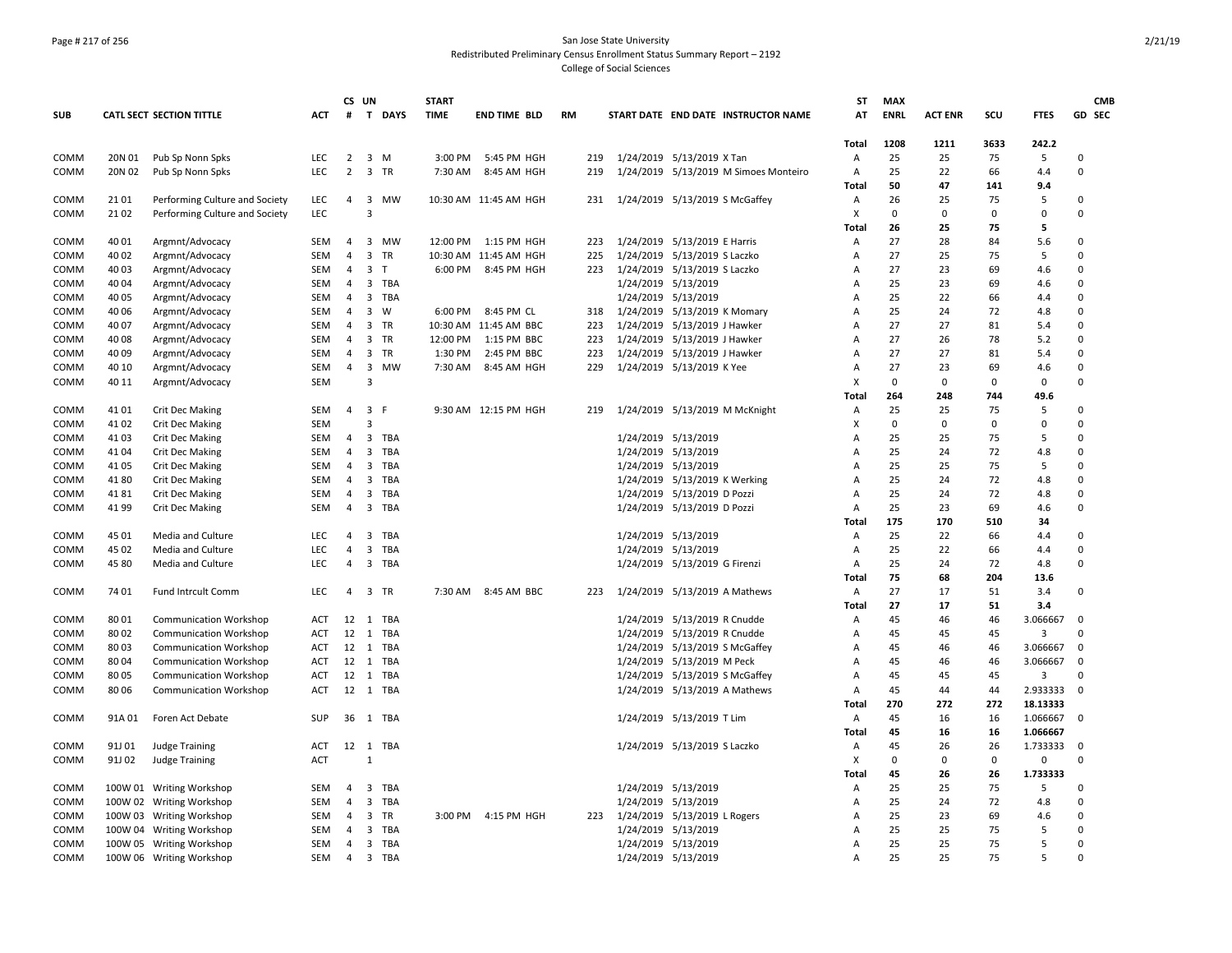San Jose State University
Redistributed Preliminary Census Enrollment Status Summary Report – 2192
College of Social Sciences

| SUB | CATL SECT | SECTION TITTLE | ACT | CS # | UN T | DAYS | START TIME | END TIME | BLD | RM | START DATE | END DATE | INSTRUCTOR NAME | ST AT | MAX ENRL | ACT ENR | SCU | FTES | GD | CMB SEC |
|---|---|---|---|---|---|---|---|---|---|---|---|---|---|---|---|---|---|---|---|---|
| | | | | | | | | | | | | | | Total | 1208 | 1211 | 3633 | 242.2 | | |
| COMM | 20N 01 | Pub Sp Nonn Spks | LEC | 2 | 3 | M | 3:00 PM | 5:45 PM | HGH | 219 | 1/24/2019 | 5/13/2019 | X Tan | A | 25 | 25 | 75 | 5 | 0 | |
| COMM | 20N 02 | Pub Sp Nonn Spks | LEC | 2 | 3 | TR | 7:30 AM | 8:45 AM | HGH | 219 | 1/24/2019 | 5/13/2019 | M Simoes Monteiro | A | 25 | 22 | 66 | 4.4 | 0 | |
| | | | | | | | | | | | | | | Total | 50 | 47 | 141 | 9.4 | | |
| COMM | 21 01 | Performing Culture and Society | LEC | 4 | 3 | MW | 10:30 AM | 11:45 AM | HGH | 231 | 1/24/2019 | 5/13/2019 | S McGaffey | A | 26 | 25 | 75 | 5 | 0 | |
| COMM | 21 02 | Performing Culture and Society | LEC | | 3 | | | | | | | | | X | 0 | 0 | 0 | 0 | 0 | |
| | | | | | | | | | | | | | | Total | 26 | 25 | 75 | 5 | | |
| COMM | 40 01 | Argmnt/Advocacy | SEM | 4 | 3 | MW | 12:00 PM | 1:15 PM | HGH | 223 | 1/24/2019 | 5/13/2019 | E Harris | A | 27 | 28 | 84 | 5.6 | 0 | |
| COMM | 40 02 | Argmnt/Advocacy | SEM | 4 | 3 | TR | 10:30 AM | 11:45 AM | HGH | 225 | 1/24/2019 | 5/13/2019 | S Laczko | A | 27 | 25 | 75 | 5 | 0 | |
| COMM | 40 03 | Argmnt/Advocacy | SEM | 4 | 3 | T | 6:00 PM | 8:45 PM | HGH | 223 | 1/24/2019 | 5/13/2019 | S Laczko | A | 27 | 23 | 69 | 4.6 | 0 | |
| COMM | 40 04 | Argmnt/Advocacy | SEM | 4 | 3 | TBA | | | | | 1/24/2019 | 5/13/2019 | | A | 25 | 23 | 69 | 4.6 | 0 | |
| COMM | 40 05 | Argmnt/Advocacy | SEM | 4 | 3 | TBA | | | | | 1/24/2019 | 5/13/2019 | | A | 25 | 22 | 66 | 4.4 | 0 | |
| COMM | 40 06 | Argmnt/Advocacy | SEM | 4 | 3 | W | 6:00 PM | 8:45 PM | CL | 318 | 1/24/2019 | 5/13/2019 | K Momary | A | 25 | 24 | 72 | 4.8 | 0 | |
| COMM | 40 07 | Argmnt/Advocacy | SEM | 4 | 3 | TR | 10:30 AM | 11:45 AM | BBC | 223 | 1/24/2019 | 5/13/2019 | J Hawker | A | 27 | 27 | 81 | 5.4 | 0 | |
| COMM | 40 08 | Argmnt/Advocacy | SEM | 4 | 3 | TR | 12:00 PM | 1:15 PM | BBC | 223 | 1/24/2019 | 5/13/2019 | J Hawker | A | 27 | 26 | 78 | 5.2 | 0 | |
| COMM | 40 09 | Argmnt/Advocacy | SEM | 4 | 3 | TR | 1:30 PM | 2:45 PM | BBC | 223 | 1/24/2019 | 5/13/2019 | J Hawker | A | 27 | 27 | 81 | 5.4 | 0 | |
| COMM | 40 10 | Argmnt/Advocacy | SEM | 4 | 3 | MW | 7:30 AM | 8:45 AM | HGH | 229 | 1/24/2019 | 5/13/2019 | K Yee | A | 27 | 23 | 69 | 4.6 | 0 | |
| COMM | 40 11 | Argmnt/Advocacy | SEM | | 3 | | | | | | | | | X | 0 | 0 | 0 | 0 | 0 | |
| | | | | | | | | | | | | | | Total | 264 | 248 | 744 | 49.6 | | |
| COMM | 41 01 | Crit Dec Making | SEM | 4 | 3 | F | 9:30 AM | 12:15 PM | HGH | 219 | 1/24/2019 | 5/13/2019 | M McKnight | A | 25 | 25 | 75 | 5 | 0 | |
| COMM | 41 02 | Crit Dec Making | SEM | | 3 | | | | | | | | | X | 0 | 0 | 0 | 0 | 0 | |
| COMM | 41 03 | Crit Dec Making | SEM | 4 | 3 | TBA | | | | | 1/24/2019 | 5/13/2019 | | A | 25 | 25 | 75 | 5 | 0 | |
| COMM | 41 04 | Crit Dec Making | SEM | 4 | 3 | TBA | | | | | 1/24/2019 | 5/13/2019 | | A | 25 | 24 | 72 | 4.8 | 0 | |
| COMM | 41 05 | Crit Dec Making | SEM | 4 | 3 | TBA | | | | | 1/24/2019 | 5/13/2019 | | A | 25 | 25 | 75 | 5 | 0 | |
| COMM | 41 80 | Crit Dec Making | SEM | 4 | 3 | TBA | | | | | 1/24/2019 | 5/13/2019 | K Werking | A | 25 | 24 | 72 | 4.8 | 0 | |
| COMM | 41 81 | Crit Dec Making | SEM | 4 | 3 | TBA | | | | | 1/24/2019 | 5/13/2019 | D Pozzi | A | 25 | 24 | 72 | 4.8 | 0 | |
| COMM | 41 99 | Crit Dec Making | SEM | 4 | 3 | TBA | | | | | 1/24/2019 | 5/13/2019 | D Pozzi | A | 25 | 23 | 69 | 4.6 | 0 | |
| | | | | | | | | | | | | | | Total | 175 | 170 | 510 | 34 | | |
| COMM | 45 01 | Media and Culture | LEC | 4 | 3 | TBA | | | | | 1/24/2019 | 5/13/2019 | | A | 25 | 22 | 66 | 4.4 | 0 | |
| COMM | 45 02 | Media and Culture | LEC | 4 | 3 | TBA | | | | | 1/24/2019 | 5/13/2019 | | A | 25 | 22 | 66 | 4.4 | 0 | |
| COMM | 45 80 | Media and Culture | LEC | 4 | 3 | TBA | | | | | 1/24/2019 | 5/13/2019 | G Firenzi | A | 25 | 24 | 72 | 4.8 | 0 | |
| | | | | | | | | | | | | | | Total | 75 | 68 | 204 | 13.6 | | |
| COMM | 74 01 | Fund Intrcult Comm | LEC | 4 | 3 | TR | 7:30 AM | 8:45 AM | BBC | 223 | 1/24/2019 | 5/13/2019 | A Mathews | A | 27 | 17 | 51 | 3.4 | 0 | |
| | | | | | | | | | | | | | | Total | 27 | 17 | 51 | 3.4 | | |
| COMM | 80 01 | Communication Workshop | ACT | 12 | 1 | TBA | | | | | 1/24/2019 | 5/13/2019 | R Cnudde | A | 45 | 46 | 46 | 3.066667 | 0 | |
| COMM | 80 02 | Communication Workshop | ACT | 12 | 1 | TBA | | | | | 1/24/2019 | 5/13/2019 | R Cnudde | A | 45 | 45 | 45 | 3 | 0 | |
| COMM | 80 03 | Communication Workshop | ACT | 12 | 1 | TBA | | | | | 1/24/2019 | 5/13/2019 | S McGaffey | A | 45 | 46 | 46 | 3.066667 | 0 | |
| COMM | 80 04 | Communication Workshop | ACT | 12 | 1 | TBA | | | | | 1/24/2019 | 5/13/2019 | M Peck | A | 45 | 46 | 46 | 3.066667 | 0 | |
| COMM | 80 05 | Communication Workshop | ACT | 12 | 1 | TBA | | | | | 1/24/2019 | 5/13/2019 | S McGaffey | A | 45 | 45 | 45 | 3 | 0 | |
| COMM | 80 06 | Communication Workshop | ACT | 12 | 1 | TBA | | | | | 1/24/2019 | 5/13/2019 | A Mathews | A | 45 | 44 | 44 | 2.933333 | 0 | |
| | | | | | | | | | | | | | | Total | 270 | 272 | 272 | 18.13333 | | |
| COMM | 91A 01 | Foren Act Debate | SUP | 36 | 1 | TBA | | | | | 1/24/2019 | 5/13/2019 | T Lim | A | 45 | 16 | 16 | 1.066667 | 0 | |
| | | | | | | | | | | | | | | Total | 45 | 16 | 16 | 1.066667 | | |
| COMM | 91J 01 | Judge Training | ACT | 12 | 1 | TBA | | | | | 1/24/2019 | 5/13/2019 | S Laczko | A | 45 | 26 | 26 | 1.733333 | 0 | |
| COMM | 91J 02 | Judge Training | ACT | | 1 | | | | | | | | | X | 0 | 0 | 0 | 0 | 0 | |
| | | | | | | | | | | | | | | Total | 45 | 26 | 26 | 1.733333 | | |
| COMM | 100W 01 | Writing Workshop | SEM | 4 | 3 | TBA | | | | | 1/24/2019 | 5/13/2019 | | A | 25 | 25 | 75 | 5 | 0 | |
| COMM | 100W 02 | Writing Workshop | SEM | 4 | 3 | TBA | | | | | 1/24/2019 | 5/13/2019 | | A | 25 | 24 | 72 | 4.8 | 0 | |
| COMM | 100W 03 | Writing Workshop | SEM | 4 | 3 | TR | 3:00 PM | 4:15 PM | HGH | 223 | 1/24/2019 | 5/13/2019 | L Rogers | A | 25 | 23 | 69 | 4.6 | 0 | |
| COMM | 100W 04 | Writing Workshop | SEM | 4 | 3 | TBA | | | | | 1/24/2019 | 5/13/2019 | | A | 25 | 25 | 75 | 5 | 0 | |
| COMM | 100W 05 | Writing Workshop | SEM | 4 | 3 | TBA | | | | | 1/24/2019 | 5/13/2019 | | A | 25 | 25 | 75 | 5 | 0 | |
| COMM | 100W 06 | Writing Workshop | SEM | 4 | 3 | TBA | | | | | 1/24/2019 | 5/13/2019 | | A | 25 | 25 | 75 | 5 | 0 | |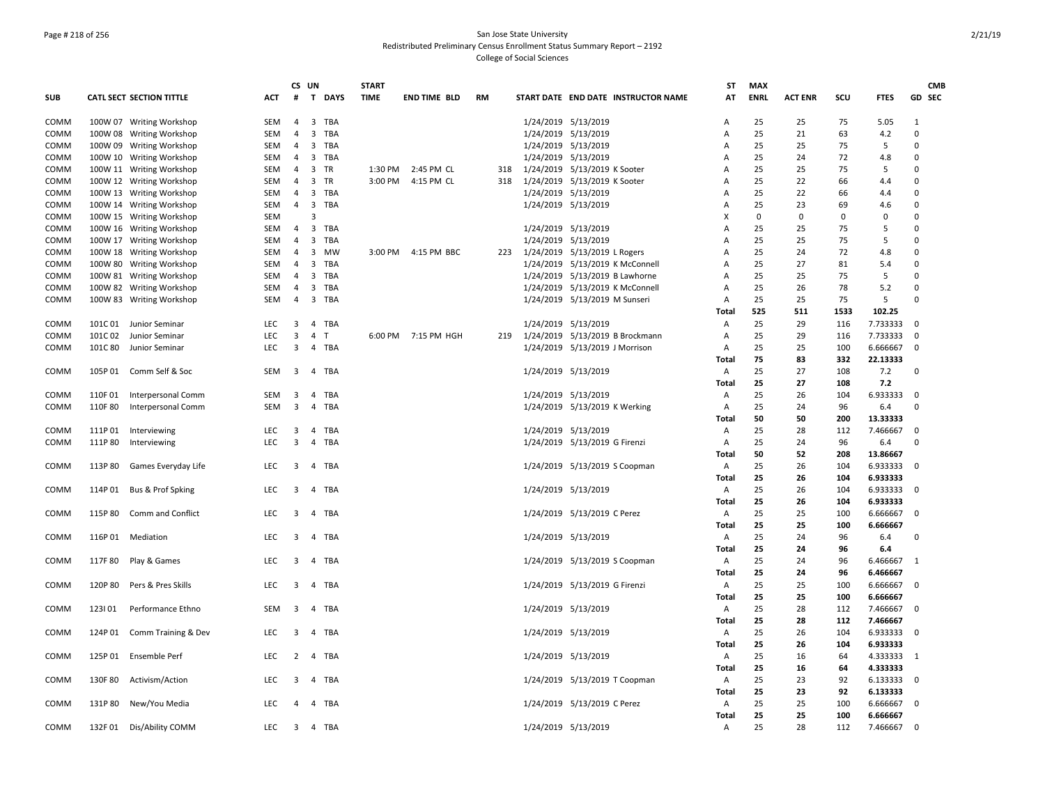San Jose State University
Redistributed Preliminary Census Enrollment Status Summary Report – 2192
College of Social Sciences

| SUB | CATL SECT | SECTION TITTLE | ACT | CS # | UN T | DAYS | START TIME | END TIME | BLD | RM | START DATE | END DATE | INSTRUCTOR NAME | ST AT | MAX ENRL | ACT ENR | SCU | FTES | GD | CMB SEC |
|---|---|---|---|---|---|---|---|---|---|---|---|---|---|---|---|---|---|---|---|---|
| COMM | 100W 07 | Writing Workshop | SEM | 4 | 3 | TBA | | | | | 1/24/2019 | 5/13/2019 | | A | 25 | 25 | 75 | 5.05 | 1 | |
| COMM | 100W 08 | Writing Workshop | SEM | 4 | 3 | TBA | | | | | 1/24/2019 | 5/13/2019 | | A | 25 | 21 | 63 | 4.2 | 0 | |
| COMM | 100W 09 | Writing Workshop | SEM | 4 | 3 | TBA | | | | | 1/24/2019 | 5/13/2019 | | A | 25 | 25 | 75 | 5 | 0 | |
| COMM | 100W 10 | Writing Workshop | SEM | 4 | 3 | TBA | | | | | 1/24/2019 | 5/13/2019 | | A | 25 | 24 | 72 | 4.8 | 0 | |
| COMM | 100W 11 | Writing Workshop | SEM | 4 | 3 | TR | 1:30 PM | 2:45 PM | CL | 318 | 1/24/2019 | 5/13/2019 | K Sooter | A | 25 | 25 | 75 | 5 | 0 | |
| COMM | 100W 12 | Writing Workshop | SEM | 4 | 3 | TR | 3:00 PM | 4:15 PM | CL | 318 | 1/24/2019 | 5/13/2019 | K Sooter | A | 25 | 22 | 66 | 4.4 | 0 | |
| COMM | 100W 13 | Writing Workshop | SEM | 4 | 3 | TBA | | | | | 1/24/2019 | 5/13/2019 | | A | 25 | 22 | 66 | 4.4 | 0 | |
| COMM | 100W 14 | Writing Workshop | SEM | 4 | 3 | TBA | | | | | 1/24/2019 | 5/13/2019 | | A | 25 | 23 | 69 | 4.6 | 0 | |
| COMM | 100W 15 | Writing Workshop | SEM | | 3 | | | | | | | | | X | 0 | 0 | 0 | 0 | 0 | |
| COMM | 100W 16 | Writing Workshop | SEM | 4 | 3 | TBA | | | | | 1/24/2019 | 5/13/2019 | | A | 25 | 25 | 75 | 5 | 0 | |
| COMM | 100W 17 | Writing Workshop | SEM | 4 | 3 | TBA | | | | | 1/24/2019 | 5/13/2019 | | A | 25 | 25 | 75 | 5 | 0 | |
| COMM | 100W 18 | Writing Workshop | SEM | 4 | 3 | MW | 3:00 PM | 4:15 PM | BBC | 223 | 1/24/2019 | 5/13/2019 | L Rogers | A | 25 | 24 | 72 | 4.8 | 0 | |
| COMM | 100W 80 | Writing Workshop | SEM | 4 | 3 | TBA | | | | | 1/24/2019 | 5/13/2019 | K McConnell | A | 25 | 27 | 81 | 5.4 | 0 | |
| COMM | 100W 81 | Writing Workshop | SEM | 4 | 3 | TBA | | | | | 1/24/2019 | 5/13/2019 | B Lawhorne | A | 25 | 25 | 75 | 5 | 0 | |
| COMM | 100W 82 | Writing Workshop | SEM | 4 | 3 | TBA | | | | | 1/24/2019 | 5/13/2019 | K McConnell | A | 25 | 26 | 78 | 5.2 | 0 | |
| COMM | 100W 83 | Writing Workshop | SEM | 4 | 3 | TBA | | | | | 1/24/2019 | 5/13/2019 | M Sunseri | A | 25 | 25 | 75 | 5 | 0 | |
| | | | | | | | | | | | | | | **Total** | **525** | **511** | **1533** | **102.25** | | |
| COMM | 101C 01 | Junior Seminar | LEC | 3 | 4 | TBA | | | | | 1/24/2019 | 5/13/2019 | | A | 25 | 29 | 116 | 7.733333 | 0 | |
| COMM | 101C 02 | Junior Seminar | LEC | 3 | 4 | T | 6:00 PM | 7:15 PM | HGH | 219 | 1/24/2019 | 5/13/2019 | B Brockmann | A | 25 | 29 | 116 | 7.733333 | 0 | |
| COMM | 101C 80 | Junior Seminar | LEC | 3 | 4 | TBA | | | | | 1/24/2019 | 5/13/2019 | J Morrison | A | 25 | 25 | 100 | 6.666667 | 0 | |
| | | | | | | | | | | | | | | **Total** | **75** | **83** | **332** | **22.13333** | | |
| COMM | 105P 01 | Comm Self & Soc | SEM | 3 | 4 | TBA | | | | | 1/24/2019 | 5/13/2019 | | A | 25 | 27 | 108 | 7.2 | 0 | |
| | | | | | | | | | | | | | | **Total** | **25** | **27** | **108** | **7.2** | | |
| COMM | 110F 01 | Interpersonal Comm | SEM | 3 | 4 | TBA | | | | | 1/24/2019 | 5/13/2019 | | A | 25 | 26 | 104 | 6.933333 | 0 | |
| COMM | 110F 80 | Interpersonal Comm | SEM | 3 | 4 | TBA | | | | | 1/24/2019 | 5/13/2019 | K Werking | A | 25 | 24 | 96 | 6.4 | 0 | |
| | | | | | | | | | | | | | | **Total** | **50** | **50** | **200** | **13.33333** | | |
| COMM | 111P 01 | Interviewing | LEC | 3 | 4 | TBA | | | | | 1/24/2019 | 5/13/2019 | | A | 25 | 28 | 112 | 7.466667 | 0 | |
| COMM | 111P 80 | Interviewing | LEC | 3 | 4 | TBA | | | | | 1/24/2019 | 5/13/2019 | G Firenzi | A | 25 | 24 | 96 | 6.4 | 0 | |
| | | | | | | | | | | | | | | **Total** | **50** | **52** | **208** | **13.86667** | | |
| COMM | 113P 80 | Games Everyday Life | LEC | 3 | 4 | TBA | | | | | 1/24/2019 | 5/13/2019 | S Coopman | A | 25 | 26 | 104 | 6.933333 | 0 | |
| | | | | | | | | | | | | | | **Total** | **25** | **26** | **104** | **6.933333** | | |
| COMM | 114P 01 | Bus & Prof Spking | LEC | 3 | 4 | TBA | | | | | 1/24/2019 | 5/13/2019 | | A | 25 | 26 | 104 | 6.933333 | 0 | |
| | | | | | | | | | | | | | | **Total** | **25** | **26** | **104** | **6.933333** | | |
| COMM | 115P 80 | Comm and Conflict | LEC | 3 | 4 | TBA | | | | | 1/24/2019 | 5/13/2019 | C Perez | A | 25 | 25 | 100 | 6.666667 | 0 | |
| | | | | | | | | | | | | | | **Total** | **25** | **25** | **100** | **6.666667** | | |
| COMM | 116P 01 | Mediation | LEC | 3 | 4 | TBA | | | | | 1/24/2019 | 5/13/2019 | | A | 25 | 24 | 96 | 6.4 | 0 | |
| | | | | | | | | | | | | | | **Total** | **25** | **24** | **96** | **6.4** | | |
| COMM | 117F 80 | Play & Games | LEC | 3 | 4 | TBA | | | | | 1/24/2019 | 5/13/2019 | S Coopman | A | 25 | 24 | 96 | 6.466667 | 1 | |
| | | | | | | | | | | | | | | **Total** | **25** | **24** | **96** | **6.466667** | | |
| COMM | 120P 80 | Pers & Pres Skills | LEC | 3 | 4 | TBA | | | | | 1/24/2019 | 5/13/2019 | G Firenzi | A | 25 | 25 | 100 | 6.666667 | 0 | |
| | | | | | | | | | | | | | | **Total** | **25** | **25** | **100** | **6.666667** | | |
| COMM | 123I 01 | Performance Ethno | SEM | 3 | 4 | TBA | | | | | 1/24/2019 | 5/13/2019 | | A | 25 | 28 | 112 | 7.466667 | 0 | |
| | | | | | | | | | | | | | | **Total** | **25** | **28** | **112** | **7.466667** | | |
| COMM | 124P 01 | Comm Training & Dev | LEC | 3 | 4 | TBA | | | | | 1/24/2019 | 5/13/2019 | | A | 25 | 26 | 104 | 6.933333 | 0 | |
| | | | | | | | | | | | | | | **Total** | **25** | **26** | **104** | **6.933333** | | |
| COMM | 125P 01 | Ensemble Perf | LEC | 2 | 4 | TBA | | | | | 1/24/2019 | 5/13/2019 | | A | 25 | 16 | 64 | 4.333333 | 1 | |
| | | | | | | | | | | | | | | **Total** | **25** | **16** | **64** | **4.333333** | | |
| COMM | 130F 80 | Activism/Action | LEC | 3 | 4 | TBA | | | | | 1/24/2019 | 5/13/2019 | T Coopman | A | 25 | 23 | 92 | 6.133333 | 0 | |
| | | | | | | | | | | | | | | **Total** | **25** | **23** | **92** | **6.133333** | | |
| COMM | 131P 80 | New/You Media | LEC | 4 | 4 | TBA | | | | | 1/24/2019 | 5/13/2019 | C Perez | A | 25 | 25 | 100 | 6.666667 | 0 | |
| | | | | | | | | | | | | | | **Total** | **25** | **25** | **100** | **6.666667** | | |
| COMM | 132F 01 | Dis/Ability COMM | LEC | 3 | 4 | TBA | | | | | 1/24/2019 | 5/13/2019 | | A | 25 | 28 | 112 | 7.466667 | 0 | |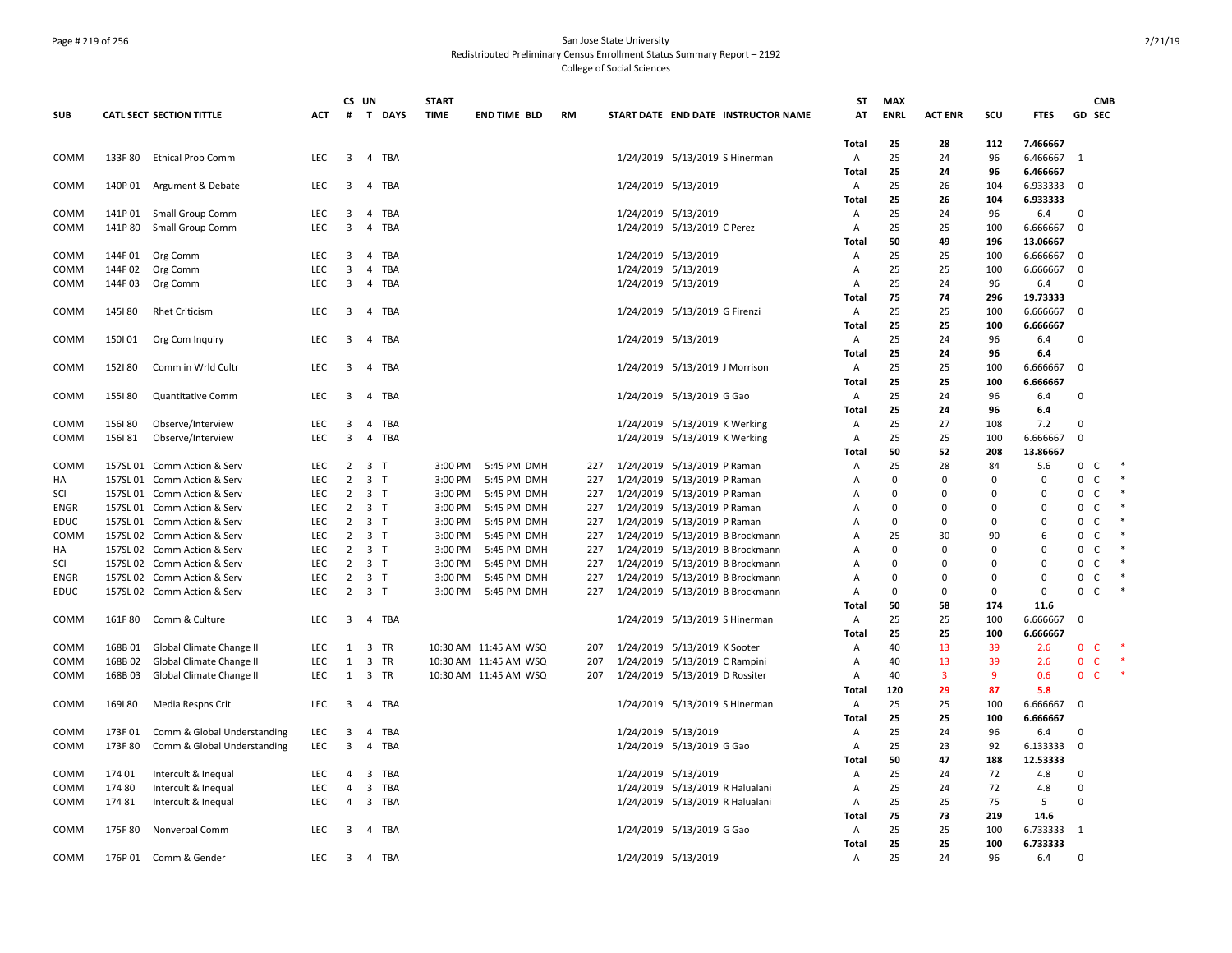San Jose State University
Redistributed Preliminary Census Enrollment Status Summary Report – 2192
College of Social Sciences

| SUB | CATL SECT | SECTION TITTLE | ACT | CS # | UN T | DAYS | START TIME | END TIME | BLD | RM | START DATE | END DATE | INSTRUCTOR NAME | ST AT | MAX ENRL | ACT ENR | SCU | FTES | GD | CMB SEC |
|---|---|---|---|---|---|---|---|---|---|---|---|---|---|---|---|---|---|---|---|---|
| | | | | | | | | | | | | | | Total | 25 | 28 | 112 | 7.466667 | | |
| COMM | 133F 80 | Ethical Prob Comm | LEC | 3 | 4 | TBA | | | | | 1/24/2019 | 5/13/2019 | S Hinerman | A | 25 | 24 | 96 | 6.466667 | 1 | |
| | | | | | | | | | | | | | | Total | 25 | 24 | 96 | 6.466667 | | |
| COMM | 140P 01 | Argument & Debate | LEC | 3 | 4 | TBA | | | | | 1/24/2019 | 5/13/2019 | | A | 25 | 26 | 104 | 6.933333 | 0 | |
| | | | | | | | | | | | | | | Total | 25 | 26 | 104 | 6.933333 | | |
| COMM | 141P 01 | Small Group Comm | LEC | 3 | 4 | TBA | | | | | 1/24/2019 | 5/13/2019 | | A | 25 | 24 | 96 | 6.4 | 0 | |
| COMM | 141P 80 | Small Group Comm | LEC | 3 | 4 | TBA | | | | | 1/24/2019 | 5/13/2019 | C Perez | A | 25 | 25 | 100 | 6.666667 | 0 | |
| | | | | | | | | | | | | | | Total | 50 | 49 | 196 | 13.06667 | | |
| COMM | 144F 01 | Org Comm | LEC | 3 | 4 | TBA | | | | | 1/24/2019 | 5/13/2019 | | A | 25 | 25 | 100 | 6.666667 | 0 | |
| COMM | 144F 02 | Org Comm | LEC | 3 | 4 | TBA | | | | | 1/24/2019 | 5/13/2019 | | A | 25 | 25 | 100 | 6.666667 | 0 | |
| COMM | 144F 03 | Org Comm | LEC | 3 | 4 | TBA | | | | | 1/24/2019 | 5/13/2019 | | A | 25 | 24 | 96 | 6.4 | 0 | |
| | | | | | | | | | | | | | | Total | 75 | 74 | 296 | 19.73333 | | |
| COMM | 145I 80 | Rhet Criticism | LEC | 3 | 4 | TBA | | | | | 1/24/2019 | 5/13/2019 | G Firenzi | A | 25 | 25 | 100 | 6.666667 | 0 | |
| | | | | | | | | | | | | | | Total | 25 | 25 | 100 | 6.666667 | | |
| COMM | 150I 01 | Org Com Inquiry | LEC | 3 | 4 | TBA | | | | | 1/24/2019 | 5/13/2019 | | A | 25 | 24 | 96 | 6.4 | 0 | |
| | | | | | | | | | | | | | | Total | 25 | 24 | 96 | 6.4 | | |
| COMM | 152I 80 | Comm in Wrld Cultr | LEC | 3 | 4 | TBA | | | | | 1/24/2019 | 5/13/2019 | J Morrison | A | 25 | 25 | 100 | 6.666667 | 0 | |
| | | | | | | | | | | | | | | Total | 25 | 25 | 100 | 6.666667 | | |
| COMM | 155I 80 | Quantitative Comm | LEC | 3 | 4 | TBA | | | | | 1/24/2019 | 5/13/2019 | G Gao | A | 25 | 24 | 96 | 6.4 | 0 | |
| | | | | | | | | | | | | | | Total | 25 | 24 | 96 | 6.4 | | |
| COMM | 156I 80 | Observe/Interview | LEC | 3 | 4 | TBA | | | | | 1/24/2019 | 5/13/2019 | K Werking | A | 25 | 27 | 108 | 7.2 | 0 | |
| COMM | 156I 81 | Observe/Interview | LEC | 3 | 4 | TBA | | | | | 1/24/2019 | 5/13/2019 | K Werking | A | 25 | 25 | 100 | 6.666667 | 0 | |
| | | | | | | | | | | | | | | Total | 50 | 52 | 208 | 13.86667 | | |
| COMM | 157SL 01 | Comm Action & Serv | LEC | 2 | 3 | T | 3:00 PM | 5:45 PM | DMH | 227 | 1/24/2019 | 5/13/2019 | P Raman | A | 25 | 28 | 84 | 5.6 | 0 | C * |
| HA | 157SL 01 | Comm Action & Serv | LEC | 2 | 3 | T | 3:00 PM | 5:45 PM | DMH | 227 | 1/24/2019 | 5/13/2019 | P Raman | A | 0 | 0 | 0 | 0 | 0 | C * |
| SCI | 157SL 01 | Comm Action & Serv | LEC | 2 | 3 | T | 3:00 PM | 5:45 PM | DMH | 227 | 1/24/2019 | 5/13/2019 | P Raman | A | 0 | 0 | 0 | 0 | 0 | C * |
| ENGR | 157SL 01 | Comm Action & Serv | LEC | 2 | 3 | T | 3:00 PM | 5:45 PM | DMH | 227 | 1/24/2019 | 5/13/2019 | P Raman | A | 0 | 0 | 0 | 0 | 0 | C * |
| EDUC | 157SL 01 | Comm Action & Serv | LEC | 2 | 3 | T | 3:00 PM | 5:45 PM | DMH | 227 | 1/24/2019 | 5/13/2019 | P Raman | A | 0 | 0 | 0 | 0 | 0 | C * |
| COMM | 157SL 02 | Comm Action & Serv | LEC | 2 | 3 | T | 3:00 PM | 5:45 PM | DMH | 227 | 1/24/2019 | 5/13/2019 | B Brockmann | A | 25 | 30 | 90 | 6 | 0 | C * |
| HA | 157SL 02 | Comm Action & Serv | LEC | 2 | 3 | T | 3:00 PM | 5:45 PM | DMH | 227 | 1/24/2019 | 5/13/2019 | B Brockmann | A | 0 | 0 | 0 | 0 | 0 | C * |
| SCI | 157SL 02 | Comm Action & Serv | LEC | 2 | 3 | T | 3:00 PM | 5:45 PM | DMH | 227 | 1/24/2019 | 5/13/2019 | B Brockmann | A | 0 | 0 | 0 | 0 | 0 | C * |
| ENGR | 157SL 02 | Comm Action & Serv | LEC | 2 | 3 | T | 3:00 PM | 5:45 PM | DMH | 227 | 1/24/2019 | 5/13/2019 | B Brockmann | A | 0 | 0 | 0 | 0 | 0 | C * |
| EDUC | 157SL 02 | Comm Action & Serv | LEC | 2 | 3 | T | 3:00 PM | 5:45 PM | DMH | 227 | 1/24/2019 | 5/13/2019 | B Brockmann | A | 0 | 0 | 0 | 0 | 0 | C * |
| | | | | | | | | | | | | | | Total | 50 | 58 | 174 | 11.6 | | |
| COMM | 161F 80 | Comm & Culture | LEC | 3 | 4 | TBA | | | | | 1/24/2019 | 5/13/2019 | S Hinerman | A | 25 | 25 | 100 | 6.666667 | 0 | |
| | | | | | | | | | | | | | | Total | 25 | 25 | 100 | 6.666667 | | |
| COMM | 168B 01 | Global Climate Change II | LEC | 1 | 3 | TR | 10:30 AM | 11:45 AM | WSQ | 207 | 1/24/2019 | 5/13/2019 | K Sooter | A | 40 | 13 | 39 | 2.6 | 0 | C * |
| COMM | 168B 02 | Global Climate Change II | LEC | 1 | 3 | TR | 10:30 AM | 11:45 AM | WSQ | 207 | 1/24/2019 | 5/13/2019 | C Rampini | A | 40 | 13 | 39 | 2.6 | 0 | C * |
| COMM | 168B 03 | Global Climate Change II | LEC | 1 | 3 | TR | 10:30 AM | 11:45 AM | WSQ | 207 | 1/24/2019 | 5/13/2019 | D Rossiter | A | 40 | 3 | 9 | 0.6 | 0 | C * |
| | | | | | | | | | | | | | | Total | 120 | 29 | 87 | 5.8 | | |
| COMM | 169I 80 | Media Respns Crit | LEC | 3 | 4 | TBA | | | | | 1/24/2019 | 5/13/2019 | S Hinerman | A | 25 | 25 | 100 | 6.666667 | 0 | |
| | | | | | | | | | | | | | | Total | 25 | 25 | 100 | 6.666667 | | |
| COMM | 173F 01 | Comm & Global Understanding | LEC | 3 | 4 | TBA | | | | | 1/24/2019 | 5/13/2019 | | A | 25 | 24 | 96 | 6.4 | 0 | |
| COMM | 173F 80 | Comm & Global Understanding | LEC | 3 | 4 | TBA | | | | | 1/24/2019 | 5/13/2019 | G Gao | A | 25 | 23 | 92 | 6.133333 | 0 | |
| | | | | | | | | | | | | | | Total | 50 | 47 | 188 | 12.53333 | | |
| COMM | 174 01 | Intercult & Inequal | LEC | 4 | 3 | TBA | | | | | 1/24/2019 | 5/13/2019 | | A | 25 | 24 | 72 | 4.8 | 0 | |
| COMM | 174 80 | Intercult & Inequal | LEC | 4 | 3 | TBA | | | | | 1/24/2019 | 5/13/2019 | R Halualani | A | 25 | 24 | 72 | 4.8 | 0 | |
| COMM | 174 81 | Intercult & Inequal | LEC | 4 | 3 | TBA | | | | | 1/24/2019 | 5/13/2019 | R Halualani | A | 25 | 25 | 75 | 5 | 0 | |
| | | | | | | | | | | | | | | Total | 75 | 73 | 219 | 14.6 | | |
| COMM | 175F 80 | Nonverbal Comm | LEC | 3 | 4 | TBA | | | | | 1/24/2019 | 5/13/2019 | G Gao | A | 25 | 25 | 100 | 6.733333 | 1 | |
| | | | | | | | | | | | | | | Total | 25 | 25 | 100 | 6.733333 | | |
| COMM | 176P 01 | Comm & Gender | LEC | 3 | 4 | TBA | | | | | 1/24/2019 | 5/13/2019 | | A | 25 | 24 | 96 | 6.4 | 0 | |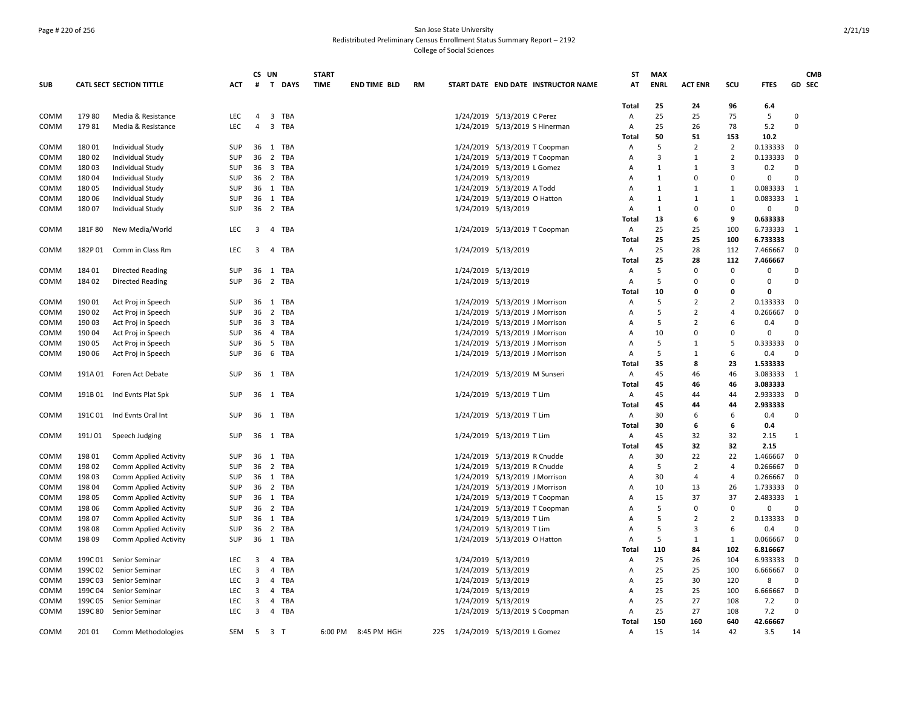San Jose State University
Redistributed Preliminary Census Enrollment Status Summary Report – 2192
College of Social Sciences

| SUB | CATL | SECT | SECTION TITTLE | ACT | CS # | UN T | DAYS | START TIME | END TIME | BLD | RM | START DATE | END DATE | INSTRUCTOR NAME | ST AT | MAX ENRL | ACT ENR | SCU | FTES | GD | CMB SEC |
|---|---|---|---|---|---|---|---|---|---|---|---|---|---|---|---|---|---|---|---|---|---|
| | | | | | | | | | | | | | | | Total | 25 | 24 | 96 | 6.4 | | |
| COMM | 179 | 80 | Media & Resistance | LEC | 4 | 3 | TBA | | | | | 1/24/2019 | 5/13/2019 | C Perez | A | 25 | 25 | 75 | 5 | 0 | |
| COMM | 179 | 81 | Media & Resistance | LEC | 4 | 3 | TBA | | | | | 1/24/2019 | 5/13/2019 | S Hinerman | A | 25 | 26 | 78 | 5.2 | 0 | |
| | | | | | | | | | | | | | | | Total | 50 | 51 | 153 | 10.2 | | |
| COMM | 180 | 01 | Individual Study | SUP | 36 | 1 | TBA | | | | | 1/24/2019 | 5/13/2019 | T Coopman | A | 5 | 2 | 2 | 0.133333 | 0 | |
| COMM | 180 | 02 | Individual Study | SUP | 36 | 2 | TBA | | | | | 1/24/2019 | 5/13/2019 | T Coopman | A | 3 | 1 | 2 | 0.133333 | 0 | |
| COMM | 180 | 03 | Individual Study | SUP | 36 | 3 | TBA | | | | | 1/24/2019 | 5/13/2019 | L Gomez | A | 1 | 1 | 3 | 0.2 | 0 | |
| COMM | 180 | 04 | Individual Study | SUP | 36 | 2 | TBA | | | | | 1/24/2019 | 5/13/2019 | | A | 1 | 0 | 0 | 0 | 0 | |
| COMM | 180 | 05 | Individual Study | SUP | 36 | 1 | TBA | | | | | 1/24/2019 | 5/13/2019 | A Todd | A | 1 | 1 | 1 | 0.083333 | 1 | |
| COMM | 180 | 06 | Individual Study | SUP | 36 | 1 | TBA | | | | | 1/24/2019 | 5/13/2019 | O Hatton | A | 1 | 1 | 1 | 0.083333 | 1 | |
| COMM | 180 | 07 | Individual Study | SUP | 36 | 2 | TBA | | | | | 1/24/2019 | 5/13/2019 | | A | 1 | 0 | 0 | 0 | 0 | |
| | | | | | | | | | | | | | | | Total | 13 | 6 | 9 | 0.633333 | | |
| COMM | 181F | 80 | New Media/World | LEC | 3 | 4 | TBA | | | | | 1/24/2019 | 5/13/2019 | T Coopman | A | 25 | 25 | 100 | 6.733333 | 1 | |
| | | | | | | | | | | | | | | | Total | 25 | 25 | 100 | 6.733333 | | |
| COMM | 182P | 01 | Comm in Class Rm | LEC | 3 | 4 | TBA | | | | | 1/24/2019 | 5/13/2019 | | A | 25 | 28 | 112 | 7.466667 | 0 | |
| | | | | | | | | | | | | | | | Total | 25 | 28 | 112 | 7.466667 | | |
| COMM | 184 | 01 | Directed Reading | SUP | 36 | 1 | TBA | | | | | 1/24/2019 | 5/13/2019 | | A | 5 | 0 | 0 | 0 | 0 | |
| COMM | 184 | 02 | Directed Reading | SUP | 36 | 2 | TBA | | | | | 1/24/2019 | 5/13/2019 | | A | 5 | 0 | 0 | 0 | 0 | |
| | | | | | | | | | | | | | | | Total | 10 | 0 | 0 | 0 | | |
| COMM | 190 | 01 | Act Proj in Speech | SUP | 36 | 1 | TBA | | | | | 1/24/2019 | 5/13/2019 | J Morrison | A | 5 | 2 | 2 | 0.133333 | 0 | |
| COMM | 190 | 02 | Act Proj in Speech | SUP | 36 | 2 | TBA | | | | | 1/24/2019 | 5/13/2019 | J Morrison | A | 5 | 2 | 4 | 0.266667 | 0 | |
| COMM | 190 | 03 | Act Proj in Speech | SUP | 36 | 3 | TBA | | | | | 1/24/2019 | 5/13/2019 | J Morrison | A | 5 | 2 | 6 | 0.4 | 0 | |
| COMM | 190 | 04 | Act Proj in Speech | SUP | 36 | 4 | TBA | | | | | 1/24/2019 | 5/13/2019 | J Morrison | A | 10 | 0 | 0 | 0 | 0 | |
| COMM | 190 | 05 | Act Proj in Speech | SUP | 36 | 5 | TBA | | | | | 1/24/2019 | 5/13/2019 | J Morrison | A | 5 | 1 | 5 | 0.333333 | 0 | |
| COMM | 190 | 06 | Act Proj in Speech | SUP | 36 | 6 | TBA | | | | | 1/24/2019 | 5/13/2019 | J Morrison | A | 5 | 1 | 6 | 0.4 | 0 | |
| | | | | | | | | | | | | | | | Total | 35 | 8 | 23 | 1.533333 | | |
| COMM | 191A | 01 | Foren Act Debate | SUP | 36 | 1 | TBA | | | | | 1/24/2019 | 5/13/2019 | M Sunseri | A | 45 | 46 | 46 | 3.083333 | 1 | |
| | | | | | | | | | | | | | | | Total | 45 | 46 | 46 | 3.083333 | | |
| COMM | 191B | 01 | Ind Evnts Plat Spk | SUP | 36 | 1 | TBA | | | | | 1/24/2019 | 5/13/2019 | T Lim | A | 45 | 44 | 44 | 2.933333 | 0 | |
| | | | | | | | | | | | | | | | Total | 45 | 44 | 44 | 2.933333 | | |
| COMM | 191C | 01 | Ind Evnts Oral Int | SUP | 36 | 1 | TBA | | | | | 1/24/2019 | 5/13/2019 | T Lim | A | 30 | 6 | 6 | 0.4 | 0 | |
| | | | | | | | | | | | | | | | Total | 30 | 6 | 6 | 0.4 | | |
| COMM | 191J | 01 | Speech Judging | SUP | 36 | 1 | TBA | | | | | 1/24/2019 | 5/13/2019 | T Lim | A | 45 | 32 | 32 | 2.15 | 1 | |
| | | | | | | | | | | | | | | | Total | 45 | 32 | 32 | 2.15 | | |
| COMM | 198 | 01 | Comm Applied Activity | SUP | 36 | 1 | TBA | | | | | 1/24/2019 | 5/13/2019 | R Cnudde | A | 30 | 22 | 22 | 1.466667 | 0 | |
| COMM | 198 | 02 | Comm Applied Activity | SUP | 36 | 2 | TBA | | | | | 1/24/2019 | 5/13/2019 | R Cnudde | A | 5 | 2 | 4 | 0.266667 | 0 | |
| COMM | 198 | 03 | Comm Applied Activity | SUP | 36 | 1 | TBA | | | | | 1/24/2019 | 5/13/2019 | J Morrison | A | 30 | 4 | 4 | 0.266667 | 0 | |
| COMM | 198 | 04 | Comm Applied Activity | SUP | 36 | 2 | TBA | | | | | 1/24/2019 | 5/13/2019 | J Morrison | A | 10 | 13 | 26 | 1.733333 | 0 | |
| COMM | 198 | 05 | Comm Applied Activity | SUP | 36 | 1 | TBA | | | | | 1/24/2019 | 5/13/2019 | T Coopman | A | 15 | 37 | 37 | 2.483333 | 1 | |
| COMM | 198 | 06 | Comm Applied Activity | SUP | 36 | 2 | TBA | | | | | 1/24/2019 | 5/13/2019 | T Coopman | A | 5 | 0 | 0 | 0 | 0 | |
| COMM | 198 | 07 | Comm Applied Activity | SUP | 36 | 1 | TBA | | | | | 1/24/2019 | 5/13/2019 | T Lim | A | 5 | 2 | 2 | 0.133333 | 0 | |
| COMM | 198 | 08 | Comm Applied Activity | SUP | 36 | 2 | TBA | | | | | 1/24/2019 | 5/13/2019 | T Lim | A | 5 | 3 | 6 | 0.4 | 0 | |
| COMM | 198 | 09 | Comm Applied Activity | SUP | 36 | 1 | TBA | | | | | 1/24/2019 | 5/13/2019 | O Hatton | A | 5 | 1 | 1 | 0.066667 | 0 | |
| | | | | | | | | | | | | | | | Total | 110 | 84 | 102 | 6.816667 | | |
| COMM | 199C | 01 | Senior Seminar | LEC | 3 | 4 | TBA | | | | | 1/24/2019 | 5/13/2019 | | A | 25 | 26 | 104 | 6.933333 | 0 | |
| COMM | 199C | 02 | Senior Seminar | LEC | 3 | 4 | TBA | | | | | 1/24/2019 | 5/13/2019 | | A | 25 | 25 | 100 | 6.666667 | 0 | |
| COMM | 199C | 03 | Senior Seminar | LEC | 3 | 4 | TBA | | | | | 1/24/2019 | 5/13/2019 | | A | 25 | 30 | 120 | 8 | 0 | |
| COMM | 199C | 04 | Senior Seminar | LEC | 3 | 4 | TBA | | | | | 1/24/2019 | 5/13/2019 | | A | 25 | 25 | 100 | 6.666667 | 0 | |
| COMM | 199C | 05 | Senior Seminar | LEC | 3 | 4 | TBA | | | | | 1/24/2019 | 5/13/2019 | | A | 25 | 27 | 108 | 7.2 | 0 | |
| COMM | 199C | 80 | Senior Seminar | LEC | 3 | 4 | TBA | | | | | 1/24/2019 | 5/13/2019 | S Coopman | A | 25 | 27 | 108 | 7.2 | 0 | |
| | | | | | | | | | | | | | | | Total | 150 | 160 | 640 | 42.66667 | | |
| COMM | 201 | 01 | Comm Methodologies | SEM | 5 | 3 | T | 6:00 PM | 8:45 PM | HGH | 225 | 1/24/2019 | 5/13/2019 | L Gomez | A | 15 | 14 | 42 | 3.5 | 14 | |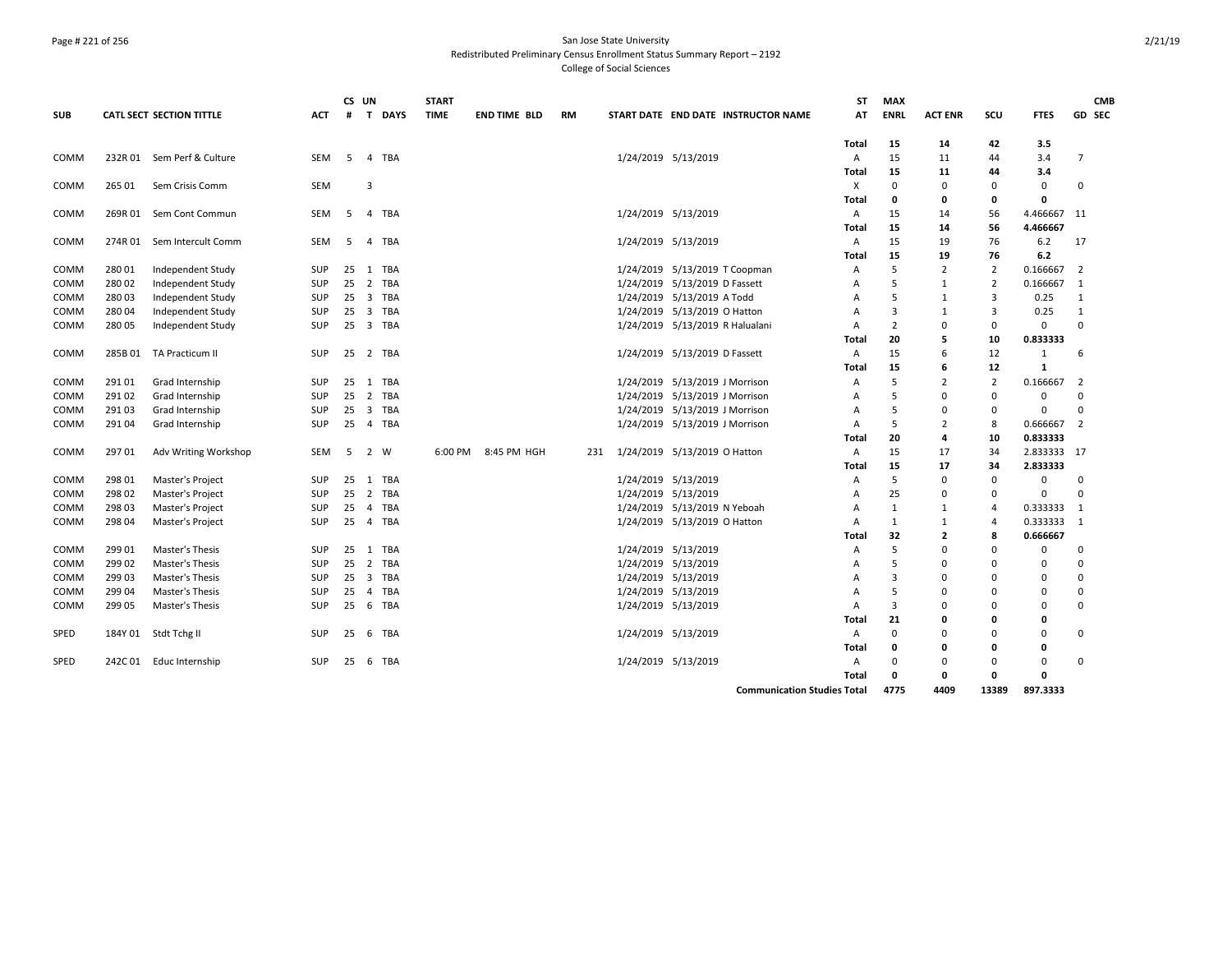San Jose State University
Redistributed Preliminary Census Enrollment Status Summary Report – 2192
College of Social Sciences

| SUB | CATL SECT | SECTION TITTLE | ACT | CS # | UN T | DAYS | START TIME | END TIME | BLD | RM | START DATE | END DATE | INSTRUCTOR NAME | ST AT | MAX ENRL | ACT ENR | SCU | FTES | GD | CMB SEC |
|---|---|---|---|---|---|---|---|---|---|---|---|---|---|---|---|---|---|---|---|---|
| | | | | | | | | | | | | | | **Total** | **15** | **14** | **42** | **3.5** | | |
| COMM | 232R 01 | Sem Perf & Culture | SEM | 5 | 4 | TBA | | | | | 1/24/2019 | 5/13/2019 | | A | 15 | 11 | 44 | 3.4 | 7 | |
| | | | | | | | | | | | | | | **Total** | **15** | **11** | **44** | **3.4** | | |
| COMM | 265 01 | Sem Crisis Comm | SEM | | 3 | | | | | | | | | X | 0 | 0 | 0 | 0 | 0 | |
| | | | | | | | | | | | | | | **Total** | **0** | **0** | **0** | **0** | | |
| COMM | 269R 01 | Sem Cont Commun | SEM | 5 | 4 | TBA | | | | | 1/24/2019 | 5/13/2019 | | A | 15 | 14 | 56 | 4.466667 | 11 | |
| | | | | | | | | | | | | | | **Total** | **15** | **14** | **56** | **4.466667** | | |
| COMM | 274R 01 | Sem Intercult Comm | SEM | 5 | 4 | TBA | | | | | 1/24/2019 | 5/13/2019 | | A | 15 | 19 | 76 | 6.2 | 17 | |
| | | | | | | | | | | | | | | **Total** | **15** | **19** | **76** | **6.2** | | |
| COMM | 280 01 | Independent Study | SUP | 25 | 1 | TBA | | | | | 1/24/2019 | 5/13/2019 | T Coopman | A | 5 | 2 | 2 | 0.166667 | 2 | |
| COMM | 280 02 | Independent Study | SUP | 25 | 2 | TBA | | | | | 1/24/2019 | 5/13/2019 | D Fassett | A | 5 | 1 | 2 | 0.166667 | 1 | |
| COMM | 280 03 | Independent Study | SUP | 25 | 3 | TBA | | | | | 1/24/2019 | 5/13/2019 | A Todd | A | 5 | 1 | 3 | 0.25 | 1 | |
| COMM | 280 04 | Independent Study | SUP | 25 | 3 | TBA | | | | | 1/24/2019 | 5/13/2019 | O Hatton | A | 3 | 1 | 3 | 0.25 | 1 | |
| COMM | 280 05 | Independent Study | SUP | 25 | 3 | TBA | | | | | 1/24/2019 | 5/13/2019 | R Halualani | A | 2 | 0 | 0 | 0 | 0 | |
| | | | | | | | | | | | | | | **Total** | **20** | **5** | **10** | **0.833333** | | |
| COMM | 285B 01 | TA Practicum II | SUP | 25 | 2 | TBA | | | | | 1/24/2019 | 5/13/2019 | D Fassett | A | 15 | 6 | 12 | 1 | 6 | |
| | | | | | | | | | | | | | | **Total** | **15** | **6** | **12** | **1** | | |
| COMM | 291 01 | Grad Internship | SUP | 25 | 1 | TBA | | | | | 1/24/2019 | 5/13/2019 | J Morrison | A | 5 | 2 | 2 | 0.166667 | 2 | |
| COMM | 291 02 | Grad Internship | SUP | 25 | 2 | TBA | | | | | 1/24/2019 | 5/13/2019 | J Morrison | A | 5 | 0 | 0 | 0 | 0 | |
| COMM | 291 03 | Grad Internship | SUP | 25 | 3 | TBA | | | | | 1/24/2019 | 5/13/2019 | J Morrison | A | 5 | 0 | 0 | 0 | 0 | |
| COMM | 291 04 | Grad Internship | SUP | 25 | 4 | TBA | | | | | 1/24/2019 | 5/13/2019 | J Morrison | A | 5 | 2 | 8 | 0.666667 | 2 | |
| | | | | | | | | | | | | | | **Total** | **20** | **4** | **10** | **0.833333** | | |
| COMM | 297 01 | Adv Writing Workshop | SEM | 5 | 2 | W | 6:00 PM | 8:45 PM | HGH | 231 | 1/24/2019 | 5/13/2019 | O Hatton | A | 15 | 17 | 34 | 2.833333 | 17 | |
| | | | | | | | | | | | | | | **Total** | **15** | **17** | **34** | **2.833333** | | |
| COMM | 298 01 | Master's Project | SUP | 25 | 1 | TBA | | | | | 1/24/2019 | 5/13/2019 | | A | 5 | 0 | 0 | 0 | 0 | |
| COMM | 298 02 | Master's Project | SUP | 25 | 2 | TBA | | | | | 1/24/2019 | 5/13/2019 | | A | 25 | 0 | 0 | 0 | 0 | |
| COMM | 298 03 | Master's Project | SUP | 25 | 4 | TBA | | | | | 1/24/2019 | 5/13/2019 | N Yeboah | A | 1 | 1 | 4 | 0.333333 | 1 | |
| COMM | 298 04 | Master's Project | SUP | 25 | 4 | TBA | | | | | 1/24/2019 | 5/13/2019 | O Hatton | A | 1 | 1 | 4 | 0.333333 | 1 | |
| | | | | | | | | | | | | | | **Total** | **32** | **2** | **8** | **0.666667** | | |
| COMM | 299 01 | Master's Thesis | SUP | 25 | 1 | TBA | | | | | 1/24/2019 | 5/13/2019 | | A | 5 | 0 | 0 | 0 | 0 | |
| COMM | 299 02 | Master's Thesis | SUP | 25 | 2 | TBA | | | | | 1/24/2019 | 5/13/2019 | | A | 5 | 0 | 0 | 0 | 0 | |
| COMM | 299 03 | Master's Thesis | SUP | 25 | 3 | TBA | | | | | 1/24/2019 | 5/13/2019 | | A | 3 | 0 | 0 | 0 | 0 | |
| COMM | 299 04 | Master's Thesis | SUP | 25 | 4 | TBA | | | | | 1/24/2019 | 5/13/2019 | | A | 5 | 0 | 0 | 0 | 0 | |
| COMM | 299 05 | Master's Thesis | SUP | 25 | 6 | TBA | | | | | 1/24/2019 | 5/13/2019 | | A | 3 | 0 | 0 | 0 | 0 | |
| | | | | | | | | | | | | | | **Total** | **21** | **0** | **0** | **0** | | |
| SPED | 184Y 01 | Stdt Tchg II | SUP | 25 | 6 | TBA | | | | | 1/24/2019 | 5/13/2019 | | A | 0 | 0 | 0 | 0 | 0 | |
| | | | | | | | | | | | | | | **Total** | **0** | **0** | **0** | **0** | | |
| SPED | 242C 01 | Educ Internship | SUP | 25 | 6 | TBA | | | | | 1/24/2019 | 5/13/2019 | | A | 0 | 0 | 0 | 0 | 0 | |
| | | | | | | | | | | | | | | **Total** | **0** | **0** | **0** | **0** | | |
| | | | | | | | | | | | | | **Communication Studies Total** | | **4775** | **4409** | **13389** | **897.3333** | | |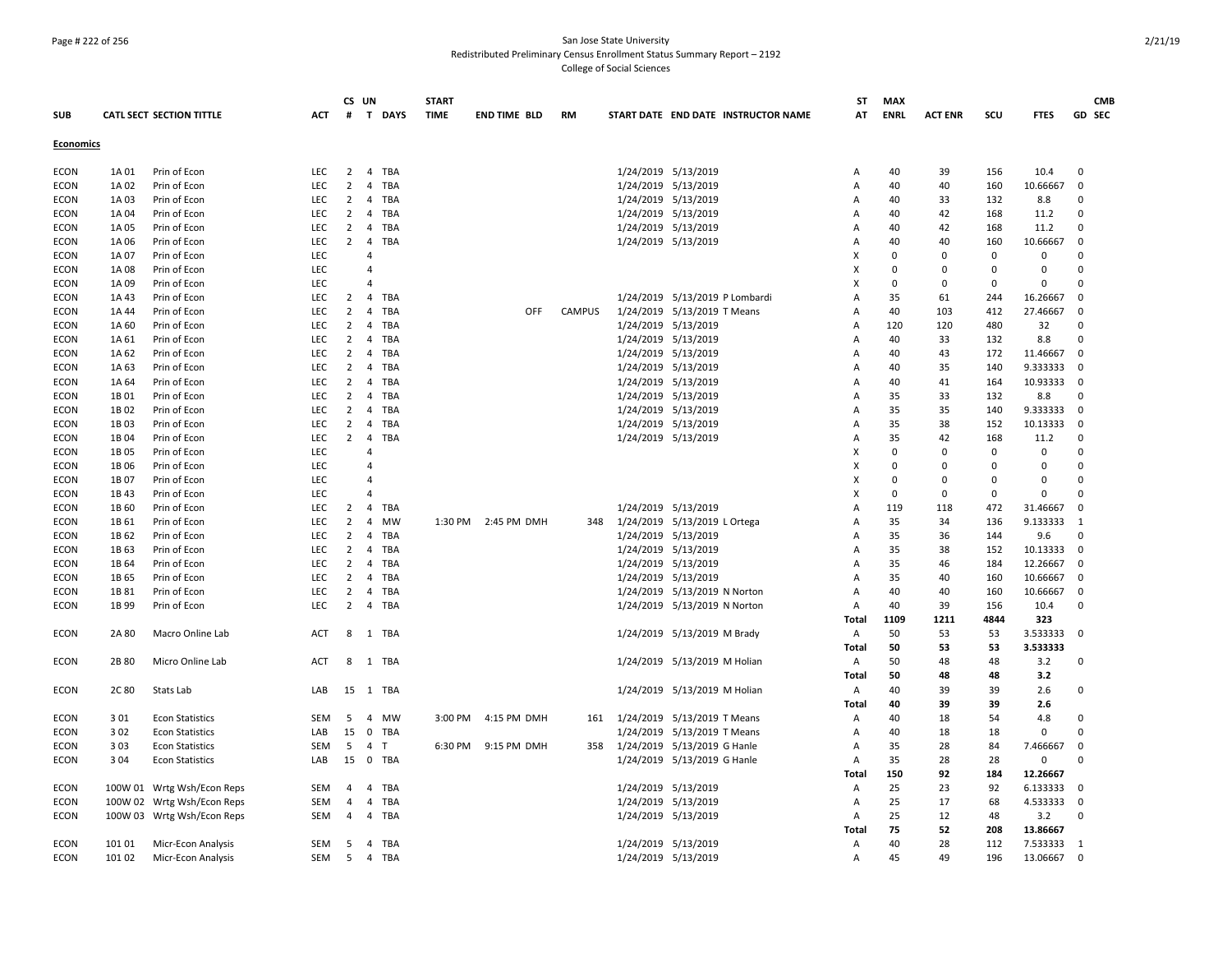San Jose State University
Redistributed Preliminary Census Enrollment Status Summary Report – 2192
College of Social Sciences

| SUB | CATL | SECT | SECTION TITTLE | ACT | CS # | UN T | DAYS | START TIME | END TIME | BLD | RM | START DATE | END DATE | INSTRUCTOR NAME | ST AT | MAX ENRL | ACT ENR | SCU | FTES | GD | CMB SEC |
|---|---|---|---|---|---|---|---|---|---|---|---|---|---|---|---|---|---|---|---|---|---|
| **Economics** | | | | | | | | | | | | | | | | | | | | | |
| ECON | 1A | 01 | Prin of Econ | LEC | 2 | 4 | TBA | | | | | 1/24/2019 | 5/13/2019 | | A | 40 | 39 | 156 | 10.4 | 0 | |
| ECON | 1A | 02 | Prin of Econ | LEC | 2 | 4 | TBA | | | | | 1/24/2019 | 5/13/2019 | | A | 40 | 40 | 160 | 10.66667 | 0 | |
| ECON | 1A | 03 | Prin of Econ | LEC | 2 | 4 | TBA | | | | | 1/24/2019 | 5/13/2019 | | A | 40 | 33 | 132 | 8.8 | 0 | |
| ECON | 1A | 04 | Prin of Econ | LEC | 2 | 4 | TBA | | | | | 1/24/2019 | 5/13/2019 | | A | 40 | 42 | 168 | 11.2 | 0 | |
| ECON | 1A | 05 | Prin of Econ | LEC | 2 | 4 | TBA | | | | | 1/24/2019 | 5/13/2019 | | A | 40 | 42 | 168 | 11.2 | 0 | |
| ECON | 1A | 06 | Prin of Econ | LEC | 2 | 4 | TBA | | | | | 1/24/2019 | 5/13/2019 | | A | 40 | 40 | 160 | 10.66667 | 0 | |
| ECON | 1A | 07 | Prin of Econ | LEC | | 4 | | | | | | | | | X | 0 | 0 | 0 | 0 | 0 | |
| ECON | 1A | 08 | Prin of Econ | LEC | | 4 | | | | | | | | | X | 0 | 0 | 0 | 0 | 0 | |
| ECON | 1A | 09 | Prin of Econ | LEC | | 4 | | | | | | | | | X | 0 | 0 | 0 | 0 | 0 | |
| ECON | 1A | 43 | Prin of Econ | LEC | 2 | 4 | TBA | | | | | 1/24/2019 | 5/13/2019 | P Lombardi | A | 35 | 61 | 244 | 16.26667 | 0 | |
| ECON | 1A | 44 | Prin of Econ | LEC | 2 | 4 | TBA | | | OFF | CAMPUS | 1/24/2019 | 5/13/2019 | T Means | A | 40 | 103 | 412 | 27.46667 | 0 | |
| ECON | 1A | 60 | Prin of Econ | LEC | 2 | 4 | TBA | | | | | 1/24/2019 | 5/13/2019 | | A | 120 | 120 | 480 | 32 | 0 | |
| ECON | 1A | 61 | Prin of Econ | LEC | 2 | 4 | TBA | | | | | 1/24/2019 | 5/13/2019 | | A | 40 | 33 | 132 | 8.8 | 0 | |
| ECON | 1A | 62 | Prin of Econ | LEC | 2 | 4 | TBA | | | | | 1/24/2019 | 5/13/2019 | | A | 40 | 43 | 172 | 11.46667 | 0 | |
| ECON | 1A | 63 | Prin of Econ | LEC | 2 | 4 | TBA | | | | | 1/24/2019 | 5/13/2019 | | A | 40 | 35 | 140 | 9.333333 | 0 | |
| ECON | 1A | 64 | Prin of Econ | LEC | 2 | 4 | TBA | | | | | 1/24/2019 | 5/13/2019 | | A | 40 | 41 | 164 | 10.93333 | 0 | |
| ECON | 1B | 01 | Prin of Econ | LEC | 2 | 4 | TBA | | | | | 1/24/2019 | 5/13/2019 | | A | 35 | 33 | 132 | 8.8 | 0 | |
| ECON | 1B | 02 | Prin of Econ | LEC | 2 | 4 | TBA | | | | | 1/24/2019 | 5/13/2019 | | A | 35 | 35 | 140 | 9.333333 | 0 | |
| ECON | 1B | 03 | Prin of Econ | LEC | 2 | 4 | TBA | | | | | 1/24/2019 | 5/13/2019 | | A | 35 | 38 | 152 | 10.13333 | 0 | |
| ECON | 1B | 04 | Prin of Econ | LEC | 2 | 4 | TBA | | | | | 1/24/2019 | 5/13/2019 | | A | 35 | 42 | 168 | 11.2 | 0 | |
| ECON | 1B | 05 | Prin of Econ | LEC | | 4 | | | | | | | | | X | 0 | 0 | 0 | 0 | 0 | |
| ECON | 1B | 06 | Prin of Econ | LEC | | 4 | | | | | | | | | X | 0 | 0 | 0 | 0 | 0 | |
| ECON | 1B | 07 | Prin of Econ | LEC | | 4 | | | | | | | | | X | 0 | 0 | 0 | 0 | 0 | |
| ECON | 1B | 43 | Prin of Econ | LEC | | 4 | | | | | | | | | X | 0 | 0 | 0 | 0 | 0 | |
| ECON | 1B | 60 | Prin of Econ | LEC | 2 | 4 | TBA | | | | | 1/24/2019 | 5/13/2019 | | A | 119 | 118 | 472 | 31.46667 | 0 | |
| ECON | 1B | 61 | Prin of Econ | LEC | 2 | 4 | MW | 1:30 PM | 2:45 PM | DMH | 348 | 1/24/2019 | 5/13/2019 | L Ortega | A | 35 | 34 | 136 | 9.133333 | 1 | |
| ECON | 1B | 62 | Prin of Econ | LEC | 2 | 4 | TBA | | | | | 1/24/2019 | 5/13/2019 | | A | 35 | 36 | 144 | 9.6 | 0 | |
| ECON | 1B | 63 | Prin of Econ | LEC | 2 | 4 | TBA | | | | | 1/24/2019 | 5/13/2019 | | A | 35 | 38 | 152 | 10.13333 | 0 | |
| ECON | 1B | 64 | Prin of Econ | LEC | 2 | 4 | TBA | | | | | 1/24/2019 | 5/13/2019 | | A | 35 | 46 | 184 | 12.26667 | 0 | |
| ECON | 1B | 65 | Prin of Econ | LEC | 2 | 4 | TBA | | | | | 1/24/2019 | 5/13/2019 | | A | 35 | 40 | 160 | 10.66667 | 0 | |
| ECON | 1B | 81 | Prin of Econ | LEC | 2 | 4 | TBA | | | | | 1/24/2019 | 5/13/2019 | N Norton | A | 40 | 40 | 160 | 10.66667 | 0 | |
| ECON | 1B | 99 | Prin of Econ | LEC | 2 | 4 | TBA | | | | | 1/24/2019 | 5/13/2019 | N Norton | A | 40 | 39 | 156 | 10.4 | 0 | |
| | | | | | | | | | | | | | | | Total | 1109 | 1211 | 4844 | 323 | | |
| ECON | 2A | 80 | Macro Online Lab | ACT | 8 | 1 | TBA | | | | | 1/24/2019 | 5/13/2019 | M Brady | A | 50 | 53 | 53 | 3.533333 | 0 | |
| | | | | | | | | | | | | | | | Total | 50 | 53 | 53 | 3.533333 | | |
| ECON | 2B | 80 | Micro Online Lab | ACT | 8 | 1 | TBA | | | | | 1/24/2019 | 5/13/2019 | M Holian | A | 50 | 48 | 48 | 3.2 | 0 | |
| | | | | | | | | | | | | | | | Total | 50 | 48 | 48 | 3.2 | | |
| ECON | 2C | 80 | Stats Lab | LAB | 15 | 1 | TBA | | | | | 1/24/2019 | 5/13/2019 | M Holian | A | 40 | 39 | 39 | 2.6 | 0 | |
| | | | | | | | | | | | | | | | Total | 40 | 39 | 39 | 2.6 | | |
| ECON | 3 | 01 | Econ Statistics | SEM | 5 | 4 | MW | 3:00 PM | 4:15 PM | DMH | 161 | 1/24/2019 | 5/13/2019 | T Means | A | 40 | 18 | 54 | 4.8 | 0 | |
| ECON | 3 | 02 | Econ Statistics | LAB | 15 | 0 | TBA | | | | | 1/24/2019 | 5/13/2019 | T Means | A | 40 | 18 | 18 | 0 | 0 | |
| ECON | 3 | 03 | Econ Statistics | SEM | 5 | 4 | T | 6:30 PM | 9:15 PM | DMH | 358 | 1/24/2019 | 5/13/2019 | G Hanle | A | 35 | 28 | 84 | 7.466667 | 0 | |
| ECON | 3 | 04 | Econ Statistics | LAB | 15 | 0 | TBA | | | | | 1/24/2019 | 5/13/2019 | G Hanle | A | 35 | 28 | 28 | 0 | 0 | |
| | | | | | | | | | | | | | | | Total | 150 | 92 | 184 | 12.26667 | | |
| ECON | 100W | 01 | Wrtg Wsh/Econ Reps | SEM | 4 | 4 | TBA | | | | | 1/24/2019 | 5/13/2019 | | A | 25 | 23 | 92 | 6.133333 | 0 | |
| ECON | 100W | 02 | Wrtg Wsh/Econ Reps | SEM | 4 | 4 | TBA | | | | | 1/24/2019 | 5/13/2019 | | A | 25 | 17 | 68 | 4.533333 | 0 | |
| ECON | 100W | 03 | Wrtg Wsh/Econ Reps | SEM | 4 | 4 | TBA | | | | | 1/24/2019 | 5/13/2019 | | A | 25 | 12 | 48 | 3.2 | 0 | |
| | | | | | | | | | | | | | | | Total | 75 | 52 | 208 | 13.86667 | | |
| ECON | 101 | 01 | Micr-Econ Analysis | SEM | 5 | 4 | TBA | | | | | 1/24/2019 | 5/13/2019 | | A | 40 | 28 | 112 | 7.533333 | 1 | |
| ECON | 101 | 02 | Micr-Econ Analysis | SEM | 5 | 4 | TBA | | | | | 1/24/2019 | 5/13/2019 | | A | 45 | 49 | 196 | 13.06667 | 0 | |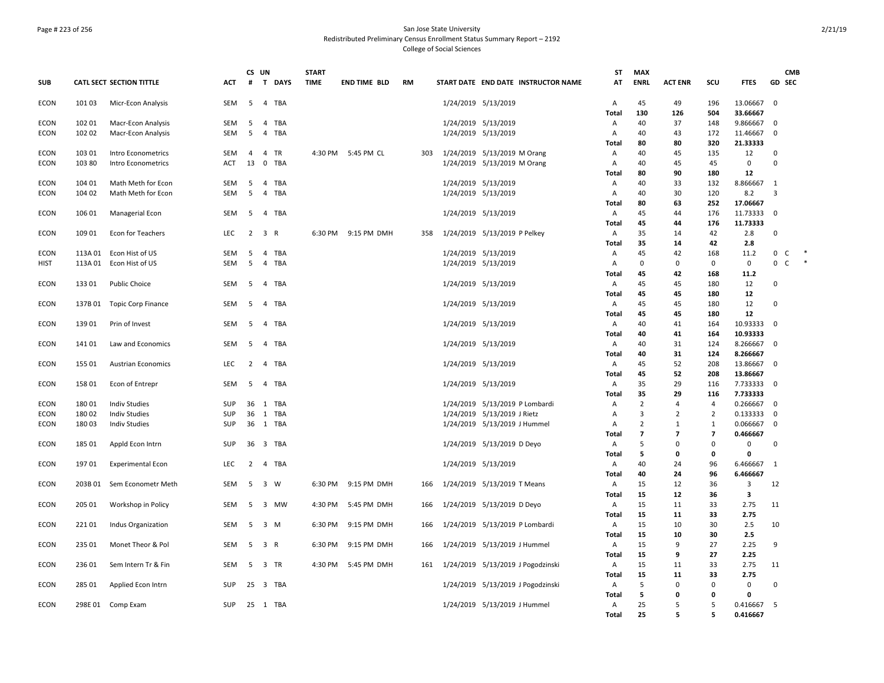San Jose State University
Redistributed Preliminary Census Enrollment Status Summary Report – 2192
College of Social Sciences

| SUB | CATL SECT | SECTION TITTLE | ACT | CS # | UN T | DAYS | START TIME | END TIME | BLD | RM | START DATE | END DATE | INSTRUCTOR NAME | ST AT | MAX ENRL | ACT ENR | SCU | FTES | GD | CMB SEC | |
|---|---|---|---|---|---|---|---|---|---|---|---|---|---|---|---|---|---|---|---|---|---|
| ECON | 101 03 | Micr-Econ Analysis | SEM | 5 | 4 | TBA | | | | | 1/24/2019 | 5/13/2019 | | A | 45 | 49 | 196 | 13.06667 | 0 | | |
| | | | | | | | | | | | | | | **Total** | **130** | **126** | **504** | **33.66667** | | | |
| ECON | 102 01 | Macr-Econ Analysis | SEM | 5 | 4 | TBA | | | | | 1/24/2019 | 5/13/2019 | | A | 40 | 37 | 148 | 9.866667 | 0 | | |
| ECON | 102 02 | Macr-Econ Analysis | SEM | 5 | 4 | TBA | | | | | 1/24/2019 | 5/13/2019 | | A | 40 | 43 | 172 | 11.46667 | 0 | | |
| | | | | | | | | | | | | | | **Total** | **80** | **80** | **320** | **21.33333** | | | |
| ECON | 103 01 | Intro Econometrics | SEM | 4 | 4 | TR | 4:30 PM | 5:45 PM | CL | 303 | 1/24/2019 | 5/13/2019 | M Orang | A | 40 | 45 | 135 | 12 | 0 | | |
| ECON | 103 80 | Intro Econometrics | ACT | 13 | 0 | TBA | | | | | 1/24/2019 | 5/13/2019 | M Orang | A | 40 | 45 | 45 | 0 | 0 | | |
| | | | | | | | | | | | | | | **Total** | **80** | **90** | **180** | **12** | | | |
| ECON | 104 01 | Math Meth for Econ | SEM | 5 | 4 | TBA | | | | | 1/24/2019 | 5/13/2019 | | A | 40 | 33 | 132 | 8.866667 | 1 | | |
| ECON | 104 02 | Math Meth for Econ | SEM | 5 | 4 | TBA | | | | | 1/24/2019 | 5/13/2019 | | A | 40 | 30 | 120 | 8.2 | 3 | | |
| | | | | | | | | | | | | | | **Total** | **80** | **63** | **252** | **17.06667** | | | |
| ECON | 106 01 | Managerial Econ | SEM | 5 | 4 | TBA | | | | | 1/24/2019 | 5/13/2019 | | A | 45 | 44 | 176 | 11.73333 | 0 | | |
| | | | | | | | | | | | | | | **Total** | **45** | **44** | **176** | **11.73333** | | | |
| ECON | 109 01 | Econ for Teachers | LEC | 2 | 3 | R | 6:30 PM | 9:15 PM | DMH | 358 | 1/24/2019 | 5/13/2019 | P Pelkey | A | 35 | 14 | 42 | 2.8 | 0 | | |
| | | | | | | | | | | | | | | **Total** | **35** | **14** | **42** | **2.8** | | | |
| ECON | 113A 01 | Econ Hist of US | SEM | 5 | 4 | TBA | | | | | 1/24/2019 | 5/13/2019 | | A | 45 | 42 | 168 | 11.2 | 0 | C | * |
| HIST | 113A 01 | Econ Hist of US | SEM | 5 | 4 | TBA | | | | | 1/24/2019 | 5/13/2019 | | A | 0 | 0 | 0 | 0 | 0 | C | * |
| | | | | | | | | | | | | | | **Total** | **45** | **42** | **168** | **11.2** | | | |
| ECON | 133 01 | Public Choice | SEM | 5 | 4 | TBA | | | | | 1/24/2019 | 5/13/2019 | | A | 45 | 45 | 180 | 12 | 0 | | |
| | | | | | | | | | | | | | | **Total** | **45** | **45** | **180** | **12** | | | |
| ECON | 137B 01 | Topic Corp Finance | SEM | 5 | 4 | TBA | | | | | 1/24/2019 | 5/13/2019 | | A | 45 | 45 | 180 | 12 | 0 | | |
| | | | | | | | | | | | | | | **Total** | **45** | **45** | **180** | **12** | | | |
| ECON | 139 01 | Prin of Invest | SEM | 5 | 4 | TBA | | | | | 1/24/2019 | 5/13/2019 | | A | 40 | 41 | 164 | 10.93333 | 0 | | |
| | | | | | | | | | | | | | | **Total** | **40** | **41** | **164** | **10.93333** | | | |
| ECON | 141 01 | Law and Economics | SEM | 5 | 4 | TBA | | | | | 1/24/2019 | 5/13/2019 | | A | 40 | 31 | 124 | 8.266667 | 0 | | |
| | | | | | | | | | | | | | | **Total** | **40** | **31** | **124** | **8.266667** | | | |
| ECON | 155 01 | Austrian Economics | LEC | 2 | 4 | TBA | | | | | 1/24/2019 | 5/13/2019 | | A | 45 | 52 | 208 | 13.86667 | 0 | | |
| | | | | | | | | | | | | | | **Total** | **45** | **52** | **208** | **13.86667** | | | |
| ECON | 158 01 | Econ of Entrepr | SEM | 5 | 4 | TBA | | | | | 1/24/2019 | 5/13/2019 | | A | 35 | 29 | 116 | 7.733333 | 0 | | |
| | | | | | | | | | | | | | | **Total** | **35** | **29** | **116** | **7.733333** | | | |
| ECON | 180 01 | Indiv Studies | SUP | 36 | 1 | TBA | | | | | 1/24/2019 | 5/13/2019 | P Lombardi | A | 2 | 4 | 4 | 0.266667 | 0 | | |
| ECON | 180 02 | Indiv Studies | SUP | 36 | 1 | TBA | | | | | 1/24/2019 | 5/13/2019 | J Rietz | A | 3 | 2 | 2 | 0.133333 | 0 | | |
| ECON | 180 03 | Indiv Studies | SUP | 36 | 1 | TBA | | | | | 1/24/2019 | 5/13/2019 | J Hummel | A | 2 | 1 | 1 | 0.066667 | 0 | | |
| | | | | | | | | | | | | | | **Total** | **7** | **7** | **7** | **0.466667** | | | |
| ECON | 185 01 | Appld Econ Intrn | SUP | 36 | 3 | TBA | | | | | 1/24/2019 | 5/13/2019 | D Deyo | A | 5 | 0 | 0 | 0 | 0 | | |
| | | | | | | | | | | | | | | **Total** | **5** | **0** | **0** | **0** | | | |
| ECON | 197 01 | Experimental Econ | LEC | 2 | 4 | TBA | | | | | 1/24/2019 | 5/13/2019 | | A | 40 | 24 | 96 | 6.466667 | 1 | | |
| | | | | | | | | | | | | | | **Total** | **40** | **24** | **96** | **6.466667** | | | |
| ECON | 203B 01 | Sem Econometr Meth | SEM | 5 | 3 | W | 6:30 PM | 9:15 PM | DMH | 166 | 1/24/2019 | 5/13/2019 | T Means | A | 15 | 12 | 36 | 3 | 12 | | |
| | | | | | | | | | | | | | | **Total** | **15** | **12** | **36** | **3** | | | |
| ECON | 205 01 | Workshop in Policy | SEM | 5 | 3 | MW | 4:30 PM | 5:45 PM | DMH | 166 | 1/24/2019 | 5/13/2019 | D Deyo | A | 15 | 11 | 33 | 2.75 | 11 | | |
| | | | | | | | | | | | | | | **Total** | **15** | **11** | **33** | **2.75** | | | |
| ECON | 221 01 | Indus Organization | SEM | 5 | 3 | M | 6:30 PM | 9:15 PM | DMH | 166 | 1/24/2019 | 5/13/2019 | P Lombardi | A | 15 | 10 | 30 | 2.5 | 10 | | |
| | | | | | | | | | | | | | | **Total** | **15** | **10** | **30** | **2.5** | | | |
| ECON | 235 01 | Monet Theor & Pol | SEM | 5 | 3 | R | 6:30 PM | 9:15 PM | DMH | 166 | 1/24/2019 | 5/13/2019 | J Hummel | A | 15 | 9 | 27 | 2.25 | 9 | | |
| | | | | | | | | | | | | | | **Total** | **15** | **9** | **27** | **2.25** | | | |
| ECON | 236 01 | Sem Intern Tr & Fin | SEM | 5 | 3 | TR | 4:30 PM | 5:45 PM | DMH | 161 | 1/24/2019 | 5/13/2019 | J Pogodzinski | A | 15 | 11 | 33 | 2.75 | 11 | | |
| | | | | | | | | | | | | | | **Total** | **15** | **11** | **33** | **2.75** | | | |
| ECON | 285 01 | Applied Econ Intrn | SUP | 25 | 3 | TBA | | | | | 1/24/2019 | 5/13/2019 | J Pogodzinski | A | 5 | 0 | 0 | 0 | 0 | | |
| | | | | | | | | | | | | | | **Total** | **5** | **0** | **0** | **0** | | | |
| ECON | 298E 01 | Comp Exam | SUP | 25 | 1 | TBA | | | | | 1/24/2019 | 5/13/2019 | J Hummel | A | 25 | 5 | 5 | 0.416667 | 5 | | |
| | | | | | | | | | | | | | | **Total** | **25** | **5** | **5** | **0.416667** | | | |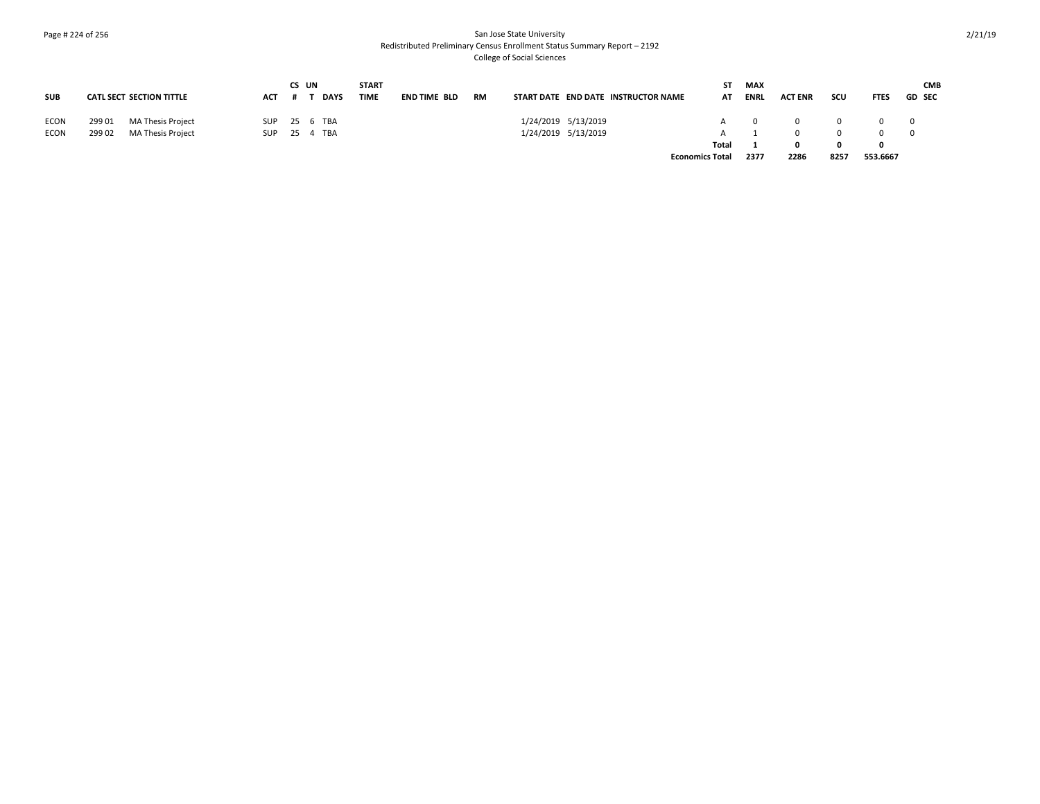| SUB | CATL SECT | SECTION TITTLE | ACT | CS # | UN T | DAYS | START TIME | END TIME | BLD | RM | START DATE | END DATE | INSTRUCTOR NAME | ST AT | MAX ENRL | ACT ENR | SCU | FTES | GD | CMB SEC |
|---|---|---|---|---|---|---|---|---|---|---|---|---|---|---|---|---|---|---|---|---|
| ECON | 299 01 | MA Thesis Project | SUP | 25 | 6 | TBA | | | | | 1/24/2019 | 5/13/2019 | | A | 0 | 0 | 0 | 0 | 0 | |
| ECON | 299 02 | MA Thesis Project | SUP | 25 | 4 | TBA | | | | | 1/24/2019 | 5/13/2019 | | A | 1 | 0 | 0 | 0 | 0 | |
| | | | | | | | | | | | | | | **Total** | **1** | **0** | **0** | **0** | | |
| | | | | | | | | | | | | | | **Economics Total** | **2377** | **2286** | **8257** | **553.6667** | | |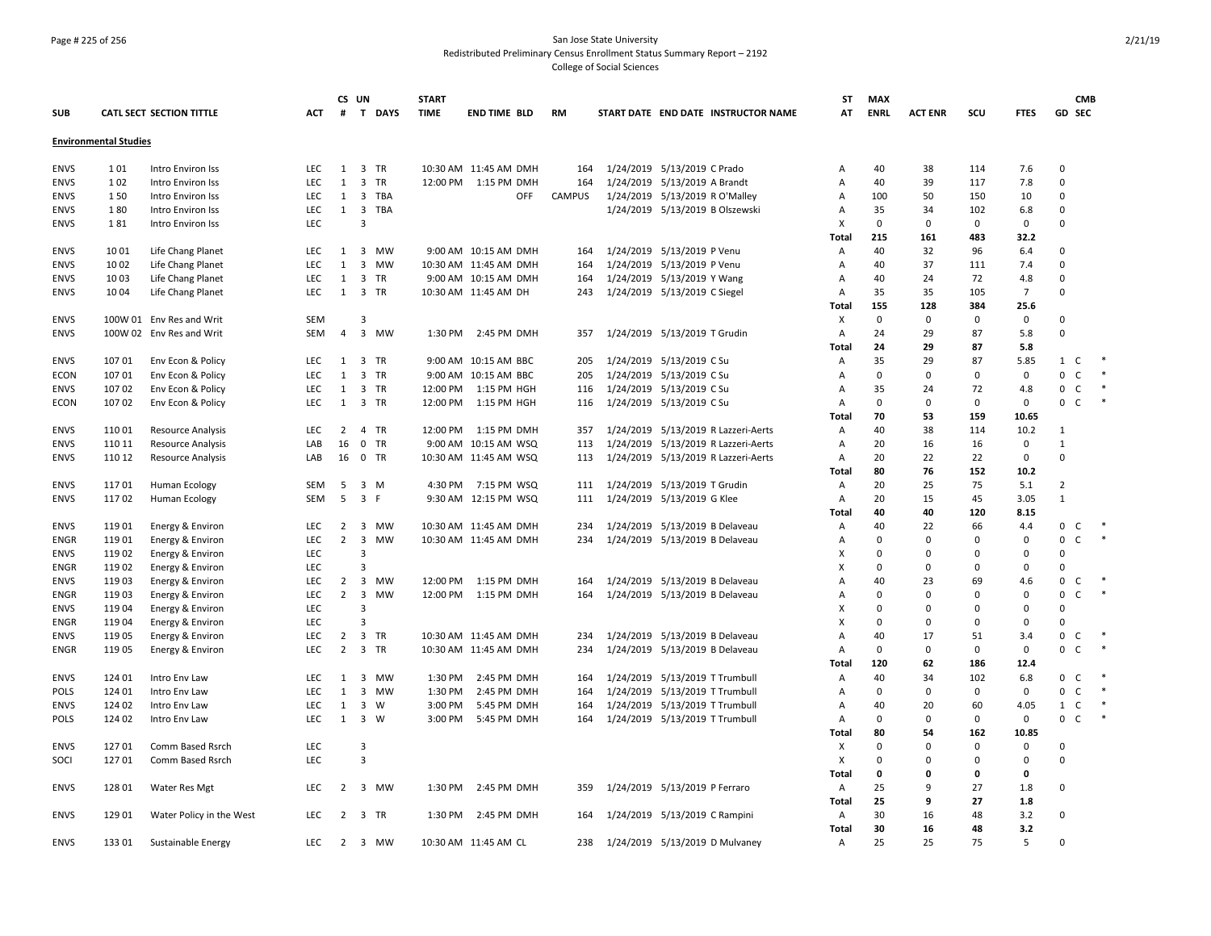San Jose State University
Redistributed Preliminary Census Enrollment Status Summary Report – 2192
College of Social Sciences

| SUB | CATL SECT | SECTION TITTLE | ACT | CS # | UN T | DAYS | START TIME | END TIME | BLD | RM | START DATE | END DATE | INSTRUCTOR NAME | ST AT | MAX ENRL | ACT ENR | SCU | FTES | GD | CMB SEC |
|---|---|---|---|---|---|---|---|---|---|---|---|---|---|---|---|---|---|---|---|---|
| **Environmental Studies** | | | | | | | | | | | | | | | | | | | | |
| ENVS | 1 01 | Intro Environ Iss | LEC | 1 | 3 | TR | 10:30 AM | 11:45 AM | DMH | 164 | 1/24/2019 | 5/13/2019 | C Prado | A | 40 | 38 | 114 | 7.6 | 0 | |
| ENVS | 1 02 | Intro Environ Iss | LEC | 1 | 3 | TR | 12:00 PM | 1:15 PM | DMH | 164 | 1/24/2019 | 5/13/2019 | A Brandt | A | 40 | 39 | 117 | 7.8 | 0 | |
| ENVS | 1 50 | Intro Environ Iss | LEC | 1 | 3 | TBA | | | OFF | CAMPUS | 1/24/2019 | 5/13/2019 | R O'Malley | A | 100 | 50 | 150 | 10 | 0 | |
| ENVS | 1 80 | Intro Environ Iss | LEC | 1 | 3 | TBA | | | | | 1/24/2019 | 5/13/2019 | B Olszewski | A | 35 | 34 | 102 | 6.8 | 0 | |
| ENVS | 1 81 | Intro Environ Iss | LEC | | 3 | | | | | | | | | X | 0 | 0 | 0 | 0 | 0 | |
| | | | | | | | | | | | | | | **Total** | **215** | **161** | **483** | **32.2** | | |
| ENVS | 10 01 | Life Chang Planet | LEC | 1 | 3 | MW | 9:00 AM | 10:15 AM | DMH | 164 | 1/24/2019 | 5/13/2019 | P Venu | A | 40 | 32 | 96 | 6.4 | 0 | |
| ENVS | 10 02 | Life Chang Planet | LEC | 1 | 3 | MW | 10:30 AM | 11:45 AM | DMH | 164 | 1/24/2019 | 5/13/2019 | P Venu | A | 40 | 37 | 111 | 7.4 | 0 | |
| ENVS | 10 03 | Life Chang Planet | LEC | 1 | 3 | TR | 9:00 AM | 10:15 AM | DMH | 164 | 1/24/2019 | 5/13/2019 | Y Wang | A | 40 | 24 | 72 | 4.8 | 0 | |
| ENVS | 10 04 | Life Chang Planet | LEC | 1 | 3 | TR | 10:30 AM | 11:45 AM | DH | 243 | 1/24/2019 | 5/13/2019 | C Siegel | A | 35 | 35 | 105 | 7 | 0 | |
| | | | | | | | | | | | | | | **Total** | **155** | **128** | **384** | **25.6** | | |
| ENVS | 100W 01 | Env Res and Writ | SEM | | 3 | | | | | | | | | X | 0 | 0 | 0 | 0 | 0 | |
| ENVS | 100W 02 | Env Res and Writ | SEM | 4 | 3 | MW | 1:30 PM | 2:45 PM | DMH | 357 | 1/24/2019 | 5/13/2019 | T Grudin | A | 24 | 29 | 87 | 5.8 | 0 | |
| | | | | | | | | | | | | | | **Total** | **24** | **29** | **87** | **5.8** | | |
| ENVS | 107 01 | Env Econ & Policy | LEC | 1 | 3 | TR | 9:00 AM | 10:15 AM | BBC | 205 | 1/24/2019 | 5/13/2019 | C Su | A | 35 | 29 | 87 | 5.85 | 1 | C * |
| ECON | 107 01 | Env Econ & Policy | LEC | 1 | 3 | TR | 9:00 AM | 10:15 AM | BBC | 205 | 1/24/2019 | 5/13/2019 | C Su | A | 0 | 0 | 0 | 0 | 0 | C * |
| ENVS | 107 02 | Env Econ & Policy | LEC | 1 | 3 | TR | 12:00 PM | 1:15 PM | HGH | 116 | 1/24/2019 | 5/13/2019 | C Su | A | 35 | 24 | 72 | 4.8 | 0 | C * |
| ECON | 107 02 | Env Econ & Policy | LEC | 1 | 3 | TR | 12:00 PM | 1:15 PM | HGH | 116 | 1/24/2019 | 5/13/2019 | C Su | A | 0 | 0 | 0 | 0 | 0 | C * |
| | | | | | | | | | | | | | | **Total** | **70** | **53** | **159** | **10.65** | | |
| ENVS | 110 01 | Resource Analysis | LEC | 2 | 4 | TR | 12:00 PM | 1:15 PM | DMH | 357 | 1/24/2019 | 5/13/2019 | R Lazzeri-Aerts | A | 40 | 38 | 114 | 10.2 | 1 | |
| ENVS | 110 11 | Resource Analysis | LAB | 16 | 0 | TR | 9:00 AM | 10:15 AM | WSQ | 113 | 1/24/2019 | 5/13/2019 | R Lazzeri-Aerts | A | 20 | 16 | 16 | 0 | 1 | |
| ENVS | 110 12 | Resource Analysis | LAB | 16 | 0 | TR | 10:30 AM | 11:45 AM | WSQ | 113 | 1/24/2019 | 5/13/2019 | R Lazzeri-Aerts | A | 20 | 22 | 22 | 0 | 0 | |
| | | | | | | | | | | | | | | **Total** | **80** | **76** | **152** | **10.2** | | |
| ENVS | 117 01 | Human Ecology | SEM | 5 | 3 | M | 4:30 PM | 7:15 PM | WSQ | 111 | 1/24/2019 | 5/13/2019 | T Grudin | A | 20 | 25 | 75 | 5.1 | 2 | |
| ENVS | 117 02 | Human Ecology | SEM | 5 | 3 | F | 9:30 AM | 12:15 PM | WSQ | 111 | 1/24/2019 | 5/13/2019 | G Klee | A | 20 | 15 | 45 | 3.05 | 1 | |
| | | | | | | | | | | | | | | **Total** | **40** | **40** | **120** | **8.15** | | |
| ENVS | 119 01 | Energy & Environ | LEC | 2 | 3 | MW | 10:30 AM | 11:45 AM | DMH | 234 | 1/24/2019 | 5/13/2019 | B Delaveau | A | 40 | 22 | 66 | 4.4 | 0 | C * |
| ENGR | 119 01 | Energy & Environ | LEC | 2 | 3 | MW | 10:30 AM | 11:45 AM | DMH | 234 | 1/24/2019 | 5/13/2019 | B Delaveau | A | 0 | 0 | 0 | 0 | 0 | C * |
| ENVS | 119 02 | Energy & Environ | LEC | | 3 | | | | | | | | | X | 0 | 0 | 0 | 0 | 0 | |
| ENGR | 119 02 | Energy & Environ | LEC | | 3 | | | | | | | | | X | 0 | 0 | 0 | 0 | 0 | |
| ENVS | 119 03 | Energy & Environ | LEC | 2 | 3 | MW | 12:00 PM | 1:15 PM | DMH | 164 | 1/24/2019 | 5/13/2019 | B Delaveau | A | 40 | 23 | 69 | 4.6 | 0 | C * |
| ENGR | 119 03 | Energy & Environ | LEC | 2 | 3 | MW | 12:00 PM | 1:15 PM | DMH | 164 | 1/24/2019 | 5/13/2019 | B Delaveau | A | 0 | 0 | 0 | 0 | 0 | C * |
| ENVS | 119 04 | Energy & Environ | LEC | | 3 | | | | | | | | | X | 0 | 0 | 0 | 0 | 0 | |
| ENGR | 119 04 | Energy & Environ | LEC | | 3 | | | | | | | | | X | 0 | 0 | 0 | 0 | 0 | |
| ENVS | 119 05 | Energy & Environ | LEC | 2 | 3 | TR | 10:30 AM | 11:45 AM | DMH | 234 | 1/24/2019 | 5/13/2019 | B Delaveau | A | 40 | 17 | 51 | 3.4 | 0 | C * |
| ENGR | 119 05 | Energy & Environ | LEC | 2 | 3 | TR | 10:30 AM | 11:45 AM | DMH | 234 | 1/24/2019 | 5/13/2019 | B Delaveau | A | 0 | 0 | 0 | 0 | 0 | C * |
| | | | | | | | | | | | | | | **Total** | **120** | **62** | **186** | **12.4** | | |
| ENVS | 124 01 | Intro Env Law | LEC | 1 | 3 | MW | 1:30 PM | 2:45 PM | DMH | 164 | 1/24/2019 | 5/13/2019 | T Trumbull | A | 40 | 34 | 102 | 6.8 | 0 | C * |
| POLS | 124 01 | Intro Env Law | LEC | 1 | 3 | MW | 1:30 PM | 2:45 PM | DMH | 164 | 1/24/2019 | 5/13/2019 | T Trumbull | A | 0 | 0 | 0 | 0 | 0 | C * |
| ENVS | 124 02 | Intro Env Law | LEC | 1 | 3 | W | 3:00 PM | 5:45 PM | DMH | 164 | 1/24/2019 | 5/13/2019 | T Trumbull | A | 40 | 20 | 60 | 4.05 | 1 | C * |
| POLS | 124 02 | Intro Env Law | LEC | 1 | 3 | W | 3:00 PM | 5:45 PM | DMH | 164 | 1/24/2019 | 5/13/2019 | T Trumbull | A | 0 | 0 | 0 | 0 | 0 | C * |
| | | | | | | | | | | | | | | **Total** | **80** | **54** | **162** | **10.85** | | |
| ENVS | 127 01 | Comm Based Rsrch | LEC | | 3 | | | | | | | | | X | 0 | 0 | 0 | 0 | 0 | |
| SOCI | 127 01 | Comm Based Rsrch | LEC | | 3 | | | | | | | | | X | 0 | 0 | 0 | 0 | 0 | |
| | | | | | | | | | | | | | | **Total** | **0** | **0** | **0** | **0** | | |
| ENVS | 128 01 | Water Res Mgt | LEC | 2 | 3 | MW | 1:30 PM | 2:45 PM | DMH | 359 | 1/24/2019 | 5/13/2019 | P Ferraro | A | 25 | 9 | 27 | 1.8 | 0 | |
| | | | | | | | | | | | | | | **Total** | **25** | **9** | **27** | **1.8** | | |
| ENVS | 129 01 | Water Policy in the West | LEC | 2 | 3 | TR | 1:30 PM | 2:45 PM | DMH | 164 | 1/24/2019 | 5/13/2019 | C Rampini | A | 30 | 16 | 48 | 3.2 | 0 | |
| | | | | | | | | | | | | | | **Total** | **30** | **16** | **48** | **3.2** | | |
| ENVS | 133 01 | Sustainable Energy | LEC | 2 | 3 | MW | 10:30 AM | 11:45 AM | CL | 238 | 1/24/2019 | 5/13/2019 | D Mulvaney | A | 25 | 25 | 75 | 5 | 0 | |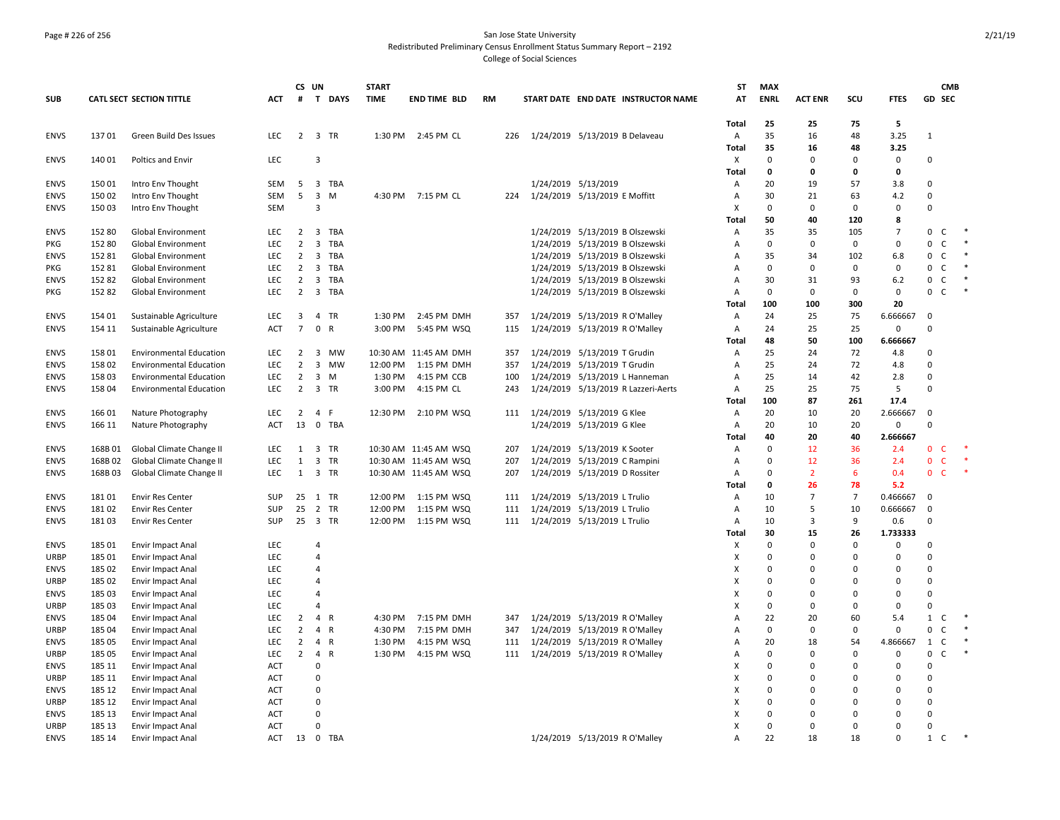| SUB | CATL SECT | SECTION TITTLE | ACT | CS # | UN T | DAYS | START TIME | END TIME | BLD | RM | START DATE | END DATE | INSTRUCTOR NAME | ST AT | MAX ENRL | ACT ENR | SCU | FTES | GD | CMB SEC | |
|---|---|---|---|---|---|---|---|---|---|---|---|---|---|---|---|---|---|---|---|---|---|
| | | | | | | | | | | | | | | Total | 25 | 25 | 75 | 5 | | | |
| ENVS | 137 01 | Green Build Des Issues | LEC | 2 | 3 | TR | 1:30 PM | 2:45 PM | CL | 226 | 1/24/2019 | 5/13/2019 | B Delaveau | A | 35 | 16 | 48 | 3.25 | 1 | | |
| | | | | | | | | | | | | | | Total | 35 | 16 | 48 | 3.25 | | | |
| ENVS | 140 01 | Poltics and Envir | LEC | | 3 | | | | | | | | | X | 0 | 0 | 0 | 0 | 0 | | |
| | | | | | | | | | | | | | | Total | 0 | 0 | 0 | 0 | | | |
| ENVS | 150 01 | Intro Env Thought | SEM | 5 | 3 | TBA | | | | | 1/24/2019 | 5/13/2019 | | A | 20 | 19 | 57 | 3.8 | 0 | | |
| ENVS | 150 02 | Intro Env Thought | SEM | 5 | 3 | M | 4:30 PM | 7:15 PM | CL | 224 | 1/24/2019 | 5/13/2019 | E Moffitt | A | 30 | 21 | 63 | 4.2 | 0 | | |
| ENVS | 150 03 | Intro Env Thought | SEM | | 3 | | | | | | | | | X | 0 | 0 | 0 | 0 | 0 | | |
| | | | | | | | | | | | | | | Total | 50 | 40 | 120 | 8 | | | |
| ENVS | 152 80 | Global Environment | LEC | 2 | 3 | TBA | | | | | 1/24/2019 | 5/13/2019 | B Olszewski | A | 35 | 35 | 105 | 7 | 0 | C | * |
| PKG | 152 80 | Global Environment | LEC | 2 | 3 | TBA | | | | | 1/24/2019 | 5/13/2019 | B Olszewski | A | 0 | 0 | 0 | 0 | 0 | C | * |
| ENVS | 152 81 | Global Environment | LEC | 2 | 3 | TBA | | | | | 1/24/2019 | 5/13/2019 | B Olszewski | A | 35 | 34 | 102 | 6.8 | 0 | C | * |
| PKG | 152 81 | Global Environment | LEC | 2 | 3 | TBA | | | | | 1/24/2019 | 5/13/2019 | B Olszewski | A | 0 | 0 | 0 | 0 | 0 | C | * |
| ENVS | 152 82 | Global Environment | LEC | 2 | 3 | TBA | | | | | 1/24/2019 | 5/13/2019 | B Olszewski | A | 30 | 31 | 93 | 6.2 | 0 | C | * |
| PKG | 152 82 | Global Environment | LEC | 2 | 3 | TBA | | | | | 1/24/2019 | 5/13/2019 | B Olszewski | A | 0 | 0 | 0 | 0 | 0 | C | * |
| | | | | | | | | | | | | | | Total | 100 | 100 | 300 | 20 | | | |
| ENVS | 154 01 | Sustainable Agriculture | LEC | 3 | 4 | TR | 1:30 PM | 2:45 PM | DMH | 357 | 1/24/2019 | 5/13/2019 | R O'Malley | A | 24 | 25 | 75 | 6.666667 | 0 | | |
| ENVS | 154 11 | Sustainable Agriculture | ACT | 7 | 0 | R | 3:00 PM | 5:45 PM | WSQ | 115 | 1/24/2019 | 5/13/2019 | R O'Malley | A | 24 | 25 | 25 | 0 | 0 | | |
| | | | | | | | | | | | | | | Total | 48 | 50 | 100 | 6.666667 | | | |
| ENVS | 158 01 | Environmental Education | LEC | 2 | 3 | MW | 10:30 AM | 11:45 AM | DMH | 357 | 1/24/2019 | 5/13/2019 | T Grudin | A | 25 | 24 | 72 | 4.8 | 0 | | |
| ENVS | 158 02 | Environmental Education | LEC | 2 | 3 | MW | 12:00 PM | 1:15 PM | DMH | 357 | 1/24/2019 | 5/13/2019 | T Grudin | A | 25 | 24 | 72 | 4.8 | 0 | | |
| ENVS | 158 03 | Environmental Education | LEC | 2 | 3 | M | 1:30 PM | 4:15 PM | CCB | 100 | 1/24/2019 | 5/13/2019 | L Hanneman | A | 25 | 14 | 42 | 2.8 | 0 | | |
| ENVS | 158 04 | Environmental Education | LEC | 2 | 3 | TR | 3:00 PM | 4:15 PM | CL | 243 | 1/24/2019 | 5/13/2019 | R Lazzeri-Aerts | A | 25 | 25 | 75 | 5 | 0 | | |
| | | | | | | | | | | | | | | Total | 100 | 87 | 261 | 17.4 | | | |
| ENVS | 166 01 | Nature Photography | LEC | 2 | 4 | F | 12:30 PM | 2:10 PM | WSQ | 111 | 1/24/2019 | 5/13/2019 | G Klee | A | 20 | 10 | 20 | 2.666667 | 0 | | |
| ENVS | 166 11 | Nature Photography | ACT | 13 | 0 | TBA | | | | | 1/24/2019 | 5/13/2019 | G Klee | A | 20 | 10 | 20 | 0 | 0 | | |
| | | | | | | | | | | | | | | Total | 40 | 20 | 40 | 2.666667 | | | |
| ENVS | 168B 01 | Global Climate Change II | LEC | 1 | 3 | TR | 10:30 AM | 11:45 AM | WSQ | 207 | 1/24/2019 | 5/13/2019 | K Sooter | A | 0 | 12 | 36 | 2.4 | 0 | C | * |
| ENVS | 168B 02 | Global Climate Change II | LEC | 1 | 3 | TR | 10:30 AM | 11:45 AM | WSQ | 207 | 1/24/2019 | 5/13/2019 | C Rampini | A | 0 | 12 | 36 | 2.4 | 0 | C | * |
| ENVS | 168B 03 | Global Climate Change II | LEC | 1 | 3 | TR | 10:30 AM | 11:45 AM | WSQ | 207 | 1/24/2019 | 5/13/2019 | D Rossiter | A | 0 | 2 | 6 | 0.4 | 0 | C | * |
| | | | | | | | | | | | | | | Total | 0 | 26 | 78 | 5.2 | | | |
| ENVS | 181 01 | Envir Res Center | SUP | 25 | 1 | TR | 12:00 PM | 1:15 PM | WSQ | 111 | 1/24/2019 | 5/13/2019 | L Trulio | A | 10 | 7 | 7 | 0.466667 | 0 | | |
| ENVS | 181 02 | Envir Res Center | SUP | 25 | 2 | TR | 12:00 PM | 1:15 PM | WSQ | 111 | 1/24/2019 | 5/13/2019 | L Trulio | A | 10 | 5 | 10 | 0.666667 | 0 | | |
| ENVS | 181 03 | Envir Res Center | SUP | 25 | 3 | TR | 12:00 PM | 1:15 PM | WSQ | 111 | 1/24/2019 | 5/13/2019 | L Trulio | A | 10 | 3 | 9 | 0.6 | 0 | | |
| | | | | | | | | | | | | | | Total | 30 | 15 | 26 | 1.733333 | | | |
| ENVS | 185 01 | Envir Impact Anal | LEC | | 4 | | | | | | | | | X | 0 | 0 | 0 | 0 | 0 | | |
| URBP | 185 01 | Envir Impact Anal | LEC | | 4 | | | | | | | | | X | 0 | 0 | 0 | 0 | 0 | | |
| ENVS | 185 02 | Envir Impact Anal | LEC | | 4 | | | | | | | | | X | 0 | 0 | 0 | 0 | 0 | | |
| URBP | 185 02 | Envir Impact Anal | LEC | | 4 | | | | | | | | | X | 0 | 0 | 0 | 0 | 0 | | |
| ENVS | 185 03 | Envir Impact Anal | LEC | | 4 | | | | | | | | | X | 0 | 0 | 0 | 0 | 0 | | |
| URBP | 185 03 | Envir Impact Anal | LEC | | 4 | | | | | | | | | X | 0 | 0 | 0 | 0 | 0 | | |
| ENVS | 185 04 | Envir Impact Anal | LEC | 2 | 4 | R | 4:30 PM | 7:15 PM | DMH | 347 | 1/24/2019 | 5/13/2019 | R O'Malley | A | 22 | 20 | 60 | 5.4 | 1 | C | * |
| URBP | 185 04 | Envir Impact Anal | LEC | 2 | 4 | R | 4:30 PM | 7:15 PM | DMH | 347 | 1/24/2019 | 5/13/2019 | R O'Malley | A | 0 | 0 | 0 | 0 | 0 | C | * |
| ENVS | 185 05 | Envir Impact Anal | LEC | 2 | 4 | R | 1:30 PM | 4:15 PM | WSQ | 111 | 1/24/2019 | 5/13/2019 | R O'Malley | A | 20 | 18 | 54 | 4.866667 | 1 | C | * |
| URBP | 185 05 | Envir Impact Anal | LEC | 2 | 4 | R | 1:30 PM | 4:15 PM | WSQ | 111 | 1/24/2019 | 5/13/2019 | R O'Malley | A | 0 | 0 | 0 | 0 | 0 | C | * |
| ENVS | 185 11 | Envir Impact Anal | ACT | | 0 | | | | | | | | | X | 0 | 0 | 0 | 0 | 0 | | |
| URBP | 185 11 | Envir Impact Anal | ACT | | 0 | | | | | | | | | X | 0 | 0 | 0 | 0 | 0 | | |
| ENVS | 185 12 | Envir Impact Anal | ACT | | 0 | | | | | | | | | X | 0 | 0 | 0 | 0 | 0 | | |
| URBP | 185 12 | Envir Impact Anal | ACT | | 0 | | | | | | | | | X | 0 | 0 | 0 | 0 | 0 | | |
| ENVS | 185 13 | Envir Impact Anal | ACT | | 0 | | | | | | | | | X | 0 | 0 | 0 | 0 | 0 | | |
| URBP | 185 13 | Envir Impact Anal | ACT | | 0 | | | | | | | | | X | 0 | 0 | 0 | 0 | 0 | | |
| ENVS | 185 14 | Envir Impact Anal | ACT | 13 | 0 | TBA | | | | | 1/24/2019 | 5/13/2019 | R O'Malley | A | 22 | 18 | 18 | 0 | 1 | C | * |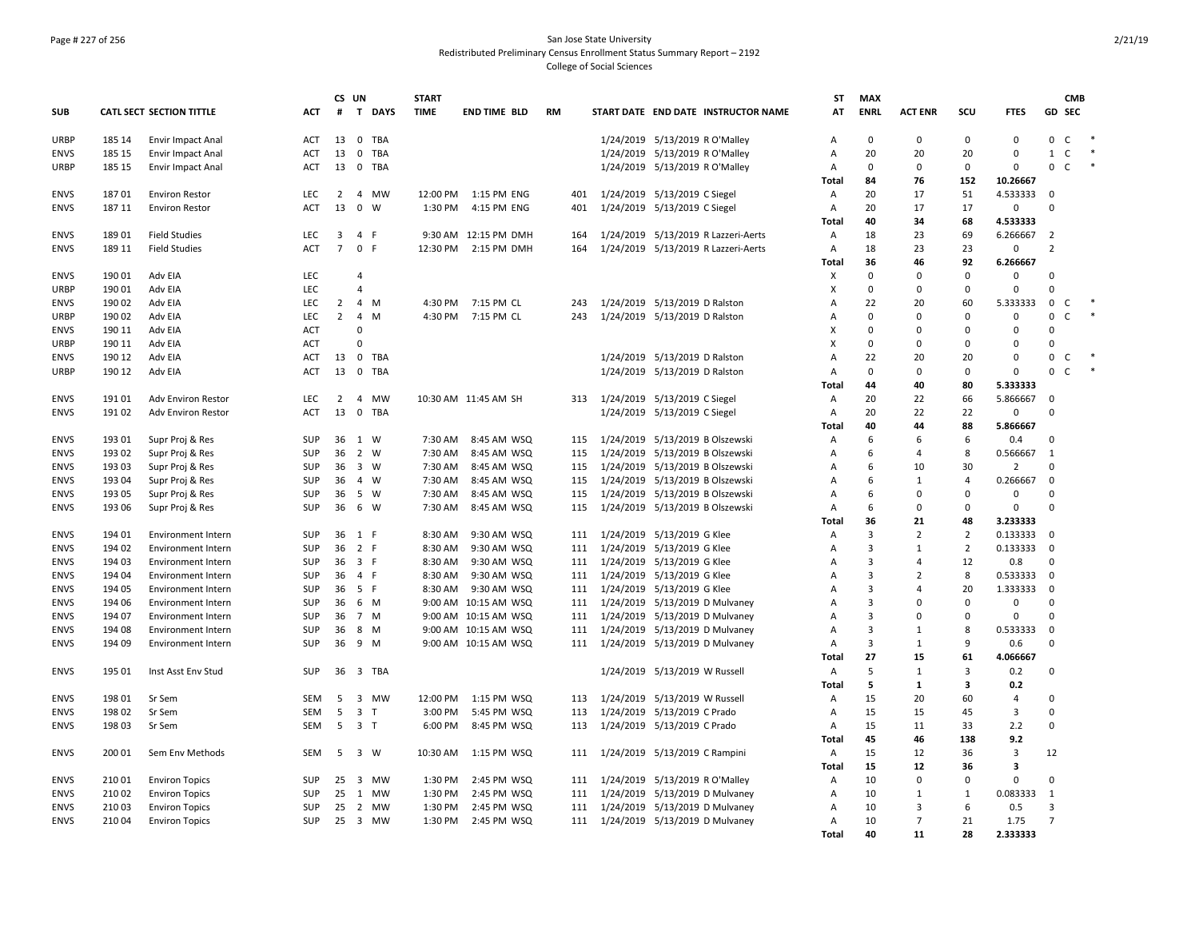San Jose State University
Redistributed Preliminary Census Enrollment Status Summary Report – 2192
College of Social Sciences

| SUB | CATL | SECT | SECTION TITTLE | ACT | CS # | UN T | DAYS | START TIME | END TIME | BLD | RM | START DATE | END DATE | INSTRUCTOR NAME | ST AT | MAX ENRL | ACT ENR | SCU | FTES | GD | CMB SEC | |
|---|---|---|---|---|---|---|---|---|---|---|---|---|---|---|---|---|---|---|---|---|---|---|
| URBP | 185 | 14 | Envir Impact Anal | ACT | 13 | 0 | TBA | | | | | 1/24/2019 | 5/13/2019 | R O'Malley | A | 0 | 0 | 0 | 0 | 0 | C | * |
| ENVS | 185 | 15 | Envir Impact Anal | ACT | 13 | 0 | TBA | | | | | 1/24/2019 | 5/13/2019 | R O'Malley | A | 20 | 20 | 20 | 0 | 1 | C | * |
| URBP | 185 | 15 | Envir Impact Anal | ACT | 13 | 0 | TBA | | | | | 1/24/2019 | 5/13/2019 | R O'Malley | A | 0 | 0 | 0 | 0 | 0 | C | * |
| | | | | | | | | | | | | | | | Total | 84 | 76 | 152 | 10.26667 | | | |
| ENVS | 187 | 01 | Environ Restor | LEC | 2 | 4 | MW | 12:00 PM | 1:15 PM | ENG | 401 | 1/24/2019 | 5/13/2019 | C Siegel | A | 20 | 17 | 51 | 4.533333 | 0 | | |
| ENVS | 187 | 11 | Environ Restor | ACT | 13 | 0 | W | 1:30 PM | 4:15 PM | ENG | 401 | 1/24/2019 | 5/13/2019 | C Siegel | A | 20 | 17 | 17 | 0 | 0 | | |
| | | | | | | | | | | | | | | | Total | 40 | 34 | 68 | 4.533333 | | | |
| ENVS | 189 | 01 | Field Studies | LEC | 3 | 4 | F | 9:30 AM | 12:15 PM | DMH | 164 | 1/24/2019 | 5/13/2019 | R Lazzeri-Aerts | A | 18 | 23 | 69 | 6.266667 | 2 | | |
| ENVS | 189 | 11 | Field Studies | ACT | 7 | 0 | F | 12:30 PM | 2:15 PM | DMH | 164 | 1/24/2019 | 5/13/2019 | R Lazzeri-Aerts | A | 18 | 23 | 23 | 0 | 2 | | |
| | | | | | | | | | | | | | | | Total | 36 | 46 | 92 | 6.266667 | | | |
| ENVS | 190 | 01 | Adv EIA | LEC | | 4 | | | | | | | | | X | 0 | 0 | 0 | 0 | 0 | | |
| URBP | 190 | 01 | Adv EIA | LEC | | 4 | | | | | | | | | X | 0 | 0 | 0 | 0 | 0 | | |
| ENVS | 190 | 02 | Adv EIA | LEC | 2 | 4 | M | 4:30 PM | 7:15 PM | CL | 243 | 1/24/2019 | 5/13/2019 | D Ralston | A | 22 | 20 | 60 | 5.333333 | 0 | C | * |
| URBP | 190 | 02 | Adv EIA | LEC | 2 | 4 | M | 4:30 PM | 7:15 PM | CL | 243 | 1/24/2019 | 5/13/2019 | D Ralston | A | 0 | 0 | 0 | 0 | 0 | C | * |
| ENVS | 190 | 11 | Adv EIA | ACT | | 0 | | | | | | | | | X | 0 | 0 | 0 | 0 | 0 | | |
| URBP | 190 | 11 | Adv EIA | ACT | | 0 | | | | | | | | | X | 0 | 0 | 0 | 0 | 0 | | |
| ENVS | 190 | 12 | Adv EIA | ACT | 13 | 0 | TBA | | | | | 1/24/2019 | 5/13/2019 | D Ralston | A | 22 | 20 | 20 | 0 | 0 | C | * |
| URBP | 190 | 12 | Adv EIA | ACT | 13 | 0 | TBA | | | | | 1/24/2019 | 5/13/2019 | D Ralston | A | 0 | 0 | 0 | 0 | 0 | C | * |
| | | | | | | | | | | | | | | | Total | 44 | 40 | 80 | 5.333333 | | | |
| ENVS | 191 | 01 | Adv Environ Restor | LEC | 2 | 4 | MW | 10:30 AM | 11:45 AM | SH | 313 | 1/24/2019 | 5/13/2019 | C Siegel | A | 20 | 22 | 66 | 5.866667 | 0 | | |
| ENVS | 191 | 02 | Adv Environ Restor | ACT | 13 | 0 | TBA | | | | | 1/24/2019 | 5/13/2019 | C Siegel | A | 20 | 22 | 22 | 0 | 0 | | |
| | | | | | | | | | | | | | | | Total | 40 | 44 | 88 | 5.866667 | | | |
| ENVS | 193 | 01 | Supr Proj & Res | SUP | 36 | 1 | W | 7:30 AM | 8:45 AM | WSQ | 115 | 1/24/2019 | 5/13/2019 | B Olszewski | A | 6 | 6 | 6 | 0.4 | 0 | | |
| ENVS | 193 | 02 | Supr Proj & Res | SUP | 36 | 2 | W | 7:30 AM | 8:45 AM | WSQ | 115 | 1/24/2019 | 5/13/2019 | B Olszewski | A | 6 | 4 | 8 | 0.566667 | 1 | | |
| ENVS | 193 | 03 | Supr Proj & Res | SUP | 36 | 3 | W | 7:30 AM | 8:45 AM | WSQ | 115 | 1/24/2019 | 5/13/2019 | B Olszewski | A | 6 | 10 | 30 | 2 | 0 | | |
| ENVS | 193 | 04 | Supr Proj & Res | SUP | 36 | 4 | W | 7:30 AM | 8:45 AM | WSQ | 115 | 1/24/2019 | 5/13/2019 | B Olszewski | A | 6 | 1 | 4 | 0.266667 | 0 | | |
| ENVS | 193 | 05 | Supr Proj & Res | SUP | 36 | 5 | W | 7:30 AM | 8:45 AM | WSQ | 115 | 1/24/2019 | 5/13/2019 | B Olszewski | A | 6 | 0 | 0 | 0 | 0 | | |
| ENVS | 193 | 06 | Supr Proj & Res | SUP | 36 | 6 | W | 7:30 AM | 8:45 AM | WSQ | 115 | 1/24/2019 | 5/13/2019 | B Olszewski | A | 6 | 0 | 0 | 0 | 0 | | |
| | | | | | | | | | | | | | | | Total | 36 | 21 | 48 | 3.233333 | | | |
| ENVS | 194 | 01 | Environment Intern | SUP | 36 | 1 | F | 8:30 AM | 9:30 AM | WSQ | 111 | 1/24/2019 | 5/13/2019 | G Klee | A | 3 | 2 | 2 | 0.133333 | 0 | | |
| ENVS | 194 | 02 | Environment Intern | SUP | 36 | 2 | F | 8:30 AM | 9:30 AM | WSQ | 111 | 1/24/2019 | 5/13/2019 | G Klee | A | 3 | 1 | 2 | 0.133333 | 0 | | |
| ENVS | 194 | 03 | Environment Intern | SUP | 36 | 3 | F | 8:30 AM | 9:30 AM | WSQ | 111 | 1/24/2019 | 5/13/2019 | G Klee | A | 3 | 4 | 12 | 0.8 | 0 | | |
| ENVS | 194 | 04 | Environment Intern | SUP | 36 | 4 | F | 8:30 AM | 9:30 AM | WSQ | 111 | 1/24/2019 | 5/13/2019 | G Klee | A | 3 | 2 | 8 | 0.533333 | 0 | | |
| ENVS | 194 | 05 | Environment Intern | SUP | 36 | 5 | F | 8:30 AM | 9:30 AM | WSQ | 111 | 1/24/2019 | 5/13/2019 | G Klee | A | 3 | 4 | 20 | 1.333333 | 0 | | |
| ENVS | 194 | 06 | Environment Intern | SUP | 36 | 6 | M | 9:00 AM | 10:15 AM | WSQ | 111 | 1/24/2019 | 5/13/2019 | D Mulvaney | A | 3 | 0 | 0 | 0 | 0 | | |
| ENVS | 194 | 07 | Environment Intern | SUP | 36 | 7 | M | 9:00 AM | 10:15 AM | WSQ | 111 | 1/24/2019 | 5/13/2019 | D Mulvaney | A | 3 | 0 | 0 | 0 | 0 | | |
| ENVS | 194 | 08 | Environment Intern | SUP | 36 | 8 | M | 9:00 AM | 10:15 AM | WSQ | 111 | 1/24/2019 | 5/13/2019 | D Mulvaney | A | 3 | 1 | 8 | 0.533333 | 0 | | |
| ENVS | 194 | 09 | Environment Intern | SUP | 36 | 9 | M | 9:00 AM | 10:15 AM | WSQ | 111 | 1/24/2019 | 5/13/2019 | D Mulvaney | A | 3 | 1 | 9 | 0.6 | 0 | | |
| | | | | | | | | | | | | | | | Total | 27 | 15 | 61 | 4.066667 | | | |
| ENVS | 195 | 01 | Inst Asst Env Stud | SUP | 36 | 3 | TBA | | | | | 1/24/2019 | 5/13/2019 | W Russell | A | 5 | 1 | 3 | 0.2 | 0 | | |
| | | | | | | | | | | | | | | | Total | 5 | 1 | 3 | 0.2 | | | |
| ENVS | 198 | 01 | Sr Sem | SEM | 5 | 3 | MW | 12:00 PM | 1:15 PM | WSQ | 113 | 1/24/2019 | 5/13/2019 | W Russell | A | 15 | 20 | 60 | 4 | 0 | | |
| ENVS | 198 | 02 | Sr Sem | SEM | 5 | 3 | T | 3:00 PM | 5:45 PM | WSQ | 113 | 1/24/2019 | 5/13/2019 | C Prado | A | 15 | 15 | 45 | 3 | 0 | | |
| ENVS | 198 | 03 | Sr Sem | SEM | 5 | 3 | T | 6:00 PM | 8:45 PM | WSQ | 113 | 1/24/2019 | 5/13/2019 | C Prado | A | 15 | 11 | 33 | 2.2 | 0 | | |
| | | | | | | | | | | | | | | | Total | 45 | 46 | 138 | 9.2 | | | |
| ENVS | 200 | 01 | Sem Env Methods | SEM | 5 | 3 | W | 10:30 AM | 1:15 PM | WSQ | 111 | 1/24/2019 | 5/13/2019 | C Rampini | A | 15 | 12 | 36 | 3 | 12 | | |
| | | | | | | | | | | | | | | | Total | 15 | 12 | 36 | 3 | | | |
| ENVS | 210 | 01 | Environ Topics | SUP | 25 | 3 | MW | 1:30 PM | 2:45 PM | WSQ | 111 | 1/24/2019 | 5/13/2019 | R O'Malley | A | 10 | 0 | 0 | 0 | 0 | | |
| ENVS | 210 | 02 | Environ Topics | SUP | 25 | 1 | MW | 1:30 PM | 2:45 PM | WSQ | 111 | 1/24/2019 | 5/13/2019 | D Mulvaney | A | 10 | 1 | 1 | 0.083333 | 1 | | |
| ENVS | 210 | 03 | Environ Topics | SUP | 25 | 2 | MW | 1:30 PM | 2:45 PM | WSQ | 111 | 1/24/2019 | 5/13/2019 | D Mulvaney | A | 10 | 3 | 6 | 0.5 | 3 | | |
| ENVS | 210 | 04 | Environ Topics | SUP | 25 | 3 | MW | 1:30 PM | 2:45 PM | WSQ | 111 | 1/24/2019 | 5/13/2019 | D Mulvaney | A | 10 | 7 | 21 | 1.75 | 7 | | |
| | | | | | | | | | | | | | | | Total | 40 | 11 | 28 | 2.333333 | | | |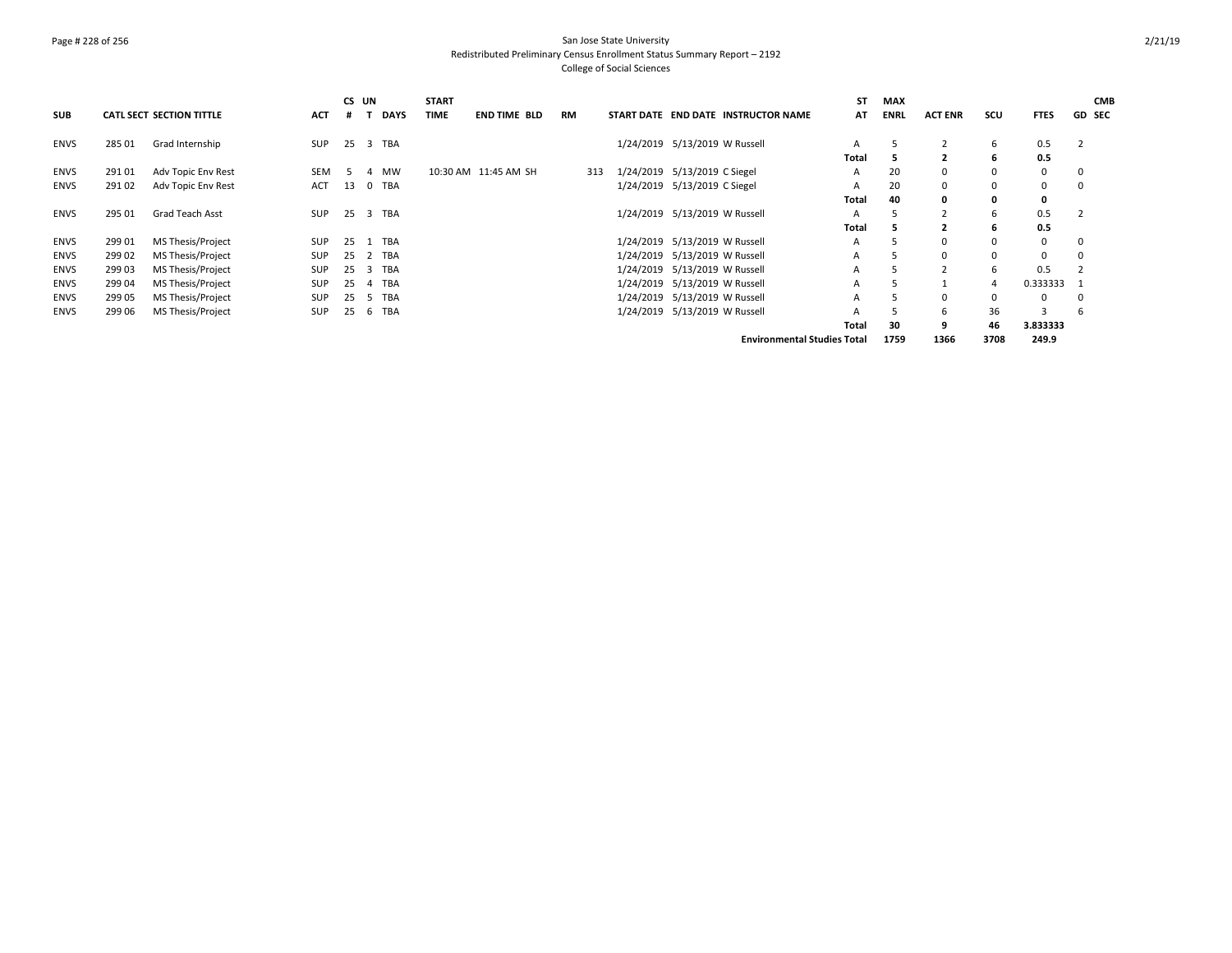| SUB | CATL SECT | SECTION TITTLE | ACT | CS # | UN T | DAYS | START TIME | END TIME | BLD | RM | START DATE | END DATE | INSTRUCTOR NAME | ST AT | MAX ENRL | ACT ENR | SCU | FTES | GD | CMB SEC |
|---|---|---|---|---|---|---|---|---|---|---|---|---|---|---|---|---|---|---|---|---|
| ENVS | 285 01 | Grad Internship | SUP | 25 | 3 | TBA | | | | | 1/24/2019 | 5/13/2019 | W Russell | A | 5 | 2 | 6 | 0.5 | 2 | |
| | | | | | | | | | | | | | | **Total** | **5** | **2** | **6** | **0.5** | | |
| ENVS | 291 01 | Adv Topic Env Rest | SEM | 5 | 4 | MW | 10:30 AM | 11:45 AM | SH | 313 | 1/24/2019 | 5/13/2019 | C Siegel | A | 20 | 0 | 0 | 0 | 0 | |
| ENVS | 291 02 | Adv Topic Env Rest | ACT | 13 | 0 | TBA | | | | | 1/24/2019 | 5/13/2019 | C Siegel | A | 20 | 0 | 0 | 0 | 0 | |
| | | | | | | | | | | | | | | **Total** | **40** | **0** | **0** | **0** | | |
| ENVS | 295 01 | Grad Teach Asst | SUP | 25 | 3 | TBA | | | | | 1/24/2019 | 5/13/2019 | W Russell | A | 5 | 2 | 6 | 0.5 | 2 | |
| | | | | | | | | | | | | | | **Total** | **5** | **2** | **6** | **0.5** | | |
| ENVS | 299 01 | MS Thesis/Project | SUP | 25 | 1 | TBA | | | | | 1/24/2019 | 5/13/2019 | W Russell | A | 5 | 0 | 0 | 0 | 0 | |
| ENVS | 299 02 | MS Thesis/Project | SUP | 25 | 2 | TBA | | | | | 1/24/2019 | 5/13/2019 | W Russell | A | 5 | 0 | 0 | 0 | 0 | |
| ENVS | 299 03 | MS Thesis/Project | SUP | 25 | 3 | TBA | | | | | 1/24/2019 | 5/13/2019 | W Russell | A | 5 | 2 | 6 | 0.5 | 2 | |
| ENVS | 299 04 | MS Thesis/Project | SUP | 25 | 4 | TBA | | | | | 1/24/2019 | 5/13/2019 | W Russell | A | 5 | 1 | 4 | 0.333333 | 1 | |
| ENVS | 299 05 | MS Thesis/Project | SUP | 25 | 5 | TBA | | | | | 1/24/2019 | 5/13/2019 | W Russell | A | 5 | 0 | 0 | 0 | 0 | |
| ENVS | 299 06 | MS Thesis/Project | SUP | 25 | 6 | TBA | | | | | 1/24/2019 | 5/13/2019 | W Russell | A | 5 | 6 | 36 | 3 | 6 | |
| | | | | | | | | | | | | | | **Total** | **30** | **9** | **46** | **3.833333** | | |
| | | | | | | | | | | | | | **Environmental Studies Total** | | **1759** | **1366** | **3708** | **249.9** | | |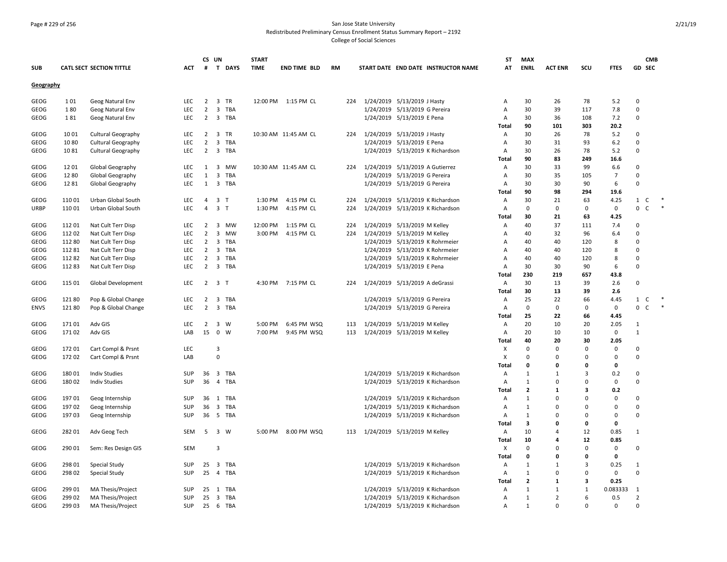San Jose State University
Redistributed Preliminary Census Enrollment Status Summary Report – 2192
College of Social Sciences

| SUB | CATL | SECT | SECTION TITTLE | ACT | CS # | UN T | DAYS | START TIME | END TIME | BLD | RM | START DATE | END DATE | INSTRUCTOR NAME | ST AT | MAX ENRL | ACT ENR | SCU | FTES | GD | CMB SEC |
|---|---|---|---|---|---|---|---|---|---|---|---|---|---|---|---|---|---|---|---|---|---|
| **Geography** | | | | | | | | | | | | | | | | | | | | | |
| GEOG | 1 | 01 | Geog Natural Env | LEC | 2 | 3 | TR | 12:00 PM | 1:15 PM | CL | 224 | 1/24/2019 | 5/13/2019 | J Hasty | A | 30 | 26 | 78 | 5.2 | 0 | |
| GEOG | 1 | 80 | Geog Natural Env | LEC | 2 | 3 | TBA | | | | | 1/24/2019 | 5/13/2019 | G Pereira | A | 30 | 39 | 117 | 7.8 | 0 | |
| GEOG | 1 | 81 | Geog Natural Env | LEC | 2 | 3 | TBA | | | | | 1/24/2019 | 5/13/2019 | E Pena | A | 30 | 36 | 108 | 7.2 | 0 | |
| | | | | | | | | | | | | | | | **Total** | **90** | **101** | **303** | **20.2** | | |
| GEOG | 10 | 01 | Cultural Geography | LEC | 2 | 3 | TR | 10:30 AM | 11:45 AM | CL | 224 | 1/24/2019 | 5/13/2019 | J Hasty | A | 30 | 26 | 78 | 5.2 | 0 | |
| GEOG | 10 | 80 | Cultural Geography | LEC | 2 | 3 | TBA | | | | | 1/24/2019 | 5/13/2019 | E Pena | A | 30 | 31 | 93 | 6.2 | 0 | |
| GEOG | 10 | 81 | Cultural Geography | LEC | 2 | 3 | TBA | | | | | 1/24/2019 | 5/13/2019 | K Richardson | A | 30 | 26 | 78 | 5.2 | 0 | |
| | | | | | | | | | | | | | | | **Total** | **90** | **83** | **249** | **16.6** | | |
| GEOG | 12 | 01 | Global Geography | LEC | 1 | 3 | MW | 10:30 AM | 11:45 AM | CL | 224 | 1/24/2019 | 5/13/2019 | A Gutierrez | A | 30 | 33 | 99 | 6.6 | 0 | |
| GEOG | 12 | 80 | Global Geography | LEC | 1 | 3 | TBA | | | | | 1/24/2019 | 5/13/2019 | G Pereira | A | 30 | 35 | 105 | 7 | 0 | |
| GEOG | 12 | 81 | Global Geography | LEC | 1 | 3 | TBA | | | | | 1/24/2019 | 5/13/2019 | G Pereira | A | 30 | 30 | 90 | 6 | 0 | |
| | | | | | | | | | | | | | | | **Total** | **90** | **98** | **294** | **19.6** | | |
| GEOG | 110 | 01 | Urban Global South | LEC | 4 | 3 | T | 1:30 PM | 4:15 PM | CL | 224 | 1/24/2019 | 5/13/2019 | K Richardson | A | 30 | 21 | 63 | 4.25 | 1 | C * |
| URBP | 110 | 01 | Urban Global South | LEC | 4 | 3 | T | 1:30 PM | 4:15 PM | CL | 224 | 1/24/2019 | 5/13/2019 | K Richardson | A | 0 | 0 | 0 | 0 | 0 | C * |
| | | | | | | | | | | | | | | | **Total** | **30** | **21** | **63** | **4.25** | | |
| GEOG | 112 | 01 | Nat Cult Terr Disp | LEC | 2 | 3 | MW | 12:00 PM | 1:15 PM | CL | 224 | 1/24/2019 | 5/13/2019 | M Kelley | A | 40 | 37 | 111 | 7.4 | 0 | |
| GEOG | 112 | 02 | Nat Cult Terr Disp | LEC | 2 | 3 | MW | 3:00 PM | 4:15 PM | CL | 224 | 1/24/2019 | 5/13/2019 | M Kelley | A | 40 | 32 | 96 | 6.4 | 0 | |
| GEOG | 112 | 80 | Nat Cult Terr Disp | LEC | 2 | 3 | TBA | | | | | 1/24/2019 | 5/13/2019 | K Rohrmeier | A | 40 | 40 | 120 | 8 | 0 | |
| GEOG | 112 | 81 | Nat Cult Terr Disp | LEC | 2 | 3 | TBA | | | | | 1/24/2019 | 5/13/2019 | K Rohrmeier | A | 40 | 40 | 120 | 8 | 0 | |
| GEOG | 112 | 82 | Nat Cult Terr Disp | LEC | 2 | 3 | TBA | | | | | 1/24/2019 | 5/13/2019 | K Rohrmeier | A | 40 | 40 | 120 | 8 | 0 | |
| GEOG | 112 | 83 | Nat Cult Terr Disp | LEC | 2 | 3 | TBA | | | | | 1/24/2019 | 5/13/2019 | E Pena | A | 30 | 30 | 90 | 6 | 0 | |
| | | | | | | | | | | | | | | | **Total** | **230** | **219** | **657** | **43.8** | | |
| GEOG | 115 | 01 | Global Development | LEC | 2 | 3 | T | 4:30 PM | 7:15 PM | CL | 224 | 1/24/2019 | 5/13/2019 | A deGrassi | A | 30 | 13 | 39 | 2.6 | 0 | |
| | | | | | | | | | | | | | | | **Total** | **30** | **13** | **39** | **2.6** | | |
| GEOG | 121 | 80 | Pop & Global Change | LEC | 2 | 3 | TBA | | | | | 1/24/2019 | 5/13/2019 | G Pereira | A | 25 | 22 | 66 | 4.45 | 1 | C * |
| ENVS | 121 | 80 | Pop & Global Change | LEC | 2 | 3 | TBA | | | | | 1/24/2019 | 5/13/2019 | G Pereira | A | 0 | 0 | 0 | 0 | 0 | C * |
| | | | | | | | | | | | | | | | **Total** | **25** | **22** | **66** | **4.45** | | |
| GEOG | 171 | 01 | Adv GIS | LEC | 2 | 3 | W | 5:00 PM | 6:45 PM | WSQ | 113 | 1/24/2019 | 5/13/2019 | M Kelley | A | 20 | 10 | 20 | 2.05 | 1 | |
| GEOG | 171 | 02 | Adv GIS | LAB | 15 | 0 | W | 7:00 PM | 9:45 PM | WSQ | 113 | 1/24/2019 | 5/13/2019 | M Kelley | A | 20 | 10 | 10 | 0 | 1 | |
| | | | | | | | | | | | | | | | **Total** | **40** | **20** | **30** | **2.05** | | |
| GEOG | 172 | 01 | Cart Compl & Prsnt | LEC | | 3 | | | | | | | | | X | 0 | 0 | 0 | 0 | 0 | |
| GEOG | 172 | 02 | Cart Compl & Prsnt | LAB | | 0 | | | | | | | | | X | 0 | 0 | 0 | 0 | 0 | |
| | | | | | | | | | | | | | | | **Total** | **0** | **0** | **0** | **0** | | |
| GEOG | 180 | 01 | Indiv Studies | SUP | 36 | 3 | TBA | | | | | 1/24/2019 | 5/13/2019 | K Richardson | A | 1 | 1 | 3 | 0.2 | 0 | |
| GEOG | 180 | 02 | Indiv Studies | SUP | 36 | 4 | TBA | | | | | 1/24/2019 | 5/13/2019 | K Richardson | A | 1 | 0 | 0 | 0 | 0 | |
| | | | | | | | | | | | | | | | **Total** | **2** | **1** | **3** | **0.2** | | |
| GEOG | 197 | 01 | Geog Internship | SUP | 36 | 1 | TBA | | | | | 1/24/2019 | 5/13/2019 | K Richardson | A | 1 | 0 | 0 | 0 | 0 | |
| GEOG | 197 | 02 | Geog Internship | SUP | 36 | 3 | TBA | | | | | 1/24/2019 | 5/13/2019 | K Richardson | A | 1 | 0 | 0 | 0 | 0 | |
| GEOG | 197 | 03 | Geog Internship | SUP | 36 | 5 | TBA | | | | | 1/24/2019 | 5/13/2019 | K Richardson | A | 1 | 0 | 0 | 0 | 0 | |
| | | | | | | | | | | | | | | | **Total** | **3** | **0** | **0** | **0** | | |
| GEOG | 282 | 01 | Adv Geog Tech | SEM | 5 | 3 | W | 5:00 PM | 8:00 PM | WSQ | 113 | 1/24/2019 | 5/13/2019 | M Kelley | A | 10 | 4 | 12 | 0.85 | 1 | |
| | | | | | | | | | | | | | | | **Total** | **10** | **4** | **12** | **0.85** | | |
| GEOG | 290 | 01 | Sem: Res Design GIS | SEM | | 3 | | | | | | | | | X | 0 | 0 | 0 | 0 | 0 | |
| | | | | | | | | | | | | | | | **Total** | **0** | **0** | **0** | **0** | | |
| GEOG | 298 | 01 | Special Study | SUP | 25 | 3 | TBA | | | | | 1/24/2019 | 5/13/2019 | K Richardson | A | 1 | 1 | 3 | 0.25 | 1 | |
| GEOG | 298 | 02 | Special Study | SUP | 25 | 4 | TBA | | | | | 1/24/2019 | 5/13/2019 | K Richardson | A | 1 | 0 | 0 | 0 | 0 | |
| | | | | | | | | | | | | | | | **Total** | **2** | **1** | **3** | **0.25** | | |
| GEOG | 299 | 01 | MA Thesis/Project | SUP | 25 | 1 | TBA | | | | | 1/24/2019 | 5/13/2019 | K Richardson | A | 1 | 1 | 1 | 0.083333 | 1 | |
| GEOG | 299 | 02 | MA Thesis/Project | SUP | 25 | 3 | TBA | | | | | 1/24/2019 | 5/13/2019 | K Richardson | A | 1 | 2 | 6 | 0.5 | 2 | |
| GEOG | 299 | 03 | MA Thesis/Project | SUP | 25 | 6 | TBA | | | | | 1/24/2019 | 5/13/2019 | K Richardson | A | 1 | 0 | 0 | 0 | 0 | |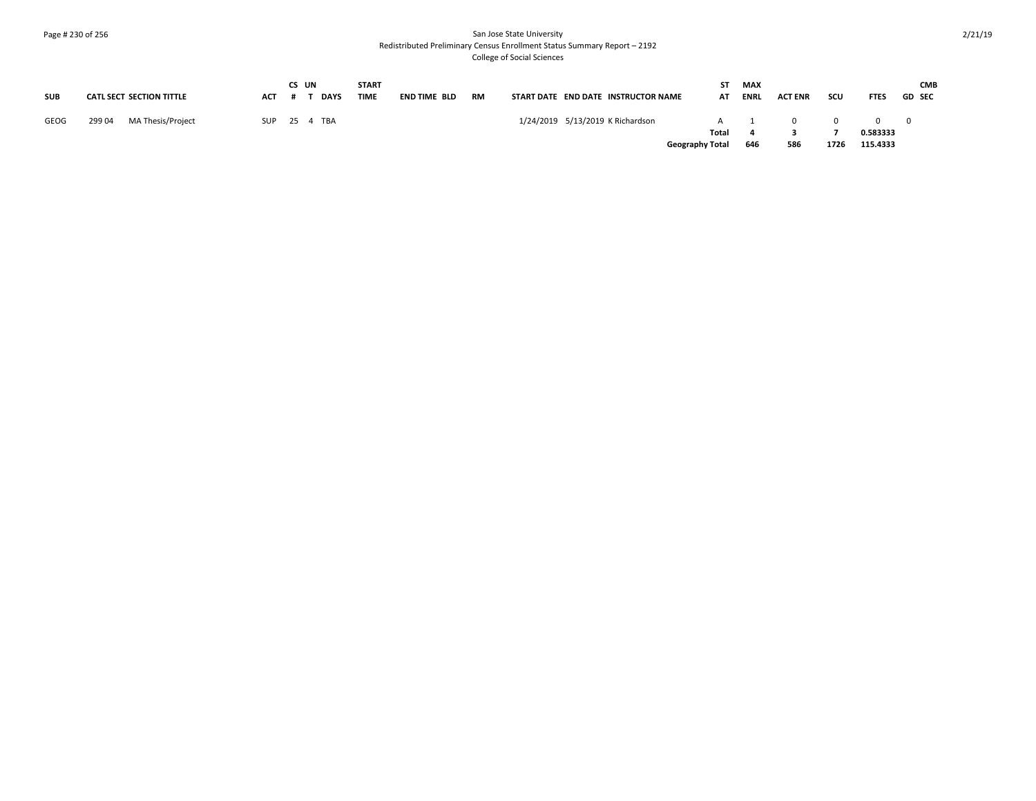| SUB | CATL SECT | SECTION TITTLE | ACT | CS # | UN T | DAYS | START TIME | END TIME | BLD | RM | START DATE | END DATE | INSTRUCTOR NAME | ST AT | MAX ENRL | ACT ENR | SCU | FTES | GD | CMB SEC |
|---|---|---|---|---|---|---|---|---|---|---|---|---|---|---|---|---|---|---|---|---|
| GEOG | 299 04 | MA Thesis/Project | SUP | 25 | 4 | TBA | | | | | 1/24/2019 | 5/13/2019 | K Richardson | A | 1 | 0 | 0 | 0 | 0 | |
| | | | | | | | | | | | | | | **Total** | **4** | **3** | **7** | **0.583333** | | |
| | | | | | | | | | | | | | | **Geography Total** | **646** | **586** | **1726** | **115.4333** | | |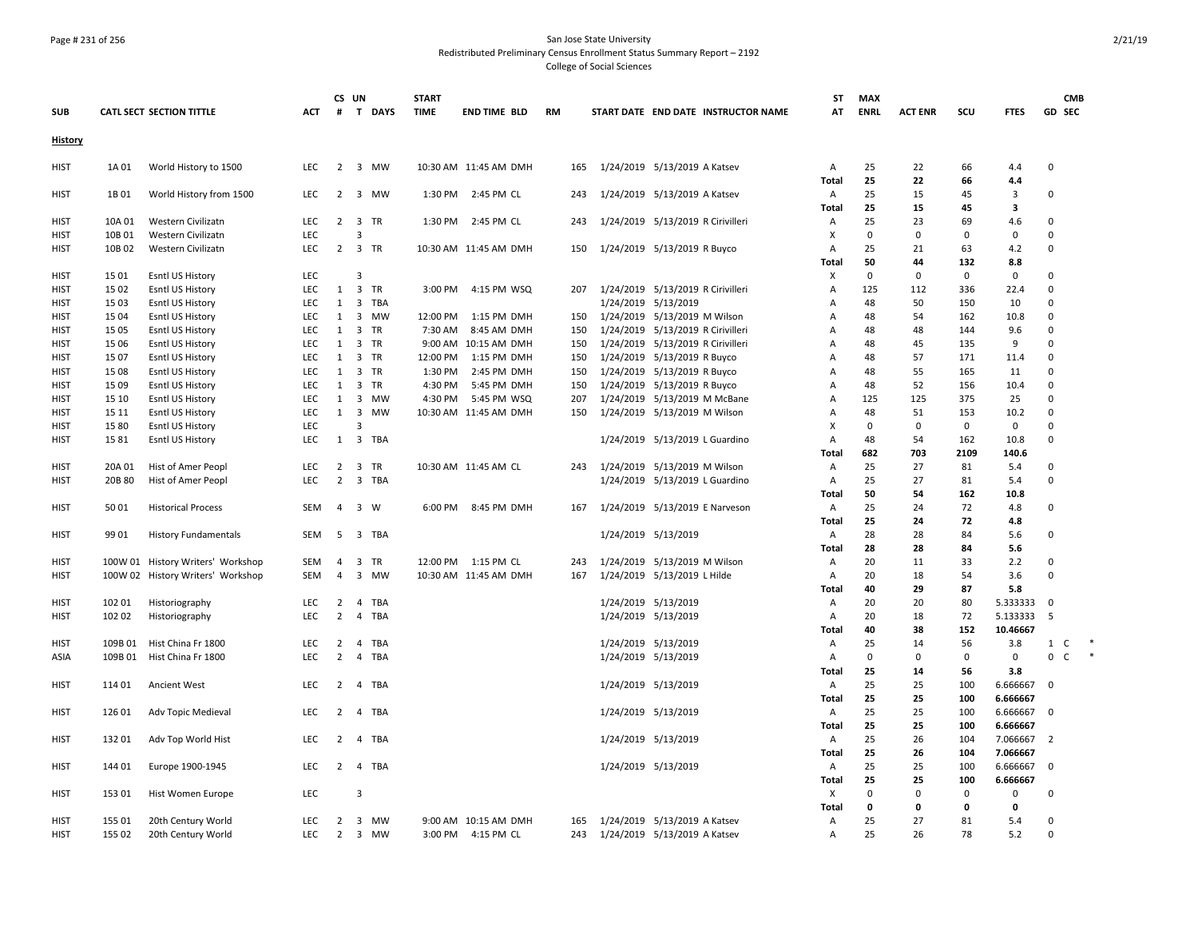San Jose State University
Redistributed Preliminary Census Enrollment Status Summary Report – 2192
College of Social Sciences

| SUB | CATL SECT | SECTION TITTLE | ACT | CS # | UN T | DAYS | START TIME | END TIME | BLD | RM | START DATE | END DATE | INSTRUCTOR NAME | ST AT | MAX ENRL | ACT ENR | SCU | FTES | GD | CMB SEC | |
|---|---|---|---|---|---|---|---|---|---|---|---|---|---|---|---|---|---|---|---|---|---|
| **History** | | | | | | | | | | | | | | | | | | | | | |
| HIST | 1A 01 | World History to 1500 | LEC | 2 | 3 | MW | 10:30 AM | 11:45 AM | DMH | 165 | 1/24/2019 | 5/13/2019 | A Katsev | A | 25 | 22 | 66 | 4.4 | 0 | | |
| | | | | | | | | | | | | | | **Total** | **25** | **22** | **66** | **4.4** | | | |
| HIST | 1B 01 | World History from 1500 | LEC | 2 | 3 | MW | 1:30 PM | 2:45 PM | CL | 243 | 1/24/2019 | 5/13/2019 | A Katsev | A | 25 | 15 | 45 | 3 | 0 | | |
| | | | | | | | | | | | | | | **Total** | **25** | **15** | **45** | **3** | | | |
| HIST | 10A 01 | Western Civilizatn | LEC | 2 | 3 | TR | 1:30 PM | 2:45 PM | CL | 243 | 1/24/2019 | 5/13/2019 | R Cirivilleri | A | 25 | 23 | 69 | 4.6 | 0 | | |
| HIST | 10B 01 | Western Civilizatn | LEC | | 3 | | | | | | | | | X | 0 | 0 | 0 | 0 | 0 | | |
| HIST | 10B 02 | Western Civilizatn | LEC | 2 | 3 | TR | 10:30 AM | 11:45 AM | DMH | 150 | 1/24/2019 | 5/13/2019 | R Buyco | A | 25 | 21 | 63 | 4.2 | 0 | | |
| | | | | | | | | | | | | | | **Total** | **50** | **44** | **132** | **8.8** | | | |
| HIST | 15 01 | Esntl US History | LEC | | 3 | | | | | | | | | X | 0 | 0 | 0 | 0 | 0 | | |
| HIST | 15 02 | Esntl US History | LEC | 1 | 3 | TR | 3:00 PM | 4:15 PM | WSQ | 207 | 1/24/2019 | 5/13/2019 | R Cirivilleri | A | 125 | 112 | 336 | 22.4 | 0 | | |
| HIST | 15 03 | Esntl US History | LEC | 1 | 3 | TBA | | | | | 1/24/2019 | 5/13/2019 | | A | 48 | 50 | 150 | 10 | 0 | | |
| HIST | 15 04 | Esntl US History | LEC | 1 | 3 | MW | 12:00 PM | 1:15 PM | DMH | 150 | 1/24/2019 | 5/13/2019 | M Wilson | A | 48 | 54 | 162 | 10.8 | 0 | | |
| HIST | 15 05 | Esntl US History | LEC | 1 | 3 | TR | 7:30 AM | 8:45 AM | DMH | 150 | 1/24/2019 | 5/13/2019 | R Cirivilleri | A | 48 | 48 | 144 | 9.6 | 0 | | |
| HIST | 15 06 | Esntl US History | LEC | 1 | 3 | TR | 9:00 AM | 10:15 AM | DMH | 150 | 1/24/2019 | 5/13/2019 | R Cirivilleri | A | 48 | 45 | 135 | 9 | 0 | | |
| HIST | 15 07 | Esntl US History | LEC | 1 | 3 | TR | 12:00 PM | 1:15 PM | DMH | 150 | 1/24/2019 | 5/13/2019 | R Buyco | A | 48 | 57 | 171 | 11.4 | 0 | | |
| HIST | 15 08 | Esntl US History | LEC | 1 | 3 | TR | 1:30 PM | 2:45 PM | DMH | 150 | 1/24/2019 | 5/13/2019 | R Buyco | A | 48 | 55 | 165 | 11 | 0 | | |
| HIST | 15 09 | Esntl US History | LEC | 1 | 3 | TR | 4:30 PM | 5:45 PM | DMH | 150 | 1/24/2019 | 5/13/2019 | R Buyco | A | 48 | 52 | 156 | 10.4 | 0 | | |
| HIST | 15 10 | Esntl US History | LEC | 1 | 3 | MW | 4:30 PM | 5:45 PM | WSQ | 207 | 1/24/2019 | 5/13/2019 | M McBane | A | 125 | 125 | 375 | 25 | 0 | | |
| HIST | 15 11 | Esntl US History | LEC | 1 | 3 | MW | 10:30 AM | 11:45 AM | DMH | 150 | 1/24/2019 | 5/13/2019 | M Wilson | A | 48 | 51 | 153 | 10.2 | 0 | | |
| HIST | 15 80 | Esntl US History | LEC | | 3 | | | | | | | | | X | 0 | 0 | 0 | 0 | 0 | | |
| HIST | 15 81 | Esntl US History | LEC | 1 | 3 | TBA | | | | | 1/24/2019 | 5/13/2019 | L Guardino | A | 48 | 54 | 162 | 10.8 | 0 | | |
| | | | | | | | | | | | | | | **Total** | **682** | **703** | **2109** | **140.6** | | | |
| HIST | 20A 01 | Hist of Amer Peopl | LEC | 2 | 3 | TR | 10:30 AM | 11:45 AM | CL | 243 | 1/24/2019 | 5/13/2019 | M Wilson | A | 25 | 27 | 81 | 5.4 | 0 | | |
| HIST | 20B 80 | Hist of Amer Peopl | LEC | 2 | 3 | TBA | | | | | 1/24/2019 | 5/13/2019 | L Guardino | A | 25 | 27 | 81 | 5.4 | 0 | | |
| | | | | | | | | | | | | | | **Total** | **50** | **54** | **162** | **10.8** | | | |
| HIST | 50 01 | Historical Process | SEM | 4 | 3 | W | 6:00 PM | 8:45 PM | DMH | 167 | 1/24/2019 | 5/13/2019 | E Narveson | A | 25 | 24 | 72 | 4.8 | 0 | | |
| | | | | | | | | | | | | | | **Total** | **25** | **24** | **72** | **4.8** | | | |
| HIST | 99 01 | History Fundamentals | SEM | 5 | 3 | TBA | | | | | 1/24/2019 | 5/13/2019 | | A | 28 | 28 | 84 | 5.6 | 0 | | |
| | | | | | | | | | | | | | | **Total** | **28** | **28** | **84** | **5.6** | | | |
| HIST | 100W 01 | History Writers' Workshop | SEM | 4 | 3 | TR | 12:00 PM | 1:15 PM | CL | 243 | 1/24/2019 | 5/13/2019 | M Wilson | A | 20 | 11 | 33 | 2.2 | 0 | | |
| HIST | 100W 02 | History Writers' Workshop | SEM | 4 | 3 | MW | 10:30 AM | 11:45 AM | DMH | 167 | 1/24/2019 | 5/13/2019 | L Hilde | A | 20 | 18 | 54 | 3.6 | 0 | | |
| | | | | | | | | | | | | | | **Total** | **40** | **29** | **87** | **5.8** | | | |
| HIST | 102 01 | Historiography | LEC | 2 | 4 | TBA | | | | | 1/24/2019 | 5/13/2019 | | A | 20 | 20 | 80 | 5.333333 | 0 | | |
| HIST | 102 02 | Historiography | LEC | 2 | 4 | TBA | | | | | 1/24/2019 | 5/13/2019 | | A | 20 | 18 | 72 | 5.133333 | 5 | | |
| | | | | | | | | | | | | | | **Total** | **40** | **38** | **152** | **10.46667** | | | |
| HIST | 109B 01 | Hist China Fr 1800 | LEC | 2 | 4 | TBA | | | | | 1/24/2019 | 5/13/2019 | | A | 25 | 14 | 56 | 3.8 | 1 | C | * |
| ASIA | 109B 01 | Hist China Fr 1800 | LEC | 2 | 4 | TBA | | | | | 1/24/2019 | 5/13/2019 | | A | 0 | 0 | 0 | 0 | 0 | C | * |
| | | | | | | | | | | | | | | **Total** | **25** | **14** | **56** | **3.8** | | | |
| HIST | 114 01 | Ancient West | LEC | 2 | 4 | TBA | | | | | 1/24/2019 | 5/13/2019 | | A | 25 | 25 | 100 | 6.666667 | 0 | | |
| | | | | | | | | | | | | | | **Total** | **25** | **25** | **100** | **6.666667** | | | |
| HIST | 126 01 | Adv Topic Medieval | LEC | 2 | 4 | TBA | | | | | 1/24/2019 | 5/13/2019 | | A | 25 | 25 | 100 | 6.666667 | 0 | | |
| | | | | | | | | | | | | | | **Total** | **25** | **25** | **100** | **6.666667** | | | |
| HIST | 132 01 | Adv Top World Hist | LEC | 2 | 4 | TBA | | | | | 1/24/2019 | 5/13/2019 | | A | 25 | 26 | 104 | 7.066667 | 2 | | |
| | | | | | | | | | | | | | | **Total** | **25** | **26** | **104** | **7.066667** | | | |
| HIST | 144 01 | Europe 1900-1945 | LEC | 2 | 4 | TBA | | | | | 1/24/2019 | 5/13/2019 | | A | 25 | 25 | 100 | 6.666667 | 0 | | |
| | | | | | | | | | | | | | | **Total** | **25** | **25** | **100** | **6.666667** | | | |
| HIST | 153 01 | Hist Women Europe | LEC | | 3 | | | | | | | | | X | 0 | 0 | 0 | 0 | 0 | | |
| | | | | | | | | | | | | | | **Total** | **0** | **0** | **0** | **0** | | | |
| HIST | 155 01 | 20th Century World | LEC | 2 | 3 | MW | 9:00 AM | 10:15 AM | DMH | 165 | 1/24/2019 | 5/13/2019 | A Katsev | A | 25 | 27 | 81 | 5.4 | 0 | | |
| HIST | 155 02 | 20th Century World | LEC | 2 | 3 | MW | 3:00 PM | 4:15 PM | CL | 243 | 1/24/2019 | 5/13/2019 | A Katsev | A | 25 | 26 | 78 | 5.2 | 0 | | |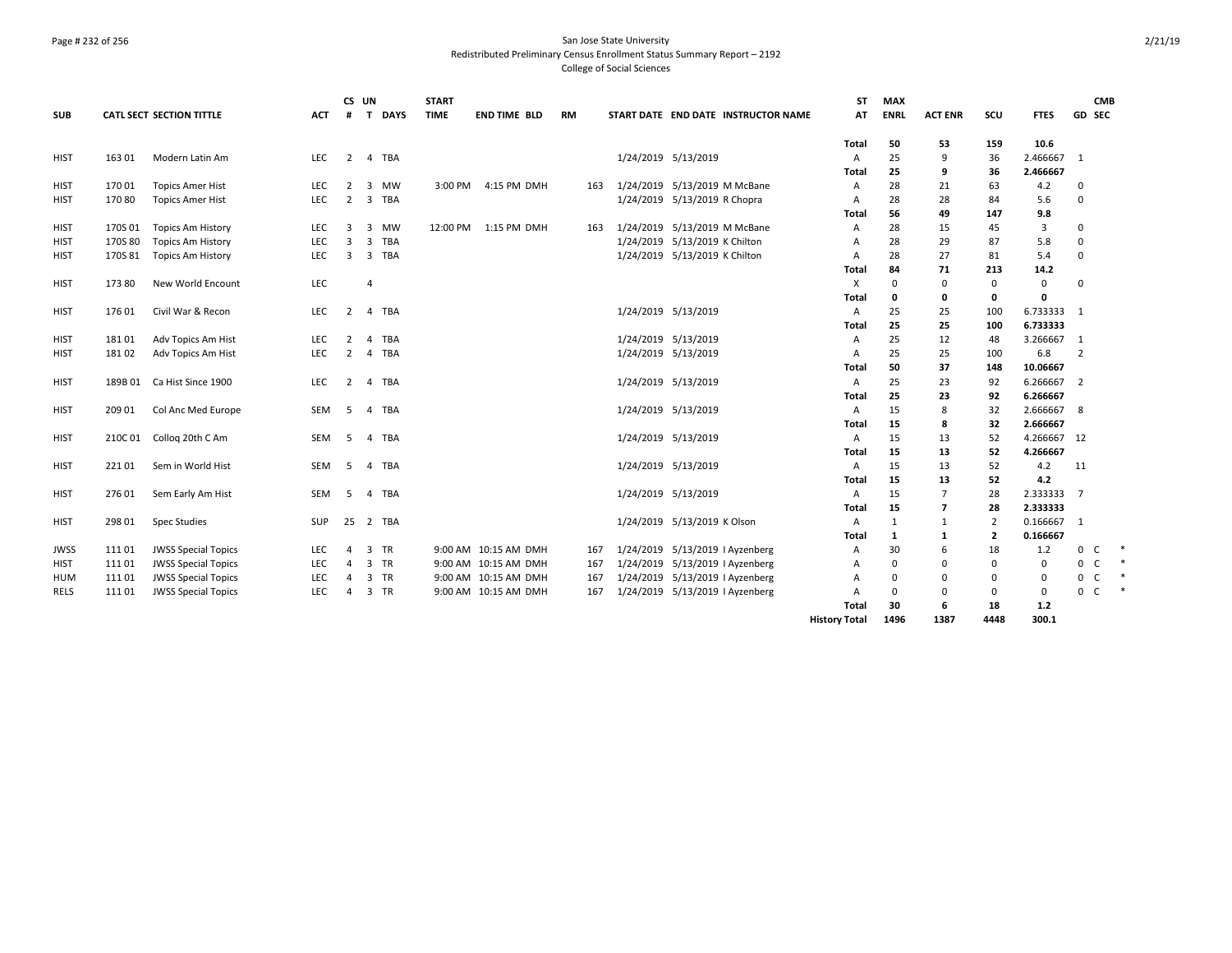# San Jose State University
## Redistributed Preliminary Census Enrollment Status Summary Report – 2192
### College of Social Sciences

| SUB | CATL SECT | SECTION TITTLE | ACT | CS # | UN T | DAYS | START TIME | END TIME | BLD | RM | START DATE | END DATE | INSTRUCTOR NAME | ST AT | MAX ENRL | ACT ENR | SCU | FTES | GD | CMB SEC | |
|---|---|---|---|---|---|---|---|---|---|---|---|---|---|---|---|---|---|---|---|---|---|
| | | | | | | | | | | | | | | **Total** | **50** | **53** | **159** | **10.6** | | | |
| HIST | 163 01 | Modern Latin Am | LEC | 2 | 4 | TBA | | | | | 1/24/2019 | 5/13/2019 | | A | 25 | 9 | 36 | 2.466667 | 1 | | |
| | | | | | | | | | | | | | | **Total** | **25** | **9** | **36** | **2.466667** | | | |
| HIST | 170 01 | Topics Amer Hist | LEC | 2 | 3 | MW | 3:00 PM | 4:15 PM | DMH | 163 | 1/24/2019 | 5/13/2019 | M McBane | A | 28 | 21 | 63 | 4.2 | 0 | | |
| HIST | 170 80 | Topics Amer Hist | LEC | 2 | 3 | TBA | | | | | 1/24/2019 | 5/13/2019 | R Chopra | A | 28 | 28 | 84 | 5.6 | 0 | | |
| | | | | | | | | | | | | | | **Total** | **56** | **49** | **147** | **9.8** | | | |
| HIST | 170S 01 | Topics Am History | LEC | 3 | 3 | MW | 12:00 PM | 1:15 PM | DMH | 163 | 1/24/2019 | 5/13/2019 | M McBane | A | 28 | 15 | 45 | 3 | 0 | | |
| HIST | 170S 80 | Topics Am History | LEC | 3 | 3 | TBA | | | | | 1/24/2019 | 5/13/2019 | K Chilton | A | 28 | 29 | 87 | 5.8 | 0 | | |
| HIST | 170S 81 | Topics Am History | LEC | 3 | 3 | TBA | | | | | 1/24/2019 | 5/13/2019 | K Chilton | A | 28 | 27 | 81 | 5.4 | 0 | | |
| | | | | | | | | | | | | | | **Total** | **84** | **71** | **213** | **14.2** | | | |
| HIST | 173 80 | New World Encount | LEC | | 4 | | | | | | | | | X | 0 | 0 | 0 | 0 | 0 | | |
| | | | | | | | | | | | | | | **Total** | **0** | **0** | **0** | **0** | | | |
| HIST | 176 01 | Civil War & Recon | LEC | 2 | 4 | TBA | | | | | 1/24/2019 | 5/13/2019 | | A | 25 | 25 | 100 | 6.733333 | 1 | | |
| | | | | | | | | | | | | | | **Total** | **25** | **25** | **100** | **6.733333** | | | |
| HIST | 181 01 | Adv Topics Am Hist | LEC | 2 | 4 | TBA | | | | | 1/24/2019 | 5/13/2019 | | A | 25 | 12 | 48 | 3.266667 | 1 | | |
| HIST | 181 02 | Adv Topics Am Hist | LEC | 2 | 4 | TBA | | | | | 1/24/2019 | 5/13/2019 | | A | 25 | 25 | 100 | 6.8 | 2 | | |
| | | | | | | | | | | | | | | **Total** | **50** | **37** | **148** | **10.06667** | | | |
| HIST | 189B 01 | Ca Hist Since 1900 | LEC | 2 | 4 | TBA | | | | | 1/24/2019 | 5/13/2019 | | A | 25 | 23 | 92 | 6.266667 | 2 | | |
| | | | | | | | | | | | | | | **Total** | **25** | **23** | **92** | **6.266667** | | | |
| HIST | 209 01 | Col Anc Med Europe | SEM | 5 | 4 | TBA | | | | | 1/24/2019 | 5/13/2019 | | A | 15 | 8 | 32 | 2.666667 | 8 | | |
| | | | | | | | | | | | | | | **Total** | **15** | **8** | **32** | **2.666667** | | | |
| HIST | 210C 01 | Colloq 20th C Am | SEM | 5 | 4 | TBA | | | | | 1/24/2019 | 5/13/2019 | | A | 15 | 13 | 52 | 4.266667 | 12 | | |
| | | | | | | | | | | | | | | **Total** | **15** | **13** | **52** | **4.266667** | | | |
| HIST | 221 01 | Sem in World Hist | SEM | 5 | 4 | TBA | | | | | 1/24/2019 | 5/13/2019 | | A | 15 | 13 | 52 | 4.2 | 11 | | |
| | | | | | | | | | | | | | | **Total** | **15** | **13** | **52** | **4.2** | | | |
| HIST | 276 01 | Sem Early Am Hist | SEM | 5 | 4 | TBA | | | | | 1/24/2019 | 5/13/2019 | | A | 15 | 7 | 28 | 2.333333 | 7 | | |
| | | | | | | | | | | | | | | **Total** | **15** | **7** | **28** | **2.333333** | | | |
| HIST | 298 01 | Spec Studies | SUP | 25 | 2 | TBA | | | | | 1/24/2019 | 5/13/2019 | K Olson | A | 1 | 1 | 2 | 0.166667 | 1 | | |
| | | | | | | | | | | | | | | **Total** | **1** | **1** | **2** | **0.166667** | | | |
| JWSS | 111 01 | JWSS Special Topics | LEC | 4 | 3 | TR | 9:00 AM | 10:15 AM | DMH | 167 | 1/24/2019 | 5/13/2019 | I Ayzenberg | A | 30 | 6 | 18 | 1.2 | 0 | C | * |
| HIST | 111 01 | JWSS Special Topics | LEC | 4 | 3 | TR | 9:00 AM | 10:15 AM | DMH | 167 | 1/24/2019 | 5/13/2019 | I Ayzenberg | A | 0 | 0 | 0 | 0 | 0 | C | * |
| HUM | 111 01 | JWSS Special Topics | LEC | 4 | 3 | TR | 9:00 AM | 10:15 AM | DMH | 167 | 1/24/2019 | 5/13/2019 | I Ayzenberg | A | 0 | 0 | 0 | 0 | 0 | C | * |
| RELS | 111 01 | JWSS Special Topics | LEC | 4 | 3 | TR | 9:00 AM | 10:15 AM | DMH | 167 | 1/24/2019 | 5/13/2019 | I Ayzenberg | A | 0 | 0 | 0 | 0 | 0 | C | * |
| | | | | | | | | | | | | | | **Total** | **30** | **6** | **18** | **1.2** | | | |
| | | | | | | | | | | | | | | **History Total** | **1496** | **1387** | **4448** | **300.1** | | | |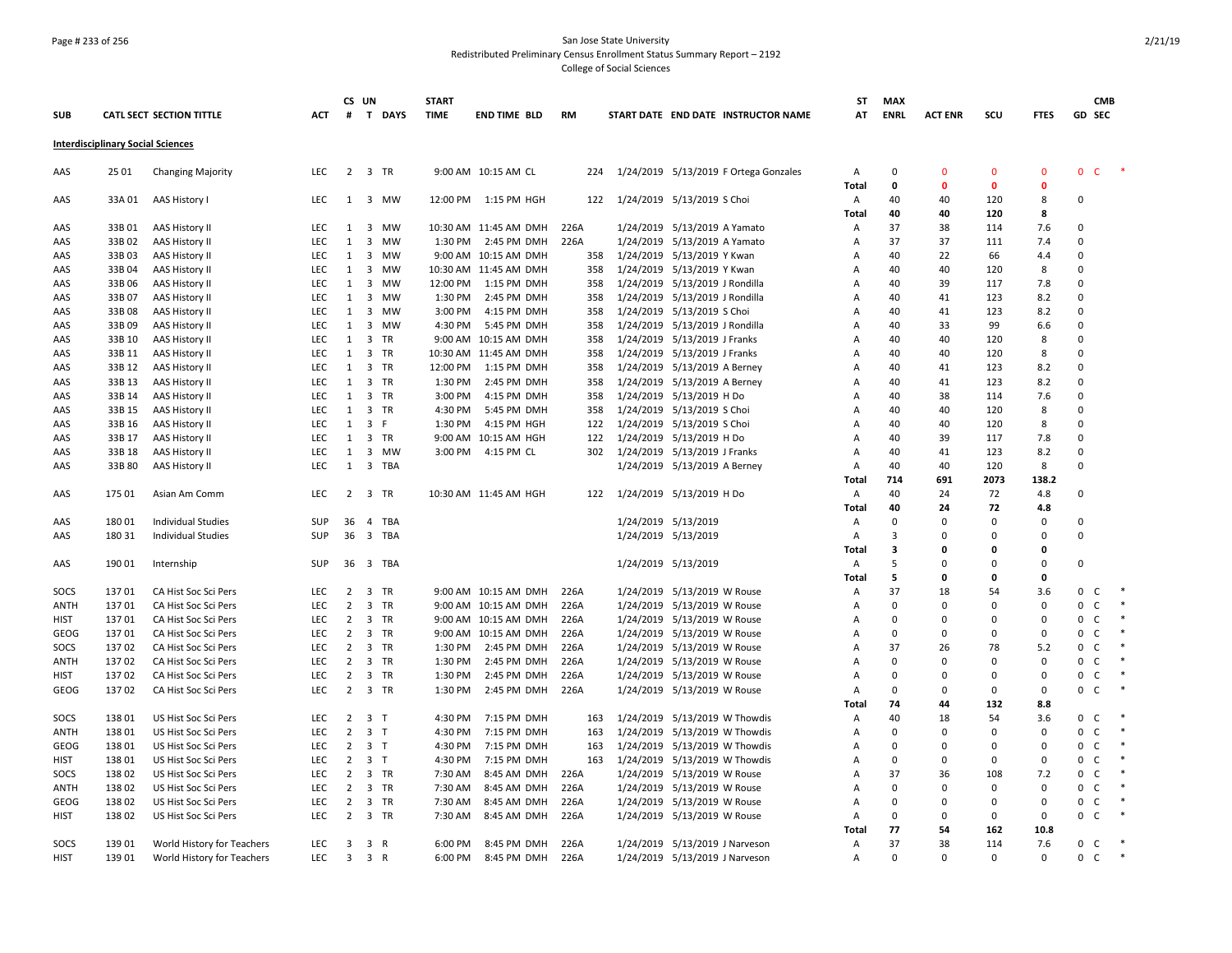San Jose State University
Redistributed Preliminary Census Enrollment Status Summary Report – 2192
College of Social Sciences

| SUB | CATL SECT | SECTION TITTLE | ACT | CS # | UN T | DAYS | START TIME | END TIME | BLD | RM | START DATE | END DATE | INSTRUCTOR NAME | ST AT | MAX ENRL | ACT ENR | SCU | FTES | GD | CMB SEC | |
|---|---|---|---|---|---|---|---|---|---|---|---|---|---|---|---|---|---|---|---|---|---|
| **Interdisciplinary Social Sciences** | | | | | | | | | | | | | | | | | | | | | |
| AAS | 25 01 | Changing Majority | LEC | 2 | 3 | TR | 9:00 AM | 10:15 AM | CL | 224 | 1/24/2019 | 5/13/2019 | F Ortega Gonzales | A | 0 | 0 | 0 | 0 | 0 | C | * |
| | | | | | | | | | | | | | | **Total** | **0** | **0** | **0** | **0** | | | |
| AAS | 33A 01 | AAS History I | LEC | 1 | 3 | MW | 12:00 PM | 1:15 PM | HGH | 122 | 1/24/2019 | 5/13/2019 | S Choi | A | 40 | 40 | 120 | 8 | 0 | | |
| | | | | | | | | | | | | | | **Total** | **40** | **40** | **120** | **8** | | | |
| AAS | 33B 01 | AAS History II | LEC | 1 | 3 | MW | 10:30 AM | 11:45 AM | DMH | 226A | 1/24/2019 | 5/13/2019 | A Yamato | A | 37 | 38 | 114 | 7.6 | 0 | | |
| AAS | 33B 02 | AAS History II | LEC | 1 | 3 | MW | 1:30 PM | 2:45 PM | DMH | 226A | 1/24/2019 | 5/13/2019 | A Yamato | A | 37 | 37 | 111 | 7.4 | 0 | | |
| AAS | 33B 03 | AAS History II | LEC | 1 | 3 | MW | 9:00 AM | 10:15 AM | DMH | 358 | 1/24/2019 | 5/13/2019 | Y Kwan | A | 40 | 22 | 66 | 4.4 | 0 | | |
| AAS | 33B 04 | AAS History II | LEC | 1 | 3 | MW | 10:30 AM | 11:45 AM | DMH | 358 | 1/24/2019 | 5/13/2019 | Y Kwan | A | 40 | 40 | 120 | 8 | 0 | | |
| AAS | 33B 06 | AAS History II | LEC | 1 | 3 | MW | 12:00 PM | 1:15 PM | DMH | 358 | 1/24/2019 | 5/13/2019 | J Rondilla | A | 40 | 39 | 117 | 7.8 | 0 | | |
| AAS | 33B 07 | AAS History II | LEC | 1 | 3 | MW | 1:30 PM | 2:45 PM | DMH | 358 | 1/24/2019 | 5/13/2019 | J Rondilla | A | 40 | 41 | 123 | 8.2 | 0 | | |
| AAS | 33B 08 | AAS History II | LEC | 1 | 3 | MW | 3:00 PM | 4:15 PM | DMH | 358 | 1/24/2019 | 5/13/2019 | S Choi | A | 40 | 41 | 123 | 8.2 | 0 | | |
| AAS | 33B 09 | AAS History II | LEC | 1 | 3 | MW | 4:30 PM | 5:45 PM | DMH | 358 | 1/24/2019 | 5/13/2019 | J Rondilla | A | 40 | 33 | 99 | 6.6 | 0 | | |
| AAS | 33B 10 | AAS History II | LEC | 1 | 3 | TR | 9:00 AM | 10:15 AM | DMH | 358 | 1/24/2019 | 5/13/2019 | J Franks | A | 40 | 40 | 120 | 8 | 0 | | |
| AAS | 33B 11 | AAS History II | LEC | 1 | 3 | TR | 10:30 AM | 11:45 AM | DMH | 358 | 1/24/2019 | 5/13/2019 | J Franks | A | 40 | 40 | 120 | 8 | 0 | | |
| AAS | 33B 12 | AAS History II | LEC | 1 | 3 | TR | 12:00 PM | 1:15 PM | DMH | 358 | 1/24/2019 | 5/13/2019 | A Berney | A | 40 | 41 | 123 | 8.2 | 0 | | |
| AAS | 33B 13 | AAS History II | LEC | 1 | 3 | TR | 1:30 PM | 2:45 PM | DMH | 358 | 1/24/2019 | 5/13/2019 | A Berney | A | 40 | 41 | 123 | 8.2 | 0 | | |
| AAS | 33B 14 | AAS History II | LEC | 1 | 3 | TR | 3:00 PM | 4:15 PM | DMH | 358 | 1/24/2019 | 5/13/2019 | H Do | A | 40 | 38 | 114 | 7.6 | 0 | | |
| AAS | 33B 15 | AAS History II | LEC | 1 | 3 | TR | 4:30 PM | 5:45 PM | DMH | 358 | 1/24/2019 | 5/13/2019 | S Choi | A | 40 | 40 | 120 | 8 | 0 | | |
| AAS | 33B 16 | AAS History II | LEC | 1 | 3 | F | 1:30 PM | 4:15 PM | HGH | 122 | 1/24/2019 | 5/13/2019 | S Choi | A | 40 | 40 | 120 | 8 | 0 | | |
| AAS | 33B 17 | AAS History II | LEC | 1 | 3 | TR | 9:00 AM | 10:15 AM | HGH | 122 | 1/24/2019 | 5/13/2019 | H Do | A | 40 | 39 | 117 | 7.8 | 0 | | |
| AAS | 33B 18 | AAS History II | LEC | 1 | 3 | MW | 3:00 PM | 4:15 PM | CL | 302 | 1/24/2019 | 5/13/2019 | J Franks | A | 40 | 41 | 123 | 8.2 | 0 | | |
| AAS | 33B 80 | AAS History II | LEC | 1 | 3 | TBA | | | | | 1/24/2019 | 5/13/2019 | A Berney | A | 40 | 40 | 120 | 8 | 0 | | |
| | | | | | | | | | | | | | | **Total** | **714** | **691** | **2073** | **138.2** | | | |
| AAS | 175 01 | Asian Am Comm | LEC | 2 | 3 | TR | 10:30 AM | 11:45 AM | HGH | 122 | 1/24/2019 | 5/13/2019 | H Do | A | 40 | 24 | 72 | 4.8 | 0 | | |
| | | | | | | | | | | | | | | **Total** | **40** | **24** | **72** | **4.8** | | | |
| AAS | 180 01 | Individual Studies | SUP | 36 | 4 | TBA | | | | | 1/24/2019 | 5/13/2019 | | A | 0 | 0 | 0 | 0 | 0 | | |
| AAS | 180 31 | Individual Studies | SUP | 36 | 3 | TBA | | | | | 1/24/2019 | 5/13/2019 | | A | 3 | 0 | 0 | 0 | 0 | | |
| | | | | | | | | | | | | | | **Total** | **3** | **0** | **0** | **0** | | | |
| AAS | 190 01 | Internship | SUP | 36 | 3 | TBA | | | | | 1/24/2019 | 5/13/2019 | | A | 5 | 0 | 0 | 0 | 0 | | |
| | | | | | | | | | | | | | | **Total** | **5** | **0** | **0** | **0** | | | |
| SOCS | 137 01 | CA Hist Soc Sci Pers | LEC | 2 | 3 | TR | 9:00 AM | 10:15 AM | DMH | 226A | 1/24/2019 | 5/13/2019 | W Rouse | A | 37 | 18 | 54 | 3.6 | 0 | C | * |
| ANTH | 137 01 | CA Hist Soc Sci Pers | LEC | 2 | 3 | TR | 9:00 AM | 10:15 AM | DMH | 226A | 1/24/2019 | 5/13/2019 | W Rouse | A | 0 | 0 | 0 | 0 | 0 | C | * |
| HIST | 137 01 | CA Hist Soc Sci Pers | LEC | 2 | 3 | TR | 9:00 AM | 10:15 AM | DMH | 226A | 1/24/2019 | 5/13/2019 | W Rouse | A | 0 | 0 | 0 | 0 | 0 | C | * |
| GEOG | 137 01 | CA Hist Soc Sci Pers | LEC | 2 | 3 | TR | 9:00 AM | 10:15 AM | DMH | 226A | 1/24/2019 | 5/13/2019 | W Rouse | A | 0 | 0 | 0 | 0 | 0 | C | * |
| SOCS | 137 02 | CA Hist Soc Sci Pers | LEC | 2 | 3 | TR | 1:30 PM | 2:45 PM | DMH | 226A | 1/24/2019 | 5/13/2019 | W Rouse | A | 37 | 26 | 78 | 5.2 | 0 | C | * |
| ANTH | 137 02 | CA Hist Soc Sci Pers | LEC | 2 | 3 | TR | 1:30 PM | 2:45 PM | DMH | 226A | 1/24/2019 | 5/13/2019 | W Rouse | A | 0 | 0 | 0 | 0 | 0 | C | * |
| HIST | 137 02 | CA Hist Soc Sci Pers | LEC | 2 | 3 | TR | 1:30 PM | 2:45 PM | DMH | 226A | 1/24/2019 | 5/13/2019 | W Rouse | A | 0 | 0 | 0 | 0 | 0 | C | * |
| GEOG | 137 02 | CA Hist Soc Sci Pers | LEC | 2 | 3 | TR | 1:30 PM | 2:45 PM | DMH | 226A | 1/24/2019 | 5/13/2019 | W Rouse | A | 0 | 0 | 0 | 0 | 0 | C | * |
| | | | | | | | | | | | | | | **Total** | **74** | **44** | **132** | **8.8** | | | |
| SOCS | 138 01 | US Hist Soc Sci Pers | LEC | 2 | 3 | T | 4:30 PM | 7:15 PM | DMH | 163 | 1/24/2019 | 5/13/2019 | W Thowdis | A | 40 | 18 | 54 | 3.6 | 0 | C | * |
| ANTH | 138 01 | US Hist Soc Sci Pers | LEC | 2 | 3 | T | 4:30 PM | 7:15 PM | DMH | 163 | 1/24/2019 | 5/13/2019 | W Thowdis | A | 0 | 0 | 0 | 0 | 0 | C | * |
| GEOG | 138 01 | US Hist Soc Sci Pers | LEC | 2 | 3 | T | 4:30 PM | 7:15 PM | DMH | 163 | 1/24/2019 | 5/13/2019 | W Thowdis | A | 0 | 0 | 0 | 0 | 0 | C | * |
| HIST | 138 01 | US Hist Soc Sci Pers | LEC | 2 | 3 | T | 4:30 PM | 7:15 PM | DMH | 163 | 1/24/2019 | 5/13/2019 | W Thowdis | A | 0 | 0 | 0 | 0 | 0 | C | * |
| SOCS | 138 02 | US Hist Soc Sci Pers | LEC | 2 | 3 | TR | 7:30 AM | 8:45 AM | DMH | 226A | 1/24/2019 | 5/13/2019 | W Rouse | A | 37 | 36 | 108 | 7.2 | 0 | C | * |
| ANTH | 138 02 | US Hist Soc Sci Pers | LEC | 2 | 3 | TR | 7:30 AM | 8:45 AM | DMH | 226A | 1/24/2019 | 5/13/2019 | W Rouse | A | 0 | 0 | 0 | 0 | 0 | C | * |
| GEOG | 138 02 | US Hist Soc Sci Pers | LEC | 2 | 3 | TR | 7:30 AM | 8:45 AM | DMH | 226A | 1/24/2019 | 5/13/2019 | W Rouse | A | 0 | 0 | 0 | 0 | 0 | C | * |
| HIST | 138 02 | US Hist Soc Sci Pers | LEC | 2 | 3 | TR | 7:30 AM | 8:45 AM | DMH | 226A | 1/24/2019 | 5/13/2019 | W Rouse | A | 0 | 0 | 0 | 0 | 0 | C | * |
| | | | | | | | | | | | | | | **Total** | **77** | **54** | **162** | **10.8** | | | |
| SOCS | 139 01 | World History for Teachers | LEC | 3 | 3 | R | 6:00 PM | 8:45 PM | DMH | 226A | 1/24/2019 | 5/13/2019 | J Narveson | A | 37 | 38 | 114 | 7.6 | 0 | C | * |
| HIST | 139 01 | World History for Teachers | LEC | 3 | 3 | R | 6:00 PM | 8:45 PM | DMH | 226A | 1/24/2019 | 5/13/2019 | J Narveson | A | 0 | 0 | 0 | 0 | 0 | C | * |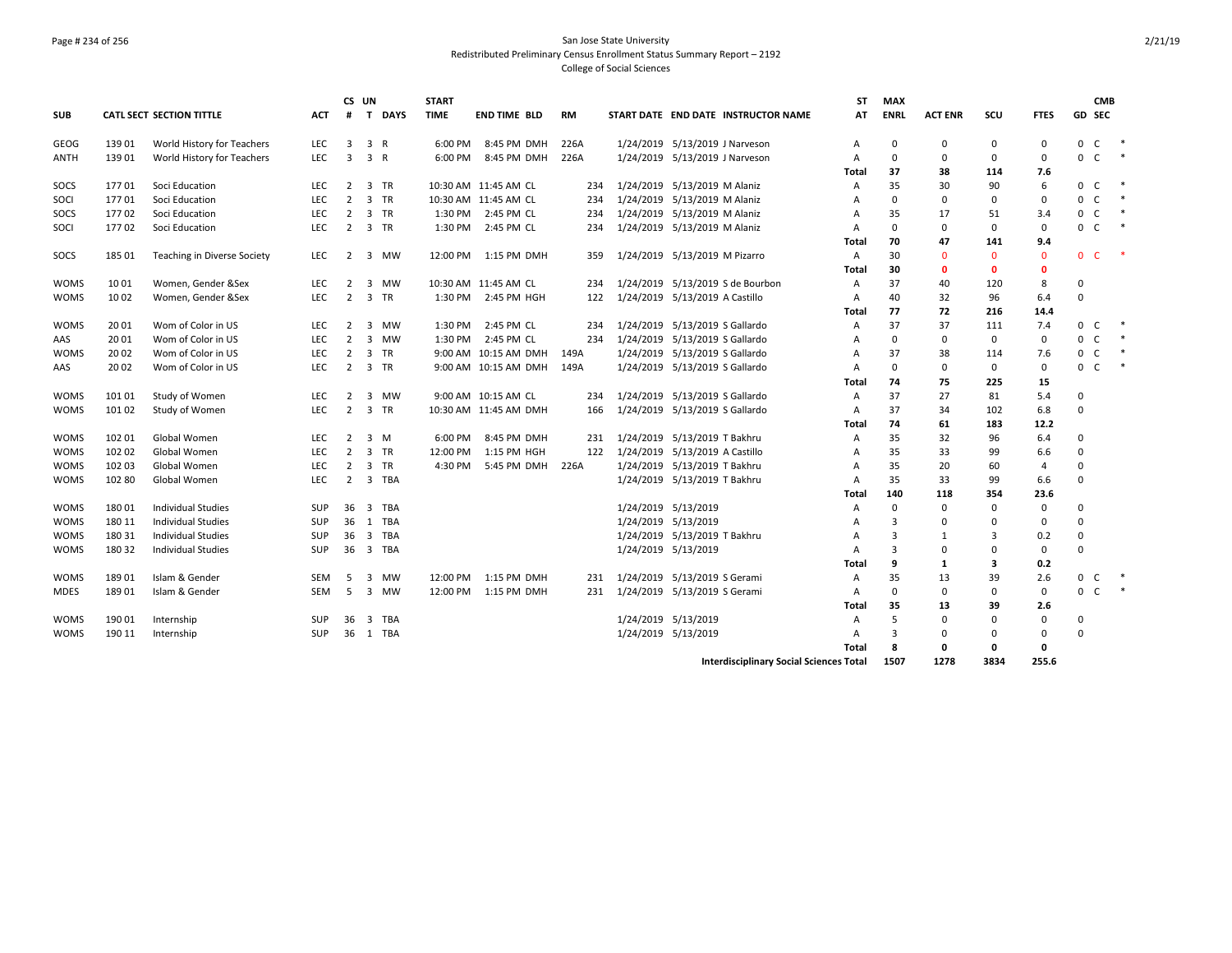San Jose State University
Redistributed Preliminary Census Enrollment Status Summary Report – 2192
College of Social Sciences

| SUB | CATL SECT SECTION TITTLE | | ACT | CS # | UN T | DAYS | START TIME | END TIME | BLD | RM | START DATE | END DATE | INSTRUCTOR NAME | ST AT | MAX ENRL | ACT ENR | SCU | FTES | GD | CMB SEC | |
|---|---|---|---|---|---|---|---|---|---|---|---|---|---|---|---|---|---|---|---|---|---|
| GEOG | 139 01 | World History for Teachers | LEC | 3 | 3 | R | 6:00 PM | 8:45 PM | DMH | 226A | 1/24/2019 | 5/13/2019 | J Narveson | A | 0 | 0 | 0 | 0 | 0 | C | * |
| ANTH | 139 01 | World History for Teachers | LEC | 3 | 3 | R | 6:00 PM | 8:45 PM | DMH | 226A | 1/24/2019 | 5/13/2019 | J Narveson | A | 0 | 0 | 0 | 0 | 0 | C | * |
| | | | | | | | | | | | | | | **Total** | **37** | **38** | **114** | **7.6** | | | |
| SOCS | 177 01 | Soci Education | LEC | 2 | 3 | TR | 10:30 AM | 11:45 AM | CL | 234 | 1/24/2019 | 5/13/2019 | M Alaniz | A | 35 | 30 | 90 | 6 | 0 | C | * |
| SOCI | 177 01 | Soci Education | LEC | 2 | 3 | TR | 10:30 AM | 11:45 AM | CL | 234 | 1/24/2019 | 5/13/2019 | M Alaniz | A | 0 | 0 | 0 | 0 | 0 | C | * |
| SOCS | 177 02 | Soci Education | LEC | 2 | 3 | TR | 1:30 PM | 2:45 PM | CL | 234 | 1/24/2019 | 5/13/2019 | M Alaniz | A | 35 | 17 | 51 | 3.4 | 0 | C | * |
| SOCI | 177 02 | Soci Education | LEC | 2 | 3 | TR | 1:30 PM | 2:45 PM | CL | 234 | 1/24/2019 | 5/13/2019 | M Alaniz | A | 0 | 0 | 0 | 0 | 0 | C | * |
| | | | | | | | | | | | | | | **Total** | **70** | **47** | **141** | **9.4** | | | |
| SOCS | 185 01 | Teaching in Diverse Society | LEC | 2 | 3 | MW | 12:00 PM | 1:15 PM | DMH | 359 | 1/24/2019 | 5/13/2019 | M Pizarro | A | 30 | 0 | 0 | 0 | 0 | C | * |
| | | | | | | | | | | | | | | **Total** | **30** | **0** | **0** | **0** | | | |
| WOMS | 10 01 | Women, Gender &Sex | LEC | 2 | 3 | MW | 10:30 AM | 11:45 AM | CL | 234 | 1/24/2019 | 5/13/2019 | S de Bourbon | A | 37 | 40 | 120 | 8 | 0 | | |
| WOMS | 10 02 | Women, Gender &Sex | LEC | 2 | 3 | TR | 1:30 PM | 2:45 PM | HGH | 122 | 1/24/2019 | 5/13/2019 | A Castillo | A | 40 | 32 | 96 | 6.4 | 0 | | |
| | | | | | | | | | | | | | | **Total** | **77** | **72** | **216** | **14.4** | | | |
| WOMS | 20 01 | Wom of Color in US | LEC | 2 | 3 | MW | 1:30 PM | 2:45 PM | CL | 234 | 1/24/2019 | 5/13/2019 | S Gallardo | A | 37 | 37 | 111 | 7.4 | 0 | C | * |
| AAS | 20 01 | Wom of Color in US | LEC | 2 | 3 | MW | 1:30 PM | 2:45 PM | CL | 234 | 1/24/2019 | 5/13/2019 | S Gallardo | A | 0 | 0 | 0 | 0 | 0 | C | * |
| WOMS | 20 02 | Wom of Color in US | LEC | 2 | 3 | TR | 9:00 AM | 10:15 AM | DMH | 149A | 1/24/2019 | 5/13/2019 | S Gallardo | A | 37 | 38 | 114 | 7.6 | 0 | C | * |
| AAS | 20 02 | Wom of Color in US | LEC | 2 | 3 | TR | 9:00 AM | 10:15 AM | DMH | 149A | 1/24/2019 | 5/13/2019 | S Gallardo | A | 0 | 0 | 0 | 0 | 0 | C | * |
| | | | | | | | | | | | | | | **Total** | **74** | **75** | **225** | **15** | | | |
| WOMS | 101 01 | Study of Women | LEC | 2 | 3 | MW | 9:00 AM | 10:15 AM | CL | 234 | 1/24/2019 | 5/13/2019 | S Gallardo | A | 37 | 27 | 81 | 5.4 | 0 | | |
| WOMS | 101 02 | Study of Women | LEC | 2 | 3 | TR | 10:30 AM | 11:45 AM | DMH | 166 | 1/24/2019 | 5/13/2019 | S Gallardo | A | 37 | 34 | 102 | 6.8 | 0 | | |
| | | | | | | | | | | | | | | **Total** | **74** | **61** | **183** | **12.2** | | | |
| WOMS | 102 01 | Global Women | LEC | 2 | 3 | M | 6:00 PM | 8:45 PM | DMH | 231 | 1/24/2019 | 5/13/2019 | T Bakhru | A | 35 | 32 | 96 | 6.4 | 0 | | |
| WOMS | 102 02 | Global Women | LEC | 2 | 3 | TR | 12:00 PM | 1:15 PM | HGH | 122 | 1/24/2019 | 5/13/2019 | A Castillo | A | 35 | 33 | 99 | 6.6 | 0 | | |
| WOMS | 102 03 | Global Women | LEC | 2 | 3 | TR | 4:30 PM | 5:45 PM | DMH | 226A | 1/24/2019 | 5/13/2019 | T Bakhru | A | 35 | 20 | 60 | 4 | 0 | | |
| WOMS | 102 80 | Global Women | LEC | 2 | 3 | TBA | | | | | 1/24/2019 | 5/13/2019 | T Bakhru | A | 35 | 33 | 99 | 6.6 | 0 | | |
| | | | | | | | | | | | | | | **Total** | **140** | **118** | **354** | **23.6** | | | |
| WOMS | 180 01 | Individual Studies | SUP | 36 | 3 | TBA | | | | | 1/24/2019 | 5/13/2019 | | A | 0 | 0 | 0 | 0 | 0 | | |
| WOMS | 180 11 | Individual Studies | SUP | 36 | 1 | TBA | | | | | 1/24/2019 | 5/13/2019 | | A | 3 | 0 | 0 | 0 | 0 | | |
| WOMS | 180 31 | Individual Studies | SUP | 36 | 3 | TBA | | | | | 1/24/2019 | 5/13/2019 | T Bakhru | A | 3 | 1 | 3 | 0.2 | 0 | | |
| WOMS | 180 32 | Individual Studies | SUP | 36 | 3 | TBA | | | | | 1/24/2019 | 5/13/2019 | | A | 3 | 0 | 0 | 0 | 0 | | |
| | | | | | | | | | | | | | | **Total** | **9** | **1** | **3** | **0.2** | | | |
| WOMS | 189 01 | Islam & Gender | SEM | 5 | 3 | MW | 12:00 PM | 1:15 PM | DMH | 231 | 1/24/2019 | 5/13/2019 | S Gerami | A | 35 | 13 | 39 | 2.6 | 0 | C | * |
| MDES | 189 01 | Islam & Gender | SEM | 5 | 3 | MW | 12:00 PM | 1:15 PM | DMH | 231 | 1/24/2019 | 5/13/2019 | S Gerami | A | 0 | 0 | 0 | 0 | 0 | C | * |
| | | | | | | | | | | | | | | **Total** | **35** | **13** | **39** | **2.6** | | | |
| WOMS | 190 01 | Internship | SUP | 36 | 3 | TBA | | | | | 1/24/2019 | 5/13/2019 | | A | 5 | 0 | 0 | 0 | 0 | | |
| WOMS | 190 11 | Internship | SUP | 36 | 1 | TBA | | | | | 1/24/2019 | 5/13/2019 | | A | 3 | 0 | 0 | 0 | 0 | | |
| | | | | | | | | | | | | | | **Total** | **8** | **0** | **0** | **0** | | | |
| | | | | | | | | | | | | | **Interdisciplinary Social Sciences Total** | | **1507** | **1278** | **3834** | **255.6** | | | |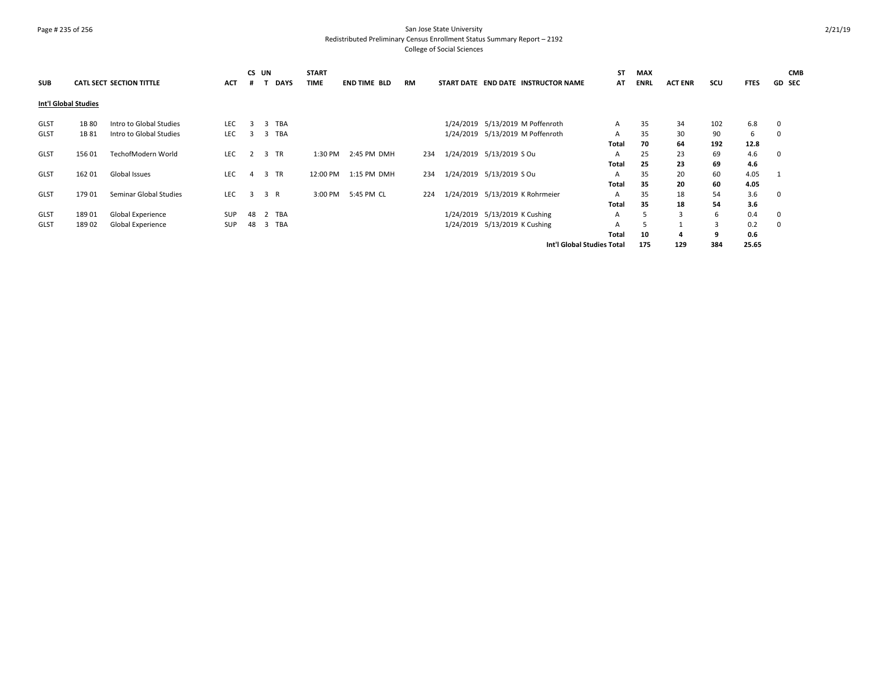San Jose State University
Redistributed Preliminary Census Enrollment Status Summary Report – 2192
College of Social Sciences

| SUB | CATL SECT | SECTION TITTLE | ACT | CS # | UN T | DAYS | START TIME | END TIME | BLD | RM | START DATE | END DATE | INSTRUCTOR NAME | ST AT | MAX ENRL | ACT ENR | SCU | FTES | GD | CMB SEC |
|---|---|---|---|---|---|---|---|---|---|---|---|---|---|---|---|---|---|---|---|---|
| **Int'l Global Studies** | | | | | | | | | | | | | | | | | | | | |
| GLST | 1B 80 | Intro to Global Studies | LEC | 3 | 3 | TBA | | | | | 1/24/2019 | 5/13/2019 | M Poffenroth | A | 35 | 34 | 102 | 6.8 | 0 | |
| GLST | 1B 81 | Intro to Global Studies | LEC | 3 | 3 | TBA | | | | | 1/24/2019 | 5/13/2019 | M Poffenroth | A | 35 | 30 | 90 | 6 | 0 | |
| | | | | | | | | | | | | | | **Total** | **70** | **64** | **192** | **12.8** | | |
| GLST | 156 01 | TechofModern World | LEC | 2 | 3 | TR | 1:30 PM | 2:45 PM | DMH | 234 | 1/24/2019 | 5/13/2019 | S Ou | A | 25 | 23 | 69 | 4.6 | 0 | |
| | | | | | | | | | | | | | | **Total** | **25** | **23** | **69** | **4.6** | | |
| GLST | 162 01 | Global Issues | LEC | 4 | 3 | TR | 12:00 PM | 1:15 PM | DMH | 234 | 1/24/2019 | 5/13/2019 | S Ou | A | 35 | 20 | 60 | 4.05 | 1 | |
| | | | | | | | | | | | | | | **Total** | **35** | **20** | **60** | **4.05** | | |
| GLST | 179 01 | Seminar Global Studies | LEC | 3 | 3 | R | 3:00 PM | 5:45 PM | CL | 224 | 1/24/2019 | 5/13/2019 | K Rohrmeier | A | 35 | 18 | 54 | 3.6 | 0 | |
| | | | | | | | | | | | | | | **Total** | **35** | **18** | **54** | **3.6** | | |
| GLST | 189 01 | Global Experience | SUP | 48 | 2 | TBA | | | | | 1/24/2019 | 5/13/2019 | K Cushing | A | 5 | 3 | 6 | 0.4 | 0 | |
| GLST | 189 02 | Global Experience | SUP | 48 | 3 | TBA | | | | | 1/24/2019 | 5/13/2019 | K Cushing | A | 5 | 1 | 3 | 0.2 | 0 | |
| | | | | | | | | | | | | | | **Total** | **10** | **4** | **9** | **0.6** | | |
| | | | | | | | | | | | | | **Int'l Global Studies Total** | | **175** | **129** | **384** | **25.65** | | |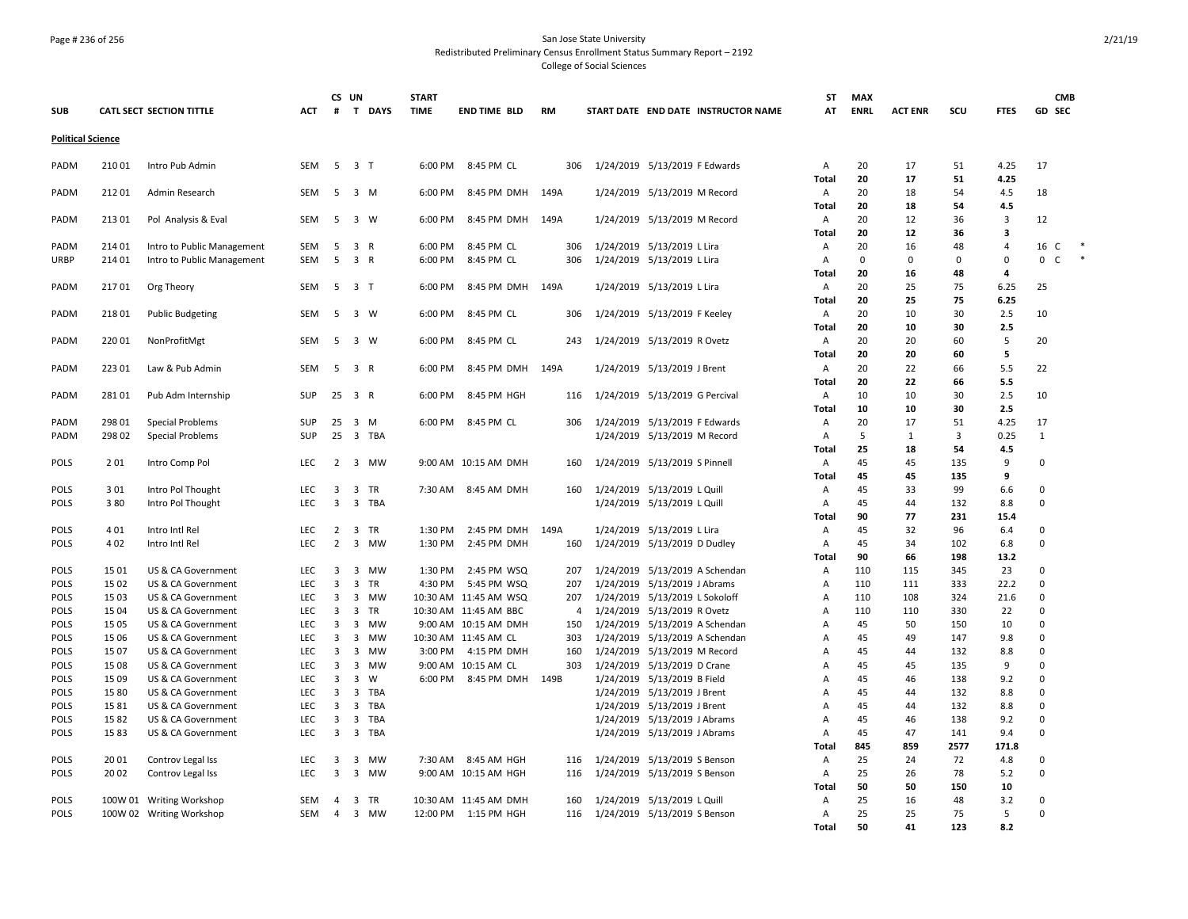San Jose State University
Redistributed Preliminary Census Enrollment Status Summary Report – 2192
College of Social Sciences

| SUB | CATL SECT | SECTION TITTLE | ACT | CS # | UN T | DAYS | START TIME | END TIME | BLD | RM | START DATE | END DATE | INSTRUCTOR NAME | ST AT | MAX ENRL | ACT ENR | SCU | FTES | GD | CMB SEC |
|---|---|---|---|---|---|---|---|---|---|---|---|---|---|---|---|---|---|---|---|---|
| **Political Science** | | | | | | | | | | | | | | | | | | | | |
| PADM | 210 01 | Intro Pub Admin | SEM | 5 | 3 | T | 6:00 PM | 8:45 PM | CL | 306 | 1/24/2019 | 5/13/2019 | F Edwards | A | 20 | 17 | 51 | 4.25 | 17 | |
| | | | | | | | | | | | | | | **Total** | **20** | **17** | **51** | **4.25** | | |
| PADM | 212 01 | Admin Research | SEM | 5 | 3 | M | 6:00 PM | 8:45 PM | DMH | 149A | 1/24/2019 | 5/13/2019 | M Record | A | 20 | 18 | 54 | 4.5 | 18 | |
| | | | | | | | | | | | | | | **Total** | **20** | **18** | **54** | **4.5** | | |
| PADM | 213 01 | Pol Analysis & Eval | SEM | 5 | 3 | W | 6:00 PM | 8:45 PM | DMH | 149A | 1/24/2019 | 5/13/2019 | M Record | A | 20 | 12 | 36 | 3 | 12 | |
| | | | | | | | | | | | | | | **Total** | **20** | **12** | **36** | **3** | | |
| PADM | 214 01 | Intro to Public Management | SEM | 5 | 3 | R | 6:00 PM | 8:45 PM | CL | 306 | 1/24/2019 | 5/13/2019 | L Lira | A | 20 | 16 | 48 | 4 | 16 | C * |
| URBP | 214 01 | Intro to Public Management | SEM | 5 | 3 | R | 6:00 PM | 8:45 PM | CL | 306 | 1/24/2019 | 5/13/2019 | L Lira | A | 0 | 0 | 0 | 0 | 0 | C * |
| | | | | | | | | | | | | | | **Total** | **20** | **16** | **48** | **4** | | |
| PADM | 217 01 | Org Theory | SEM | 5 | 3 | T | 6:00 PM | 8:45 PM | DMH | 149A | 1/24/2019 | 5/13/2019 | L Lira | A | 20 | 25 | 75 | 6.25 | 25 | |
| | | | | | | | | | | | | | | **Total** | **20** | **25** | **75** | **6.25** | | |
| PADM | 218 01 | Public Budgeting | SEM | 5 | 3 | W | 6:00 PM | 8:45 PM | CL | 306 | 1/24/2019 | 5/13/2019 | F Keeley | A | 20 | 10 | 30 | 2.5 | 10 | |
| | | | | | | | | | | | | | | **Total** | **20** | **10** | **30** | **2.5** | | |
| PADM | 220 01 | NonProfitMgt | SEM | 5 | 3 | W | 6:00 PM | 8:45 PM | CL | 243 | 1/24/2019 | 5/13/2019 | R Ovetz | A | 20 | 20 | 60 | 5 | 20 | |
| | | | | | | | | | | | | | | **Total** | **20** | **20** | **60** | **5** | | |
| PADM | 223 01 | Law & Pub Admin | SEM | 5 | 3 | R | 6:00 PM | 8:45 PM | DMH | 149A | 1/24/2019 | 5/13/2019 | J Brent | A | 20 | 22 | 66 | 5.5 | 22 | |
| | | | | | | | | | | | | | | **Total** | **20** | **22** | **66** | **5.5** | | |
| PADM | 281 01 | Pub Adm Internship | SUP | 25 | 3 | R | 6:00 PM | 8:45 PM | HGH | 116 | 1/24/2019 | 5/13/2019 | G Percival | A | 10 | 10 | 30 | 2.5 | 10 | |
| | | | | | | | | | | | | | | **Total** | **10** | **10** | **30** | **2.5** | | |
| PADM | 298 01 | Special Problems | SUP | 25 | 3 | M | 6:00 PM | 8:45 PM | CL | 306 | 1/24/2019 | 5/13/2019 | F Edwards | A | 20 | 17 | 51 | 4.25 | 17 | |
| PADM | 298 02 | Special Problems | SUP | 25 | 3 | TBA | | | | | 1/24/2019 | 5/13/2019 | M Record | A | 5 | 1 | 3 | 0.25 | 1 | |
| | | | | | | | | | | | | | | **Total** | **25** | **18** | **54** | **4.5** | | |
| POLS | 2 01 | Intro Comp Pol | LEC | 2 | 3 | MW | 9:00 AM | 10:15 AM | DMH | 160 | 1/24/2019 | 5/13/2019 | S Pinnell | A | 45 | 45 | 135 | 9 | 0 | |
| | | | | | | | | | | | | | | **Total** | **45** | **45** | **135** | **9** | | |
| POLS | 3 01 | Intro Pol Thought | LEC | 3 | 3 | TR | 7:30 AM | 8:45 AM | DMH | 160 | 1/24/2019 | 5/13/2019 | L Quill | A | 45 | 33 | 99 | 6.6 | 0 | |
| POLS | 3 80 | Intro Pol Thought | LEC | 3 | 3 | TBA | | | | | 1/24/2019 | 5/13/2019 | L Quill | A | 45 | 44 | 132 | 8.8 | 0 | |
| | | | | | | | | | | | | | | **Total** | **90** | **77** | **231** | **15.4** | | |
| POLS | 4 01 | Intro Intl Rel | LEC | 2 | 3 | TR | 1:30 PM | 2:45 PM | DMH | 149A | 1/24/2019 | 5/13/2019 | L Lira | A | 45 | 32 | 96 | 6.4 | 0 | |
| POLS | 4 02 | Intro Intl Rel | LEC | 2 | 3 | MW | 1:30 PM | 2:45 PM | DMH | 160 | 1/24/2019 | 5/13/2019 | D Dudley | A | 45 | 34 | 102 | 6.8 | 0 | |
| | | | | | | | | | | | | | | **Total** | **90** | **66** | **198** | **13.2** | | |
| POLS | 15 01 | US & CA Government | LEC | 3 | 3 | MW | 1:30 PM | 2:45 PM | WSQ | 207 | 1/24/2019 | 5/13/2019 | A Schendan | A | 110 | 115 | 345 | 23 | 0 | |
| POLS | 15 02 | US & CA Government | LEC | 3 | 3 | TR | 4:30 PM | 5:45 PM | WSQ | 207 | 1/24/2019 | 5/13/2019 | J Abrams | A | 110 | 111 | 333 | 22.2 | 0 | |
| POLS | 15 03 | US & CA Government | LEC | 3 | 3 | MW | 10:30 AM | 11:45 AM | WSQ | 207 | 1/24/2019 | 5/13/2019 | L Sokoloff | A | 110 | 108 | 324 | 21.6 | 0 | |
| POLS | 15 04 | US & CA Government | LEC | 3 | 3 | TR | 10:30 AM | 11:45 AM | BBC | 4 | 1/24/2019 | 5/13/2019 | R Ovetz | A | 110 | 110 | 330 | 22 | 0 | |
| POLS | 15 05 | US & CA Government | LEC | 3 | 3 | MW | 9:00 AM | 10:15 AM | DMH | 150 | 1/24/2019 | 5/13/2019 | A Schendan | A | 45 | 50 | 150 | 10 | 0 | |
| POLS | 15 06 | US & CA Government | LEC | 3 | 3 | MW | 10:30 AM | 11:45 AM | CL | 303 | 1/24/2019 | 5/13/2019 | A Schendan | A | 45 | 49 | 147 | 9.8 | 0 | |
| POLS | 15 07 | US & CA Government | LEC | 3 | 3 | MW | 3:00 PM | 4:15 PM | DMH | 160 | 1/24/2019 | 5/13/2019 | M Record | A | 45 | 44 | 132 | 8.8 | 0 | |
| POLS | 15 08 | US & CA Government | LEC | 3 | 3 | MW | 9:00 AM | 10:15 AM | CL | 303 | 1/24/2019 | 5/13/2019 | D Crane | A | 45 | 45 | 135 | 9 | 0 | |
| POLS | 15 09 | US & CA Government | LEC | 3 | 3 | W | 6:00 PM | 8:45 PM | DMH | 149B | 1/24/2019 | 5/13/2019 | B Field | A | 45 | 46 | 138 | 9.2 | 0 | |
| POLS | 15 80 | US & CA Government | LEC | 3 | 3 | TBA | | | | | 1/24/2019 | 5/13/2019 | J Brent | A | 45 | 44 | 132 | 8.8 | 0 | |
| POLS | 15 81 | US & CA Government | LEC | 3 | 3 | TBA | | | | | 1/24/2019 | 5/13/2019 | J Brent | A | 45 | 44 | 132 | 8.8 | 0 | |
| POLS | 15 82 | US & CA Government | LEC | 3 | 3 | TBA | | | | | 1/24/2019 | 5/13/2019 | J Abrams | A | 45 | 46 | 138 | 9.2 | 0 | |
| POLS | 15 83 | US & CA Government | LEC | 3 | 3 | TBA | | | | | 1/24/2019 | 5/13/2019 | J Abrams | A | 45 | 47 | 141 | 9.4 | 0 | |
| | | | | | | | | | | | | | | **Total** | **845** | **859** | **2577** | **171.8** | | |
| POLS | 20 01 | Controv Legal Iss | LEC | 3 | 3 | MW | 7:30 AM | 8:45 AM | HGH | 116 | 1/24/2019 | 5/13/2019 | S Benson | A | 25 | 24 | 72 | 4.8 | 0 | |
| POLS | 20 02 | Controv Legal Iss | LEC | 3 | 3 | MW | 9:00 AM | 10:15 AM | HGH | 116 | 1/24/2019 | 5/13/2019 | S Benson | A | 25 | 26 | 78 | 5.2 | 0 | |
| | | | | | | | | | | | | | | **Total** | **50** | **50** | **150** | **10** | | |
| POLS | 100W 01 | Writing Workshop | SEM | 4 | 3 | TR | 10:30 AM | 11:45 AM | DMH | 160 | 1/24/2019 | 5/13/2019 | L Quill | A | 25 | 16 | 48 | 3.2 | 0 | |
| POLS | 100W 02 | Writing Workshop | SEM | 4 | 3 | MW | 12:00 PM | 1:15 PM | HGH | 116 | 1/24/2019 | 5/13/2019 | S Benson | A | 25 | 25 | 75 | 5 | 0 | |
| | | | | | | | | | | | | | | **Total** | **50** | **41** | **123** | **8.2** | | |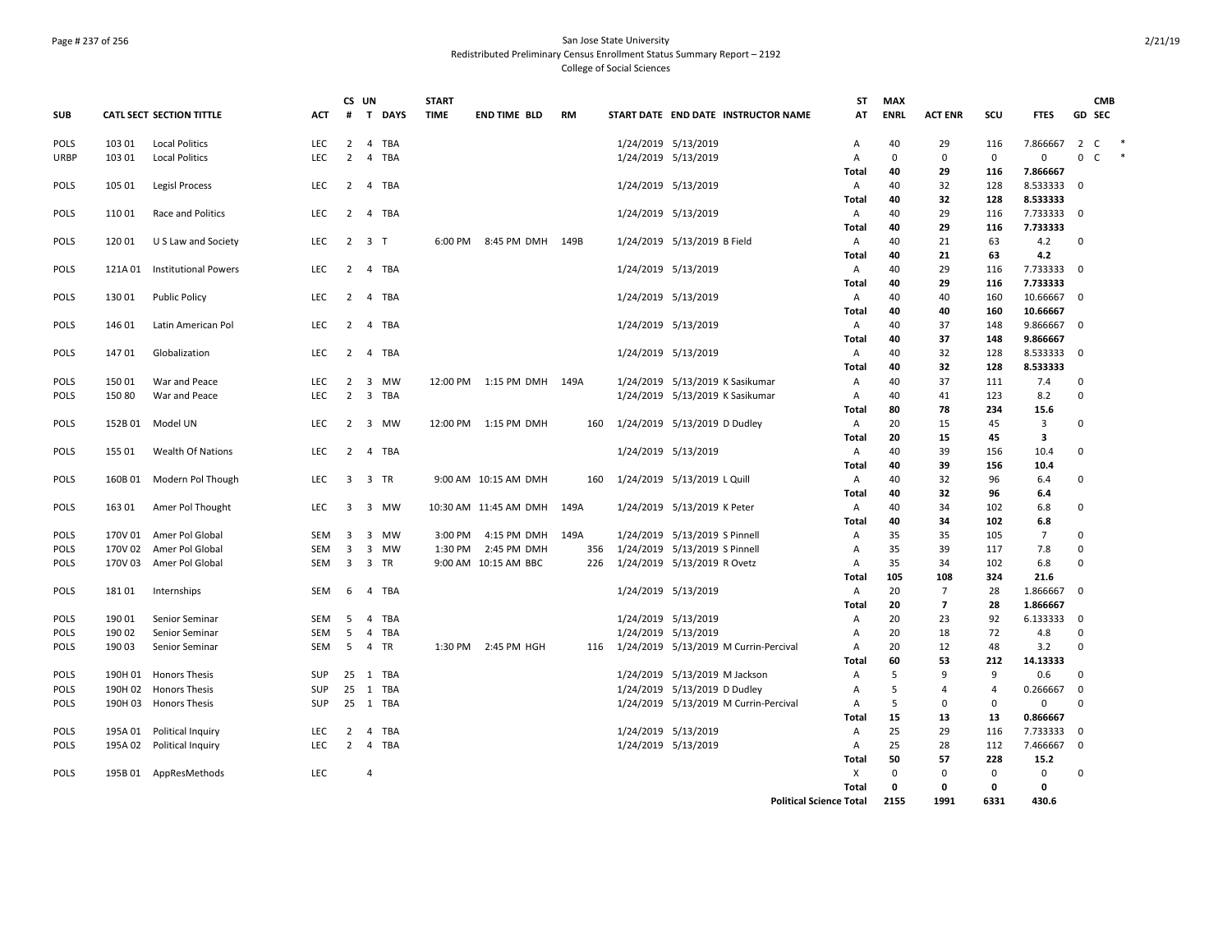San Jose State University
Redistributed Preliminary Census Enrollment Status Summary Report – 2192
College of Social Sciences

| SUB | CATL SECT | SECTION TITTLE | ACT | CS # | UN T | DAYS | START TIME | END TIME | BLD | RM | START DATE | END DATE | INSTRUCTOR NAME | ST AT | MAX ENRL | ACT ENR | SCU | FTES | GD | CMB SEC | |
|---|---|---|---|---|---|---|---|---|---|---|---|---|---|---|---|---|---|---|---|---|---|
| POLS | 103 01 | Local Politics | LEC | 2 | 4 | TBA | | | | | 1/24/2019 | 5/13/2019 | | A | 40 | 29 | 116 | 7.866667 | 2 | C | * |
| URBP | 103 01 | Local Politics | LEC | 2 | 4 | TBA | | | | | 1/24/2019 | 5/13/2019 | | A | 0 | 0 | 0 | 0 | 0 | C | * |
| | | | | | | | | | | | | | | **Total** | **40** | **29** | **116** | **7.866667** | | | |
| POLS | 105 01 | Legisl Process | LEC | 2 | 4 | TBA | | | | | 1/24/2019 | 5/13/2019 | | A | 40 | 32 | 128 | 8.533333 | 0 | | |
| | | | | | | | | | | | | | | **Total** | **40** | **32** | **128** | **8.533333** | | | |
| POLS | 110 01 | Race and Politics | LEC | 2 | 4 | TBA | | | | | 1/24/2019 | 5/13/2019 | | A | 40 | 29 | 116 | 7.733333 | 0 | | |
| | | | | | | | | | | | | | | **Total** | **40** | **29** | **116** | **7.733333** | | | |
| POLS | 120 01 | U S Law and Society | LEC | 2 | 3 | T | 6:00 PM | 8:45 PM | DMH | 149B | 1/24/2019 | 5/13/2019 | B Field | A | 40 | 21 | 63 | 4.2 | 0 | | |
| | | | | | | | | | | | | | | **Total** | **40** | **21** | **63** | **4.2** | | | |
| POLS | 121A 01 | Institutional Powers | LEC | 2 | 4 | TBA | | | | | 1/24/2019 | 5/13/2019 | | A | 40 | 29 | 116 | 7.733333 | 0 | | |
| | | | | | | | | | | | | | | **Total** | **40** | **29** | **116** | **7.733333** | | | |
| POLS | 130 01 | Public Policy | LEC | 2 | 4 | TBA | | | | | 1/24/2019 | 5/13/2019 | | A | 40 | 40 | 160 | 10.66667 | 0 | | |
| | | | | | | | | | | | | | | **Total** | **40** | **40** | **160** | **10.66667** | | | |
| POLS | 146 01 | Latin American Pol | LEC | 2 | 4 | TBA | | | | | 1/24/2019 | 5/13/2019 | | A | 40 | 37 | 148 | 9.866667 | 0 | | |
| | | | | | | | | | | | | | | **Total** | **40** | **37** | **148** | **9.866667** | | | |
| POLS | 147 01 | Globalization | LEC | 2 | 4 | TBA | | | | | 1/24/2019 | 5/13/2019 | | A | 40 | 32 | 128 | 8.533333 | 0 | | |
| | | | | | | | | | | | | | | **Total** | **40** | **32** | **128** | **8.533333** | | | |
| POLS | 150 01 | War and Peace | LEC | 2 | 3 | MW | 12:00 PM | 1:15 PM | DMH | 149A | 1/24/2019 | 5/13/2019 | K Sasikumar | A | 40 | 37 | 111 | 7.4 | 0 | | |
| POLS | 150 80 | War and Peace | LEC | 2 | 3 | TBA | | | | | 1/24/2019 | 5/13/2019 | K Sasikumar | A | 40 | 41 | 123 | 8.2 | 0 | | |
| | | | | | | | | | | | | | | **Total** | **80** | **78** | **234** | **15.6** | | | |
| POLS | 152B 01 | Model UN | LEC | 2 | 3 | MW | 12:00 PM | 1:15 PM | DMH | 160 | 1/24/2019 | 5/13/2019 | D Dudley | A | 20 | 15 | 45 | 3 | 0 | | |
| | | | | | | | | | | | | | | **Total** | **20** | **15** | **45** | **3** | | | |
| POLS | 155 01 | Wealth Of Nations | LEC | 2 | 4 | TBA | | | | | 1/24/2019 | 5/13/2019 | | A | 40 | 39 | 156 | 10.4 | 0 | | |
| | | | | | | | | | | | | | | **Total** | **40** | **39** | **156** | **10.4** | | | |
| POLS | 160B 01 | Modern Pol Though | LEC | 3 | 3 | TR | 9:00 AM | 10:15 AM | DMH | 160 | 1/24/2019 | 5/13/2019 | L Quill | A | 40 | 32 | 96 | 6.4 | 0 | | |
| | | | | | | | | | | | | | | **Total** | **40** | **32** | **96** | **6.4** | | | |
| POLS | 163 01 | Amer Pol Thought | LEC | 3 | 3 | MW | 10:30 AM | 11:45 AM | DMH | 149A | 1/24/2019 | 5/13/2019 | K Peter | A | 40 | 34 | 102 | 6.8 | 0 | | |
| | | | | | | | | | | | | | | **Total** | **40** | **34** | **102** | **6.8** | | | |
| POLS | 170V 01 | Amer Pol Global | SEM | 3 | 3 | MW | 3:00 PM | 4:15 PM | DMH | 149A | 1/24/2019 | 5/13/2019 | S Pinnell | A | 35 | 35 | 105 | 7 | 0 | | |
| POLS | 170V 02 | Amer Pol Global | SEM | 3 | 3 | MW | 1:30 PM | 2:45 PM | DMH | 356 | 1/24/2019 | 5/13/2019 | S Pinnell | A | 35 | 39 | 117 | 7.8 | 0 | | |
| POLS | 170V 03 | Amer Pol Global | SEM | 3 | 3 | TR | 9:00 AM | 10:15 AM | BBC | 226 | 1/24/2019 | 5/13/2019 | R Ovetz | A | 35 | 34 | 102 | 6.8 | 0 | | |
| | | | | | | | | | | | | | | **Total** | **105** | **108** | **324** | **21.6** | | | |
| POLS | 181 01 | Internships | SEM | 6 | 4 | TBA | | | | | 1/24/2019 | 5/13/2019 | | A | 20 | 7 | 28 | 1.866667 | 0 | | |
| | | | | | | | | | | | | | | **Total** | **20** | **7** | **28** | **1.866667** | | | |
| POLS | 190 01 | Senior Seminar | SEM | 5 | 4 | TBA | | | | | 1/24/2019 | 5/13/2019 | | A | 20 | 23 | 92 | 6.133333 | 0 | | |
| POLS | 190 02 | Senior Seminar | SEM | 5 | 4 | TBA | | | | | 1/24/2019 | 5/13/2019 | | A | 20 | 18 | 72 | 4.8 | 0 | | |
| POLS | 190 03 | Senior Seminar | SEM | 5 | 4 | TR | 1:30 PM | 2:45 PM | HGH | 116 | 1/24/2019 | 5/13/2019 | M Currin-Percival | A | 20 | 12 | 48 | 3.2 | 0 | | |
| | | | | | | | | | | | | | | **Total** | **60** | **53** | **212** | **14.13333** | | | |
| POLS | 190H 01 | Honors Thesis | SUP | 25 | 1 | TBA | | | | | 1/24/2019 | 5/13/2019 | M Jackson | A | 5 | 9 | 9 | 0.6 | 0 | | |
| POLS | 190H 02 | Honors Thesis | SUP | 25 | 1 | TBA | | | | | 1/24/2019 | 5/13/2019 | D Dudley | A | 5 | 4 | 4 | 0.266667 | 0 | | |
| POLS | 190H 03 | Honors Thesis | SUP | 25 | 1 | TBA | | | | | 1/24/2019 | 5/13/2019 | M Currin-Percival | A | 5 | 0 | 0 | 0 | 0 | | |
| | | | | | | | | | | | | | | **Total** | **15** | **13** | **13** | **0.866667** | | | |
| POLS | 195A 01 | Political Inquiry | LEC | 2 | 4 | TBA | | | | | 1/24/2019 | 5/13/2019 | | A | 25 | 29 | 116 | 7.733333 | 0 | | |
| POLS | 195A 02 | Political Inquiry | LEC | 2 | 4 | TBA | | | | | 1/24/2019 | 5/13/2019 | | A | 25 | 28 | 112 | 7.466667 | 0 | | |
| | | | | | | | | | | | | | | **Total** | **50** | **57** | **228** | **15.2** | | | |
| POLS | 195B 01 | AppResMethods | LEC | | 4 | | | | | | | | | X | 0 | 0 | 0 | 0 | 0 | | |
| | | | | | | | | | | | | | | **Total** | **0** | **0** | **0** | **0** | | | |
| | | | | | | | | | | | | | **Political Science Total** | | **2155** | **1991** | **6331** | **430.6** | | | |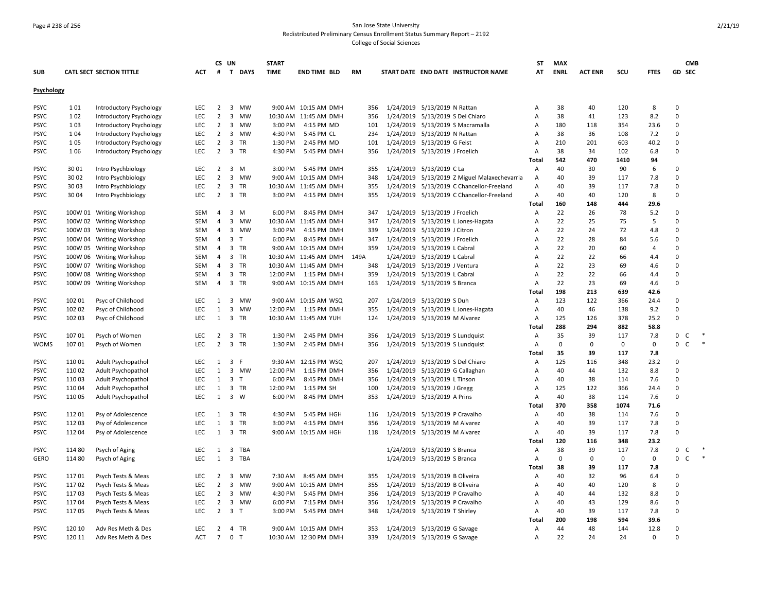San Jose State University
Redistributed Preliminary Census Enrollment Status Summary Report – 2192
College of Social Sciences

| SUB | CATL SECT | SECTION TITTLE | ACT | CS # | UN T | DAYS | START TIME | END TIME | BLD | RM | START DATE | END DATE | INSTRUCTOR NAME | ST AT | MAX ENRL | ACT ENR | SCU | FTES | GD | CMB SEC |
|---|---|---|---|---|---|---|---|---|---|---|---|---|---|---|---|---|---|---|---|---|
| **Psychology** | | | | | | | | | | | | | | | | | | | | |
| PSYC | 1 01 | Introductory Psychology | LEC | 2 | 3 | MW | 9:00 AM | 10:15 AM | DMH | 356 | 1/24/2019 | 5/13/2019 | N Rattan | A | 38 | 40 | 120 | 8 | 0 | |
| PSYC | 1 02 | Introductory Psychology | LEC | 2 | 3 | MW | 10:30 AM | 11:45 AM | DMH | 356 | 1/24/2019 | 5/13/2019 | S Del Chiaro | A | 38 | 41 | 123 | 8.2 | 0 | |
| PSYC | 1 03 | Introductory Psychology | LEC | 2 | 3 | MW | 3:00 PM | 4:15 PM | MD | 101 | 1/24/2019 | 5/13/2019 | S Macramalla | A | 180 | 118 | 354 | 23.6 | 0 | |
| PSYC | 1 04 | Introductory Psychology | LEC | 2 | 3 | MW | 4:30 PM | 5:45 PM | CL | 234 | 1/24/2019 | 5/13/2019 | N Rattan | A | 38 | 36 | 108 | 7.2 | 0 | |
| PSYC | 1 05 | Introductory Psychology | LEC | 2 | 3 | TR | 1:30 PM | 2:45 PM | MD | 101 | 1/24/2019 | 5/13/2019 | G Feist | A | 210 | 201 | 603 | 40.2 | 0 | |
| PSYC | 1 06 | Introductory Psychology | LEC | 2 | 3 | TR | 4:30 PM | 5:45 PM | DMH | 356 | 1/24/2019 | 5/13/2019 | J Froelich | A | 38 | 34 | 102 | 6.8 | 0 | |
| | | | | | | | | | | | | | | Total | 542 | 470 | 1410 | 94 | | |
| PSYC | 30 01 | Intro Psychbiology | LEC | 2 | 3 | M | 3:00 PM | 5:45 PM | DMH | 355 | 1/24/2019 | 5/13/2019 | C La | A | 40 | 30 | 90 | 6 | 0 | |
| PSYC | 30 02 | Intro Psychbiology | LEC | 2 | 3 | MW | 9:00 AM | 10:15 AM | DMH | 348 | 1/24/2019 | 5/13/2019 | Z Miguel Malaxechevarria | A | 40 | 39 | 117 | 7.8 | 0 | |
| PSYC | 30 03 | Intro Psychbiology | LEC | 2 | 3 | TR | 10:30 AM | 11:45 AM | DMH | 355 | 1/24/2019 | 5/13/2019 | C Chancellor-Freeland | A | 40 | 39 | 117 | 7.8 | 0 | |
| PSYC | 30 04 | Intro Psychbiology | LEC | 2 | 3 | TR | 3:00 PM | 4:15 PM | DMH | 355 | 1/24/2019 | 5/13/2019 | C Chancellor-Freeland | A | 40 | 40 | 120 | 8 | 0 | |
| | | | | | | | | | | | | | | Total | 160 | 148 | 444 | 29.6 | | |
| PSYC | 100W 01 | Writing Workshop | SEM | 4 | 3 | M | 6:00 PM | 8:45 PM | DMH | 347 | 1/24/2019 | 5/13/2019 | J Froelich | A | 22 | 26 | 78 | 5.2 | 0 | |
| PSYC | 100W 02 | Writing Workshop | SEM | 4 | 3 | MW | 10:30 AM | 11:45 AM | DMH | 347 | 1/24/2019 | 5/13/2019 | L Jones-Hagata | A | 22 | 25 | 75 | 5 | 0 | |
| PSYC | 100W 03 | Writing Workshop | SEM | 4 | 3 | MW | 3:00 PM | 4:15 PM | DMH | 339 | 1/24/2019 | 5/13/2019 | J Citron | A | 22 | 24 | 72 | 4.8 | 0 | |
| PSYC | 100W 04 | Writing Workshop | SEM | 4 | 3 | T | 6:00 PM | 8:45 PM | DMH | 347 | 1/24/2019 | 5/13/2019 | J Froelich | A | 22 | 28 | 84 | 5.6 | 0 | |
| PSYC | 100W 05 | Writing Workshop | SEM | 4 | 3 | TR | 9:00 AM | 10:15 AM | DMH | 359 | 1/24/2019 | 5/13/2019 | L Cabral | A | 22 | 20 | 60 | 4 | 0 | |
| PSYC | 100W 06 | Writing Workshop | SEM | 4 | 3 | TR | 10:30 AM | 11:45 AM | DMH | 149A | 1/24/2019 | 5/13/2019 | L Cabral | A | 22 | 22 | 66 | 4.4 | 0 | |
| PSYC | 100W 07 | Writing Workshop | SEM | 4 | 3 | TR | 10:30 AM | 11:45 AM | DMH | 348 | 1/24/2019 | 5/13/2019 | J Ventura | A | 22 | 23 | 69 | 4.6 | 0 | |
| PSYC | 100W 08 | Writing Workshop | SEM | 4 | 3 | TR | 12:00 PM | 1:15 PM | DMH | 359 | 1/24/2019 | 5/13/2019 | L Cabral | A | 22 | 22 | 66 | 4.4 | 0 | |
| PSYC | 100W 09 | Writing Workshop | SEM | 4 | 3 | TR | 9:00 AM | 10:15 AM | DMH | 163 | 1/24/2019 | 5/13/2019 | S Branca | A | 22 | 23 | 69 | 4.6 | 0 | |
| | | | | | | | | | | | | | | Total | 198 | 213 | 639 | 42.6 | | |
| PSYC | 102 01 | Psyc of Childhood | LEC | 1 | 3 | MW | 9:00 AM | 10:15 AM | WSQ | 207 | 1/24/2019 | 5/13/2019 | S Duh | A | 123 | 122 | 366 | 24.4 | 0 | |
| PSYC | 102 02 | Psyc of Childhood | LEC | 1 | 3 | MW | 12:00 PM | 1:15 PM | DMH | 355 | 1/24/2019 | 5/13/2019 | L Jones-Hagata | A | 40 | 46 | 138 | 9.2 | 0 | |
| PSYC | 102 03 | Psyc of Childhood | LEC | 1 | 3 | TR | 10:30 AM | 11:45 AM | YUH | 124 | 1/24/2019 | 5/13/2019 | M Alvarez | A | 125 | 126 | 378 | 25.2 | 0 | |
| | | | | | | | | | | | | | | Total | 288 | 294 | 882 | 58.8 | | |
| PSYC | 107 01 | Psych of Women | LEC | 2 | 3 | TR | 1:30 PM | 2:45 PM | DMH | 356 | 1/24/2019 | 5/13/2019 | S Lundquist | A | 35 | 39 | 117 | 7.8 | 0 | C * |
| WOMS | 107 01 | Psych of Women | LEC | 2 | 3 | TR | 1:30 PM | 2:45 PM | DMH | 356 | 1/24/2019 | 5/13/2019 | S Lundquist | A | 0 | 0 | 0 | 0 | 0 | C * |
| | | | | | | | | | | | | | | Total | 35 | 39 | 117 | 7.8 | | |
| PSYC | 110 01 | Adult Psychopathol | LEC | 1 | 3 | F | 9:30 AM | 12:15 PM | WSQ | 207 | 1/24/2019 | 5/13/2019 | S Del Chiaro | A | 125 | 116 | 348 | 23.2 | 0 | |
| PSYC | 110 02 | Adult Psychopathol | LEC | 1 | 3 | MW | 12:00 PM | 1:15 PM | DMH | 356 | 1/24/2019 | 5/13/2019 | G Callaghan | A | 40 | 44 | 132 | 8.8 | 0 | |
| PSYC | 110 03 | Adult Psychopathol | LEC | 1 | 3 | T | 6:00 PM | 8:45 PM | DMH | 356 | 1/24/2019 | 5/13/2019 | L Tinson | A | 40 | 38 | 114 | 7.6 | 0 | |
| PSYC | 110 04 | Adult Psychopathol | LEC | 1 | 3 | TR | 12:00 PM | 1:15 PM | SH | 100 | 1/24/2019 | 5/13/2019 | J Gregg | A | 125 | 122 | 366 | 24.4 | 0 | |
| PSYC | 110 05 | Adult Psychopathol | LEC | 1 | 3 | W | 6:00 PM | 8:45 PM | DMH | 353 | 1/24/2019 | 5/13/2019 | A Prins | A | 40 | 38 | 114 | 7.6 | 0 | |
| | | | | | | | | | | | | | | Total | 370 | 358 | 1074 | 71.6 | | |
| PSYC | 112 01 | Psy of Adolescence | LEC | 1 | 3 | TR | 4:30 PM | 5:45 PM | HGH | 116 | 1/24/2019 | 5/13/2019 | P Cravalho | A | 40 | 38 | 114 | 7.6 | 0 | |
| PSYC | 112 03 | Psy of Adolescence | LEC | 1 | 3 | TR | 3:00 PM | 4:15 PM | DMH | 356 | 1/24/2019 | 5/13/2019 | M Alvarez | A | 40 | 39 | 117 | 7.8 | 0 | |
| PSYC | 112 04 | Psy of Adolescence | LEC | 1 | 3 | TR | 9:00 AM | 10:15 AM | HGH | 118 | 1/24/2019 | 5/13/2019 | M Alvarez | A | 40 | 39 | 117 | 7.8 | 0 | |
| | | | | | | | | | | | | | | Total | 120 | 116 | 348 | 23.2 | | |
| PSYC | 114 80 | Psych of Aging | LEC | 1 | 3 | TBA | | | | | 1/24/2019 | 5/13/2019 | S Branca | A | 38 | 39 | 117 | 7.8 | 0 | C * |
| GERO | 114 80 | Psych of Aging | LEC | 1 | 3 | TBA | | | | | 1/24/2019 | 5/13/2019 | S Branca | A | 0 | 0 | 0 | 0 | 0 | C * |
| | | | | | | | | | | | | | | Total | 38 | 39 | 117 | 7.8 | | |
| PSYC | 117 01 | Psych Tests & Meas | LEC | 2 | 3 | MW | 7:30 AM | 8:45 AM | DMH | 355 | 1/24/2019 | 5/13/2019 | B Oliveira | A | 40 | 32 | 96 | 6.4 | 0 | |
| PSYC | 117 02 | Psych Tests & Meas | LEC | 2 | 3 | MW | 9:00 AM | 10:15 AM | DMH | 355 | 1/24/2019 | 5/13/2019 | B Oliveira | A | 40 | 40 | 120 | 8 | 0 | |
| PSYC | 117 03 | Psych Tests & Meas | LEC | 2 | 3 | MW | 4:30 PM | 5:45 PM | DMH | 356 | 1/24/2019 | 5/13/2019 | P Cravalho | A | 40 | 44 | 132 | 8.8 | 0 | |
| PSYC | 117 04 | Psych Tests & Meas | LEC | 2 | 3 | MW | 6:00 PM | 7:15 PM | DMH | 356 | 1/24/2019 | 5/13/2019 | P Cravalho | A | 40 | 43 | 129 | 8.6 | 0 | |
| PSYC | 117 05 | Psych Tests & Meas | LEC | 2 | 3 | T | 3:00 PM | 5:45 PM | DMH | 348 | 1/24/2019 | 5/13/2019 | T Shirley | A | 40 | 39 | 117 | 7.8 | 0 | |
| | | | | | | | | | | | | | | Total | 200 | 198 | 594 | 39.6 | | |
| PSYC | 120 10 | Adv Res Meth & Des | LEC | 2 | 4 | TR | 9:00 AM | 10:15 AM | DMH | 353 | 1/24/2019 | 5/13/2019 | G Savage | A | 44 | 48 | 144 | 12.8 | 0 | |
| PSYC | 120 11 | Adv Res Meth & Des | ACT | 7 | 0 | T | 10:30 AM | 12:30 PM | DMH | 339 | 1/24/2019 | 5/13/2019 | G Savage | A | 22 | 24 | 24 | 0 | 0 | |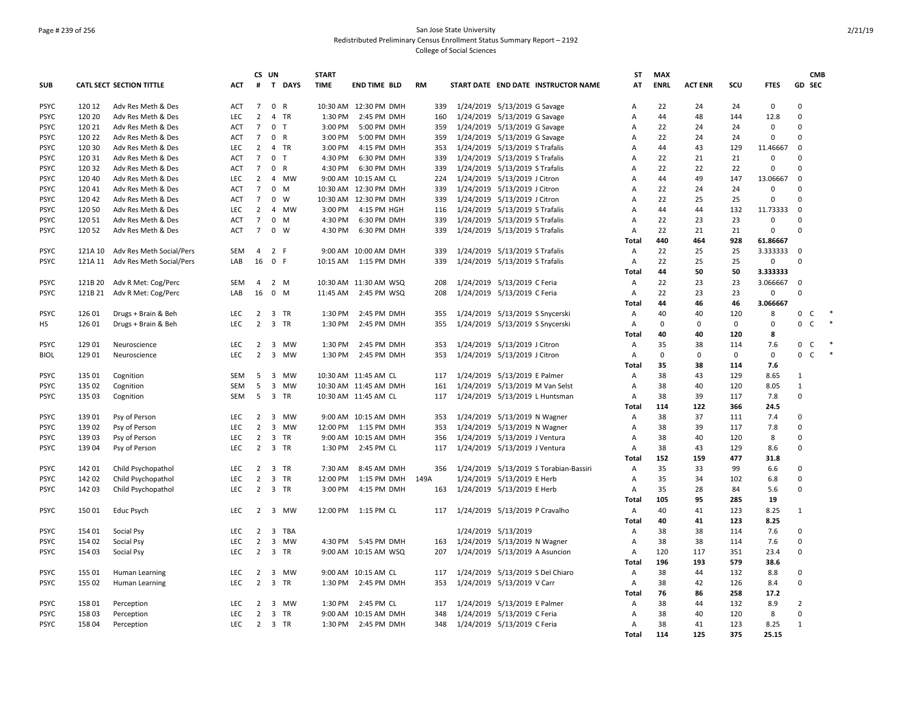San Jose State University
Redistributed Preliminary Census Enrollment Status Summary Report – 2192
College of Social Sciences

| SUB | CATL SECT | SECTION TITTLE | ACT | CS # | UN T | DAYS | START TIME | END TIME | BLD | RM | START DATE | END DATE | INSTRUCTOR NAME | ST AT | MAX ENRL | ACT ENR | SCU | FTES | GD | CMB SEC | |
|---|---|---|---|---|---|---|---|---|---|---|---|---|---|---|---|---|---|---|---|---|---|
| PSYC | 120 12 | Adv Res Meth & Des | ACT | 7 | 0 | R | 10:30 AM | 12:30 PM | DMH | 339 | 1/24/2019 | 5/13/2019 | G Savage | A | 22 | 24 | 24 | 0 | 0 | | |
| PSYC | 120 20 | Adv Res Meth & Des | LEC | 2 | 4 | TR | 1:30 PM | 2:45 PM | DMH | 160 | 1/24/2019 | 5/13/2019 | G Savage | A | 44 | 48 | 144 | 12.8 | 0 | | |
| PSYC | 120 21 | Adv Res Meth & Des | ACT | 7 | 0 | T | 3:00 PM | 5:00 PM | DMH | 359 | 1/24/2019 | 5/13/2019 | G Savage | A | 22 | 24 | 24 | 0 | 0 | | |
| PSYC | 120 22 | Adv Res Meth & Des | ACT | 7 | 0 | R | 3:00 PM | 5:00 PM | DMH | 359 | 1/24/2019 | 5/13/2019 | G Savage | A | 22 | 24 | 24 | 0 | 0 | | |
| PSYC | 120 30 | Adv Res Meth & Des | LEC | 2 | 4 | TR | 3:00 PM | 4:15 PM | DMH | 353 | 1/24/2019 | 5/13/2019 | S Trafalis | A | 44 | 43 | 129 | 11.46667 | 0 | | |
| PSYC | 120 31 | Adv Res Meth & Des | ACT | 7 | 0 | T | 4:30 PM | 6:30 PM | DMH | 339 | 1/24/2019 | 5/13/2019 | S Trafalis | A | 22 | 21 | 21 | 0 | 0 | | |
| PSYC | 120 32 | Adv Res Meth & Des | ACT | 7 | 0 | R | 4:30 PM | 6:30 PM | DMH | 339 | 1/24/2019 | 5/13/2019 | S Trafalis | A | 22 | 22 | 22 | 0 | 0 | | |
| PSYC | 120 40 | Adv Res Meth & Des | LEC | 2 | 4 | MW | 9:00 AM | 10:15 AM | CL | 224 | 1/24/2019 | 5/13/2019 | J Citron | A | 44 | 49 | 147 | 13.06667 | 0 | | |
| PSYC | 120 41 | Adv Res Meth & Des | ACT | 7 | 0 | M | 10:30 AM | 12:30 PM | DMH | 339 | 1/24/2019 | 5/13/2019 | J Citron | A | 22 | 24 | 24 | 0 | 0 | | |
| PSYC | 120 42 | Adv Res Meth & Des | ACT | 7 | 0 | W | 10:30 AM | 12:30 PM | DMH | 339 | 1/24/2019 | 5/13/2019 | J Citron | A | 22 | 25 | 25 | 0 | 0 | | |
| PSYC | 120 50 | Adv Res Meth & Des | LEC | 2 | 4 | MW | 3:00 PM | 4:15 PM | HGH | 116 | 1/24/2019 | 5/13/2019 | S Trafalis | A | 44 | 44 | 132 | 11.73333 | 0 | | |
| PSYC | 120 51 | Adv Res Meth & Des | ACT | 7 | 0 | M | 4:30 PM | 6:30 PM | DMH | 339 | 1/24/2019 | 5/13/2019 | S Trafalis | A | 22 | 23 | 23 | 0 | 0 | | |
| PSYC | 120 52 | Adv Res Meth & Des | ACT | 7 | 0 | W | 4:30 PM | 6:30 PM | DMH | 339 | 1/24/2019 | 5/13/2019 | S Trafalis | A | 22 | 21 | 21 | 0 | 0 | | |
| | | | | | | | | | | | | | | Total | 440 | 464 | 928 | 61.86667 | | | |
| PSYC | 121A 10 | Adv Res Meth Social/Pers | SEM | 4 | 2 | F | 9:00 AM | 10:00 AM | DMH | 339 | 1/24/2019 | 5/13/2019 | S Trafalis | A | 22 | 25 | 25 | 3.333333 | 0 | | |
| PSYC | 121A 11 | Adv Res Meth Social/Pers | LAB | 16 | 0 | F | 10:15 AM | 1:15 PM | DMH | 339 | 1/24/2019 | 5/13/2019 | S Trafalis | A | 22 | 25 | 25 | 0 | 0 | | |
| | | | | | | | | | | | | | | Total | 44 | 50 | 50 | 3.333333 | | | |
| PSYC | 121B 20 | Adv R Met: Cog/Perc | SEM | 4 | 2 | M | 10:30 AM | 11:30 AM | WSQ | 208 | 1/24/2019 | 5/13/2019 | C Feria | A | 22 | 23 | 23 | 3.066667 | 0 | | |
| PSYC | 121B 21 | Adv R Met: Cog/Perc | LAB | 16 | 0 | M | 11:45 AM | 2:45 PM | WSQ | 208 | 1/24/2019 | 5/13/2019 | C Feria | A | 22 | 23 | 23 | 0 | 0 | | |
| | | | | | | | | | | | | | | Total | 44 | 46 | 46 | 3.066667 | | | |
| PSYC | 126 01 | Drugs + Brain & Beh | LEC | 2 | 3 | TR | 1:30 PM | 2:45 PM | DMH | 355 | 1/24/2019 | 5/13/2019 | S Snycerski | A | 40 | 40 | 120 | 8 | 0 | C | * |
| HS | 126 01 | Drugs + Brain & Beh | LEC | 2 | 3 | TR | 1:30 PM | 2:45 PM | DMH | 355 | 1/24/2019 | 5/13/2019 | S Snycerski | A | 0 | 0 | 0 | 0 | 0 | C | * |
| | | | | | | | | | | | | | | Total | 40 | 40 | 120 | 8 | | | |
| PSYC | 129 01 | Neuroscience | LEC | 2 | 3 | MW | 1:30 PM | 2:45 PM | DMH | 353 | 1/24/2019 | 5/13/2019 | J Citron | A | 35 | 38 | 114 | 7.6 | 0 | C | * |
| BIOL | 129 01 | Neuroscience | LEC | 2 | 3 | MW | 1:30 PM | 2:45 PM | DMH | 353 | 1/24/2019 | 5/13/2019 | J Citron | A | 0 | 0 | 0 | 0 | 0 | C | * |
| | | | | | | | | | | | | | | Total | 35 | 38 | 114 | 7.6 | | | |
| PSYC | 135 01 | Cognition | SEM | 5 | 3 | MW | 10:30 AM | 11:45 AM | CL | 117 | 1/24/2019 | 5/13/2019 | E Palmer | A | 38 | 43 | 129 | 8.65 | 1 | | |
| PSYC | 135 02 | Cognition | SEM | 5 | 3 | MW | 10:30 AM | 11:45 AM | DMH | 161 | 1/24/2019 | 5/13/2019 | M Van Selst | A | 38 | 40 | 120 | 8.05 | 1 | | |
| PSYC | 135 03 | Cognition | SEM | 5 | 3 | TR | 10:30 AM | 11:45 AM | CL | 117 | 1/24/2019 | 5/13/2019 | L Huntsman | A | 38 | 39 | 117 | 7.8 | 0 | | |
| | | | | | | | | | | | | | | Total | 114 | 122 | 366 | 24.5 | | | |
| PSYC | 139 01 | Psy of Person | LEC | 2 | 3 | MW | 9:00 AM | 10:15 AM | DMH | 353 | 1/24/2019 | 5/13/2019 | N Wagner | A | 38 | 37 | 111 | 7.4 | 0 | | |
| PSYC | 139 02 | Psy of Person | LEC | 2 | 3 | MW | 12:00 PM | 1:15 PM | DMH | 353 | 1/24/2019 | 5/13/2019 | N Wagner | A | 38 | 39 | 117 | 7.8 | 0 | | |
| PSYC | 139 03 | Psy of Person | LEC | 2 | 3 | TR | 9:00 AM | 10:15 AM | DMH | 356 | 1/24/2019 | 5/13/2019 | J Ventura | A | 38 | 40 | 120 | 8 | 0 | | |
| PSYC | 139 04 | Psy of Person | LEC | 2 | 3 | TR | 1:30 PM | 2:45 PM | CL | 117 | 1/24/2019 | 5/13/2019 | J Ventura | A | 38 | 43 | 129 | 8.6 | 0 | | |
| | | | | | | | | | | | | | | Total | 152 | 159 | 477 | 31.8 | | | |
| PSYC | 142 01 | Child Psychopathol | LEC | 2 | 3 | TR | 7:30 AM | 8:45 AM | DMH | 356 | 1/24/2019 | 5/13/2019 | S Torabian-Bassiri | A | 35 | 33 | 99 | 6.6 | 0 | | |
| PSYC | 142 02 | Child Psychopathol | LEC | 2 | 3 | TR | 12:00 PM | 1:15 PM | DMH | 149A | 1/24/2019 | 5/13/2019 | E Herb | A | 35 | 34 | 102 | 6.8 | 0 | | |
| PSYC | 142 03 | Child Psychopathol | LEC | 2 | 3 | TR | 3:00 PM | 4:15 PM | DMH | 163 | 1/24/2019 | 5/13/2019 | E Herb | A | 35 | 28 | 84 | 5.6 | 0 | | |
| | | | | | | | | | | | | | | Total | 105 | 95 | 285 | 19 | | | |
| PSYC | 150 01 | Educ Psych | LEC | 2 | 3 | MW | 12:00 PM | 1:15 PM | CL | 117 | 1/24/2019 | 5/13/2019 | P Cravalho | A | 40 | 41 | 123 | 8.25 | 1 | | |
| | | | | | | | | | | | | | | Total | 40 | 41 | 123 | 8.25 | | | |
| PSYC | 154 01 | Social Psy | LEC | 2 | 3 | TBA | | | | | 1/24/2019 | 5/13/2019 | | A | 38 | 38 | 114 | 7.6 | 0 | | |
| PSYC | 154 02 | Social Psy | LEC | 2 | 3 | MW | 4:30 PM | 5:45 PM | DMH | 163 | 1/24/2019 | 5/13/2019 | N Wagner | A | 38 | 38 | 114 | 7.6 | 0 | | |
| PSYC | 154 03 | Social Psy | LEC | 2 | 3 | TR | 9:00 AM | 10:15 AM | WSQ | 207 | 1/24/2019 | 5/13/2019 | A Asuncion | A | 120 | 117 | 351 | 23.4 | 0 | | |
| | | | | | | | | | | | | | | Total | 196 | 193 | 579 | 38.6 | | | |
| PSYC | 155 01 | Human Learning | LEC | 2 | 3 | MW | 9:00 AM | 10:15 AM | CL | 117 | 1/24/2019 | 5/13/2019 | S Del Chiaro | A | 38 | 44 | 132 | 8.8 | 0 | | |
| PSYC | 155 02 | Human Learning | LEC | 2 | 3 | TR | 1:30 PM | 2:45 PM | DMH | 353 | 1/24/2019 | 5/13/2019 | V Carr | A | 38 | 42 | 126 | 8.4 | 0 | | |
| | | | | | | | | | | | | | | Total | 76 | 86 | 258 | 17.2 | | | |
| PSYC | 158 01 | Perception | LEC | 2 | 3 | MW | 1:30 PM | 2:45 PM | CL | 117 | 1/24/2019 | 5/13/2019 | E Palmer | A | 38 | 44 | 132 | 8.9 | 2 | | |
| PSYC | 158 03 | Perception | LEC | 2 | 3 | TR | 9:00 AM | 10:15 AM | DMH | 348 | 1/24/2019 | 5/13/2019 | C Feria | A | 38 | 40 | 120 | 8 | 0 | | |
| PSYC | 158 04 | Perception | LEC | 2 | 3 | TR | 1:30 PM | 2:45 PM | DMH | 348 | 1/24/2019 | 5/13/2019 | C Feria | A | 38 | 41 | 123 | 8.25 | 1 | | |
| | | | | | | | | | | | | | | Total | 114 | 125 | 375 | 25.15 | | | |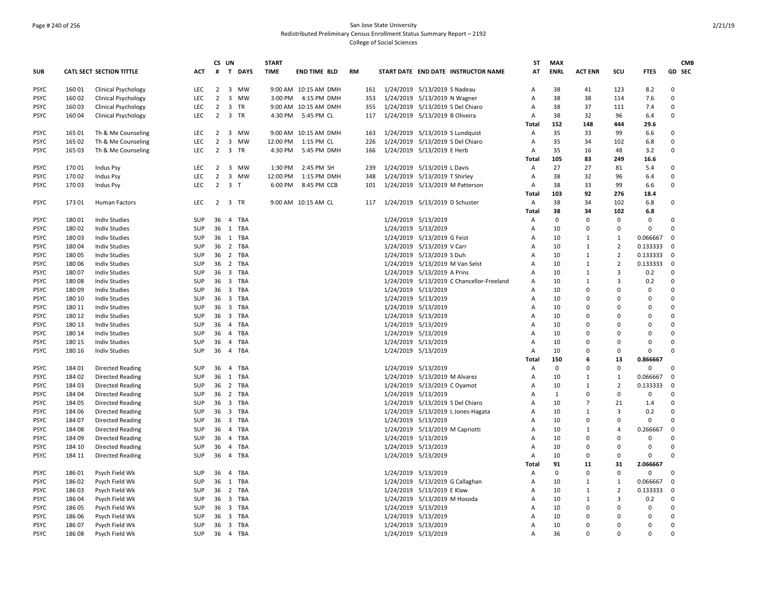San Jose State University
Redistributed Preliminary Census Enrollment Status Summary Report – 2192
College of Social Sciences

| SUB | CATL SECT | SECTION TITTLE | ACT | CS # | UN T | DAYS | START TIME | END TIME | BLD | RM | START DATE | END DATE | INSTRUCTOR NAME | ST AT | MAX ENRL | ACT ENR | SCU | FTES | GD | CMB SEC |
|---|---|---|---|---|---|---|---|---|---|---|---|---|---|---|---|---|---|---|---|---|
| PSYC | 160 01 | Clinical Psychology | LEC | 2 | 3 | MW | 9:00 AM | 10:15 AM | DMH | 161 | 1/24/2019 | 5/13/2019 | S Nadeau | A | 38 | 41 | 123 | 8.2 | 0 | |
| PSYC | 160 02 | Clinical Psychology | LEC | 2 | 3 | MW | 3:00 PM | 4:15 PM | DMH | 353 | 1/24/2019 | 5/13/2019 | N Wagner | A | 38 | 38 | 114 | 7.6 | 0 | |
| PSYC | 160 03 | Clinical Psychology | LEC | 2 | 3 | TR | 9:00 AM | 10:15 AM | DMH | 355 | 1/24/2019 | 5/13/2019 | S Del Chiaro | A | 38 | 37 | 111 | 7.4 | 0 | |
| PSYC | 160 04 | Clinical Psychology | LEC | 2 | 3 | TR | 4:30 PM | 5:45 PM | CL | 117 | 1/24/2019 | 5/13/2019 | B Oliveira | A | 38 | 32 | 96 | 6.4 | 0 | |
| | | | | | | | | | | | | | | Total | 152 | 148 | 444 | 29.6 | | |
| PSYC | 165 01 | Th & Me Counseling | LEC | 2 | 3 | MW | 9:00 AM | 10:15 AM | DMH | 163 | 1/24/2019 | 5/13/2019 | S Lundquist | A | 35 | 33 | 99 | 6.6 | 0 | |
| PSYC | 165 02 | Th & Me Counseling | LEC | 2 | 3 | MW | 12:00 PM | 1:15 PM | CL | 226 | 1/24/2019 | 5/13/2019 | S Del Chiaro | A | 35 | 34 | 102 | 6.8 | 0 | |
| PSYC | 165 03 | Th & Me Counseling | LEC | 2 | 3 | TR | 4:30 PM | 5:45 PM | DMH | 166 | 1/24/2019 | 5/13/2019 | E Herb | A | 35 | 16 | 48 | 3.2 | 0 | |
| | | | | | | | | | | | | | | Total | 105 | 83 | 249 | 16.6 | | |
| PSYC | 170 01 | Indus Psy | LEC | 2 | 3 | MW | 1:30 PM | 2:45 PM | SH | 239 | 1/24/2019 | 5/13/2019 | L Davis | A | 27 | 27 | 81 | 5.4 | 0 | |
| PSYC | 170 02 | Indus Psy | LEC | 2 | 3 | MW | 12:00 PM | 1:15 PM | DMH | 348 | 1/24/2019 | 5/13/2019 | T Shirley | A | 38 | 32 | 96 | 6.4 | 0 | |
| PSYC | 170 03 | Indus Psy | LEC | 2 | 3 | T | 6:00 PM | 8:45 PM | CCB | 101 | 1/24/2019 | 5/13/2019 | M Patterson | A | 38 | 33 | 99 | 6.6 | 0 | |
| | | | | | | | | | | | | | | Total | 103 | 92 | 276 | 18.4 | | |
| PSYC | 173 01 | Human Factors | LEC | 2 | 3 | TR | 9:00 AM | 10:15 AM | CL | 117 | 1/24/2019 | 5/13/2019 | D Schuster | A | 38 | 34 | 102 | 6.8 | 0 | |
| | | | | | | | | | | | | | | Total | 38 | 34 | 102 | 6.8 | | |
| PSYC | 180 01 | Indiv Studies | SUP | 36 | 4 | TBA | | | | | 1/24/2019 | 5/13/2019 | | A | 0 | 0 | 0 | 0 | 0 | |
| PSYC | 180 02 | Indiv Studies | SUP | 36 | 1 | TBA | | | | | 1/24/2019 | 5/13/2019 | | A | 10 | 0 | 0 | 0 | 0 | |
| PSYC | 180 03 | Indiv Studies | SUP | 36 | 1 | TBA | | | | | 1/24/2019 | 5/13/2019 | G Feist | A | 10 | 1 | 1 | 0.066667 | 0 | |
| PSYC | 180 04 | Indiv Studies | SUP | 36 | 2 | TBA | | | | | 1/24/2019 | 5/13/2019 | V Carr | A | 10 | 1 | 2 | 0.133333 | 0 | |
| PSYC | 180 05 | Indiv Studies | SUP | 36 | 2 | TBA | | | | | 1/24/2019 | 5/13/2019 | S Duh | A | 10 | 1 | 2 | 0.133333 | 0 | |
| PSYC | 180 06 | Indiv Studies | SUP | 36 | 2 | TBA | | | | | 1/24/2019 | 5/13/2019 | M Van Selst | A | 10 | 1 | 2 | 0.133333 | 0 | |
| PSYC | 180 07 | Indiv Studies | SUP | 36 | 3 | TBA | | | | | 1/24/2019 | 5/13/2019 | A Prins | A | 10 | 1 | 3 | 0.2 | 0 | |
| PSYC | 180 08 | Indiv Studies | SUP | 36 | 3 | TBA | | | | | 1/24/2019 | 5/13/2019 | C Chancellor-Freeland | A | 10 | 1 | 3 | 0.2 | 0 | |
| PSYC | 180 09 | Indiv Studies | SUP | 36 | 3 | TBA | | | | | 1/24/2019 | 5/13/2019 | | A | 10 | 0 | 0 | 0 | 0 | |
| PSYC | 180 10 | Indiv Studies | SUP | 36 | 3 | TBA | | | | | 1/24/2019 | 5/13/2019 | | A | 10 | 0 | 0 | 0 | 0 | |
| PSYC | 180 11 | Indiv Studies | SUP | 36 | 3 | TBA | | | | | 1/24/2019 | 5/13/2019 | | A | 10 | 0 | 0 | 0 | 0 | |
| PSYC | 180 12 | Indiv Studies | SUP | 36 | 3 | TBA | | | | | 1/24/2019 | 5/13/2019 | | A | 10 | 0 | 0 | 0 | 0 | |
| PSYC | 180 13 | Indiv Studies | SUP | 36 | 4 | TBA | | | | | 1/24/2019 | 5/13/2019 | | A | 10 | 0 | 0 | 0 | 0 | |
| PSYC | 180 14 | Indiv Studies | SUP | 36 | 4 | TBA | | | | | 1/24/2019 | 5/13/2019 | | A | 10 | 0 | 0 | 0 | 0 | |
| PSYC | 180 15 | Indiv Studies | SUP | 36 | 4 | TBA | | | | | 1/24/2019 | 5/13/2019 | | A | 10 | 0 | 0 | 0 | 0 | |
| PSYC | 180 16 | Indiv Studies | SUP | 36 | 4 | TBA | | | | | 1/24/2019 | 5/13/2019 | | A | 10 | 0 | 0 | 0 | 0 | |
| | | | | | | | | | | | | | | Total | 150 | 6 | 13 | 0.866667 | | |
| PSYC | 184 01 | Directed Reading | SUP | 36 | 4 | TBA | | | | | 1/24/2019 | 5/13/2019 | | A | 0 | 0 | 0 | 0 | 0 | |
| PSYC | 184 02 | Directed Reading | SUP | 36 | 1 | TBA | | | | | 1/24/2019 | 5/13/2019 | M Alvarez | A | 10 | 1 | 1 | 0.066667 | 0 | |
| PSYC | 184 03 | Directed Reading | SUP | 36 | 2 | TBA | | | | | 1/24/2019 | 5/13/2019 | C Oyamot | A | 10 | 1 | 2 | 0.133333 | 0 | |
| PSYC | 184 04 | Directed Reading | SUP | 36 | 2 | TBA | | | | | 1/24/2019 | 5/13/2019 | | A | 1 | 0 | 0 | 0 | 0 | |
| PSYC | 184 05 | Directed Reading | SUP | 36 | 3 | TBA | | | | | 1/24/2019 | 5/13/2019 | S Del Chiaro | A | 10 | 7 | 21 | 1.4 | 0 | |
| PSYC | 184 06 | Directed Reading | SUP | 36 | 3 | TBA | | | | | 1/24/2019 | 5/13/2019 | L Jones-Hagata | A | 10 | 1 | 3 | 0.2 | 0 | |
| PSYC | 184 07 | Directed Reading | SUP | 36 | 3 | TBA | | | | | 1/24/2019 | 5/13/2019 | | A | 10 | 0 | 0 | 0 | 0 | |
| PSYC | 184 08 | Directed Reading | SUP | 36 | 4 | TBA | | | | | 1/24/2019 | 5/13/2019 | M Capriotti | A | 10 | 1 | 4 | 0.266667 | 0 | |
| PSYC | 184 09 | Directed Reading | SUP | 36 | 4 | TBA | | | | | 1/24/2019 | 5/13/2019 | | A | 10 | 0 | 0 | 0 | 0 | |
| PSYC | 184 10 | Directed Reading | SUP | 36 | 4 | TBA | | | | | 1/24/2019 | 5/13/2019 | | A | 10 | 0 | 0 | 0 | 0 | |
| PSYC | 184 11 | Directed Reading | SUP | 36 | 4 | TBA | | | | | 1/24/2019 | 5/13/2019 | | A | 10 | 0 | 0 | 0 | 0 | |
| | | | | | | | | | | | | | | Total | 91 | 11 | 31 | 2.066667 | | |
| PSYC | 186 01 | Psych Field Wk | SUP | 36 | 4 | TBA | | | | | 1/24/2019 | 5/13/2019 | | A | 0 | 0 | 0 | 0 | 0 | |
| PSYC | 186 02 | Psych Field Wk | SUP | 36 | 1 | TBA | | | | | 1/24/2019 | 5/13/2019 | G Callaghan | A | 10 | 1 | 1 | 0.066667 | 0 | |
| PSYC | 186 03 | Psych Field Wk | SUP | 36 | 2 | TBA | | | | | 1/24/2019 | 5/13/2019 | E Klaw | A | 10 | 1 | 2 | 0.133333 | 0 | |
| PSYC | 186 04 | Psych Field Wk | SUP | 36 | 3 | TBA | | | | | 1/24/2019 | 5/13/2019 | M Hosoda | A | 10 | 1 | 3 | 0.2 | 0 | |
| PSYC | 186 05 | Psych Field Wk | SUP | 36 | 3 | TBA | | | | | 1/24/2019 | 5/13/2019 | | A | 10 | 0 | 0 | 0 | 0 | |
| PSYC | 186 06 | Psych Field Wk | SUP | 36 | 3 | TBA | | | | | 1/24/2019 | 5/13/2019 | | A | 10 | 0 | 0 | 0 | 0 | |
| PSYC | 186 07 | Psych Field Wk | SUP | 36 | 3 | TBA | | | | | 1/24/2019 | 5/13/2019 | | A | 10 | 0 | 0 | 0 | 0 | |
| PSYC | 186 08 | Psych Field Wk | SUP | 36 | 4 | TBA | | | | | 1/24/2019 | 5/13/2019 | | A | 36 | 0 | 0 | 0 | 0 | |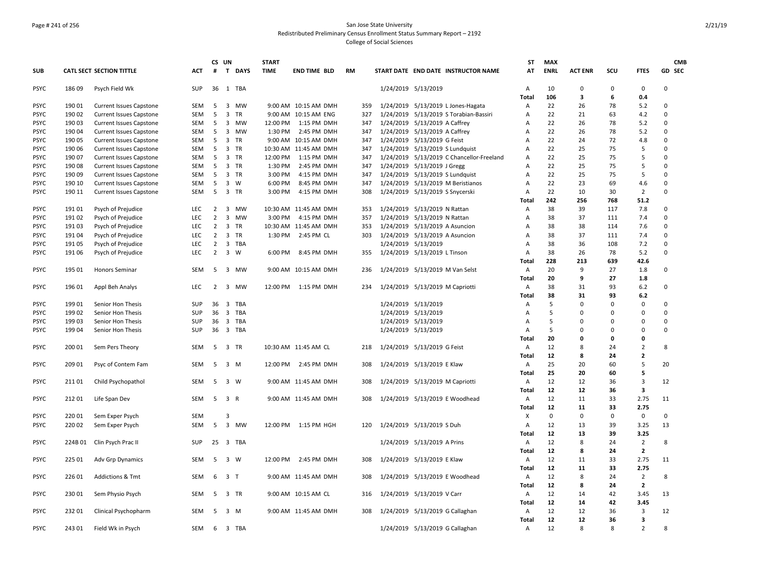San Jose State University
Redistributed Preliminary Census Enrollment Status Summary Report – 2192
College of Social Sciences

| SUB | CATL SECT | SECTION TITTLE | ACT | CS # | UN T | DAYS | START TIME | END TIME | BLD | RM | START DATE | END DATE | INSTRUCTOR NAME | ST AT | MAX ENRL | ACT ENR | SCU | FTES | CMB GD SEC |
|---|---|---|---|---|---|---|---|---|---|---|---|---|---|---|---|---|---|---|---|
| PSYC | 186 09 | Psych Field Wk | SUP | 36 | 1 | TBA | | | | | 1/24/2019 | 5/13/2019 | | A | 10 | 0 | 0 | 0 | 0 |
| | | | | | | | | | | | | | | Total | 106 | 3 | 6 | 0.4 | |
| PSYC | 190 01 | Current Issues Capstone | SEM | 5 | 3 | MW | 9:00 AM | 10:15 AM | DMH | 359 | 1/24/2019 | 5/13/2019 | L Jones-Hagata | A | 22 | 26 | 78 | 5.2 | 0 |
| PSYC | 190 02 | Current Issues Capstone | SEM | 5 | 3 | TR | 9:00 AM | 10:15 AM | ENG | 327 | 1/24/2019 | 5/13/2019 | S Torabian-Bassiri | A | 22 | 21 | 63 | 4.2 | 0 |
| PSYC | 190 03 | Current Issues Capstone | SEM | 5 | 3 | MW | 12:00 PM | 1:15 PM | DMH | 347 | 1/24/2019 | 5/13/2019 | A Caffrey | A | 22 | 26 | 78 | 5.2 | 0 |
| PSYC | 190 04 | Current Issues Capstone | SEM | 5 | 3 | MW | 1:30 PM | 2:45 PM | DMH | 347 | 1/24/2019 | 5/13/2019 | A Caffrey | A | 22 | 26 | 78 | 5.2 | 0 |
| PSYC | 190 05 | Current Issues Capstone | SEM | 5 | 3 | TR | 9:00 AM | 10:15 AM | DMH | 347 | 1/24/2019 | 5/13/2019 | G Feist | A | 22 | 24 | 72 | 4.8 | 0 |
| PSYC | 190 06 | Current Issues Capstone | SEM | 5 | 3 | TR | 10:30 AM | 11:45 AM | DMH | 347 | 1/24/2019 | 5/13/2019 | S Lundquist | A | 22 | 25 | 75 | 5 | 0 |
| PSYC | 190 07 | Current Issues Capstone | SEM | 5 | 3 | TR | 12:00 PM | 1:15 PM | DMH | 347 | 1/24/2019 | 5/13/2019 | C Chancellor-Freeland | A | 22 | 25 | 75 | 5 | 0 |
| PSYC | 190 08 | Current Issues Capstone | SEM | 5 | 3 | TR | 1:30 PM | 2:45 PM | DMH | 347 | 1/24/2019 | 5/13/2019 | J Gregg | A | 22 | 25 | 75 | 5 | 0 |
| PSYC | 190 09 | Current Issues Capstone | SEM | 5 | 3 | TR | 3:00 PM | 4:15 PM | DMH | 347 | 1/24/2019 | 5/13/2019 | S Lundquist | A | 22 | 25 | 75 | 5 | 0 |
| PSYC | 190 10 | Current Issues Capstone | SEM | 5 | 3 | W | 6:00 PM | 8:45 PM | DMH | 347 | 1/24/2019 | 5/13/2019 | M Beristianos | A | 22 | 23 | 69 | 4.6 | 0 |
| PSYC | 190 11 | Current Issues Capstone | SEM | 5 | 3 | TR | 3:00 PM | 4:15 PM | DMH | 308 | 1/24/2019 | 5/13/2019 | S Snycerski | A | 22 | 10 | 30 | 2 | 0 |
| | | | | | | | | | | | | | | Total | 242 | 256 | 768 | 51.2 | |
| PSYC | 191 01 | Psych of Prejudice | LEC | 2 | 3 | MW | 10:30 AM | 11:45 AM | DMH | 353 | 1/24/2019 | 5/13/2019 | N Rattan | A | 38 | 39 | 117 | 7.8 | 0 |
| PSYC | 191 02 | Psych of Prejudice | LEC | 2 | 3 | MW | 3:00 PM | 4:15 PM | DMH | 357 | 1/24/2019 | 5/13/2019 | N Rattan | A | 38 | 37 | 111 | 7.4 | 0 |
| PSYC | 191 03 | Psych of Prejudice | LEC | 2 | 3 | TR | 10:30 AM | 11:45 AM | DMH | 353 | 1/24/2019 | 5/13/2019 | A Asuncion | A | 38 | 38 | 114 | 7.6 | 0 |
| PSYC | 191 04 | Psych of Prejudice | LEC | 2 | 3 | TR | 1:30 PM | 2:45 PM | CL | 303 | 1/24/2019 | 5/13/2019 | A Asuncion | A | 38 | 37 | 111 | 7.4 | 0 |
| PSYC | 191 05 | Psych of Prejudice | LEC | 2 | 3 | TBA | | | | | 1/24/2019 | 5/13/2019 | | A | 38 | 36 | 108 | 7.2 | 0 |
| PSYC | 191 06 | Psych of Prejudice | LEC | 2 | 3 | W | 6:00 PM | 8:45 PM | DMH | 355 | 1/24/2019 | 5/13/2019 | L Tinson | A | 38 | 26 | 78 | 5.2 | 0 |
| | | | | | | | | | | | | | | Total | 228 | 213 | 639 | 42.6 | |
| PSYC | 195 01 | Honors Seminar | SEM | 5 | 3 | MW | 9:00 AM | 10:15 AM | DMH | 236 | 1/24/2019 | 5/13/2019 | M Van Selst | A | 20 | 9 | 27 | 1.8 | 0 |
| | | | | | | | | | | | | | | Total | 20 | 9 | 27 | 1.8 | |
| PSYC | 196 01 | Appl Beh Analys | LEC | 2 | 3 | MW | 12:00 PM | 1:15 PM | DMH | 234 | 1/24/2019 | 5/13/2019 | M Capriotti | A | 38 | 31 | 93 | 6.2 | 0 |
| | | | | | | | | | | | | | | Total | 38 | 31 | 93 | 6.2 | |
| PSYC | 199 01 | Senior Hon Thesis | SUP | 36 | 3 | TBA | | | | | 1/24/2019 | 5/13/2019 | | A | 5 | 0 | 0 | 0 | 0 |
| PSYC | 199 02 | Senior Hon Thesis | SUP | 36 | 3 | TBA | | | | | 1/24/2019 | 5/13/2019 | | A | 5 | 0 | 0 | 0 | 0 |
| PSYC | 199 03 | Senior Hon Thesis | SUP | 36 | 3 | TBA | | | | | 1/24/2019 | 5/13/2019 | | A | 5 | 0 | 0 | 0 | 0 |
| PSYC | 199 04 | Senior Hon Thesis | SUP | 36 | 3 | TBA | | | | | 1/24/2019 | 5/13/2019 | | A | 5 | 0 | 0 | 0 | 0 |
| | | | | | | | | | | | | | | Total | 20 | 0 | 0 | 0 | |
| PSYC | 200 01 | Sem Pers Theory | SEM | 5 | 3 | TR | 10:30 AM | 11:45 AM | CL | 218 | 1/24/2019 | 5/13/2019 | G Feist | A | 12 | 8 | 24 | 2 | 8 |
| | | | | | | | | | | | | | | Total | 12 | 8 | 24 | 2 | |
| PSYC | 209 01 | Psyc of Contem Fam | SEM | 5 | 3 | M | 12:00 PM | 2:45 PM | DMH | 308 | 1/24/2019 | 5/13/2019 | E Klaw | A | 25 | 20 | 60 | 5 | 20 |
| | | | | | | | | | | | | | | Total | 25 | 20 | 60 | 5 | |
| PSYC | 211 01 | Child Psychopathol | SEM | 5 | 3 | W | 9:00 AM | 11:45 AM | DMH | 308 | 1/24/2019 | 5/13/2019 | M Capriotti | A | 12 | 12 | 36 | 3 | 12 |
| | | | | | | | | | | | | | | Total | 12 | 12 | 36 | 3 | |
| PSYC | 212 01 | Life Span Dev | SEM | 5 | 3 | R | 9:00 AM | 11:45 AM | DMH | 308 | 1/24/2019 | 5/13/2019 | E Woodhead | A | 12 | 11 | 33 | 2.75 | 11 |
| | | | | | | | | | | | | | | Total | 12 | 11 | 33 | 2.75 | |
| PSYC | 220 01 | Sem Exper Psych | SEM | | 3 | | | | | | | | | X | 0 | 0 | 0 | 0 | 0 |
| PSYC | 220 02 | Sem Exper Psych | SEM | 5 | 3 | MW | 12:00 PM | 1:15 PM | HGH | 120 | 1/24/2019 | 5/13/2019 | S Duh | A | 12 | 13 | 39 | 3.25 | 13 |
| | | | | | | | | | | | | | | Total | 12 | 13 | 39 | 3.25 | |
| PSYC | 224B 01 | Clin Psych Prac II | SUP | 25 | 3 | TBA | | | | | 1/24/2019 | 5/13/2019 | A Prins | A | 12 | 8 | 24 | 2 | 8 |
| | | | | | | | | | | | | | | Total | 12 | 8 | 24 | 2 | |
| PSYC | 225 01 | Adv Grp Dynamics | SEM | 5 | 3 | W | 12:00 PM | 2:45 PM | DMH | 308 | 1/24/2019 | 5/13/2019 | E Klaw | A | 12 | 11 | 33 | 2.75 | 11 |
| | | | | | | | | | | | | | | Total | 12 | 11 | 33 | 2.75 | |
| PSYC | 226 01 | Addictions & Tmt | SEM | 6 | 3 | T | 9:00 AM | 11:45 AM | DMH | 308 | 1/24/2019 | 5/13/2019 | E Woodhead | A | 12 | 8 | 24 | 2 | 8 |
| | | | | | | | | | | | | | | Total | 12 | 8 | 24 | 2 | |
| PSYC | 230 01 | Sem Physio Psych | SEM | 5 | 3 | TR | 9:00 AM | 10:15 AM | CL | 316 | 1/24/2019 | 5/13/2019 | V Carr | A | 12 | 14 | 42 | 3.45 | 13 |
| | | | | | | | | | | | | | | Total | 12 | 14 | 42 | 3.45 | |
| PSYC | 232 01 | Clinical Psychopharm | SEM | 5 | 3 | M | 9:00 AM | 11:45 AM | DMH | 308 | 1/24/2019 | 5/13/2019 | G Callaghan | A | 12 | 12 | 36 | 3 | 12 |
| | | | | | | | | | | | | | | Total | 12 | 12 | 36 | 3 | |
| PSYC | 243 01 | Field Wk in Psych | SEM | 6 | 3 | TBA | | | | | 1/24/2019 | 5/13/2019 | G Callaghan | A | 12 | 8 | 8 | 2 | 8 |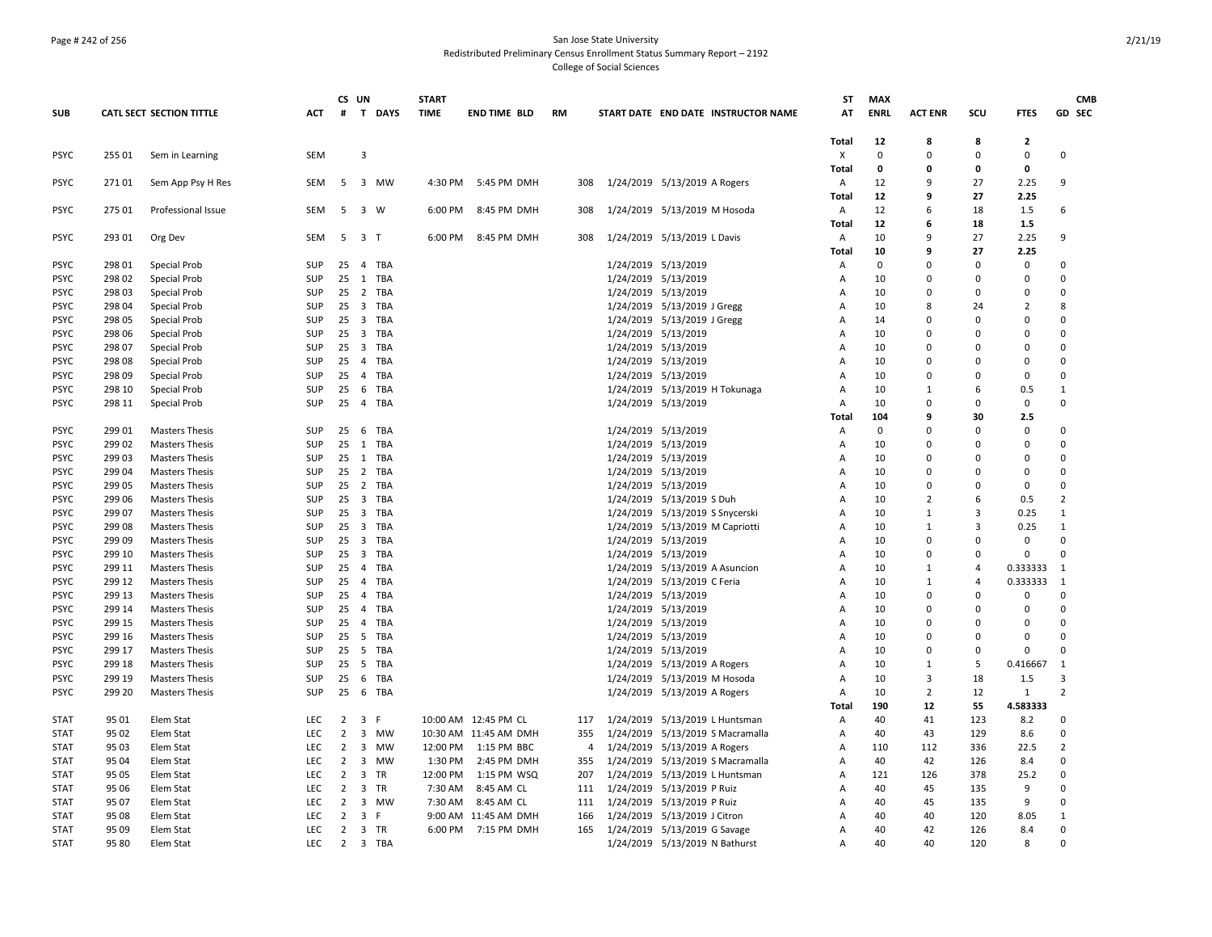San Jose State University
Redistributed Preliminary Census Enrollment Status Summary Report – 2192
College of Social Sciences

| SUB | CATL SECT | SECTION TITTLE | ACT | CS # | UN T | DAYS | START TIME | END TIME | BLD | RM | START DATE | END DATE | INSTRUCTOR NAME | ST AT | MAX ENRL | ACT ENR | SCU | FTES | GD | CMB SEC |
|---|---|---|---|---|---|---|---|---|---|---|---|---|---|---|---|---|---|---|---|---|
| | | | | | | | | | | | | | | **Total** | **12** | **8** | **8** | **2** | | |
| PSYC | 255 01 | Sem in Learning | SEM | | 3 | | | | | | | | | X | 0 | 0 | 0 | 0 | 0 | |
| | | | | | | | | | | | | | | **Total** | **0** | **0** | **0** | **0** | | |
| PSYC | 271 01 | Sem App Psy H Res | SEM | 5 | 3 | MW | 4:30 PM | 5:45 PM | DMH | 308 | 1/24/2019 | 5/13/2019 | A Rogers | A | 12 | 9 | 27 | 2.25 | 9 | |
| | | | | | | | | | | | | | | **Total** | **12** | **9** | **27** | **2.25** | | |
| PSYC | 275 01 | Professional Issue | SEM | 5 | 3 | W | 6:00 PM | 8:45 PM | DMH | 308 | 1/24/2019 | 5/13/2019 | M Hosoda | A | 12 | 6 | 18 | 1.5 | 6 | |
| | | | | | | | | | | | | | | **Total** | **12** | **6** | **18** | **1.5** | | |
| PSYC | 293 01 | Org Dev | SEM | 5 | 3 | T | 6:00 PM | 8:45 PM | DMH | 308 | 1/24/2019 | 5/13/2019 | L Davis | A | 10 | 9 | 27 | 2.25 | 9 | |
| | | | | | | | | | | | | | | **Total** | **10** | **9** | **27** | **2.25** | | |
| PSYC | 298 01 | Special Prob | SUP | 25 | 4 | TBA | | | | | 1/24/2019 | 5/13/2019 | | A | 0 | 0 | 0 | 0 | 0 | |
| PSYC | 298 02 | Special Prob | SUP | 25 | 1 | TBA | | | | | 1/24/2019 | 5/13/2019 | | A | 10 | 0 | 0 | 0 | 0 | |
| PSYC | 298 03 | Special Prob | SUP | 25 | 2 | TBA | | | | | 1/24/2019 | 5/13/2019 | | A | 10 | 0 | 0 | 0 | 0 | |
| PSYC | 298 04 | Special Prob | SUP | 25 | 3 | TBA | | | | | 1/24/2019 | 5/13/2019 | J Gregg | A | 10 | 8 | 24 | 2 | 8 | |
| PSYC | 298 05 | Special Prob | SUP | 25 | 3 | TBA | | | | | 1/24/2019 | 5/13/2019 | J Gregg | A | 14 | 0 | 0 | 0 | 0 | |
| PSYC | 298 06 | Special Prob | SUP | 25 | 3 | TBA | | | | | 1/24/2019 | 5/13/2019 | | A | 10 | 0 | 0 | 0 | 0 | |
| PSYC | 298 07 | Special Prob | SUP | 25 | 3 | TBA | | | | | 1/24/2019 | 5/13/2019 | | A | 10 | 0 | 0 | 0 | 0 | |
| PSYC | 298 08 | Special Prob | SUP | 25 | 4 | TBA | | | | | 1/24/2019 | 5/13/2019 | | A | 10 | 0 | 0 | 0 | 0 | |
| PSYC | 298 09 | Special Prob | SUP | 25 | 4 | TBA | | | | | 1/24/2019 | 5/13/2019 | | A | 10 | 0 | 0 | 0 | 0 | |
| PSYC | 298 10 | Special Prob | SUP | 25 | 6 | TBA | | | | | 1/24/2019 | 5/13/2019 | H Tokunaga | A | 10 | 1 | 6 | 0.5 | 1 | |
| PSYC | 298 11 | Special Prob | SUP | 25 | 4 | TBA | | | | | 1/24/2019 | 5/13/2019 | | A | 10 | 0 | 0 | 0 | 0 | |
| | | | | | | | | | | | | | | **Total** | **104** | **9** | **30** | **2.5** | | |
| PSYC | 299 01 | Masters Thesis | SUP | 25 | 6 | TBA | | | | | 1/24/2019 | 5/13/2019 | | A | 0 | 0 | 0 | 0 | 0 | |
| PSYC | 299 02 | Masters Thesis | SUP | 25 | 1 | TBA | | | | | 1/24/2019 | 5/13/2019 | | A | 10 | 0 | 0 | 0 | 0 | |
| PSYC | 299 03 | Masters Thesis | SUP | 25 | 1 | TBA | | | | | 1/24/2019 | 5/13/2019 | | A | 10 | 0 | 0 | 0 | 0 | |
| PSYC | 299 04 | Masters Thesis | SUP | 25 | 2 | TBA | | | | | 1/24/2019 | 5/13/2019 | | A | 10 | 0 | 0 | 0 | 0 | |
| PSYC | 299 05 | Masters Thesis | SUP | 25 | 2 | TBA | | | | | 1/24/2019 | 5/13/2019 | | A | 10 | 0 | 0 | 0 | 0 | |
| PSYC | 299 06 | Masters Thesis | SUP | 25 | 3 | TBA | | | | | 1/24/2019 | 5/13/2019 | S Duh | A | 10 | 2 | 6 | 0.5 | 2 | |
| PSYC | 299 07 | Masters Thesis | SUP | 25 | 3 | TBA | | | | | 1/24/2019 | 5/13/2019 | S Snycerski | A | 10 | 1 | 3 | 0.25 | 1 | |
| PSYC | 299 08 | Masters Thesis | SUP | 25 | 3 | TBA | | | | | 1/24/2019 | 5/13/2019 | M Capriotti | A | 10 | 1 | 3 | 0.25 | 1 | |
| PSYC | 299 09 | Masters Thesis | SUP | 25 | 3 | TBA | | | | | 1/24/2019 | 5/13/2019 | | A | 10 | 0 | 0 | 0 | 0 | |
| PSYC | 299 10 | Masters Thesis | SUP | 25 | 3 | TBA | | | | | 1/24/2019 | 5/13/2019 | | A | 10 | 0 | 0 | 0 | 0 | |
| PSYC | 299 11 | Masters Thesis | SUP | 25 | 4 | TBA | | | | | 1/24/2019 | 5/13/2019 | A Asuncion | A | 10 | 1 | 4 | 0.333333 | 1 | |
| PSYC | 299 12 | Masters Thesis | SUP | 25 | 4 | TBA | | | | | 1/24/2019 | 5/13/2019 | C Feria | A | 10 | 1 | 4 | 0.333333 | 1 | |
| PSYC | 299 13 | Masters Thesis | SUP | 25 | 4 | TBA | | | | | 1/24/2019 | 5/13/2019 | | A | 10 | 0 | 0 | 0 | 0 | |
| PSYC | 299 14 | Masters Thesis | SUP | 25 | 4 | TBA | | | | | 1/24/2019 | 5/13/2019 | | A | 10 | 0 | 0 | 0 | 0 | |
| PSYC | 299 15 | Masters Thesis | SUP | 25 | 4 | TBA | | | | | 1/24/2019 | 5/13/2019 | | A | 10 | 0 | 0 | 0 | 0 | |
| PSYC | 299 16 | Masters Thesis | SUP | 25 | 5 | TBA | | | | | 1/24/2019 | 5/13/2019 | | A | 10 | 0 | 0 | 0 | 0 | |
| PSYC | 299 17 | Masters Thesis | SUP | 25 | 5 | TBA | | | | | 1/24/2019 | 5/13/2019 | | A | 10 | 0 | 0 | 0 | 0 | |
| PSYC | 299 18 | Masters Thesis | SUP | 25 | 5 | TBA | | | | | 1/24/2019 | 5/13/2019 | A Rogers | A | 10 | 1 | 5 | 0.416667 | 1 | |
| PSYC | 299 19 | Masters Thesis | SUP | 25 | 6 | TBA | | | | | 1/24/2019 | 5/13/2019 | M Hosoda | A | 10 | 3 | 18 | 1.5 | 3 | |
| PSYC | 299 20 | Masters Thesis | SUP | 25 | 6 | TBA | | | | | 1/24/2019 | 5/13/2019 | A Rogers | A | 10 | 2 | 12 | 1 | 2 | |
| | | | | | | | | | | | | | | **Total** | **190** | **12** | **55** | **4.583333** | | |
| STAT | 95 01 | Elem Stat | LEC | 2 | 3 | F | 10:00 AM | 12:45 PM | CL | 117 | 1/24/2019 | 5/13/2019 | L Huntsman | A | 40 | 41 | 123 | 8.2 | 0 | |
| STAT | 95 02 | Elem Stat | LEC | 2 | 3 | MW | 10:30 AM | 11:45 AM | DMH | 355 | 1/24/2019 | 5/13/2019 | S Macramalla | A | 40 | 43 | 129 | 8.6 | 0 | |
| STAT | 95 03 | Elem Stat | LEC | 2 | 3 | MW | 12:00 PM | 1:15 PM | BBC | 4 | 1/24/2019 | 5/13/2019 | A Rogers | A | 110 | 112 | 336 | 22.5 | 2 | |
| STAT | 95 04 | Elem Stat | LEC | 2 | 3 | MW | 1:30 PM | 2:45 PM | DMH | 355 | 1/24/2019 | 5/13/2019 | S Macramalla | A | 40 | 42 | 126 | 8.4 | 0 | |
| STAT | 95 05 | Elem Stat | LEC | 2 | 3 | TR | 12:00 PM | 1:15 PM | WSQ | 207 | 1/24/2019 | 5/13/2019 | L Huntsman | A | 121 | 126 | 378 | 25.2 | 0 | |
| STAT | 95 06 | Elem Stat | LEC | 2 | 3 | TR | 7:30 AM | 8:45 AM | CL | 111 | 1/24/2019 | 5/13/2019 | P Ruiz | A | 40 | 45 | 135 | 9 | 0 | |
| STAT | 95 07 | Elem Stat | LEC | 2 | 3 | MW | 7:30 AM | 8:45 AM | CL | 111 | 1/24/2019 | 5/13/2019 | P Ruiz | A | 40 | 45 | 135 | 9 | 0 | |
| STAT | 95 08 | Elem Stat | LEC | 2 | 3 | F | 9:00 AM | 11:45 AM | DMH | 166 | 1/24/2019 | 5/13/2019 | J Citron | A | 40 | 40 | 120 | 8.05 | 1 | |
| STAT | 95 09 | Elem Stat | LEC | 2 | 3 | TR | 6:00 PM | 7:15 PM | DMH | 165 | 1/24/2019 | 5/13/2019 | G Savage | A | 40 | 42 | 126 | 8.4 | 0 | |
| STAT | 95 80 | Elem Stat | LEC | 2 | 3 | TBA | | | | | 1/24/2019 | 5/13/2019 | N Bathurst | A | 40 | 40 | 120 | 8 | 0 | |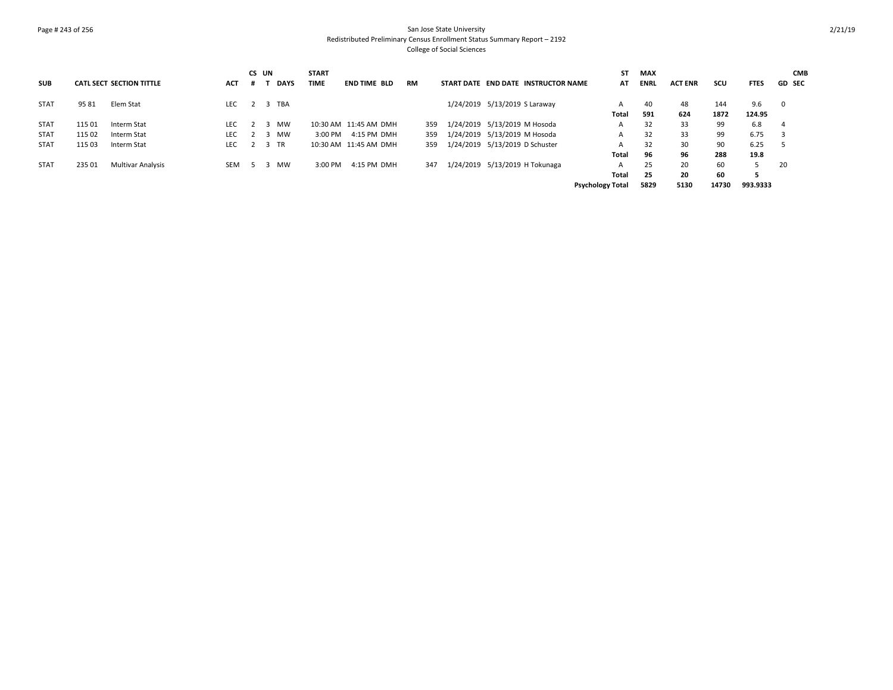| SUB | CATL | SECT | SECTION TITTLE | ACT | CS # | UN T | DAYS | START TIME | END TIME | BLD | RM | START DATE | END DATE | INSTRUCTOR NAME | ST AT | MAX ENRL | ACT ENR | SCU | FTES | GD | CMB SEC |
|---|---|---|---|---|---|---|---|---|---|---|---|---|---|---|---|---|---|---|---|---|---|
| STAT | 95 | 81 | Elem Stat | LEC | 2 | 3 | TBA | | | | | 1/24/2019 | 5/13/2019 | S Laraway | A | 40 | 48 | 144 | 9.6 | 0 | |
| | | | | | | | | | | | | | | | **Total** | **591** | **624** | **1872** | **124.95** | | |
| STAT | 115 | 01 | Interm Stat | LEC | 2 | 3 | MW | 10:30 AM | 11:45 AM | DMH | 359 | 1/24/2019 | 5/13/2019 | M Hosoda | A | 32 | 33 | 99 | 6.8 | 4 | |
| STAT | 115 | 02 | Interm Stat | LEC | 2 | 3 | MW | 3:00 PM | 4:15 PM | DMH | 359 | 1/24/2019 | 5/13/2019 | M Hosoda | A | 32 | 33 | 99 | 6.75 | 3 | |
| STAT | 115 | 03 | Interm Stat | LEC | 2 | 3 | TR | 10:30 AM | 11:45 AM | DMH | 359 | 1/24/2019 | 5/13/2019 | D Schuster | A | 32 | 30 | 90 | 6.25 | 5 | |
| | | | | | | | | | | | | | | | **Total** | **96** | **96** | **288** | **19.8** | | |
| STAT | 235 | 01 | Multivar Analysis | SEM | 5 | 3 | MW | 3:00 PM | 4:15 PM | DMH | 347 | 1/24/2019 | 5/13/2019 | H Tokunaga | A | 25 | 20 | 60 | 5 | 20 | |
| | | | | | | | | | | | | | | | **Total** | **25** | **20** | **60** | **5** | | |
| | | | | | | | | | | | | | | | **Psychology Total** | **5829** | **5130** | **14730** | **993.9333** | | |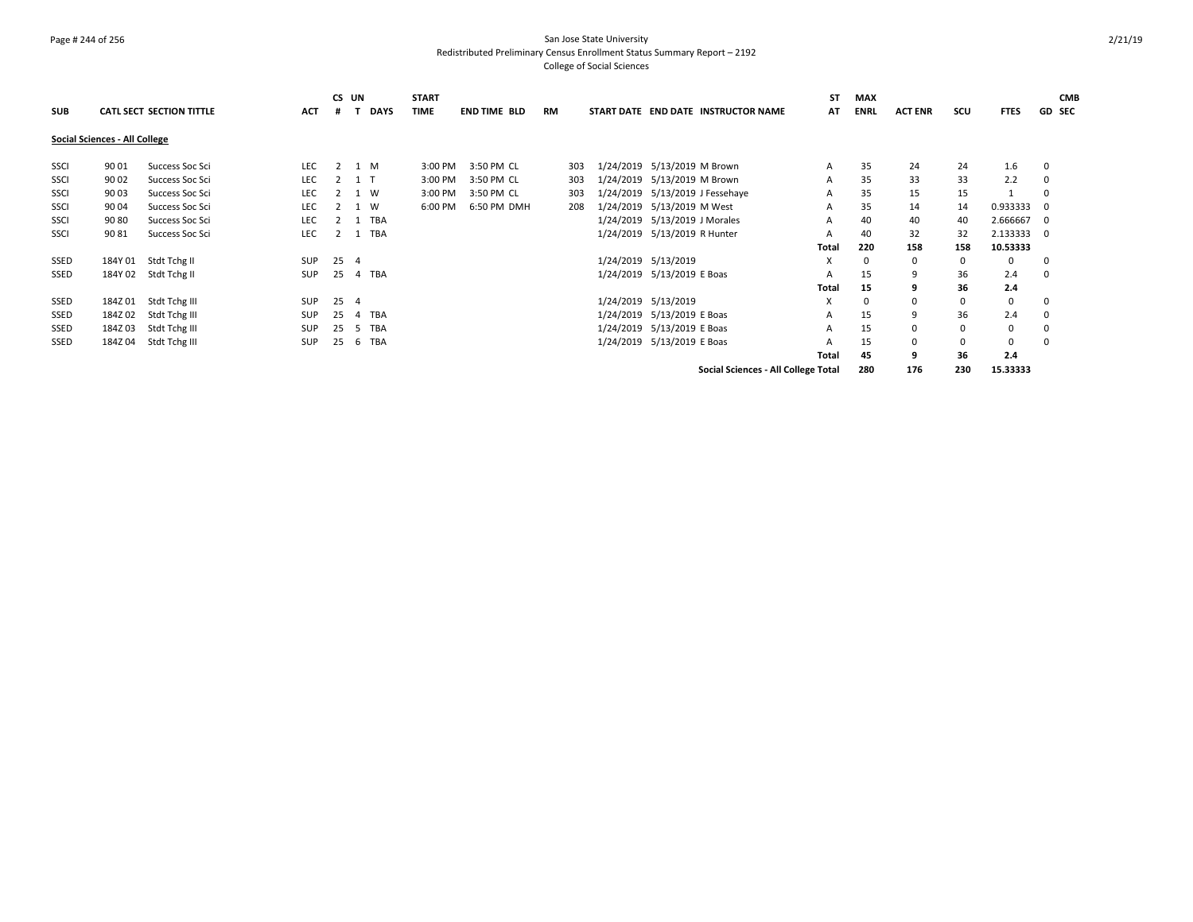San Jose State University
Redistributed Preliminary Census Enrollment Status Summary Report – 2192
College of Social Sciences

| SUB | CATL | SECT | SECTION TITTLE | ACT | CS # | UN T | DAYS | START TIME | END TIME | BLD | RM | START DATE | END DATE | INSTRUCTOR NAME | ST AT | MAX ENRL | ACT ENR | SCU | FTES | GD | CMB SEC |
|---|---|---|---|---|---|---|---|---|---|---|---|---|---|---|---|---|---|---|---|---|---|
| **Social Sciences - All College** | | | | | | | | | | | | | | | | | | | | | |
| SSCI | 90 | 01 | Success Soc Sci | LEC | 2 | 1 | M | 3:00 PM | 3:50 PM | CL | 303 | 1/24/2019 | 5/13/2019 | M Brown | A | 35 | 24 | 24 | 1.6 | 0 | |
| SSCI | 90 | 02 | Success Soc Sci | LEC | 2 | 1 | T | 3:00 PM | 3:50 PM | CL | 303 | 1/24/2019 | 5/13/2019 | M Brown | A | 35 | 33 | 33 | 2.2 | 0 | |
| SSCI | 90 | 03 | Success Soc Sci | LEC | 2 | 1 | W | 3:00 PM | 3:50 PM | CL | 303 | 1/24/2019 | 5/13/2019 | J Fessehaye | A | 35 | 15 | 15 | 1 | 0 | |
| SSCI | 90 | 04 | Success Soc Sci | LEC | 2 | 1 | W | 6:00 PM | 6:50 PM | DMH | 208 | 1/24/2019 | 5/13/2019 | M West | A | 35 | 14 | 14 | 0.933333 | 0 | |
| SSCI | 90 | 80 | Success Soc Sci | LEC | 2 | 1 | TBA | | | | | 1/24/2019 | 5/13/2019 | J Morales | A | 40 | 40 | 40 | 2.666667 | 0 | |
| SSCI | 90 | 81 | Success Soc Sci | LEC | 2 | 1 | TBA | | | | | 1/24/2019 | 5/13/2019 | R Hunter | A | 40 | 32 | 32 | 2.133333 | 0 | |
| | | | | | | | | | | | | | | | **Total** | **220** | **158** | **158** | **10.53333** | | |
| SSED | 184Y | 01 | Stdt Tchg II | SUP | 25 | 4 | | | | | | 1/24/2019 | 5/13/2019 | | X | 0 | 0 | 0 | 0 | 0 | |
| SSED | 184Y | 02 | Stdt Tchg II | SUP | 25 | 4 | TBA | | | | | 1/24/2019 | 5/13/2019 | E Boas | A | 15 | 9 | 36 | 2.4 | 0 | |
| | | | | | | | | | | | | | | | **Total** | **15** | **9** | **36** | **2.4** | | |
| SSED | 184Z | 01 | Stdt Tchg III | SUP | 25 | 4 | | | | | | 1/24/2019 | 5/13/2019 | | X | 0 | 0 | 0 | 0 | 0 | |
| SSED | 184Z | 02 | Stdt Tchg III | SUP | 25 | 4 | TBA | | | | | 1/24/2019 | 5/13/2019 | E Boas | A | 15 | 9 | 36 | 2.4 | 0 | |
| SSED | 184Z | 03 | Stdt Tchg III | SUP | 25 | 5 | TBA | | | | | 1/24/2019 | 5/13/2019 | E Boas | A | 15 | 0 | 0 | 0 | 0 | |
| SSED | 184Z | 04 | Stdt Tchg III | SUP | 25 | 6 | TBA | | | | | 1/24/2019 | 5/13/2019 | E Boas | A | 15 | 0 | 0 | 0 | 0 | |
| | | | | | | | | | | | | | | | **Total** | **45** | **9** | **36** | **2.4** | | |
| | | | | | | | | | | | | | | **Social Sciences - All College Total** | | **280** | **176** | **230** | **15.33333** | | |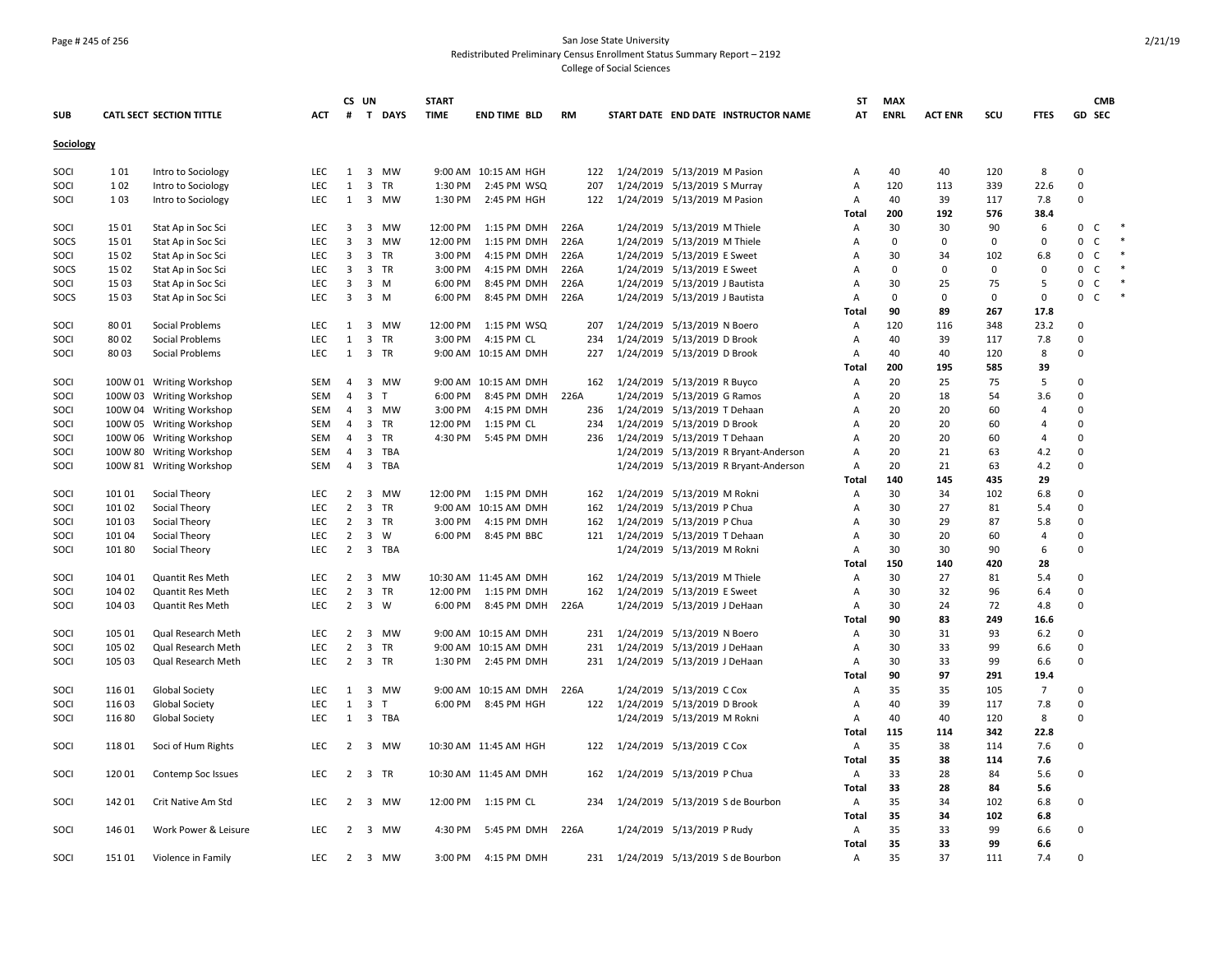San Jose State University
Redistributed Preliminary Census Enrollment Status Summary Report – 2192
College of Social Sciences

| SUB | CATL SECT | SECTION TITTLE | ACT | CS # | UN T | DAYS | START TIME | END TIME | BLD | RM | START DATE | END DATE | INSTRUCTOR NAME | ST AT | MAX ENRL | ACT ENR | SCU | FTES | GD | CMB SEC | |
|---|---|---|---|---|---|---|---|---|---|---|---|---|---|---|---|---|---|---|---|---|---|
| **Sociology** | | | | | | | | | | | | | | | | | | | | | |
| SOCI | 1 01 | Intro to Sociology | LEC | 1 | 3 | MW | 9:00 AM | 10:15 AM | HGH | 122 | 1/24/2019 | 5/13/2019 | M Pasion | A | 40 | 40 | 120 | 8 | 0 | | |
| SOCI | 1 02 | Intro to Sociology | LEC | 1 | 3 | TR | 1:30 PM | 2:45 PM | WSQ | 207 | 1/24/2019 | 5/13/2019 | S Murray | A | 120 | 113 | 339 | 22.6 | 0 | | |
| SOCI | 1 03 | Intro to Sociology | LEC | 1 | 3 | MW | 1:30 PM | 2:45 PM | HGH | 122 | 1/24/2019 | 5/13/2019 | M Pasion | A | 40 | 39 | 117 | 7.8 | 0 | | |
| | | | | | | | | | | | | | | **Total** | **200** | **192** | **576** | **38.4** | | | |
| SOCI | 15 01 | Stat Ap in Soc Sci | LEC | 3 | 3 | MW | 12:00 PM | 1:15 PM | DMH | 226A | 1/24/2019 | 5/13/2019 | M Thiele | A | 30 | 30 | 90 | 6 | 0 | C | * |
| SOCS | 15 01 | Stat Ap in Soc Sci | LEC | 3 | 3 | MW | 12:00 PM | 1:15 PM | DMH | 226A | 1/24/2019 | 5/13/2019 | M Thiele | A | 0 | 0 | 0 | 0 | 0 | C | * |
| SOCI | 15 02 | Stat Ap in Soc Sci | LEC | 3 | 3 | TR | 3:00 PM | 4:15 PM | DMH | 226A | 1/24/2019 | 5/13/2019 | E Sweet | A | 30 | 34 | 102 | 6.8 | 0 | C | * |
| SOCS | 15 02 | Stat Ap in Soc Sci | LEC | 3 | 3 | TR | 3:00 PM | 4:15 PM | DMH | 226A | 1/24/2019 | 5/13/2019 | E Sweet | A | 0 | 0 | 0 | 0 | 0 | C | * |
| SOCI | 15 03 | Stat Ap in Soc Sci | LEC | 3 | 3 | M | 6:00 PM | 8:45 PM | DMH | 226A | 1/24/2019 | 5/13/2019 | J Bautista | A | 30 | 25 | 75 | 5 | 0 | C | * |
| SOCS | 15 03 | Stat Ap in Soc Sci | LEC | 3 | 3 | M | 6:00 PM | 8:45 PM | DMH | 226A | 1/24/2019 | 5/13/2019 | J Bautista | A | 0 | 0 | 0 | 0 | 0 | C | * |
| | | | | | | | | | | | | | | **Total** | **90** | **89** | **267** | **17.8** | | | |
| SOCI | 80 01 | Social Problems | LEC | 1 | 3 | MW | 12:00 PM | 1:15 PM | WSQ | 207 | 1/24/2019 | 5/13/2019 | N Boero | A | 120 | 116 | 348 | 23.2 | 0 | | |
| SOCI | 80 02 | Social Problems | LEC | 1 | 3 | TR | 3:00 PM | 4:15 PM | CL | 234 | 1/24/2019 | 5/13/2019 | D Brook | A | 40 | 39 | 117 | 7.8 | 0 | | |
| SOCI | 80 03 | Social Problems | LEC | 1 | 3 | TR | 9:00 AM | 10:15 AM | DMH | 227 | 1/24/2019 | 5/13/2019 | D Brook | A | 40 | 40 | 120 | 8 | 0 | | |
| | | | | | | | | | | | | | | **Total** | **200** | **195** | **585** | **39** | | | |
| SOCI | 100W 01 | Writing Workshop | SEM | 4 | 3 | MW | 9:00 AM | 10:15 AM | DMH | 162 | 1/24/2019 | 5/13/2019 | R Buyco | A | 20 | 25 | 75 | 5 | 0 | | |
| SOCI | 100W 03 | Writing Workshop | SEM | 4 | 3 | T | 6:00 PM | 8:45 PM | DMH | 226A | 1/24/2019 | 5/13/2019 | G Ramos | A | 20 | 18 | 54 | 3.6 | 0 | | |
| SOCI | 100W 04 | Writing Workshop | SEM | 4 | 3 | MW | 3:00 PM | 4:15 PM | DMH | 236 | 1/24/2019 | 5/13/2019 | T Dehaan | A | 20 | 20 | 60 | 4 | 0 | | |
| SOCI | 100W 05 | Writing Workshop | SEM | 4 | 3 | TR | 12:00 PM | 1:15 PM | CL | 234 | 1/24/2019 | 5/13/2019 | D Brook | A | 20 | 20 | 60 | 4 | 0 | | |
| SOCI | 100W 06 | Writing Workshop | SEM | 4 | 3 | TR | 4:30 PM | 5:45 PM | DMH | 236 | 1/24/2019 | 5/13/2019 | T Dehaan | A | 20 | 20 | 60 | 4 | 0 | | |
| SOCI | 100W 80 | Writing Workshop | SEM | 4 | 3 | TBA | | | | | 1/24/2019 | 5/13/2019 | R Bryant-Anderson | A | 20 | 21 | 63 | 4.2 | 0 | | |
| SOCI | 100W 81 | Writing Workshop | SEM | 4 | 3 | TBA | | | | | 1/24/2019 | 5/13/2019 | R Bryant-Anderson | A | 20 | 21 | 63 | 4.2 | 0 | | |
| | | | | | | | | | | | | | | **Total** | **140** | **145** | **435** | **29** | | | |
| SOCI | 101 01 | Social Theory | LEC | 2 | 3 | MW | 12:00 PM | 1:15 PM | DMH | 162 | 1/24/2019 | 5/13/2019 | M Rokni | A | 30 | 34 | 102 | 6.8 | 0 | | |
| SOCI | 101 02 | Social Theory | LEC | 2 | 3 | TR | 9:00 AM | 10:15 AM | DMH | 162 | 1/24/2019 | 5/13/2019 | P Chua | A | 30 | 27 | 81 | 5.4 | 0 | | |
| SOCI | 101 03 | Social Theory | LEC | 2 | 3 | TR | 3:00 PM | 4:15 PM | DMH | 162 | 1/24/2019 | 5/13/2019 | P Chua | A | 30 | 29 | 87 | 5.8 | 0 | | |
| SOCI | 101 04 | Social Theory | LEC | 2 | 3 | W | 6:00 PM | 8:45 PM | BBC | 121 | 1/24/2019 | 5/13/2019 | T Dehaan | A | 30 | 20 | 60 | 4 | 0 | | |
| SOCI | 101 80 | Social Theory | LEC | 2 | 3 | TBA | | | | | 1/24/2019 | 5/13/2019 | M Rokni | A | 30 | 30 | 90 | 6 | 0 | | |
| | | | | | | | | | | | | | | **Total** | **150** | **140** | **420** | **28** | | | |
| SOCI | 104 01 | Quantit Res Meth | LEC | 2 | 3 | MW | 10:30 AM | 11:45 AM | DMH | 162 | 1/24/2019 | 5/13/2019 | M Thiele | A | 30 | 27 | 81 | 5.4 | 0 | | |
| SOCI | 104 02 | Quantit Res Meth | LEC | 2 | 3 | TR | 12:00 PM | 1:15 PM | DMH | 162 | 1/24/2019 | 5/13/2019 | E Sweet | A | 30 | 32 | 96 | 6.4 | 0 | | |
| SOCI | 104 03 | Quantit Res Meth | LEC | 2 | 3 | W | 6:00 PM | 8:45 PM | DMH | 226A | 1/24/2019 | 5/13/2019 | J DeHaan | A | 30 | 24 | 72 | 4.8 | 0 | | |
| | | | | | | | | | | | | | | **Total** | **90** | **83** | **249** | **16.6** | | | |
| SOCI | 105 01 | Qual Research Meth | LEC | 2 | 3 | MW | 9:00 AM | 10:15 AM | DMH | 231 | 1/24/2019 | 5/13/2019 | N Boero | A | 30 | 31 | 93 | 6.2 | 0 | | |
| SOCI | 105 02 | Qual Research Meth | LEC | 2 | 3 | TR | 9:00 AM | 10:15 AM | DMH | 231 | 1/24/2019 | 5/13/2019 | J DeHaan | A | 30 | 33 | 99 | 6.6 | 0 | | |
| SOCI | 105 03 | Qual Research Meth | LEC | 2 | 3 | TR | 1:30 PM | 2:45 PM | DMH | 231 | 1/24/2019 | 5/13/2019 | J DeHaan | A | 30 | 33 | 99 | 6.6 | 0 | | |
| | | | | | | | | | | | | | | **Total** | **90** | **97** | **291** | **19.4** | | | |
| SOCI | 116 01 | Global Society | LEC | 1 | 3 | MW | 9:00 AM | 10:15 AM | DMH | 226A | 1/24/2019 | 5/13/2019 | C Cox | A | 35 | 35 | 105 | 7 | 0 | | |
| SOCI | 116 03 | Global Society | LEC | 1 | 3 | T | 6:00 PM | 8:45 PM | HGH | 122 | 1/24/2019 | 5/13/2019 | D Brook | A | 40 | 39 | 117 | 7.8 | 0 | | |
| SOCI | 116 80 | Global Society | LEC | 1 | 3 | TBA | | | | | 1/24/2019 | 5/13/2019 | M Rokni | A | 40 | 40 | 120 | 8 | 0 | | |
| | | | | | | | | | | | | | | **Total** | **115** | **114** | **342** | **22.8** | | | |
| SOCI | 118 01 | Soci of Hum Rights | LEC | 2 | 3 | MW | 10:30 AM | 11:45 AM | HGH | 122 | 1/24/2019 | 5/13/2019 | C Cox | A | 35 | 38 | 114 | 7.6 | 0 | | |
| | | | | | | | | | | | | | | **Total** | **35** | **38** | **114** | **7.6** | | | |
| SOCI | 120 01 | Contemp Soc Issues | LEC | 2 | 3 | TR | 10:30 AM | 11:45 AM | DMH | 162 | 1/24/2019 | 5/13/2019 | P Chua | A | 33 | 28 | 84 | 5.6 | 0 | | |
| | | | | | | | | | | | | | | **Total** | **33** | **28** | **84** | **5.6** | | | |
| SOCI | 142 01 | Crit Native Am Std | LEC | 2 | 3 | MW | 12:00 PM | 1:15 PM | CL | 234 | 1/24/2019 | 5/13/2019 | S de Bourbon | A | 35 | 34 | 102 | 6.8 | 0 | | |
| | | | | | | | | | | | | | | **Total** | **35** | **34** | **102** | **6.8** | | | |
| SOCI | 146 01 | Work Power & Leisure | LEC | 2 | 3 | MW | 4:30 PM | 5:45 PM | DMH | 226A | 1/24/2019 | 5/13/2019 | P Rudy | A | 35 | 33 | 99 | 6.6 | 0 | | |
| | | | | | | | | | | | | | | **Total** | **35** | **33** | **99** | **6.6** | | | |
| SOCI | 151 01 | Violence in Family | LEC | 2 | 3 | MW | 3:00 PM | 4:15 PM | DMH | 231 | 1/24/2019 | 5/13/2019 | S de Bourbon | A | 35 | 37 | 111 | 7.4 | 0 | | |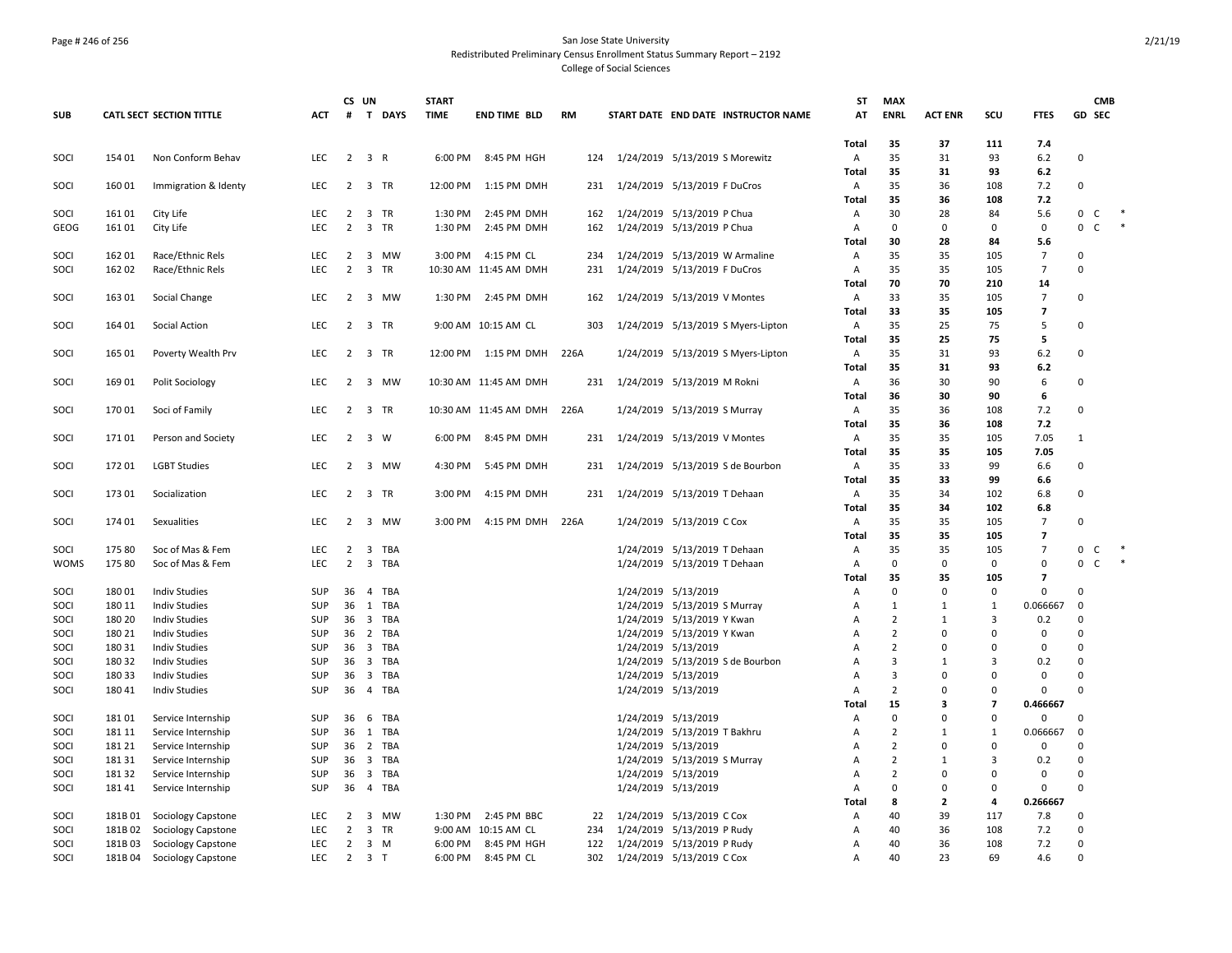San Jose State University
Redistributed Preliminary Census Enrollment Status Summary Report – 2192
College of Social Sciences

| SUB | CATL SECT | SECTION TITTLE | ACT | CS # | UN T | DAYS | START TIME | END TIME | BLD | RM | START DATE | END DATE | INSTRUCTOR NAME | ST AT | MAX ENRL | ACT ENR | SCU | FTES | GD | CMB SEC | |
|---|---|---|---|---|---|---|---|---|---|---|---|---|---|---|---|---|---|---|---|---|---|
| | | | | | | | | | | | | | | Total | 35 | 37 | 111 | 7.4 | | | |
| SOCI | 154 01 | Non Conform Behav | LEC | 2 | 3 | R | 6:00 PM | 8:45 PM | HGH | 124 | 1/24/2019 | 5/13/2019 | S Morewitz | A | 35 | 31 | 93 | 6.2 | 0 | | |
| | | | | | | | | | | | | | | Total | 35 | 31 | 93 | 6.2 | | | |
| SOCI | 160 01 | Immigration & Identy | LEC | 2 | 3 | TR | 12:00 PM | 1:15 PM | DMH | 231 | 1/24/2019 | 5/13/2019 | F DuCros | A | 35 | 36 | 108 | 7.2 | 0 | | |
| | | | | | | | | | | | | | | Total | 35 | 36 | 108 | 7.2 | | | |
| SOCI | 161 01 | City Life | LEC | 2 | 3 | TR | 1:30 PM | 2:45 PM | DMH | 162 | 1/24/2019 | 5/13/2019 | P Chua | A | 30 | 28 | 84 | 5.6 | 0 | C | * |
| GEOG | 161 01 | City Life | LEC | 2 | 3 | TR | 1:30 PM | 2:45 PM | DMH | 162 | 1/24/2019 | 5/13/2019 | P Chua | A | 0 | 0 | 0 | 0 | 0 | C | * |
| | | | | | | | | | | | | | | Total | 30 | 28 | 84 | 5.6 | | | |
| SOCI | 162 01 | Race/Ethnic Rels | LEC | 2 | 3 | MW | 3:00 PM | 4:15 PM | CL | 234 | 1/24/2019 | 5/13/2019 | W Armaline | A | 35 | 35 | 105 | 7 | 0 | | |
| SOCI | 162 02 | Race/Ethnic Rels | LEC | 2 | 3 | TR | 10:30 AM | 11:45 AM | DMH | 231 | 1/24/2019 | 5/13/2019 | F DuCros | A | 35 | 35 | 105 | 7 | 0 | | |
| | | | | | | | | | | | | | | Total | 70 | 70 | 210 | 14 | | | |
| SOCI | 163 01 | Social Change | LEC | 2 | 3 | MW | 1:30 PM | 2:45 PM | DMH | 162 | 1/24/2019 | 5/13/2019 | V Montes | A | 33 | 35 | 105 | 7 | 0 | | |
| | | | | | | | | | | | | | | Total | 33 | 35 | 105 | 7 | | | |
| SOCI | 164 01 | Social Action | LEC | 2 | 3 | TR | 9:00 AM | 10:15 AM | CL | 303 | 1/24/2019 | 5/13/2019 | S Myers-Lipton | A | 35 | 25 | 75 | 5 | 0 | | |
| | | | | | | | | | | | | | | Total | 35 | 25 | 75 | 5 | | | |
| SOCI | 165 01 | Poverty Wealth Prv | LEC | 2 | 3 | TR | 12:00 PM | 1:15 PM | DMH | 226A | 1/24/2019 | 5/13/2019 | S Myers-Lipton | A | 35 | 31 | 93 | 6.2 | 0 | | |
| | | | | | | | | | | | | | | Total | 35 | 31 | 93 | 6.2 | | | |
| SOCI | 169 01 | Polit Sociology | LEC | 2 | 3 | MW | 10:30 AM | 11:45 AM | DMH | 231 | 1/24/2019 | 5/13/2019 | M Rokni | A | 36 | 30 | 90 | 6 | 0 | | |
| | | | | | | | | | | | | | | Total | 36 | 30 | 90 | 6 | | | |
| SOCI | 170 01 | Soci of Family | LEC | 2 | 3 | TR | 10:30 AM | 11:45 AM | DMH | 226A | 1/24/2019 | 5/13/2019 | S Murray | A | 35 | 36 | 108 | 7.2 | 0 | | |
| | | | | | | | | | | | | | | Total | 35 | 36 | 108 | 7.2 | | | |
| SOCI | 171 01 | Person and Society | LEC | 2 | 3 | W | 6:00 PM | 8:45 PM | DMH | 231 | 1/24/2019 | 5/13/2019 | V Montes | A | 35 | 35 | 105 | 7.05 | 1 | | |
| | | | | | | | | | | | | | | Total | 35 | 35 | 105 | 7.05 | | | |
| SOCI | 172 01 | LGBT Studies | LEC | 2 | 3 | MW | 4:30 PM | 5:45 PM | DMH | 231 | 1/24/2019 | 5/13/2019 | S de Bourbon | A | 35 | 33 | 99 | 6.6 | 0 | | |
| | | | | | | | | | | | | | | Total | 35 | 33 | 99 | 6.6 | | | |
| SOCI | 173 01 | Socialization | LEC | 2 | 3 | TR | 3:00 PM | 4:15 PM | DMH | 231 | 1/24/2019 | 5/13/2019 | T Dehaan | A | 35 | 34 | 102 | 6.8 | 0 | | |
| | | | | | | | | | | | | | | Total | 35 | 34 | 102 | 6.8 | | | |
| SOCI | 174 01 | Sexualities | LEC | 2 | 3 | MW | 3:00 PM | 4:15 PM | DMH | 226A | 1/24/2019 | 5/13/2019 | C Cox | A | 35 | 35 | 105 | 7 | 0 | | |
| | | | | | | | | | | | | | | Total | 35 | 35 | 105 | 7 | | | |
| SOCI | 175 80 | Soc of Mas & Fem | LEC | 2 | 3 | TBA | | | | | 1/24/2019 | 5/13/2019 | T Dehaan | A | 35 | 35 | 105 | 7 | 0 | C | * |
| WOMS | 175 80 | Soc of Mas & Fem | LEC | 2 | 3 | TBA | | | | | 1/24/2019 | 5/13/2019 | T Dehaan | A | 0 | 0 | 0 | 0 | 0 | C | * |
| | | | | | | | | | | | | | | Total | 35 | 35 | 105 | 7 | | | |
| SOCI | 180 01 | Indiv Studies | SUP | 36 | 4 | TBA | | | | | 1/24/2019 | 5/13/2019 | | A | 0 | 0 | 0 | 0 | 0 | | |
| SOCI | 180 11 | Indiv Studies | SUP | 36 | 1 | TBA | | | | | 1/24/2019 | 5/13/2019 | S Murray | A | 1 | 1 | 1 | 0.066667 | 0 | | |
| SOCI | 180 20 | Indiv Studies | SUP | 36 | 3 | TBA | | | | | 1/24/2019 | 5/13/2019 | Y Kwan | A | 2 | 1 | 3 | 0.2 | 0 | | |
| SOCI | 180 21 | Indiv Studies | SUP | 36 | 2 | TBA | | | | | 1/24/2019 | 5/13/2019 | Y Kwan | A | 2 | 0 | 0 | 0 | 0 | | |
| SOCI | 180 31 | Indiv Studies | SUP | 36 | 3 | TBA | | | | | 1/24/2019 | 5/13/2019 | | A | 2 | 0 | 0 | 0 | 0 | | |
| SOCI | 180 32 | Indiv Studies | SUP | 36 | 3 | TBA | | | | | 1/24/2019 | 5/13/2019 | S de Bourbon | A | 3 | 1 | 3 | 0.2 | 0 | | |
| SOCI | 180 33 | Indiv Studies | SUP | 36 | 3 | TBA | | | | | 1/24/2019 | 5/13/2019 | | A | 3 | 0 | 0 | 0 | 0 | | |
| SOCI | 180 41 | Indiv Studies | SUP | 36 | 4 | TBA | | | | | 1/24/2019 | 5/13/2019 | | A | 2 | 0 | 0 | 0 | 0 | | |
| | | | | | | | | | | | | | | Total | 15 | 3 | 7 | 0.466667 | | | |
| SOCI | 181 01 | Service Internship | SUP | 36 | 6 | TBA | | | | | 1/24/2019 | 5/13/2019 | | A | 0 | 0 | 0 | 0 | 0 | | |
| SOCI | 181 11 | Service Internship | SUP | 36 | 1 | TBA | | | | | 1/24/2019 | 5/13/2019 | T Bakhru | A | 2 | 1 | 1 | 0.066667 | 0 | | |
| SOCI | 181 21 | Service Internship | SUP | 36 | 2 | TBA | | | | | 1/24/2019 | 5/13/2019 | | A | 2 | 0 | 0 | 0 | 0 | | |
| SOCI | 181 31 | Service Internship | SUP | 36 | 3 | TBA | | | | | 1/24/2019 | 5/13/2019 | S Murray | A | 2 | 1 | 3 | 0.2 | 0 | | |
| SOCI | 181 32 | Service Internship | SUP | 36 | 3 | TBA | | | | | 1/24/2019 | 5/13/2019 | | A | 2 | 0 | 0 | 0 | 0 | | |
| SOCI | 181 41 | Service Internship | SUP | 36 | 4 | TBA | | | | | 1/24/2019 | 5/13/2019 | | A | 0 | 0 | 0 | 0 | 0 | | |
| | | | | | | | | | | | | | | Total | 8 | 2 | 4 | 0.266667 | | | |
| SOCI | 181B 01 | Sociology Capstone | LEC | 2 | 3 | MW | 1:30 PM | 2:45 PM | BBC | 22 | 1/24/2019 | 5/13/2019 | C Cox | A | 40 | 39 | 117 | 7.8 | 0 | | |
| SOCI | 181B 02 | Sociology Capstone | LEC | 2 | 3 | TR | 9:00 AM | 10:15 AM | CL | 234 | 1/24/2019 | 5/13/2019 | P Rudy | A | 40 | 36 | 108 | 7.2 | 0 | | |
| SOCI | 181B 03 | Sociology Capstone | LEC | 2 | 3 | M | 6:00 PM | 8:45 PM | HGH | 122 | 1/24/2019 | 5/13/2019 | P Rudy | A | 40 | 36 | 108 | 7.2 | 0 | | |
| SOCI | 181B 04 | Sociology Capstone | LEC | 2 | 3 | T | 6:00 PM | 8:45 PM | CL | 302 | 1/24/2019 | 5/13/2019 | C Cox | A | 40 | 23 | 69 | 4.6 | 0 | | |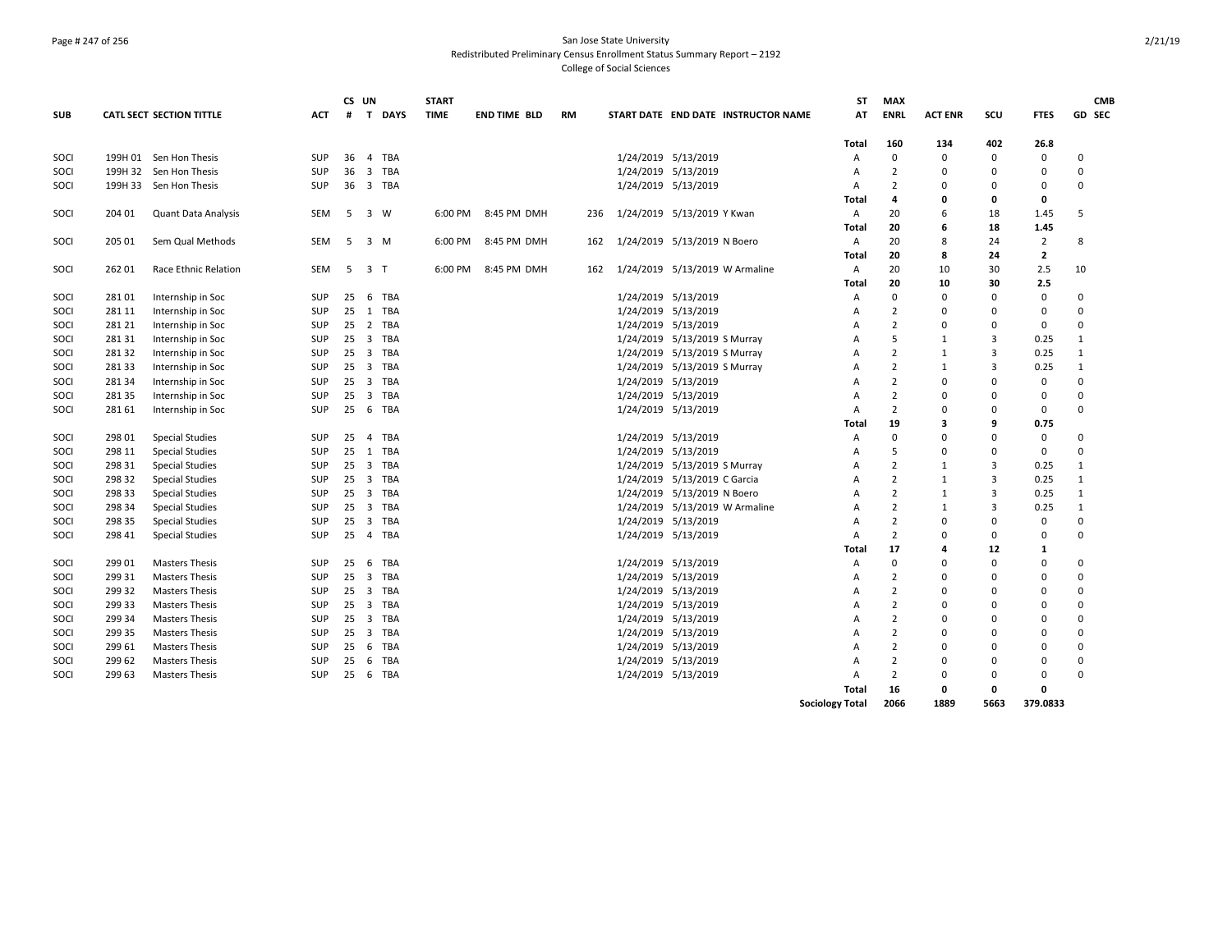| SUB | CATL SECT | SECTION TITTLE | ACT | CS # | UN T | DAYS | START TIME | END TIME | BLD | RM | START DATE | END DATE | INSTRUCTOR NAME | ST AT | MAX ENRL | ACT ENR | SCU | FTES | CMB GD | SEC |
|---|---|---|---|---|---|---|---|---|---|---|---|---|---|---|---|---|---|---|---|---|
| | | | | | | | | | | | | | | Total | 160 | 134 | 402 | 26.8 | | |
| SOCI | 199H 01 | Sen Hon Thesis | SUP | 36 | 4 | TBA | | | | | 1/24/2019 | 5/13/2019 | | A | 0 | 0 | 0 | 0 | 0 | |
| SOCI | 199H 32 | Sen Hon Thesis | SUP | 36 | 3 | TBA | | | | | 1/24/2019 | 5/13/2019 | | A | 2 | 0 | 0 | 0 | 0 | |
| SOCI | 199H 33 | Sen Hon Thesis | SUP | 36 | 3 | TBA | | | | | 1/24/2019 | 5/13/2019 | | A | 2 | 0 | 0 | 0 | 0 | |
| | | | | | | | | | | | | | | Total | 4 | 0 | 0 | 0 | | |
| SOCI | 204 01 | Quant Data Analysis | SEM | 5 | 3 | W | 6:00 PM | 8:45 PM | DMH | 236 | 1/24/2019 | 5/13/2019 | Y Kwan | A | 20 | 6 | 18 | 1.45 | 5 | |
| | | | | | | | | | | | | | | Total | 20 | 6 | 18 | 1.45 | | |
| SOCI | 205 01 | Sem Qual Methods | SEM | 5 | 3 | M | 6:00 PM | 8:45 PM | DMH | 162 | 1/24/2019 | 5/13/2019 | N Boero | A | 20 | 8 | 24 | 2 | 8 | |
| | | | | | | | | | | | | | | Total | 20 | 8 | 24 | 2 | | |
| SOCI | 262 01 | Race Ethnic Relation | SEM | 5 | 3 | T | 6:00 PM | 8:45 PM | DMH | 162 | 1/24/2019 | 5/13/2019 | W Armaline | A | 20 | 10 | 30 | 2.5 | 10 | |
| | | | | | | | | | | | | | | Total | 20 | 10 | 30 | 2.5 | | |
| SOCI | 281 01 | Internship in Soc | SUP | 25 | 6 | TBA | | | | | 1/24/2019 | 5/13/2019 | | A | 0 | 0 | 0 | 0 | 0 | |
| SOCI | 281 11 | Internship in Soc | SUP | 25 | 1 | TBA | | | | | 1/24/2019 | 5/13/2019 | | A | 2 | 0 | 0 | 0 | 0 | |
| SOCI | 281 21 | Internship in Soc | SUP | 25 | 2 | TBA | | | | | 1/24/2019 | 5/13/2019 | | A | 2 | 0 | 0 | 0 | 0 | |
| SOCI | 281 31 | Internship in Soc | SUP | 25 | 3 | TBA | | | | | 1/24/2019 | 5/13/2019 | S Murray | A | 5 | 1 | 3 | 0.25 | 1 | |
| SOCI | 281 32 | Internship in Soc | SUP | 25 | 3 | TBA | | | | | 1/24/2019 | 5/13/2019 | S Murray | A | 2 | 1 | 3 | 0.25 | 1 | |
| SOCI | 281 33 | Internship in Soc | SUP | 25 | 3 | TBA | | | | | 1/24/2019 | 5/13/2019 | S Murray | A | 2 | 1 | 3 | 0.25 | 1 | |
| SOCI | 281 34 | Internship in Soc | SUP | 25 | 3 | TBA | | | | | 1/24/2019 | 5/13/2019 | | A | 2 | 0 | 0 | 0 | 0 | |
| SOCI | 281 35 | Internship in Soc | SUP | 25 | 3 | TBA | | | | | 1/24/2019 | 5/13/2019 | | A | 2 | 0 | 0 | 0 | 0 | |
| SOCI | 281 61 | Internship in Soc | SUP | 25 | 6 | TBA | | | | | 1/24/2019 | 5/13/2019 | | A | 2 | 0 | 0 | 0 | 0 | |
| | | | | | | | | | | | | | | Total | 19 | 3 | 9 | 0.75 | | |
| SOCI | 298 01 | Special Studies | SUP | 25 | 4 | TBA | | | | | 1/24/2019 | 5/13/2019 | | A | 0 | 0 | 0 | 0 | 0 | |
| SOCI | 298 11 | Special Studies | SUP | 25 | 1 | TBA | | | | | 1/24/2019 | 5/13/2019 | | A | 5 | 0 | 0 | 0 | 0 | |
| SOCI | 298 31 | Special Studies | SUP | 25 | 3 | TBA | | | | | 1/24/2019 | 5/13/2019 | S Murray | A | 2 | 1 | 3 | 0.25 | 1 | |
| SOCI | 298 32 | Special Studies | SUP | 25 | 3 | TBA | | | | | 1/24/2019 | 5/13/2019 | C Garcia | A | 2 | 1 | 3 | 0.25 | 1 | |
| SOCI | 298 33 | Special Studies | SUP | 25 | 3 | TBA | | | | | 1/24/2019 | 5/13/2019 | N Boero | A | 2 | 1 | 3 | 0.25 | 1 | |
| SOCI | 298 34 | Special Studies | SUP | 25 | 3 | TBA | | | | | 1/24/2019 | 5/13/2019 | W Armaline | A | 2 | 1 | 3 | 0.25 | 1 | |
| SOCI | 298 35 | Special Studies | SUP | 25 | 3 | TBA | | | | | 1/24/2019 | 5/13/2019 | | A | 2 | 0 | 0 | 0 | 0 | |
| SOCI | 298 41 | Special Studies | SUP | 25 | 4 | TBA | | | | | 1/24/2019 | 5/13/2019 | | A | 2 | 0 | 0 | 0 | 0 | |
| | | | | | | | | | | | | | | Total | 17 | 4 | 12 | 1 | | |
| SOCI | 299 01 | Masters Thesis | SUP | 25 | 6 | TBA | | | | | 1/24/2019 | 5/13/2019 | | A | 0 | 0 | 0 | 0 | 0 | |
| SOCI | 299 31 | Masters Thesis | SUP | 25 | 3 | TBA | | | | | 1/24/2019 | 5/13/2019 | | A | 2 | 0 | 0 | 0 | 0 | |
| SOCI | 299 32 | Masters Thesis | SUP | 25 | 3 | TBA | | | | | 1/24/2019 | 5/13/2019 | | A | 2 | 0 | 0 | 0 | 0 | |
| SOCI | 299 33 | Masters Thesis | SUP | 25 | 3 | TBA | | | | | 1/24/2019 | 5/13/2019 | | A | 2 | 0 | 0 | 0 | 0 | |
| SOCI | 299 34 | Masters Thesis | SUP | 25 | 3 | TBA | | | | | 1/24/2019 | 5/13/2019 | | A | 2 | 0 | 0 | 0 | 0 | |
| SOCI | 299 35 | Masters Thesis | SUP | 25 | 3 | TBA | | | | | 1/24/2019 | 5/13/2019 | | A | 2 | 0 | 0 | 0 | 0 | |
| SOCI | 299 61 | Masters Thesis | SUP | 25 | 6 | TBA | | | | | 1/24/2019 | 5/13/2019 | | A | 2 | 0 | 0 | 0 | 0 | |
| SOCI | 299 62 | Masters Thesis | SUP | 25 | 6 | TBA | | | | | 1/24/2019 | 5/13/2019 | | A | 2 | 0 | 0 | 0 | 0 | |
| SOCI | 299 63 | Masters Thesis | SUP | 25 | 6 | TBA | | | | | 1/24/2019 | 5/13/2019 | | A | 2 | 0 | 0 | 0 | 0 | |
| | | | | | | | | | | | | | | Total | 16 | 0 | 0 | 0 | | |
| | | | | | | | | | | | | | | Sociology Total | 2066 | 1889 | 5663 | 379.0833 | | |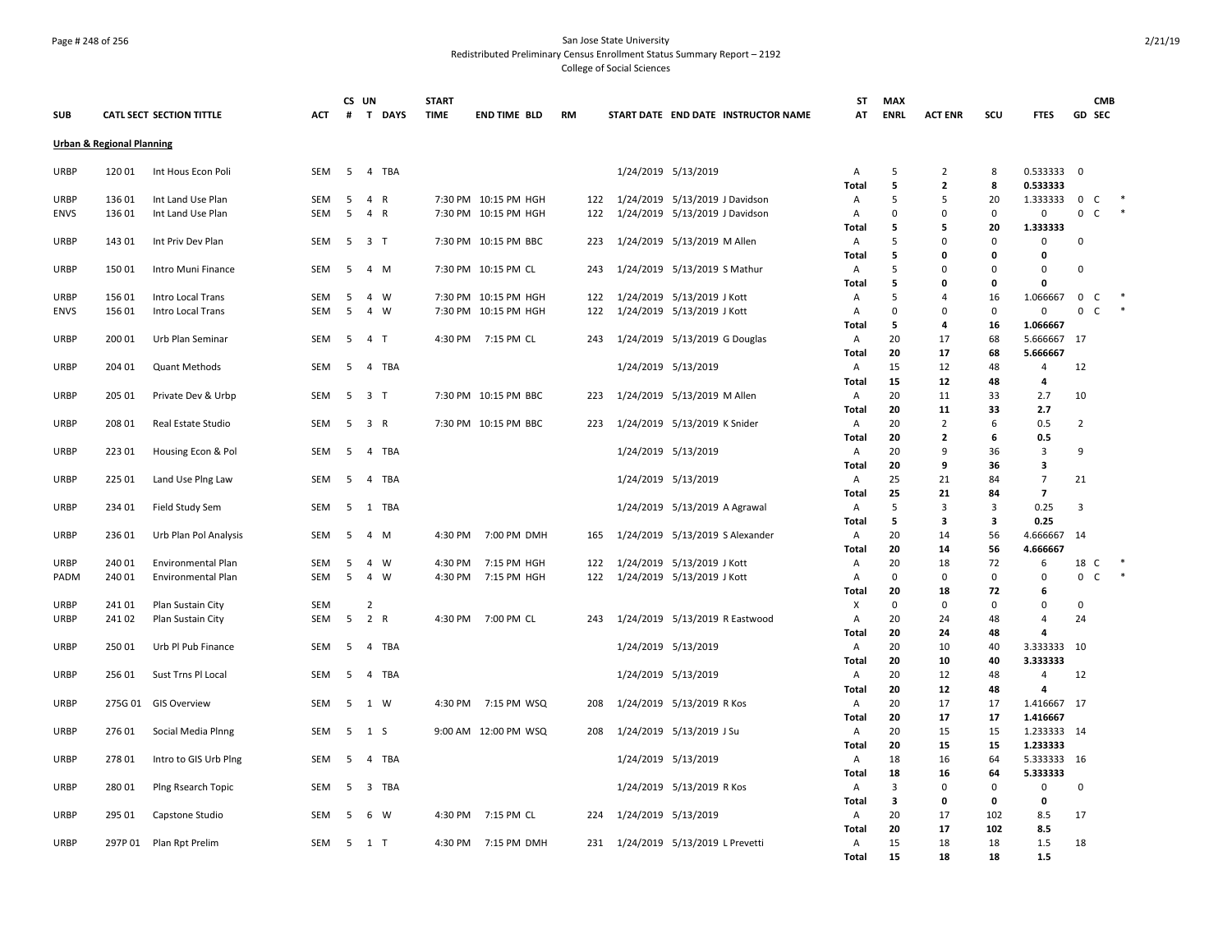San Jose State University
Redistributed Preliminary Census Enrollment Status Summary Report – 2192
College of Social Sciences

| SUB | CATL SECT | SECTION TITTLE | ACT | CS # | UN T | DAYS | START TIME | END TIME | BLD | RM | START DATE | END DATE | INSTRUCTOR NAME | ST AT | MAX ENRL | ACT ENR | SCU | FTES | GD | CMB SEC |
|---|---|---|---|---|---|---|---|---|---|---|---|---|---|---|---|---|---|---|---|---|
| **Urban & Regional Planning** | | | | | | | | | | | | | | | | | | | | |
| URBP | 120 01 | Int Hous Econ Poli | SEM | 5 | 4 | TBA | | | | | 1/24/2019 | 5/13/2019 | | A | 5 | 2 | 8 | 0.533333 | 0 | |
| | | | | | | | | | | | | | | **Total** | **5** | **2** | **8** | **0.533333** | | |
| URBP | 136 01 | Int Land Use Plan | SEM | 5 | 4 | R | 7:30 PM | 10:15 PM | HGH | 122 | 1/24/2019 | 5/13/2019 | J Davidson | A | 5 | 5 | 20 | 1.333333 | 0 | C * |
| ENVS | 136 01 | Int Land Use Plan | SEM | 5 | 4 | R | 7:30 PM | 10:15 PM | HGH | 122 | 1/24/2019 | 5/13/2019 | J Davidson | A | 0 | 0 | 0 | 0 | 0 | C * |
| | | | | | | | | | | | | | | **Total** | **5** | **5** | **20** | **1.333333** | | |
| URBP | 143 01 | Int Priv Dev Plan | SEM | 5 | 3 | T | 7:30 PM | 10:15 PM | BBC | 223 | 1/24/2019 | 5/13/2019 | M Allen | A | 5 | 0 | 0 | 0 | 0 | |
| | | | | | | | | | | | | | | **Total** | **5** | **0** | **0** | **0** | | |
| URBP | 150 01 | Intro Muni Finance | SEM | 5 | 4 | M | 7:30 PM | 10:15 PM | CL | 243 | 1/24/2019 | 5/13/2019 | S Mathur | A | 5 | 0 | 0 | 0 | 0 | |
| | | | | | | | | | | | | | | **Total** | **5** | **0** | **0** | **0** | | |
| URBP | 156 01 | Intro Local Trans | SEM | 5 | 4 | W | 7:30 PM | 10:15 PM | HGH | 122 | 1/24/2019 | 5/13/2019 | J Kott | A | 5 | 4 | 16 | 1.066667 | 0 | C * |
| ENVS | 156 01 | Intro Local Trans | SEM | 5 | 4 | W | 7:30 PM | 10:15 PM | HGH | 122 | 1/24/2019 | 5/13/2019 | J Kott | A | 0 | 0 | 0 | 0 | 0 | C * |
| | | | | | | | | | | | | | | **Total** | **5** | **4** | **16** | **1.066667** | | |
| URBP | 200 01 | Urb Plan Seminar | SEM | 5 | 4 | T | 4:30 PM | 7:15 PM | CL | 243 | 1/24/2019 | 5/13/2019 | G Douglas | A | 20 | 17 | 68 | 5.666667 | 17 | |
| | | | | | | | | | | | | | | **Total** | **20** | **17** | **68** | **5.666667** | | |
| URBP | 204 01 | Quant Methods | SEM | 5 | 4 | TBA | | | | | 1/24/2019 | 5/13/2019 | | A | 15 | 12 | 48 | 4 | 12 | |
| | | | | | | | | | | | | | | **Total** | **15** | **12** | **48** | **4** | | |
| URBP | 205 01 | Private Dev & Urbp | SEM | 5 | 3 | T | 7:30 PM | 10:15 PM | BBC | 223 | 1/24/2019 | 5/13/2019 | M Allen | A | 20 | 11 | 33 | 2.7 | 10 | |
| | | | | | | | | | | | | | | **Total** | **20** | **11** | **33** | **2.7** | | |
| URBP | 208 01 | Real Estate Studio | SEM | 5 | 3 | R | 7:30 PM | 10:15 PM | BBC | 223 | 1/24/2019 | 5/13/2019 | K Snider | A | 20 | 2 | 6 | 0.5 | 2 | |
| | | | | | | | | | | | | | | **Total** | **20** | **2** | **6** | **0.5** | | |
| URBP | 223 01 | Housing Econ & Pol | SEM | 5 | 4 | TBA | | | | | 1/24/2019 | 5/13/2019 | | A | 20 | 9 | 36 | 3 | 9 | |
| | | | | | | | | | | | | | | **Total** | **20** | **9** | **36** | **3** | | |
| URBP | 225 01 | Land Use Plng Law | SEM | 5 | 4 | TBA | | | | | 1/24/2019 | 5/13/2019 | | A | 25 | 21 | 84 | 7 | 21 | |
| | | | | | | | | | | | | | | **Total** | **25** | **21** | **84** | **7** | | |
| URBP | 234 01 | Field Study Sem | SEM | 5 | 1 | TBA | | | | | 1/24/2019 | 5/13/2019 | A Agrawal | A | 5 | 3 | 3 | 0.25 | 3 | |
| | | | | | | | | | | | | | | **Total** | **5** | **3** | **3** | **0.25** | | |
| URBP | 236 01 | Urb Plan Pol Analysis | SEM | 5 | 4 | M | 4:30 PM | 7:00 PM | DMH | 165 | 1/24/2019 | 5/13/2019 | S Alexander | A | 20 | 14 | 56 | 4.666667 | 14 | |
| | | | | | | | | | | | | | | **Total** | **20** | **14** | **56** | **4.666667** | | |
| URBP | 240 01 | Environmental Plan | SEM | 5 | 4 | W | 4:30 PM | 7:15 PM | HGH | 122 | 1/24/2019 | 5/13/2019 | J Kott | A | 20 | 18 | 72 | 6 | 18 | C * |
| PADM | 240 01 | Environmental Plan | SEM | 5 | 4 | W | 4:30 PM | 7:15 PM | HGH | 122 | 1/24/2019 | 5/13/2019 | J Kott | A | 0 | 0 | 0 | 0 | 0 | C * |
| | | | | | | | | | | | | | | **Total** | **20** | **18** | **72** | **6** | | |
| URBP | 241 01 | Plan Sustain City | SEM | | 2 | | | | | | | | | X | 0 | 0 | 0 | 0 | 0 | |
| URBP | 241 02 | Plan Sustain City | SEM | 5 | 2 | R | 4:30 PM | 7:00 PM | CL | 243 | 1/24/2019 | 5/13/2019 | R Eastwood | A | 20 | 24 | 48 | 4 | 24 | |
| | | | | | | | | | | | | | | **Total** | **20** | **24** | **48** | **4** | | |
| URBP | 250 01 | Urb Pl Pub Finance | SEM | 5 | 4 | TBA | | | | | 1/24/2019 | 5/13/2019 | | A | 20 | 10 | 40 | 3.333333 | 10 | |
| | | | | | | | | | | | | | | **Total** | **20** | **10** | **40** | **3.333333** | | |
| URBP | 256 01 | Sust Trns Pl Local | SEM | 5 | 4 | TBA | | | | | 1/24/2019 | 5/13/2019 | | A | 20 | 12 | 48 | 4 | 12 | |
| | | | | | | | | | | | | | | **Total** | **20** | **12** | **48** | **4** | | |
| URBP | 275G 01 | GIS Overview | SEM | 5 | 1 | W | 4:30 PM | 7:15 PM | WSQ | 208 | 1/24/2019 | 5/13/2019 | R Kos | A | 20 | 17 | 17 | 1.416667 | 17 | |
| | | | | | | | | | | | | | | **Total** | **20** | **17** | **17** | **1.416667** | | |
| URBP | 276 01 | Social Media Plnng | SEM | 5 | 1 | S | 9:00 AM | 12:00 PM | WSQ | 208 | 1/24/2019 | 5/13/2019 | J Su | A | 20 | 15 | 15 | 1.233333 | 14 | |
| | | | | | | | | | | | | | | **Total** | **20** | **15** | **15** | **1.233333** | | |
| URBP | 278 01 | Intro to GIS Urb Plng | SEM | 5 | 4 | TBA | | | | | 1/24/2019 | 5/13/2019 | | A | 18 | 16 | 64 | 5.333333 | 16 | |
| | | | | | | | | | | | | | | **Total** | **18** | **16** | **64** | **5.333333** | | |
| URBP | 280 01 | Plng Rsearch Topic | SEM | 5 | 3 | TBA | | | | | 1/24/2019 | 5/13/2019 | R Kos | A | 3 | 0 | 0 | 0 | 0 | |
| | | | | | | | | | | | | | | **Total** | **3** | **0** | **0** | **0** | | |
| URBP | 295 01 | Capstone Studio | SEM | 5 | 6 | W | 4:30 PM | 7:15 PM | CL | 224 | 1/24/2019 | 5/13/2019 | | A | 20 | 17 | 102 | 8.5 | 17 | |
| | | | | | | | | | | | | | | **Total** | **20** | **17** | **102** | **8.5** | | |
| URBP | 297P 01 | Plan Rpt Prelim | SEM | 5 | 1 | T | 4:30 PM | 7:15 PM | DMH | 231 | 1/24/2019 | 5/13/2019 | L Prevetti | A | 15 | 18 | 18 | 1.5 | 18 | |
| | | | | | | | | | | | | | | **Total** | **15** | **18** | **18** | **1.5** | | |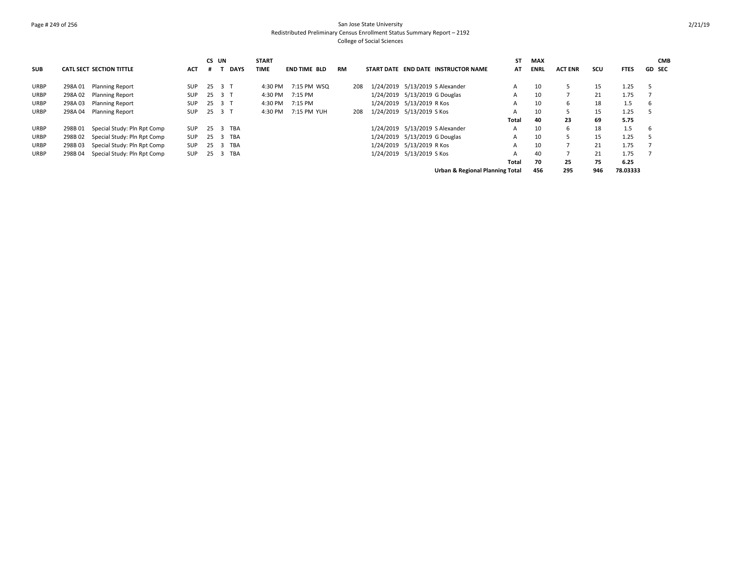San Jose State University
Redistributed Preliminary Census Enrollment Status Summary Report – 2192
College of Social Sciences

| SUB | CATL SECT | SECTION TITTLE | ACT | CS # | UN T | DAYS | START TIME | END TIME | BLD | RM | START DATE | END DATE | INSTRUCTOR NAME | ST AT | MAX ENRL | ACT ENR | SCU | FTES | GD | CMB SEC |
|---|---|---|---|---|---|---|---|---|---|---|---|---|---|---|---|---|---|---|---|---|
| URBP | 298A 01 | Planning Report | SUP | 25 | 3 | T | 4:30 PM | 7:15 PM | WSQ | 208 | 1/24/2019 | 5/13/2019 | S Alexander | A | 10 | 5 | 15 | 1.25 | 5 | |
| URBP | 298A 02 | Planning Report | SUP | 25 | 3 | T | 4:30 PM | 7:15 PM | | | 1/24/2019 | 5/13/2019 | G Douglas | A | 10 | 7 | 21 | 1.75 | 7 | |
| URBP | 298A 03 | Planning Report | SUP | 25 | 3 | T | 4:30 PM | 7:15 PM | | | 1/24/2019 | 5/13/2019 | R Kos | A | 10 | 6 | 18 | 1.5 | 6 | |
| URBP | 298A 04 | Planning Report | SUP | 25 | 3 | T | 4:30 PM | 7:15 PM | YUH | 208 | 1/24/2019 | 5/13/2019 | S Kos | A | 10 | 5 | 15 | 1.25 | 5 | |
| | | | | | | | | | | | | | | **Total** | **40** | **23** | **69** | **5.75** | | |
| URBP | 298B 01 | Special Study: Pln Rpt Comp | SUP | 25 | 3 | TBA | | | | | 1/24/2019 | 5/13/2019 | S Alexander | A | 10 | 6 | 18 | 1.5 | 6 | |
| URBP | 298B 02 | Special Study: Pln Rpt Comp | SUP | 25 | 3 | TBA | | | | | 1/24/2019 | 5/13/2019 | G Douglas | A | 10 | 5 | 15 | 1.25 | 5 | |
| URBP | 298B 03 | Special Study: Pln Rpt Comp | SUP | 25 | 3 | TBA | | | | | 1/24/2019 | 5/13/2019 | R Kos | A | 10 | 7 | 21 | 1.75 | 7 | |
| URBP | 298B 04 | Special Study: Pln Rpt Comp | SUP | 25 | 3 | TBA | | | | | 1/24/2019 | 5/13/2019 | S Kos | A | 40 | 7 | 21 | 1.75 | 7 | |
| | | | | | | | | | | | | | | **Total** | **70** | **25** | **75** | **6.25** | | |
| | | | | | | | | | | | | | **Urban & Regional Planning Total** | | **456** | **295** | **946** | **78.03333** | | |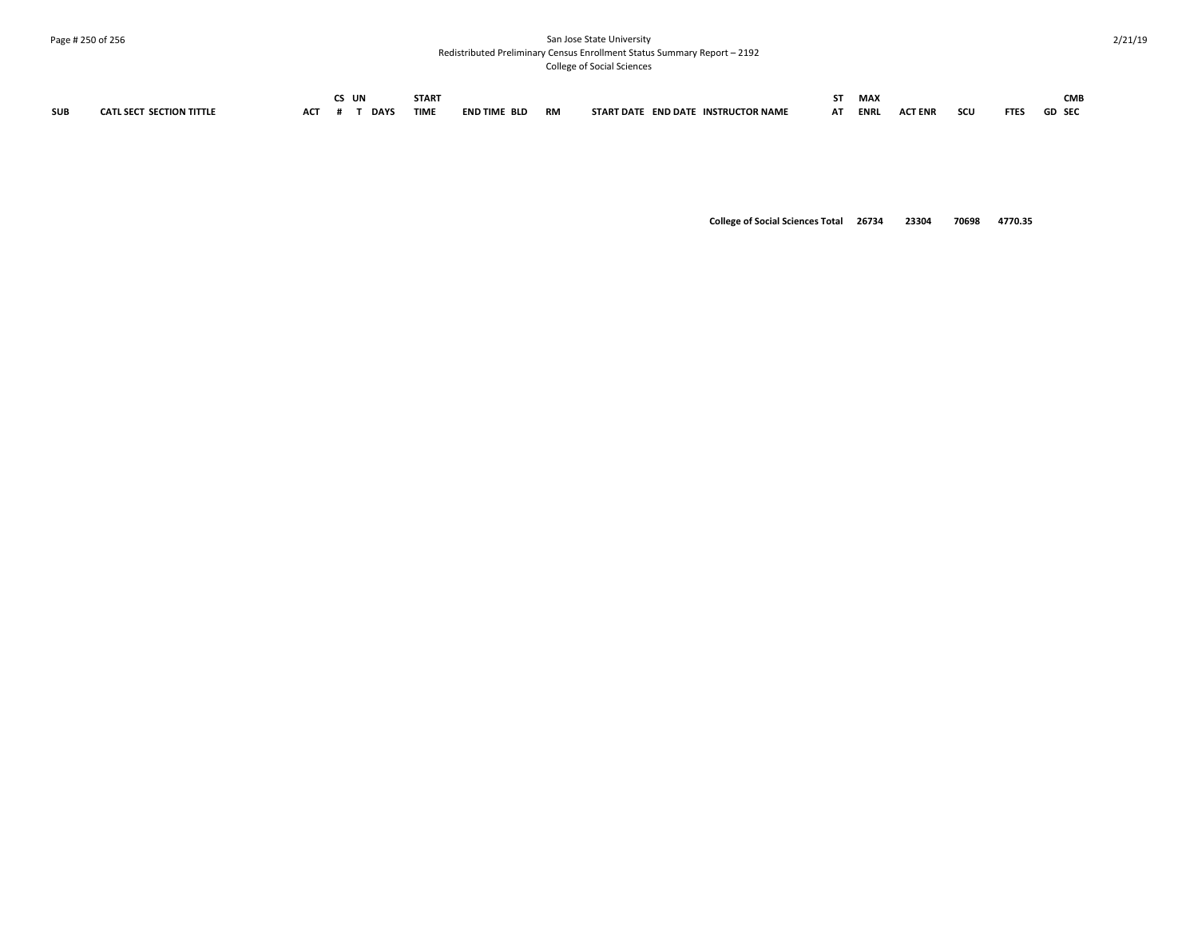| SUB | CATL SECT SECTION TITTLE | ACT | CS # | UNT | DAYS | START TIME | END TIME | BLD | RM | START DATE | END DATE | INSTRUCTOR NAME | ST AT | MAX ENRL | ACT ENR | SCU | FTES | GD | CMB SEC |
|---|---|---|---|---|---|---|---|---|---|---|---|---|---|---|---|---|---|---|---|
| | | | | | | | | | | | | College of Social Sciences Total | | 26734 | 23304 | 70698 | 4770.35 | | |